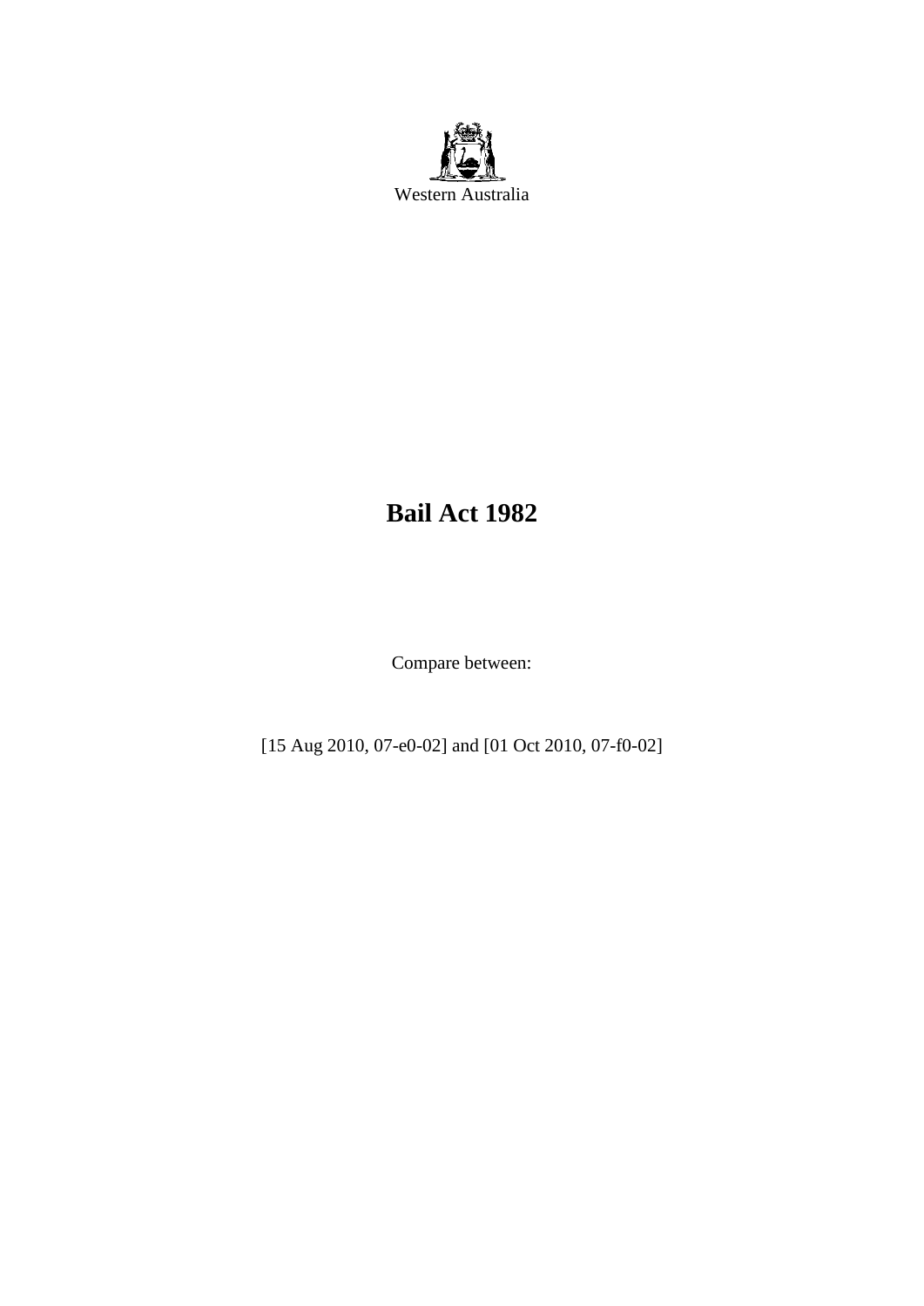Western Australia

# Bail Act 1982

Compare between:

[15 Aug 2010, 07-e0-02] and [01 Oct 2010, 07-f0-02]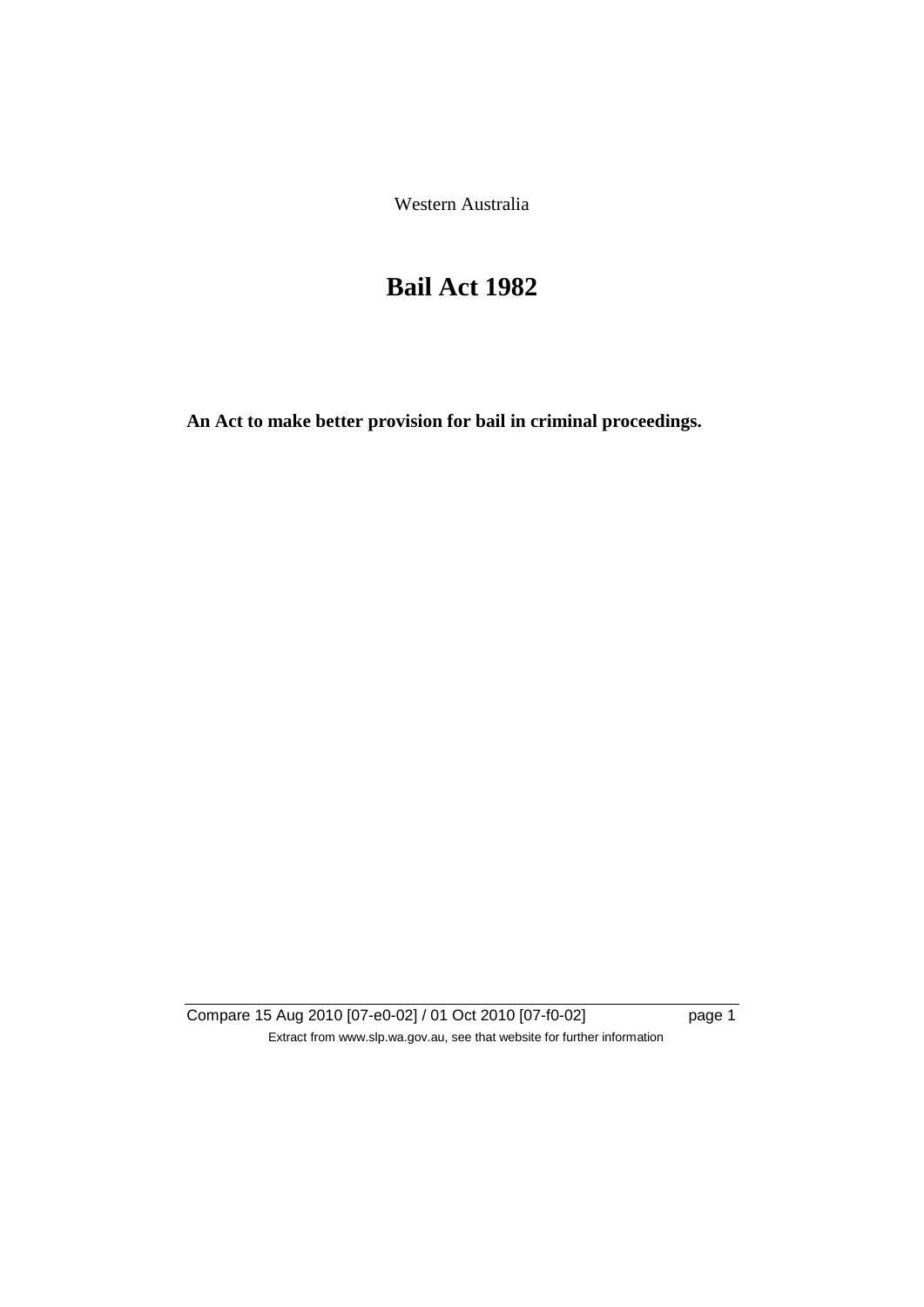Western Australia

# Bail Act 1982

**An Act to make better provision for bail in criminal proceedings.**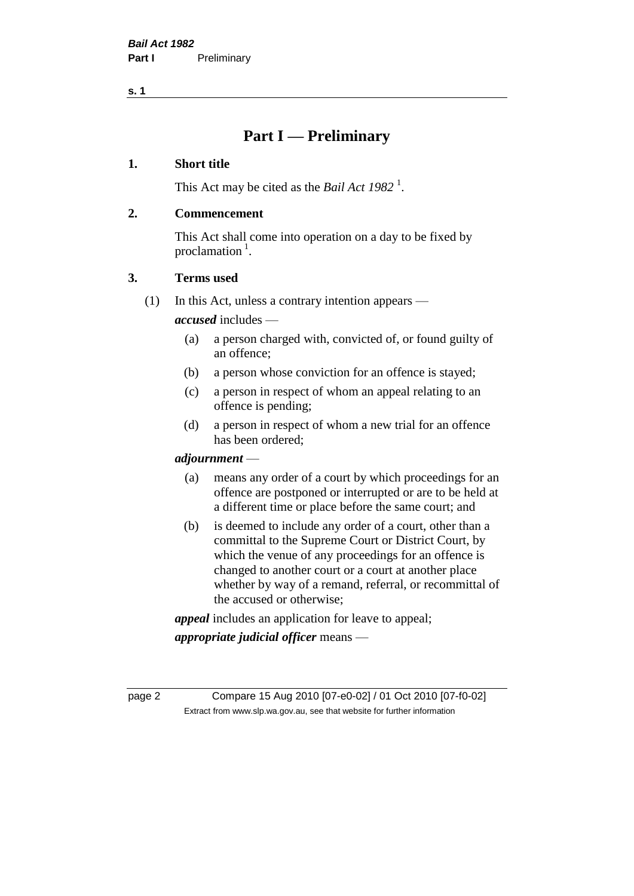# Part I — Preliminary

## 1. Short title

This Act may be cited as the *Bail Act 1982* [1].

## 2. Commencement

This Act shall come into operation on a day to be fixed by proclamation [1].

## 3. Terms used

(1) In this Act, unless a contrary intention appears —

***accused*** includes —

(a) a person charged with, convicted of, or found guilty of an offence;

(b) a person whose conviction for an offence is stayed;

(c) a person in respect of whom an appeal relating to an offence is pending;

(d) a person in respect of whom a new trial for an offence has been ordered;

***adjournment*** —

(a) means any order of a court by which proceedings for an offence are postponed or interrupted or are to be held at a different time or place before the same court; and

(b) is deemed to include any order of a court, other than a committal to the Supreme Court or District Court, by which the venue of any proceedings for an offence is changed to another court or a court at another place whether by way of a remand, referral, or recommittal of the accused or otherwise;

***appeal*** includes an application for leave to appeal;

***appropriate judicial officer*** means —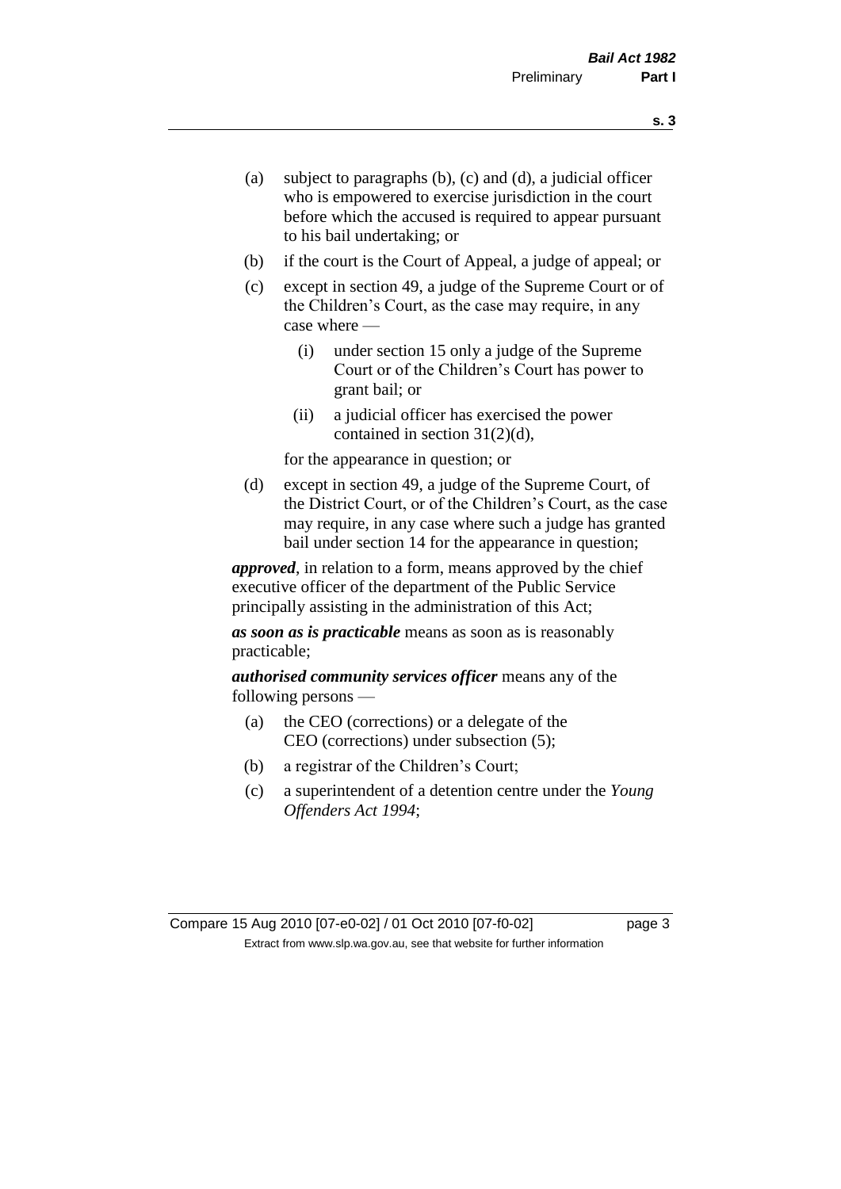(a) subject to paragraphs (b), (c) and (d), a judicial officer who is empowered to exercise jurisdiction in the court before which the accused is required to appear pursuant to his bail undertaking; or

(b) if the court is the Court of Appeal, a judge of appeal; or

(c) except in section 49, a judge of the Supreme Court or of the Children's Court, as the case may require, in any case where —

  (i) under section 15 only a judge of the Supreme Court or of the Children's Court has power to grant bail; or

  (ii) a judicial officer has exercised the power contained in section 31(2)(d),

for the appearance in question; or

(d) except in section 49, a judge of the Supreme Court, of the District Court, or of the Children's Court, as the case may require, in any case where such a judge has granted bail under section 14 for the appearance in question;

***approved***, in relation to a form, means approved by the chief executive officer of the department of the Public Service principally assisting in the administration of this Act;

***as soon as is practicable*** means as soon as is reasonably practicable;

***authorised community services officer*** means any of the following persons —

(a) the CEO (corrections) or a delegate of the CEO (corrections) under subsection (5);

(b) a registrar of the Children's Court;

(c) a superintendent of a detention centre under the *Young Offenders Act 1994*;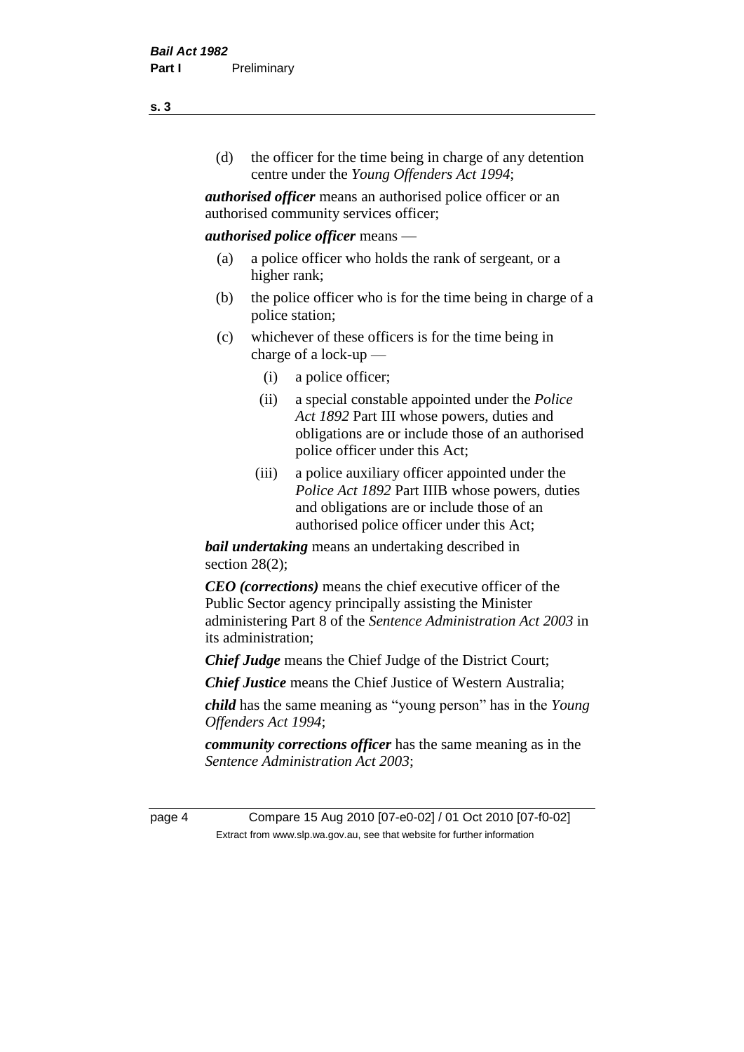(d) the officer for the time being in charge of any detention centre under the *Young Offenders Act 1994*;

***authorised officer*** means an authorised police officer or an authorised community services officer;

***authorised police officer*** means —

(a) a police officer who holds the rank of sergeant, or a higher rank;

(b) the police officer who is for the time being in charge of a police station;

(c) whichever of these officers is for the time being in charge of a lock-up —

(i) a police officer;

(ii) a special constable appointed under the *Police Act 1892* Part III whose powers, duties and obligations are or include those of an authorised police officer under this Act;

(iii) a police auxiliary officer appointed under the *Police Act 1892* Part IIIB whose powers, duties and obligations are or include those of an authorised police officer under this Act;

***bail undertaking*** means an undertaking described in section 28(2);

***CEO (corrections)*** means the chief executive officer of the Public Sector agency principally assisting the Minister administering Part 8 of the *Sentence Administration Act 2003* in its administration;

***Chief Judge*** means the Chief Judge of the District Court;

***Chief Justice*** means the Chief Justice of Western Australia;

***child*** has the same meaning as "young person" has in the *Young Offenders Act 1994*;

***community corrections officer*** has the same meaning as in the *Sentence Administration Act 2003*;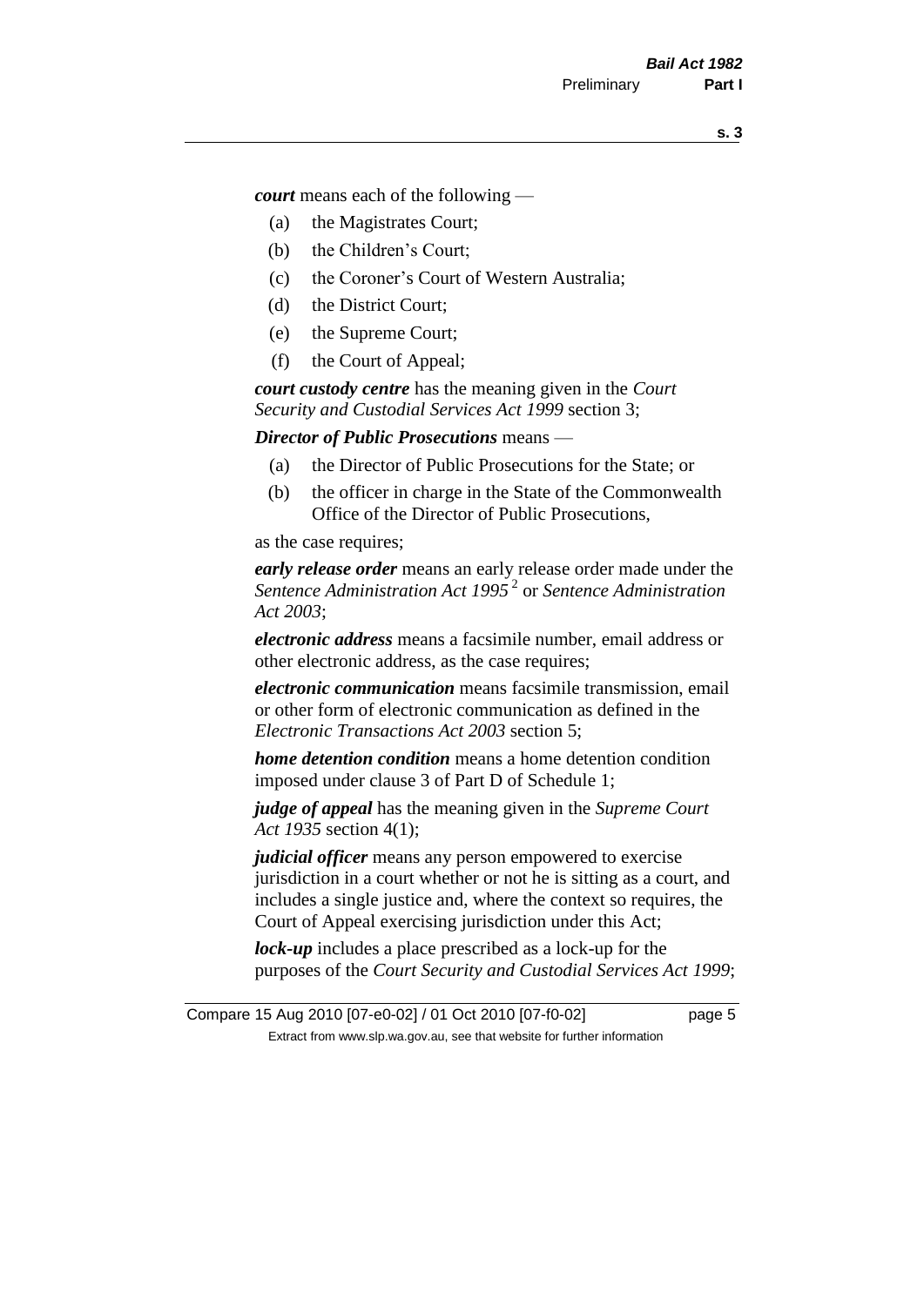***court*** means each of the following —

- (a) the Magistrates Court;
- (b) the Children's Court;
- (c) the Coroner's Court of Western Australia;
- (d) the District Court;
- (e) the Supreme Court;
- (f) the Court of Appeal;

***court custody centre*** has the meaning given in the *Court Security and Custodial Services Act 1999* section 3;

***Director of Public Prosecutions*** means —

- (a) the Director of Public Prosecutions for the State; or
- (b) the officer in charge in the State of the Commonwealth Office of the Director of Public Prosecutions,

as the case requires;

***early release order*** means an early release order made under the *Sentence Administration Act 1995* [2] or *Sentence Administration Act 2003*;

***electronic address*** means a facsimile number, email address or other electronic address, as the case requires;

***electronic communication*** means facsimile transmission, email or other form of electronic communication as defined in the *Electronic Transactions Act 2003* section 5;

***home detention condition*** means a home detention condition imposed under clause 3 of Part D of Schedule 1;

***judge of appeal*** has the meaning given in the *Supreme Court Act 1935* section 4(1);

***judicial officer*** means any person empowered to exercise jurisdiction in a court whether or not he is sitting as a court, and includes a single justice and, where the context so requires, the Court of Appeal exercising jurisdiction under this Act;

***lock-up*** includes a place prescribed as a lock-up for the purposes of the *Court Security and Custodial Services Act 1999*;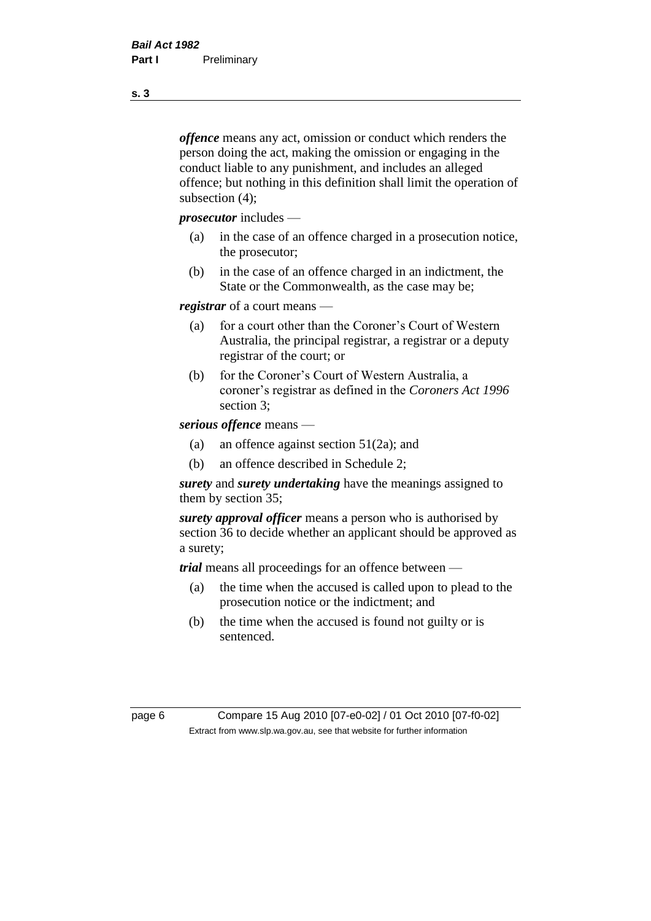***offence*** means any act, omission or conduct which renders the person doing the act, making the omission or engaging in the conduct liable to any punishment, and includes an alleged offence; but nothing in this definition shall limit the operation of subsection (4);

***prosecutor*** includes —

- (a) in the case of an offence charged in a prosecution notice, the prosecutor;
- (b) in the case of an offence charged in an indictment, the State or the Commonwealth, as the case may be;

***registrar*** of a court means —

- (a) for a court other than the Coroner's Court of Western Australia, the principal registrar, a registrar or a deputy registrar of the court; or
- (b) for the Coroner's Court of Western Australia, a coroner's registrar as defined in the *Coroners Act 1996* section 3;

***serious offence*** means —

- (a) an offence against section 51(2a); and
- (b) an offence described in Schedule 2;

***surety*** and ***surety undertaking*** have the meanings assigned to them by section 35;

***surety approval officer*** means a person who is authorised by section 36 to decide whether an applicant should be approved as a surety;

***trial*** means all proceedings for an offence between —

- (a) the time when the accused is called upon to plead to the prosecution notice or the indictment; and
- (b) the time when the accused is found not guilty or is sentenced.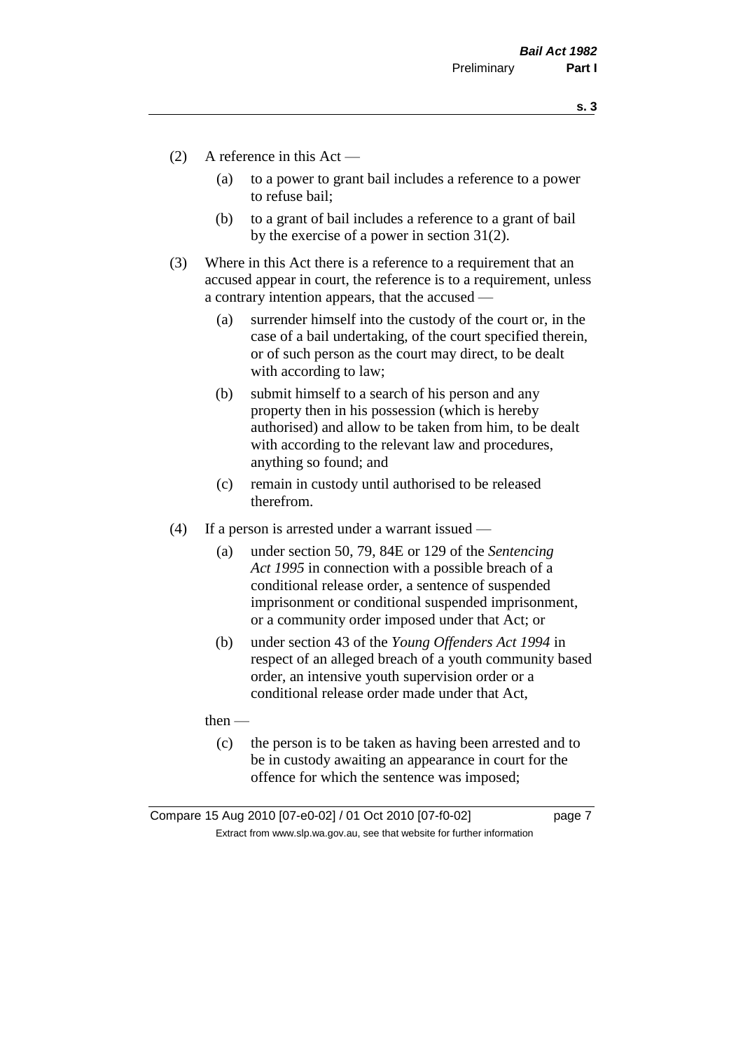(2) A reference in this Act —

(a) to a power to grant bail includes a reference to a power to refuse bail;

(b) to a grant of bail includes a reference to a grant of bail by the exercise of a power in section 31(2).

(3) Where in this Act there is a reference to a requirement that an accused appear in court, the reference is to a requirement, unless a contrary intention appears, that the accused —

(a) surrender himself into the custody of the court or, in the case of a bail undertaking, of the court specified therein, or of such person as the court may direct, to be dealt with according to law;

(b) submit himself to a search of his person and any property then in his possession (which is hereby authorised) and allow to be taken from him, to be dealt with according to the relevant law and procedures, anything so found; and

(c) remain in custody until authorised to be released therefrom.

(4) If a person is arrested under a warrant issued —

(a) under section 50, 79, 84E or 129 of the *Sentencing Act 1995* in connection with a possible breach of a conditional release order, a sentence of suspended imprisonment or conditional suspended imprisonment, or a community order imposed under that Act; or

(b) under section 43 of the *Young Offenders Act 1994* in respect of an alleged breach of a youth community based order, an intensive youth supervision order or a conditional release order made under that Act,

then —

(c) the person is to be taken as having been arrested and to be in custody awaiting an appearance in court for the offence for which the sentence was imposed;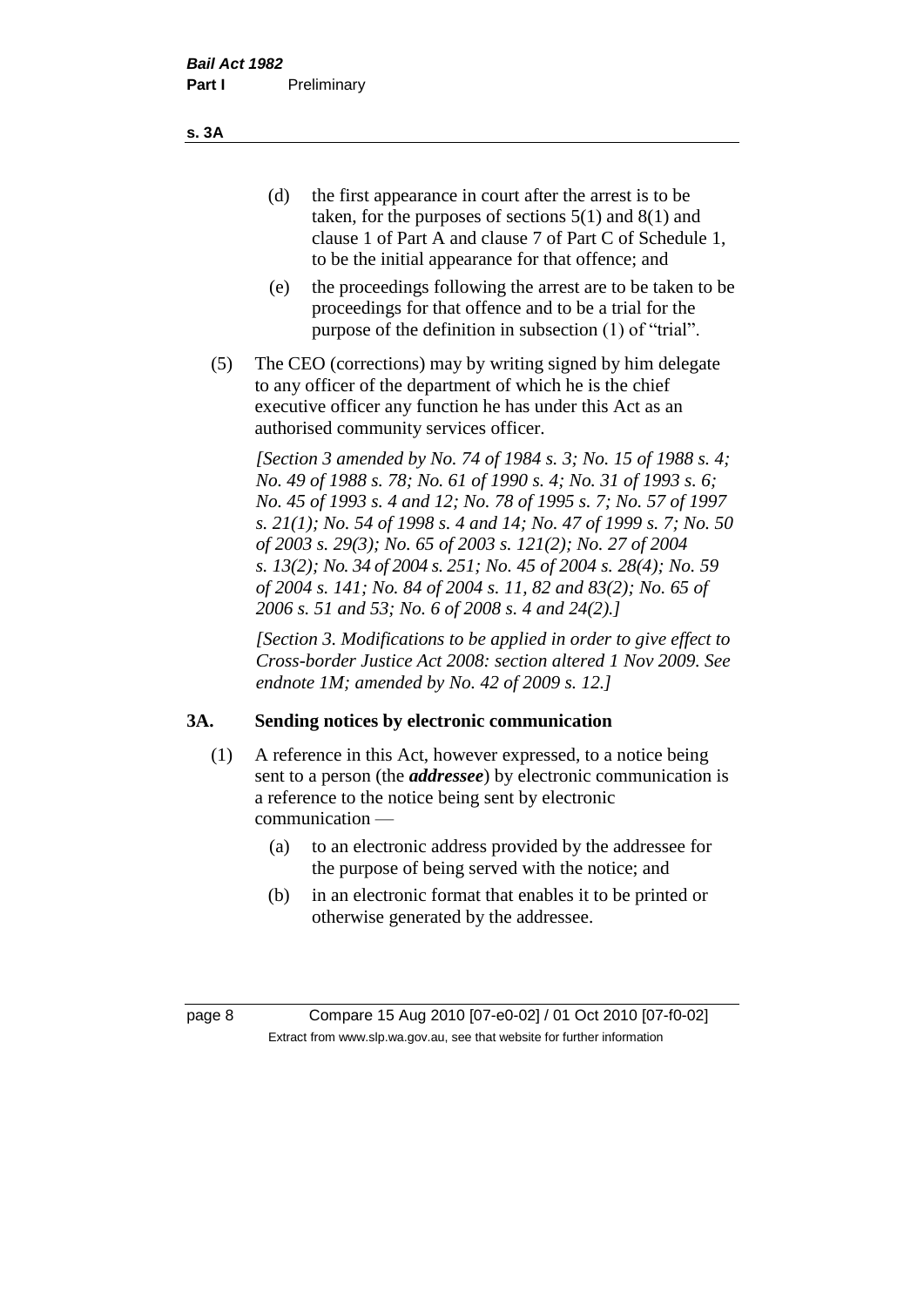(d) the first appearance in court after the arrest is to be taken, for the purposes of sections 5(1) and 8(1) and clause 1 of Part A and clause 7 of Part C of Schedule 1, to be the initial appearance for that offence; and

(e) the proceedings following the arrest are to be taken to be proceedings for that offence and to be a trial for the purpose of the definition in subsection (1) of "trial".

(5) The CEO (corrections) may by writing signed by him delegate to any officer of the department of which he is the chief executive officer any function he has under this Act as an authorised community services officer.

*[Section 3 amended by No. 74 of 1984 s. 3; No. 15 of 1988 s. 4; No. 49 of 1988 s. 78; No. 61 of 1990 s. 4; No. 31 of 1993 s. 6; No. 45 of 1993 s. 4 and 12; No. 78 of 1995 s. 7; No. 57 of 1997 s. 21(1); No. 54 of 1998 s. 4 and 14; No. 47 of 1999 s. 7; No. 50 of 2003 s. 29(3); No. 65 of 2003 s. 121(2); No. 27 of 2004 s. 13(2); No. 34 of 2004 s. 251; No. 45 of 2004 s. 28(4); No. 59 of 2004 s. 141; No. 84 of 2004 s. 11, 82 and 83(2); No. 65 of 2006 s. 51 and 53; No. 6 of 2008 s. 4 and 24(2).]*

*[Section 3. Modifications to be applied in order to give effect to Cross-border Justice Act 2008: section altered 1 Nov 2009. See endnote 1M; amended by No. 42 of 2009 s. 12.]*

## 3A. Sending notices by electronic communication

(1) A reference in this Act, however expressed, to a notice being sent to a person (the ***addressee***) by electronic communication is a reference to the notice being sent by electronic communication —

(a) to an electronic address provided by the addressee for the purpose of being served with the notice; and

(b) in an electronic format that enables it to be printed or otherwise generated by the addressee.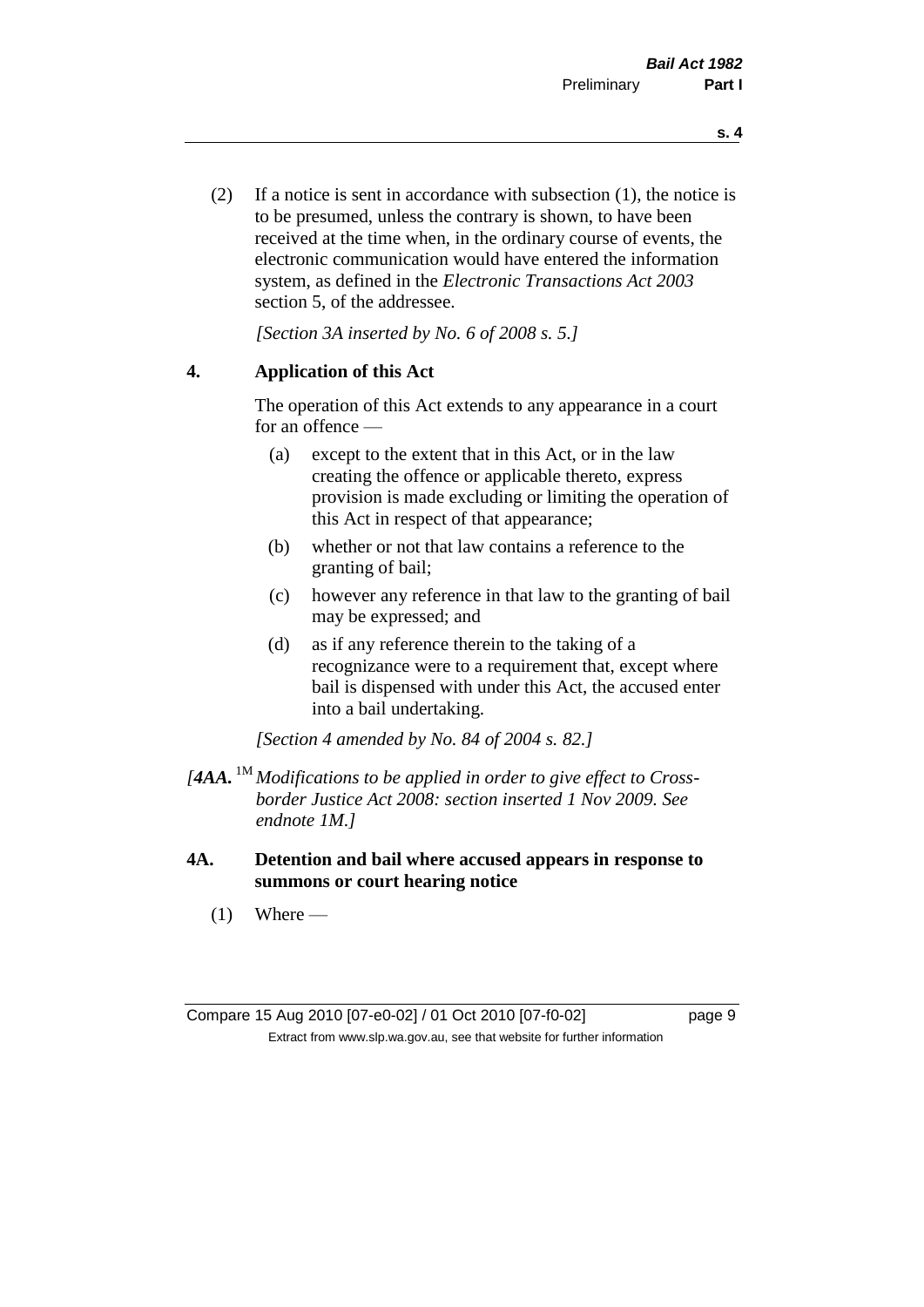(2) If a notice is sent in accordance with subsection (1), the notice is to be presumed, unless the contrary is shown, to have been received at the time when, in the ordinary course of events, the electronic communication would have entered the information system, as defined in the *Electronic Transactions Act 2003* section 5, of the addressee.

*[Section 3A inserted by No. 6 of 2008 s. 5.]*

## 4. Application of this Act

The operation of this Act extends to any appearance in a court for an offence —

(a) except to the extent that in this Act, or in the law creating the offence or applicable thereto, express provision is made excluding or limiting the operation of this Act in respect of that appearance;

(b) whether or not that law contains a reference to the granting of bail;

(c) however any reference in that law to the granting of bail may be expressed; and

(d) as if any reference therein to the taking of a recognizance were to a requirement that, except where bail is dispensed with under this Act, the accused enter into a bail undertaking.

*[Section 4 amended by No. 84 of 2004 s. 82.]*

*[**4AA.** [1M] Modifications to be applied in order to give effect to Cross-border Justice Act 2008: section inserted 1 Nov 2009. See endnote 1M.]*

## 4A. Detention and bail where accused appears in response to summons or court hearing notice

(1) Where —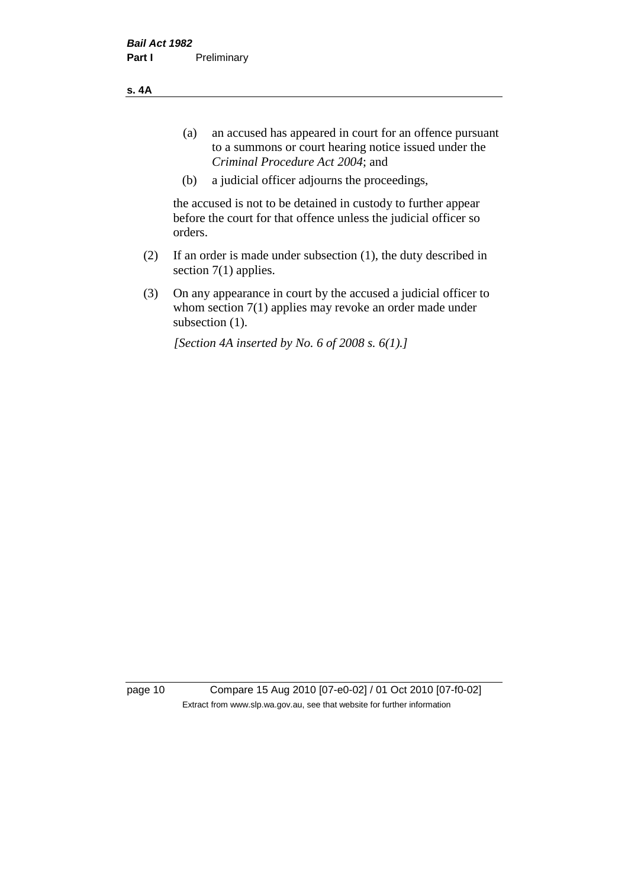(a) an accused has appeared in court for an offence pursuant to a summons or court hearing notice issued under the *Criminal Procedure Act 2004*; and

(b) a judicial officer adjourns the proceedings,

the accused is not to be detained in custody to further appear before the court for that offence unless the judicial officer so orders.

(2) If an order is made under subsection (1), the duty described in section 7(1) applies.

(3) On any appearance in court by the accused a judicial officer to whom section 7(1) applies may revoke an order made under subsection (1).

*[Section 4A inserted by No. 6 of 2008 s. 6(1).]*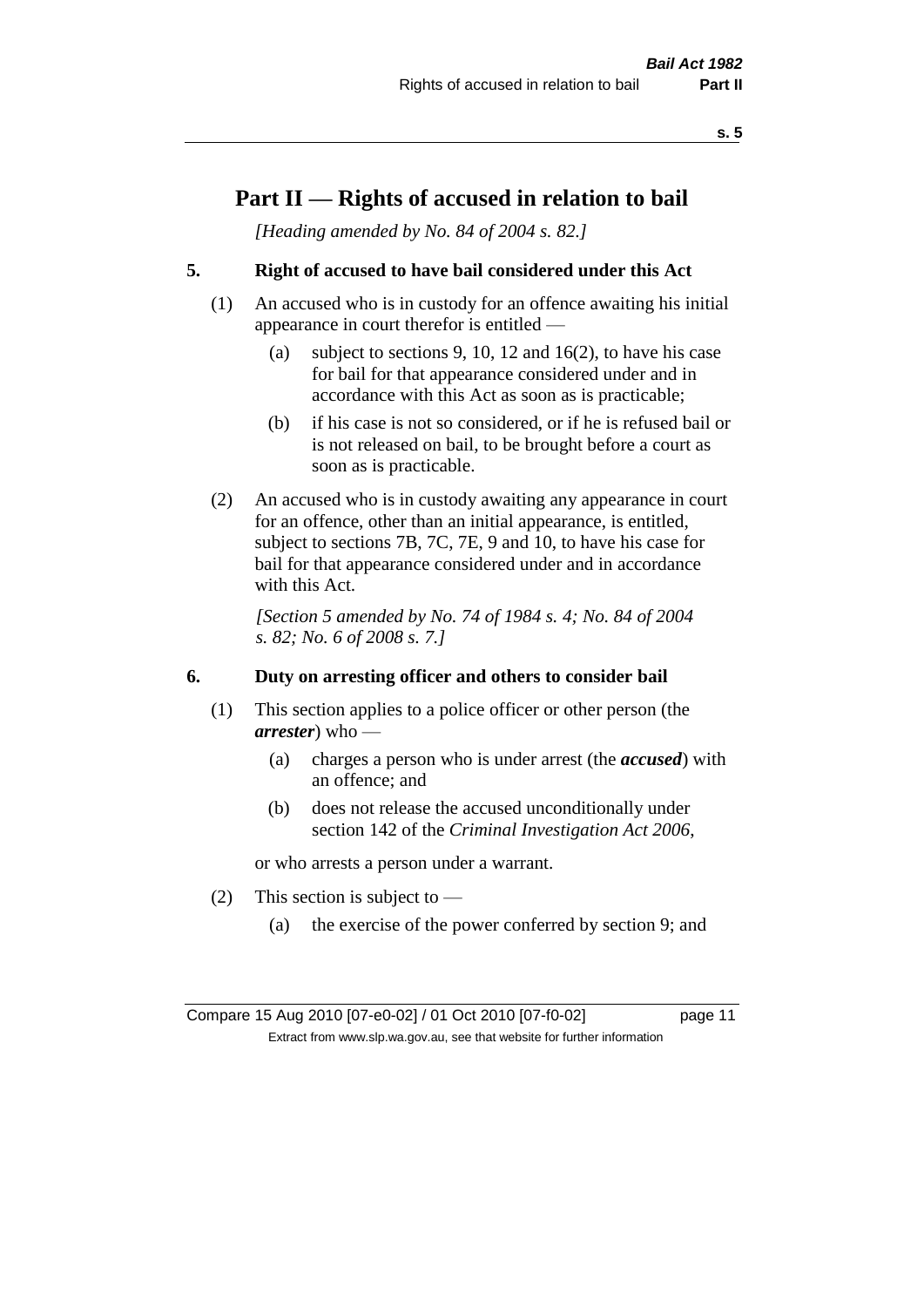# Part II — Rights of accused in relation to bail

*[Heading amended by No. 84 of 2004 s. 82.]*

## 5. Right of accused to have bail considered under this Act

(1) An accused who is in custody for an offence awaiting his initial appearance in court therefor is entitled —

- (a) subject to sections 9, 10, 12 and 16(2), to have his case for bail for that appearance considered under and in accordance with this Act as soon as is practicable;
- (b) if his case is not so considered, or if he is refused bail or is not released on bail, to be brought before a court as soon as is practicable.

(2) An accused who is in custody awaiting any appearance in court for an offence, other than an initial appearance, is entitled, subject to sections 7B, 7C, 7E, 9 and 10, to have his case for bail for that appearance considered under and in accordance with this Act.

*[Section 5 amended by No. 74 of 1984 s. 4; No. 84 of 2004 s. 82; No. 6 of 2008 s. 7.]*

## 6. Duty on arresting officer and others to consider bail

(1) This section applies to a police officer or other person (the ***arrester***) who —

- (a) charges a person who is under arrest (the ***accused***) with an offence; and
- (b) does not release the accused unconditionally under section 142 of the *Criminal Investigation Act 2006*,

or who arrests a person under a warrant.

(2) This section is subject to —

- (a) the exercise of the power conferred by section 9; and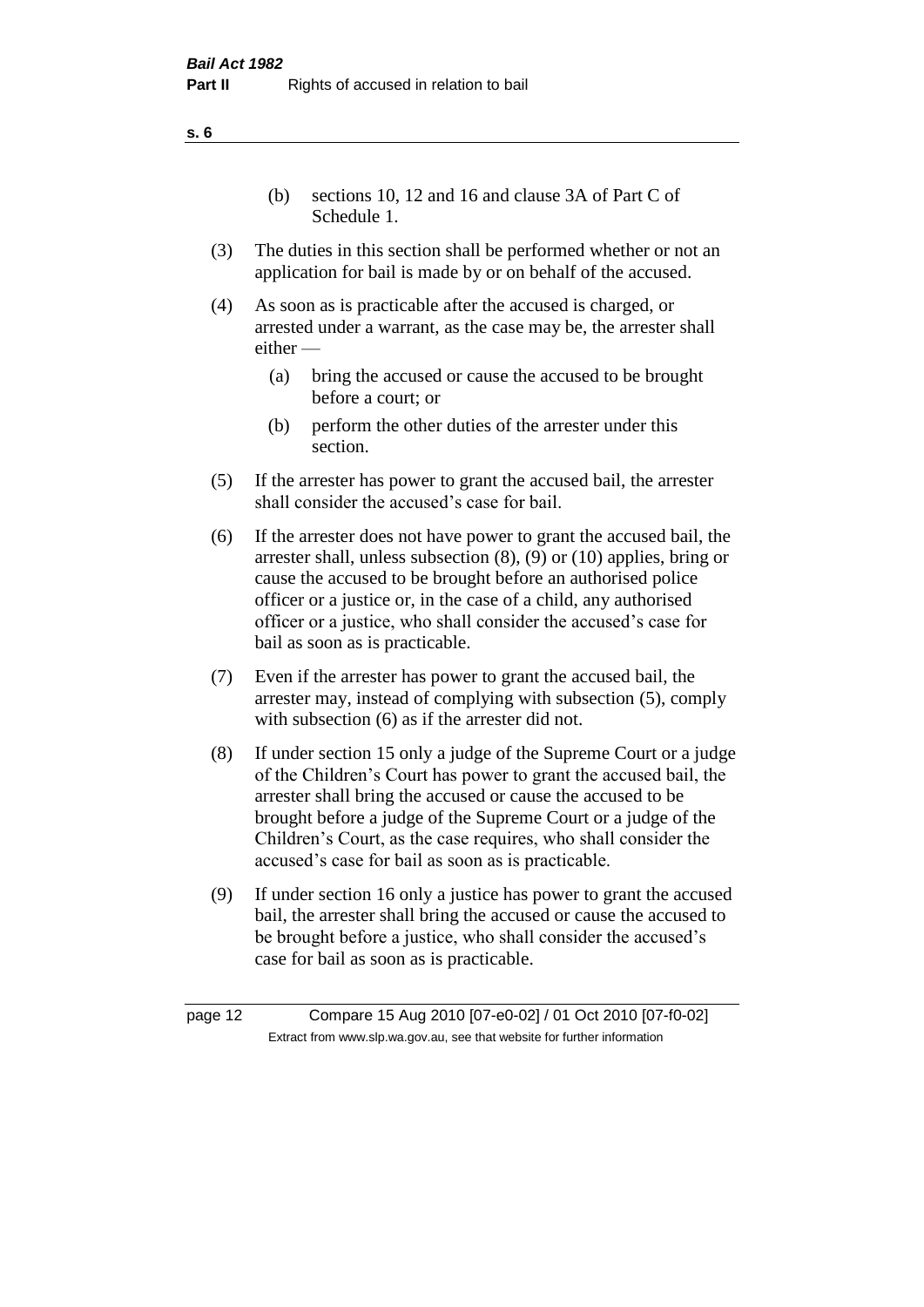(b) sections 10, 12 and 16 and clause 3A of Part C of Schedule 1.

(3) The duties in this section shall be performed whether or not an application for bail is made by or on behalf of the accused.

(4) As soon as is practicable after the accused is charged, or arrested under a warrant, as the case may be, the arrester shall either —

(a) bring the accused or cause the accused to be brought before a court; or

(b) perform the other duties of the arrester under this section.

(5) If the arrester has power to grant the accused bail, the arrester shall consider the accused's case for bail.

(6) If the arrester does not have power to grant the accused bail, the arrester shall, unless subsection (8), (9) or (10) applies, bring or cause the accused to be brought before an authorised police officer or a justice or, in the case of a child, any authorised officer or a justice, who shall consider the accused's case for bail as soon as is practicable.

(7) Even if the arrester has power to grant the accused bail, the arrester may, instead of complying with subsection (5), comply with subsection (6) as if the arrester did not.

(8) If under section 15 only a judge of the Supreme Court or a judge of the Children's Court has power to grant the accused bail, the arrester shall bring the accused or cause the accused to be brought before a judge of the Supreme Court or a judge of the Children's Court, as the case requires, who shall consider the accused's case for bail as soon as is practicable.

(9) If under section 16 only a justice has power to grant the accused bail, the arrester shall bring the accused or cause the accused to be brought before a justice, who shall consider the accused's case for bail as soon as is practicable.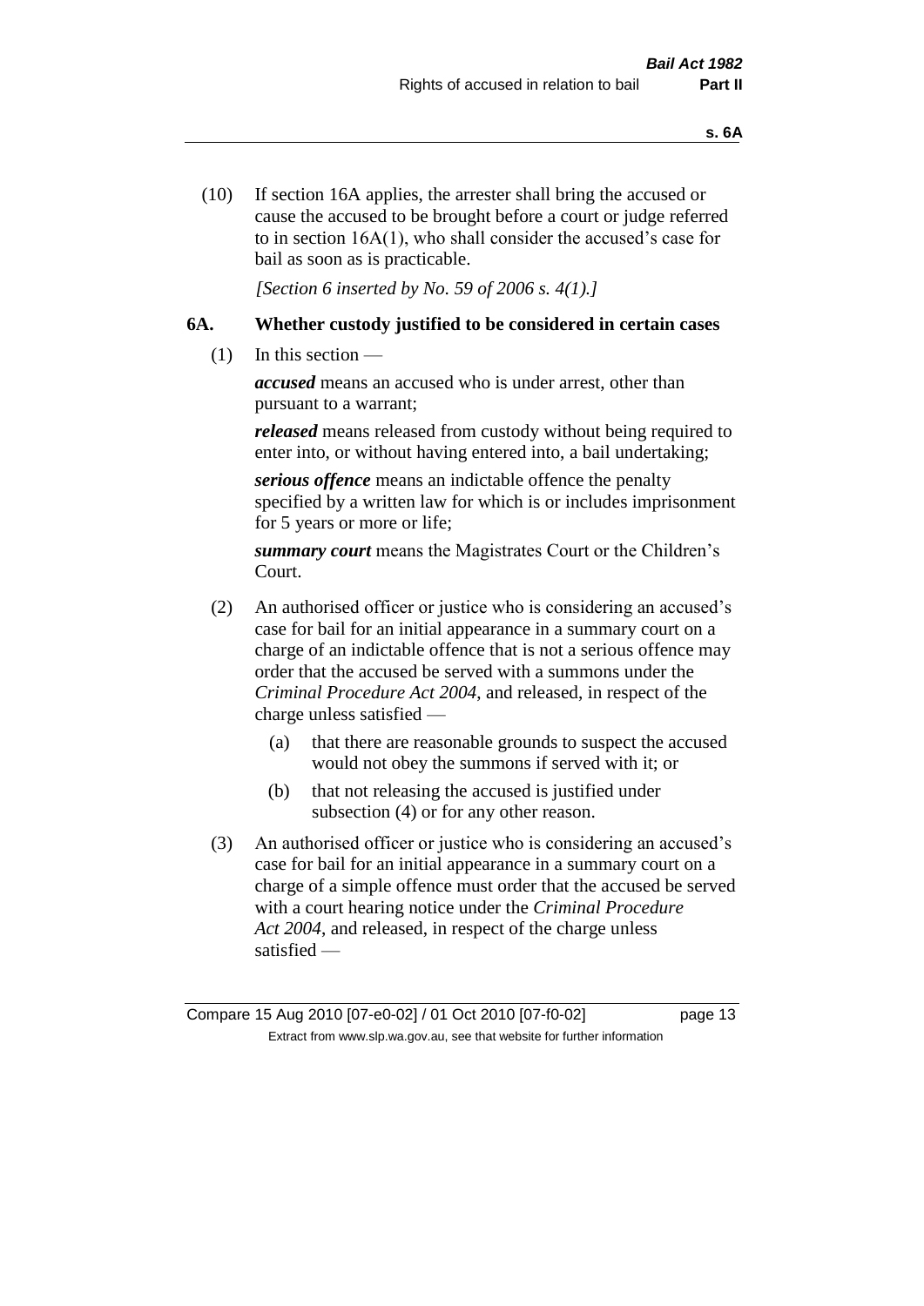(10) If section 16A applies, the arrester shall bring the accused or cause the accused to be brought before a court or judge referred to in section 16A(1), who shall consider the accused's case for bail as soon as is practicable.

*[Section 6 inserted by No. 59 of 2006 s. 4(1).]*

### 6A. Whether custody justified to be considered in certain cases

(1) In this section —

***accused*** means an accused who is under arrest, other than pursuant to a warrant;

***released*** means released from custody without being required to enter into, or without having entered into, a bail undertaking;

***serious offence*** means an indictable offence the penalty specified by a written law for which is or includes imprisonment for 5 years or more or life;

***summary court*** means the Magistrates Court or the Children's Court.

(2) An authorised officer or justice who is considering an accused's case for bail for an initial appearance in a summary court on a charge of an indictable offence that is not a serious offence may order that the accused be served with a summons under the *Criminal Procedure Act 2004*, and released, in respect of the charge unless satisfied —

(a) that there are reasonable grounds to suspect the accused would not obey the summons if served with it; or

(b) that not releasing the accused is justified under subsection (4) or for any other reason.

(3) An authorised officer or justice who is considering an accused's case for bail for an initial appearance in a summary court on a charge of a simple offence must order that the accused be served with a court hearing notice under the *Criminal Procedure Act 2004*, and released, in respect of the charge unless satisfied —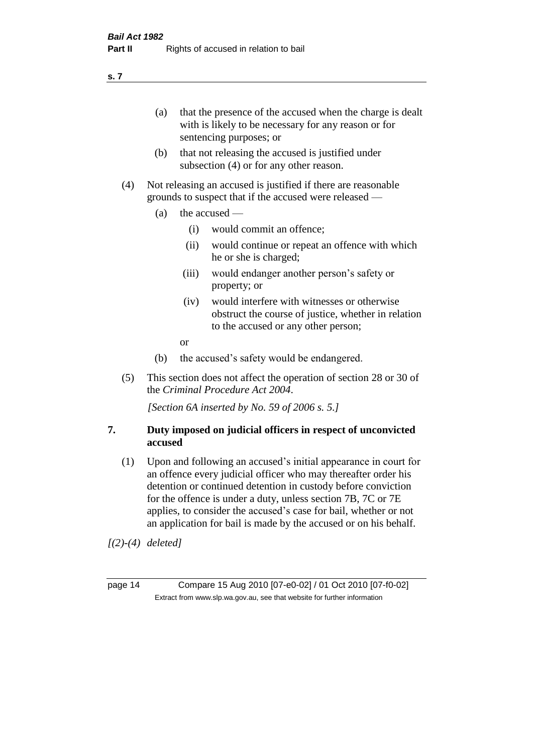(a) that the presence of the accused when the charge is dealt with is likely to be necessary for any reason or for sentencing purposes; or

(b) that not releasing the accused is justified under subsection (4) or for any other reason.

(4) Not releasing an accused is justified if there are reasonable grounds to suspect that if the accused were released —

(a) the accused —

(i) would commit an offence;

(ii) would continue or repeat an offence with which he or she is charged;

(iii) would endanger another person's safety or property; or

(iv) would interfere with witnesses or otherwise obstruct the course of justice, whether in relation to the accused or any other person;

or

(b) the accused's safety would be endangered.

(5) This section does not affect the operation of section 28 or 30 of the *Criminal Procedure Act 2004*.

*[Section 6A inserted by No. 59 of 2006 s. 5.]*

## 7. Duty imposed on judicial officers in respect of unconvicted accused

(1) Upon and following an accused's initial appearance in court for an offence every judicial officer who may thereafter order his detention or continued detention in custody before conviction for the offence is under a duty, unless section 7B, 7C or 7E applies, to consider the accused's case for bail, whether or not an application for bail is made by the accused or on his behalf.

*[(2)-(4) deleted]*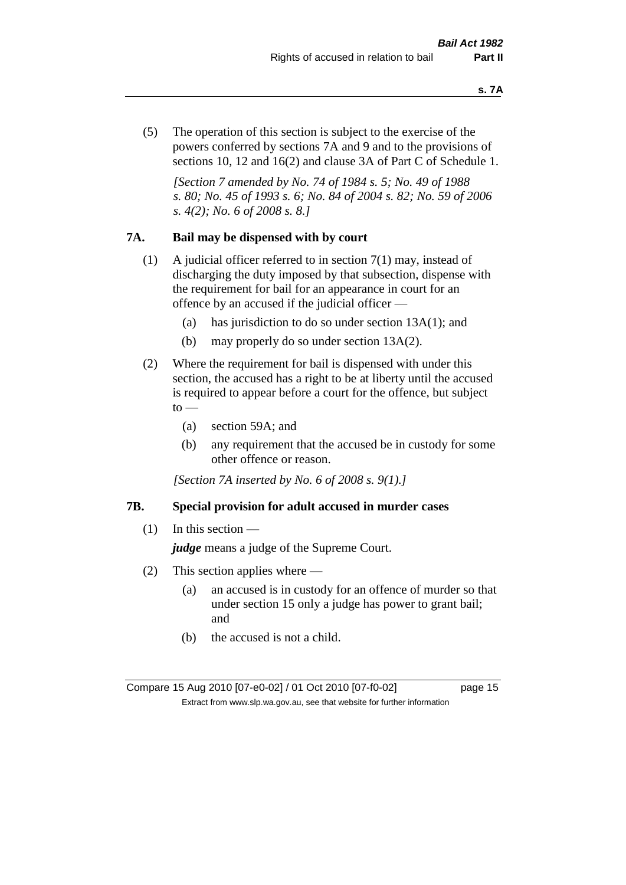(5) The operation of this section is subject to the exercise of the powers conferred by sections 7A and 9 and to the provisions of sections 10, 12 and 16(2) and clause 3A of Part C of Schedule 1.

*[Section 7 amended by No. 74 of 1984 s. 5; No. 49 of 1988 s. 80; No. 45 of 1993 s. 6; No. 84 of 2004 s. 82; No. 59 of 2006 s. 4(2); No. 6 of 2008 s. 8.]*

### 7A. Bail may be dispensed with by court

(1) A judicial officer referred to in section 7(1) may, instead of discharging the duty imposed by that subsection, dispense with the requirement for bail for an appearance in court for an offence by an accused if the judicial officer —

- (a) has jurisdiction to do so under section 13A(1); and
- (b) may properly do so under section 13A(2).

(2) Where the requirement for bail is dispensed with under this section, the accused has a right to be at liberty until the accused is required to appear before a court for the offence, but subject to —

- (a) section 59A; and
- (b) any requirement that the accused be in custody for some other offence or reason.

*[Section 7A inserted by No. 6 of 2008 s. 9(1).]*

### 7B. Special provision for adult accused in murder cases

(1) In this section —

***judge*** means a judge of the Supreme Court.

(2) This section applies where —

- (a) an accused is in custody for an offence of murder so that under section 15 only a judge has power to grant bail; and
- (b) the accused is not a child.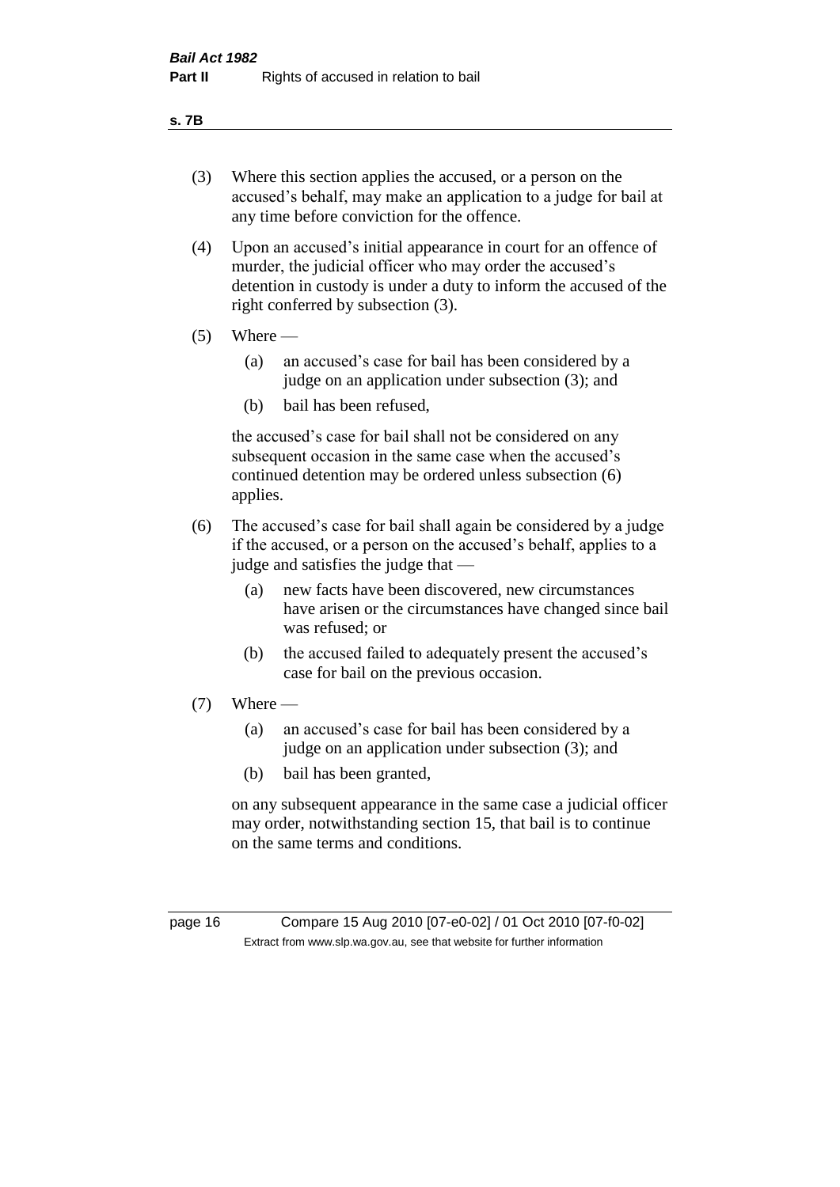(3) Where this section applies the accused, or a person on the accused's behalf, may make an application to a judge for bail at any time before conviction for the offence.

(4) Upon an accused's initial appearance in court for an offence of murder, the judicial officer who may order the accused's detention in custody is under a duty to inform the accused of the right conferred by subsection (3).

(5) Where —

  (a) an accused's case for bail has been considered by a judge on an application under subsection (3); and

  (b) bail has been refused,

  the accused's case for bail shall not be considered on any subsequent occasion in the same case when the accused's continued detention may be ordered unless subsection (6) applies.

(6) The accused's case for bail shall again be considered by a judge if the accused, or a person on the accused's behalf, applies to a judge and satisfies the judge that —

  (a) new facts have been discovered, new circumstances have arisen or the circumstances have changed since bail was refused; or

  (b) the accused failed to adequately present the accused's case for bail on the previous occasion.

(7) Where —

  (a) an accused's case for bail has been considered by a judge on an application under subsection (3); and

  (b) bail has been granted,

  on any subsequent appearance in the same case a judicial officer may order, notwithstanding section 15, that bail is to continue on the same terms and conditions.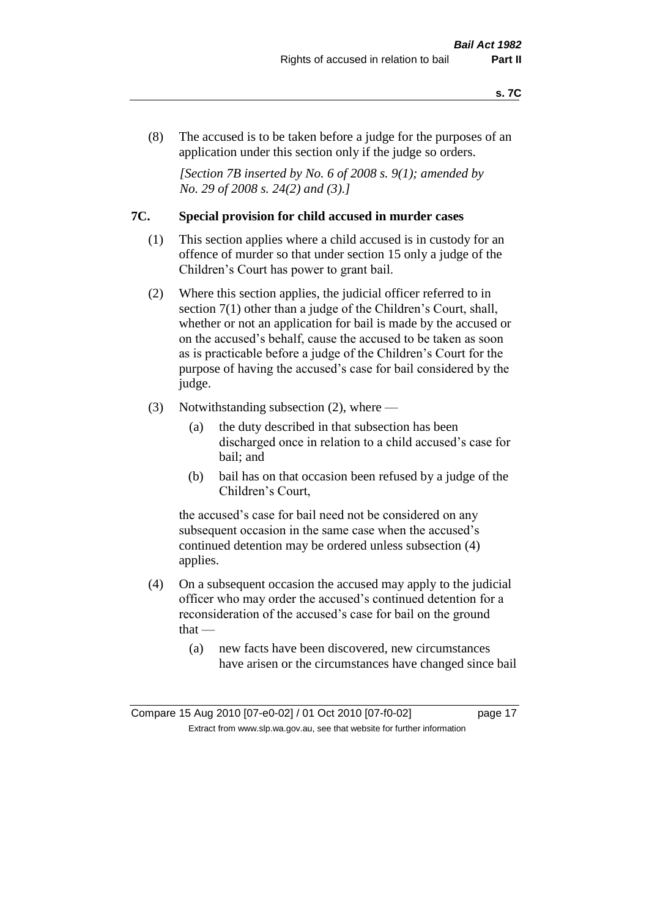(8) The accused is to be taken before a judge for the purposes of an application under this section only if the judge so orders.

*[Section 7B inserted by No. 6 of 2008 s. 9(1); amended by No. 29 of 2008 s. 24(2) and (3).]*

## 7C. Special provision for child accused in murder cases

(1) This section applies where a child accused is in custody for an offence of murder so that under section 15 only a judge of the Children's Court has power to grant bail.

(2) Where this section applies, the judicial officer referred to in section 7(1) other than a judge of the Children's Court, shall, whether or not an application for bail is made by the accused or on the accused's behalf, cause the accused to be taken as soon as is practicable before a judge of the Children's Court for the purpose of having the accused's case for bail considered by the judge.

(3) Notwithstanding subsection (2), where —

- (a) the duty described in that subsection has been discharged once in relation to a child accused's case for bail; and
- (b) bail has on that occasion been refused by a judge of the Children's Court,

the accused's case for bail need not be considered on any subsequent occasion in the same case when the accused's continued detention may be ordered unless subsection (4) applies.

(4) On a subsequent occasion the accused may apply to the judicial officer who may order the accused's continued detention for a reconsideration of the accused's case for bail on the ground that —

- (a) new facts have been discovered, new circumstances have arisen or the circumstances have changed since bail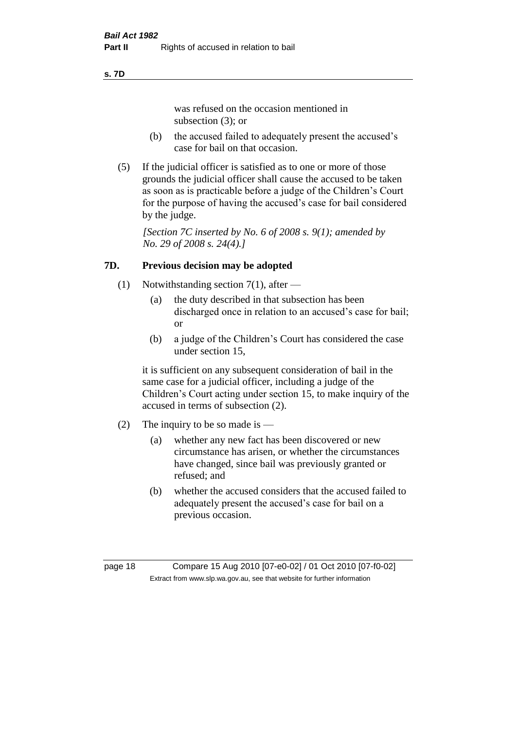was refused on the occasion mentioned in subsection (3); or

(b) the accused failed to adequately present the accused's case for bail on that occasion.

(5) If the judicial officer is satisfied as to one or more of those grounds the judicial officer shall cause the accused to be taken as soon as is practicable before a judge of the Children's Court for the purpose of having the accused's case for bail considered by the judge.

*[Section 7C inserted by No. 6 of 2008 s. 9(1); amended by No. 29 of 2008 s. 24(4).]*

## 7D. Previous decision may be adopted

(1) Notwithstanding section 7(1), after —

(a) the duty described in that subsection has been discharged once in relation to an accused's case for bail; or

(b) a judge of the Children's Court has considered the case under section 15,

it is sufficient on any subsequent consideration of bail in the same case for a judicial officer, including a judge of the Children's Court acting under section 15, to make inquiry of the accused in terms of subsection (2).

(2) The inquiry to be so made is —

(a) whether any new fact has been discovered or new circumstance has arisen, or whether the circumstances have changed, since bail was previously granted or refused; and

(b) whether the accused considers that the accused failed to adequately present the accused's case for bail on a previous occasion.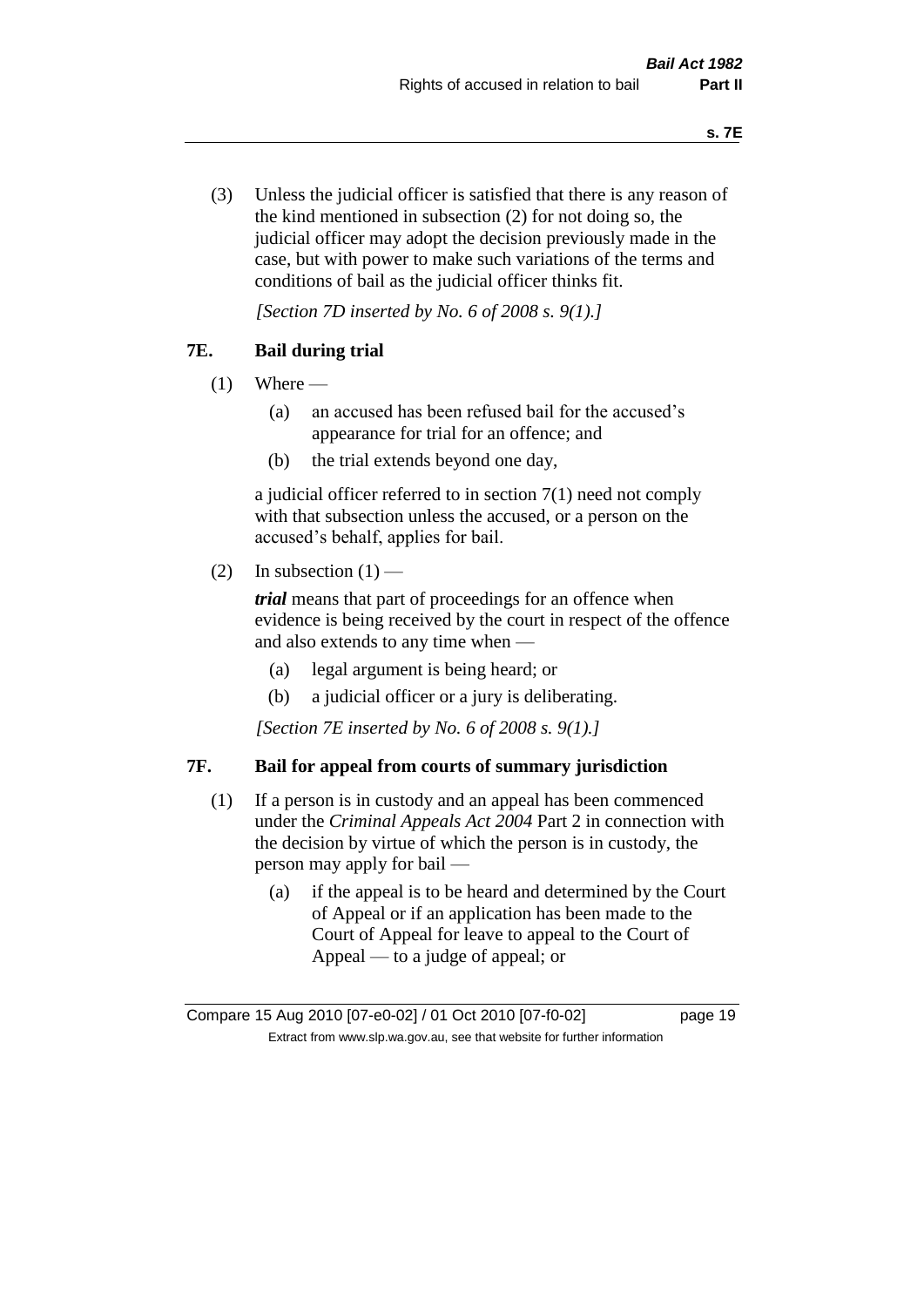(3) Unless the judicial officer is satisfied that there is any reason of the kind mentioned in subsection (2) for not doing so, the judicial officer may adopt the decision previously made in the case, but with power to make such variations of the terms and conditions of bail as the judicial officer thinks fit.

*[Section 7D inserted by No. 6 of 2008 s. 9(1).]*

## 7E. Bail during trial

(1) Where —

(a) an accused has been refused bail for the accused's appearance for trial for an offence; and

(b) the trial extends beyond one day,

a judicial officer referred to in section 7(1) need not comply with that subsection unless the accused, or a person on the accused's behalf, applies for bail.

(2) In subsection (1) —

***trial*** means that part of proceedings for an offence when evidence is being received by the court in respect of the offence and also extends to any time when —

(a) legal argument is being heard; or

(b) a judicial officer or a jury is deliberating.

*[Section 7E inserted by No. 6 of 2008 s. 9(1).]*

## 7F. Bail for appeal from courts of summary jurisdiction

(1) If a person is in custody and an appeal has been commenced under the *Criminal Appeals Act 2004* Part 2 in connection with the decision by virtue of which the person is in custody, the person may apply for bail —

(a) if the appeal is to be heard and determined by the Court of Appeal or if an application has been made to the Court of Appeal for leave to appeal to the Court of Appeal — to a judge of appeal; or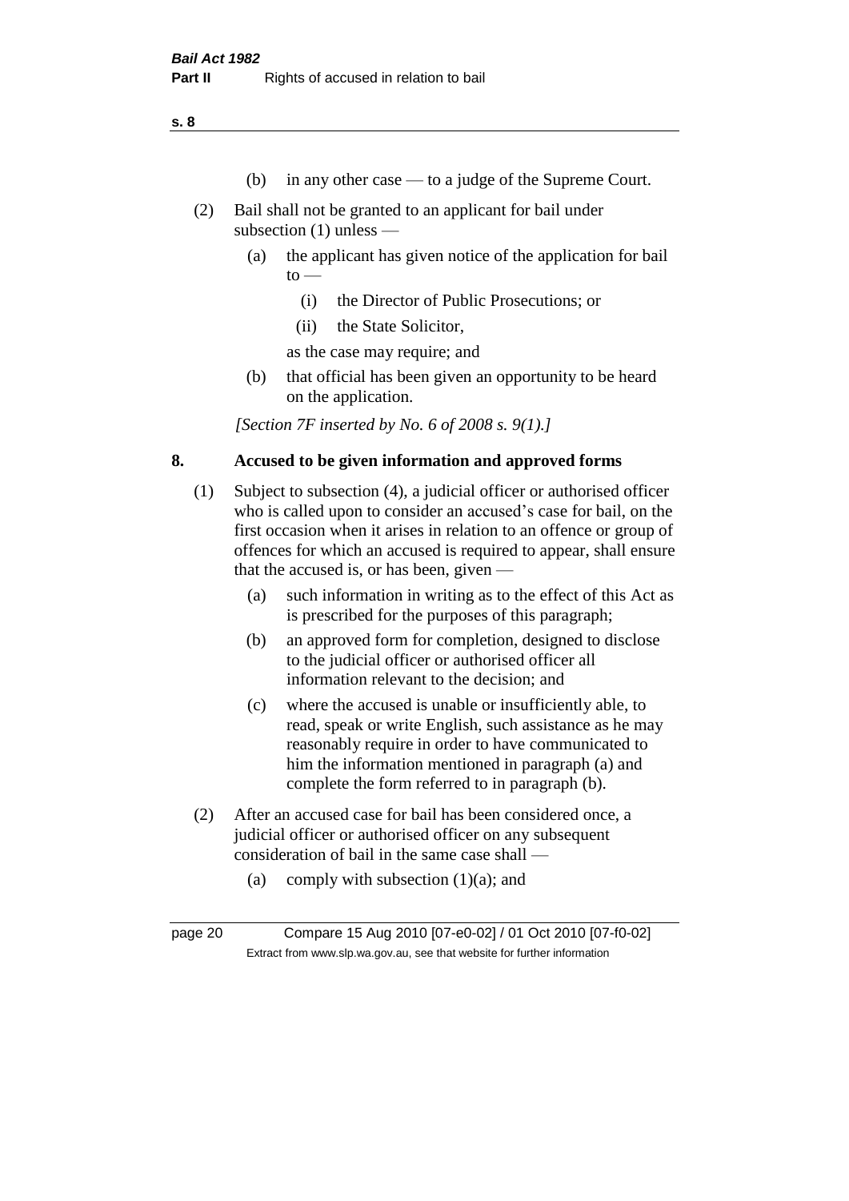(b) in any other case — to a judge of the Supreme Court.

(2) Bail shall not be granted to an applicant for bail under subsection (1) unless —

(a) the applicant has given notice of the application for bail to —

(i) the Director of Public Prosecutions; or

(ii) the State Solicitor,

as the case may require; and

(b) that official has been given an opportunity to be heard on the application.

*[Section 7F inserted by No. 6 of 2008 s. 9(1).]*

## 8. Accused to be given information and approved forms

(1) Subject to subsection (4), a judicial officer or authorised officer who is called upon to consider an accused's case for bail, on the first occasion when it arises in relation to an offence or group of offences for which an accused is required to appear, shall ensure that the accused is, or has been, given —

(a) such information in writing as to the effect of this Act as is prescribed for the purposes of this paragraph;

(b) an approved form for completion, designed to disclose to the judicial officer or authorised officer all information relevant to the decision; and

(c) where the accused is unable or insufficiently able, to read, speak or write English, such assistance as he may reasonably require in order to have communicated to him the information mentioned in paragraph (a) and complete the form referred to in paragraph (b).

(2) After an accused case for bail has been considered once, a judicial officer or authorised officer on any subsequent consideration of bail in the same case shall —

(a) comply with subsection (1)(a); and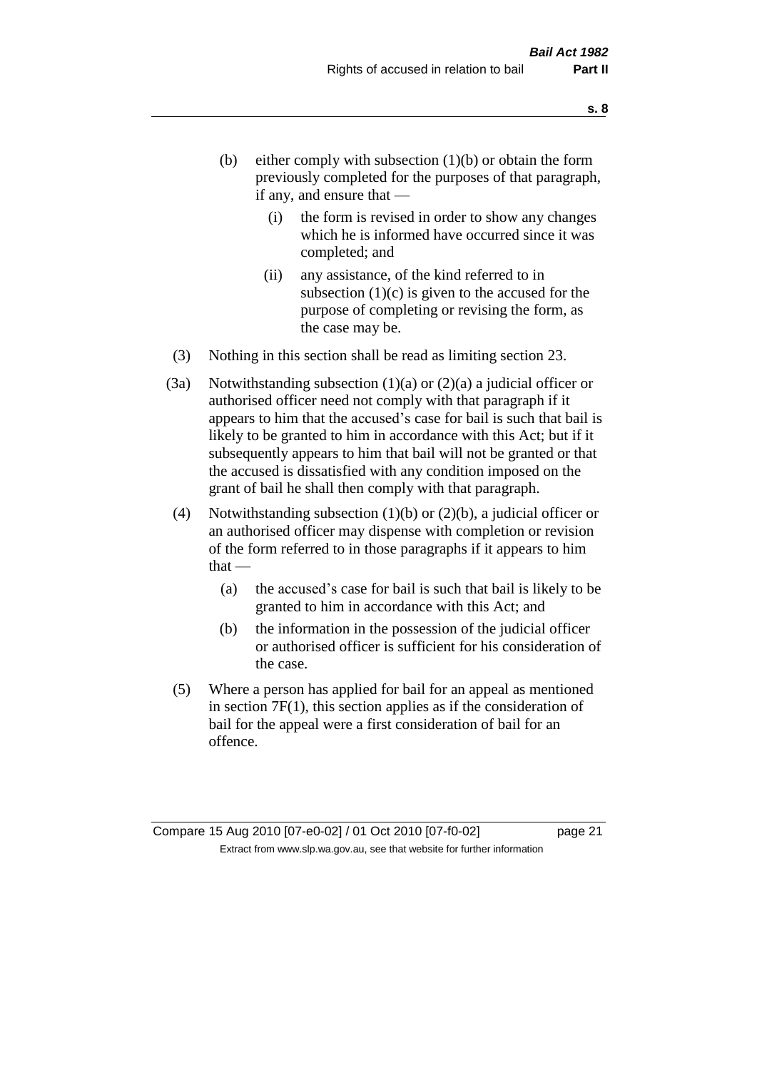(b) either comply with subsection (1)(b) or obtain the form previously completed for the purposes of that paragraph, if any, and ensure that —

(i) the form is revised in order to show any changes which he is informed have occurred since it was completed; and

(ii) any assistance, of the kind referred to in subsection (1)(c) is given to the accused for the purpose of completing or revising the form, as the case may be.

(3) Nothing in this section shall be read as limiting section 23.

(3a) Notwithstanding subsection (1)(a) or (2)(a) a judicial officer or authorised officer need not comply with that paragraph if it appears to him that the accused's case for bail is such that bail is likely to be granted to him in accordance with this Act; but if it subsequently appears to him that bail will not be granted or that the accused is dissatisfied with any condition imposed on the grant of bail he shall then comply with that paragraph.

(4) Notwithstanding subsection (1)(b) or (2)(b), a judicial officer or an authorised officer may dispense with completion or revision of the form referred to in those paragraphs if it appears to him that —

(a) the accused's case for bail is such that bail is likely to be granted to him in accordance with this Act; and

(b) the information in the possession of the judicial officer or authorised officer is sufficient for his consideration of the case.

(5) Where a person has applied for bail for an appeal as mentioned in section 7F(1), this section applies as if the consideration of bail for the appeal were a first consideration of bail for an offence.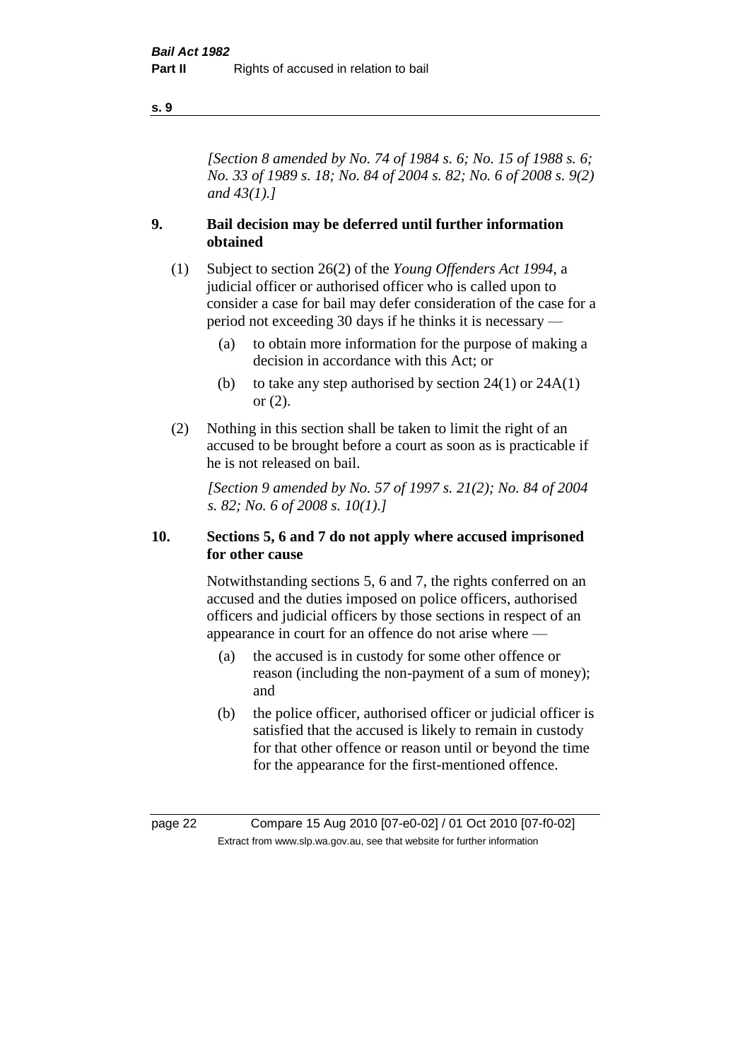*[Section 8 amended by No. 74 of 1984 s. 6; No. 15 of 1988 s. 6; No. 33 of 1989 s. 18; No. 84 of 2004 s. 82; No. 6 of 2008 s. 9(2) and 43(1).]*

## 9. Bail decision may be deferred until further information obtained

(1) Subject to section 26(2) of the *Young Offenders Act 1994*, a judicial officer or authorised officer who is called upon to consider a case for bail may defer consideration of the case for a period not exceeding 30 days if he thinks it is necessary —

- (a) to obtain more information for the purpose of making a decision in accordance with this Act; or
- (b) to take any step authorised by section 24(1) or 24A(1) or (2).

(2) Nothing in this section shall be taken to limit the right of an accused to be brought before a court as soon as is practicable if he is not released on bail.

*[Section 9 amended by No. 57 of 1997 s. 21(2); No. 84 of 2004 s. 82; No. 6 of 2008 s. 10(1).]*

## 10. Sections 5, 6 and 7 do not apply where accused imprisoned for other cause

Notwithstanding sections 5, 6 and 7, the rights conferred on an accused and the duties imposed on police officers, authorised officers and judicial officers by those sections in respect of an appearance in court for an offence do not arise where —

- (a) the accused is in custody for some other offence or reason (including the non-payment of a sum of money); and
- (b) the police officer, authorised officer or judicial officer is satisfied that the accused is likely to remain in custody for that other offence or reason until or beyond the time for the appearance for the first-mentioned offence.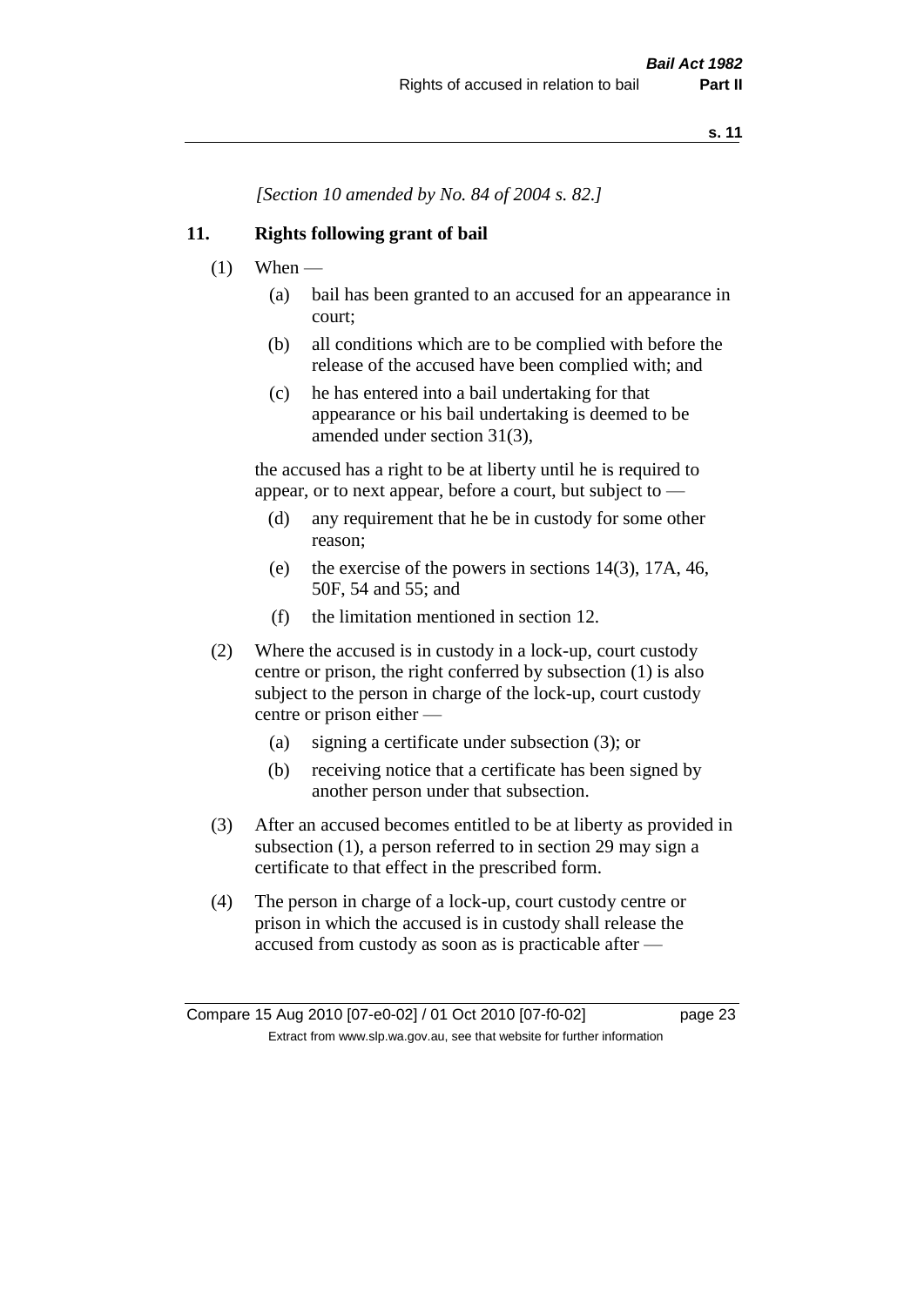*[Section 10 amended by No. 84 of 2004 s. 82.]*

## 11. Rights following grant of bail

(1) When —

- (a) bail has been granted to an accused for an appearance in court;
- (b) all conditions which are to be complied with before the release of the accused have been complied with; and
- (c) he has entered into a bail undertaking for that appearance or his bail undertaking is deemed to be amended under section 31(3),

the accused has a right to be at liberty until he is required to appear, or to next appear, before a court, but subject to —

- (d) any requirement that he be in custody for some other reason;
- (e) the exercise of the powers in sections 14(3), 17A, 46, 50F, 54 and 55; and
- (f) the limitation mentioned in section 12.

(2) Where the accused is in custody in a lock-up, court custody centre or prison, the right conferred by subsection (1) is also subject to the person in charge of the lock-up, court custody centre or prison either —

- (a) signing a certificate under subsection (3); or
- (b) receiving notice that a certificate has been signed by another person under that subsection.

(3) After an accused becomes entitled to be at liberty as provided in subsection (1), a person referred to in section 29 may sign a certificate to that effect in the prescribed form.

(4) The person in charge of a lock-up, court custody centre or prison in which the accused is in custody shall release the accused from custody as soon as is practicable after —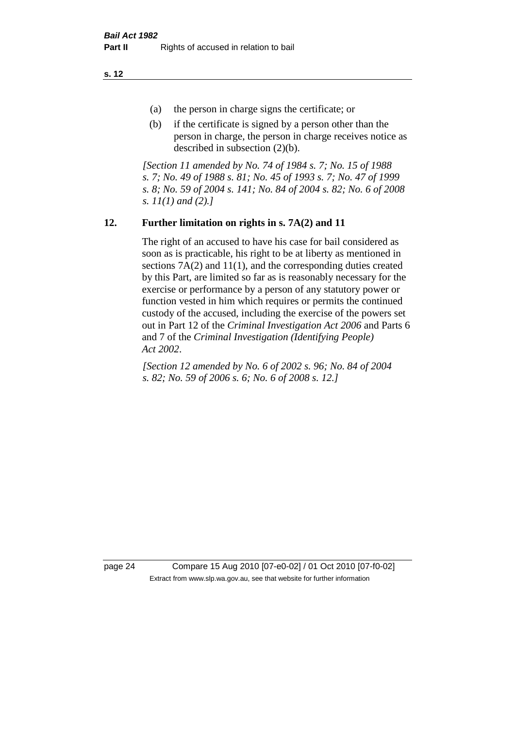(a) the person in charge signs the certificate; or

(b) if the certificate is signed by a person other than the person in charge, the person in charge receives notice as described in subsection (2)(b).

*[Section 11 amended by No. 74 of 1984 s. 7; No. 15 of 1988 s. 7; No. 49 of 1988 s. 81; No. 45 of 1993 s. 7; No. 47 of 1999 s. 8; No. 59 of 2004 s. 141; No. 84 of 2004 s. 82; No. 6 of 2008 s. 11(1) and (2).]*

## 12. Further limitation on rights in s. 7A(2) and 11

The right of an accused to have his case for bail considered as soon as is practicable, his right to be at liberty as mentioned in sections 7A(2) and 11(1), and the corresponding duties created by this Part, are limited so far as is reasonably necessary for the exercise or performance by a person of any statutory power or function vested in him which requires or permits the continued custody of the accused, including the exercise of the powers set out in Part 12 of the *Criminal Investigation Act 2006* and Parts 6 and 7 of the *Criminal Investigation (Identifying People) Act 2002*.

*[Section 12 amended by No. 6 of 2002 s. 96; No. 84 of 2004 s. 82; No. 59 of 2006 s. 6; No. 6 of 2008 s. 12.]*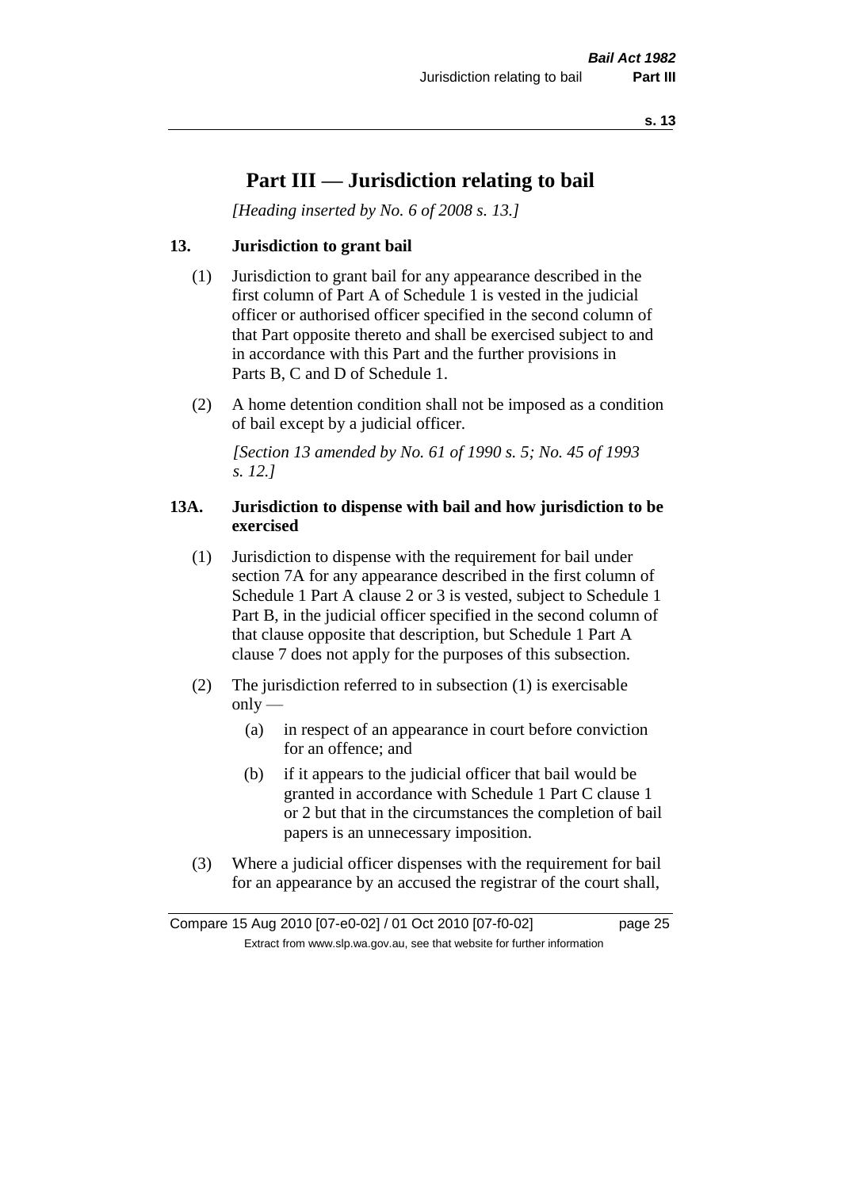# Part III — Jurisdiction relating to bail

*[Heading inserted by No. 6 of 2008 s. 13.]*

### 13. Jurisdiction to grant bail

(1) Jurisdiction to grant bail for any appearance described in the first column of Part A of Schedule 1 is vested in the judicial officer or authorised officer specified in the second column of that Part opposite thereto and shall be exercised subject to and in accordance with this Part and the further provisions in Parts B, C and D of Schedule 1.

(2) A home detention condition shall not be imposed as a condition of bail except by a judicial officer.

*[Section 13 amended by No. 61 of 1990 s. 5; No. 45 of 1993 s. 12.]*

### 13A. Jurisdiction to dispense with bail and how jurisdiction to be exercised

(1) Jurisdiction to dispense with the requirement for bail under section 7A for any appearance described in the first column of Schedule 1 Part A clause 2 or 3 is vested, subject to Schedule 1 Part B, in the judicial officer specified in the second column of that clause opposite that description, but Schedule 1 Part A clause 7 does not apply for the purposes of this subsection.

(2) The jurisdiction referred to in subsection (1) is exercisable only —

- (a) in respect of an appearance in court before conviction for an offence; and
- (b) if it appears to the judicial officer that bail would be granted in accordance with Schedule 1 Part C clause 1 or 2 but that in the circumstances the completion of bail papers is an unnecessary imposition.

(3) Where a judicial officer dispenses with the requirement for bail for an appearance by an accused the registrar of the court shall,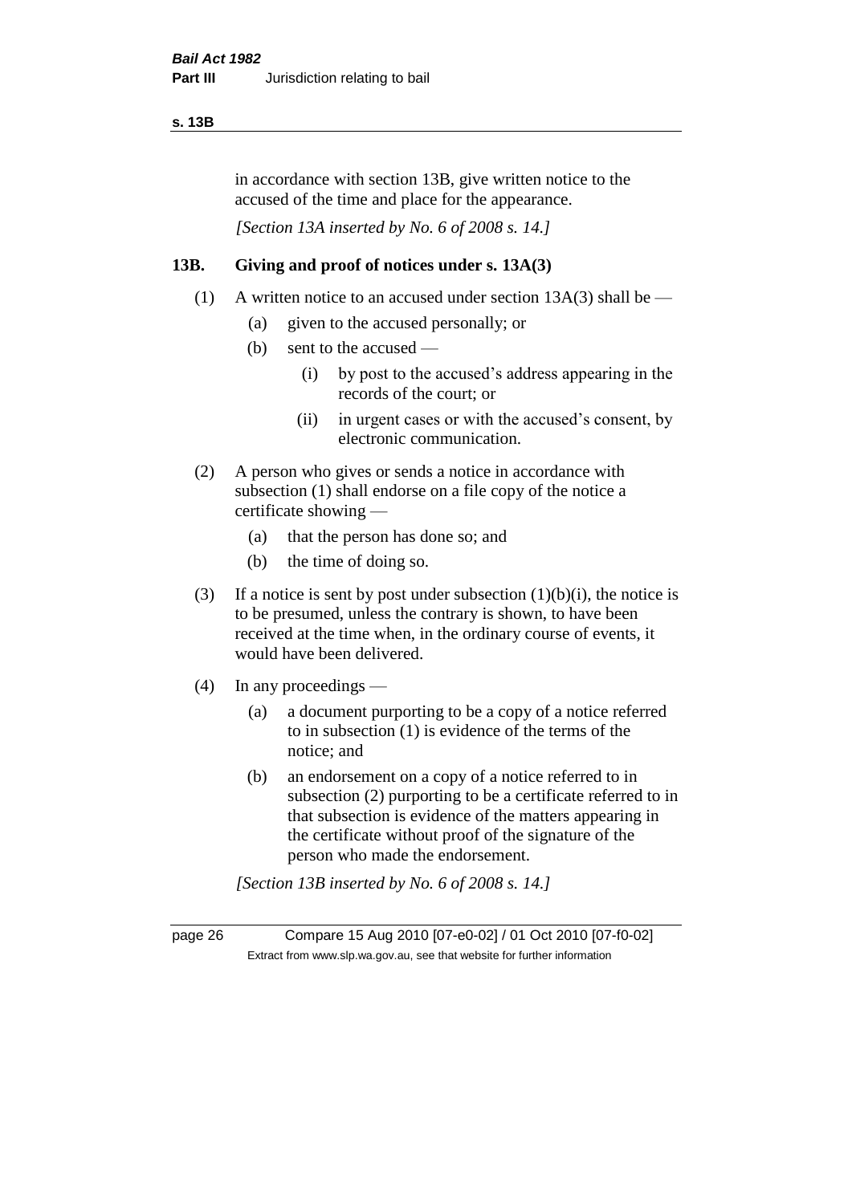in accordance with section 13B, give written notice to the accused of the time and place for the appearance.

*[Section 13A inserted by No. 6 of 2008 s. 14.]*

## 13B. Giving and proof of notices under s. 13A(3)

(1) A written notice to an accused under section 13A(3) shall be —

- (a) given to the accused personally; or
- (b) sent to the accused —
  - (i) by post to the accused's address appearing in the records of the court; or
  - (ii) in urgent cases or with the accused's consent, by electronic communication.

(2) A person who gives or sends a notice in accordance with subsection (1) shall endorse on a file copy of the notice a certificate showing —

- (a) that the person has done so; and
- (b) the time of doing so.

(3) If a notice is sent by post under subsection (1)(b)(i), the notice is to be presumed, unless the contrary is shown, to have been received at the time when, in the ordinary course of events, it would have been delivered.

(4) In any proceedings —

- (a) a document purporting to be a copy of a notice referred to in subsection (1) is evidence of the terms of the notice; and
- (b) an endorsement on a copy of a notice referred to in subsection (2) purporting to be a certificate referred to in that subsection is evidence of the matters appearing in the certificate without proof of the signature of the person who made the endorsement.

*[Section 13B inserted by No. 6 of 2008 s. 14.]*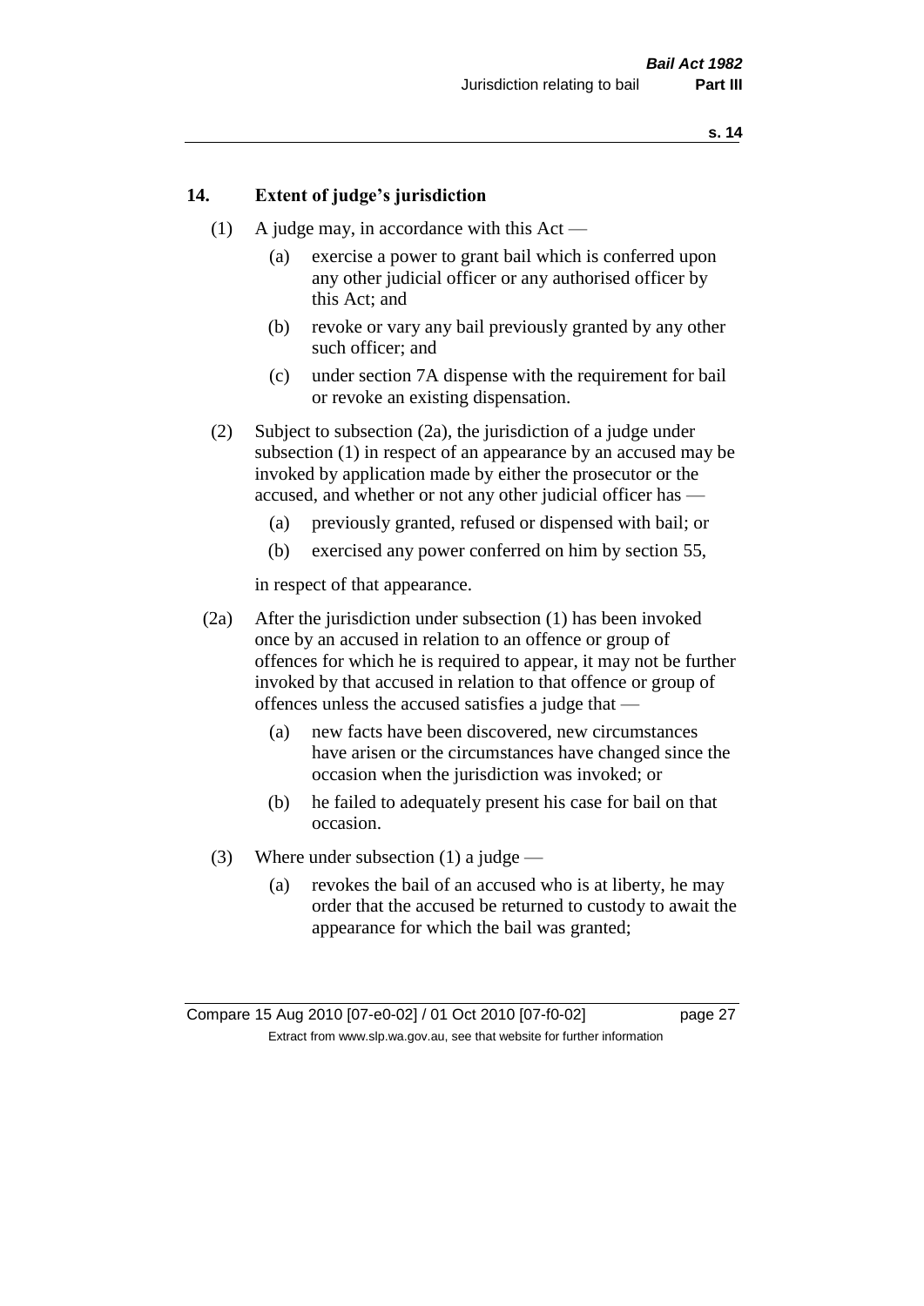## 14. Extent of judge's jurisdiction

(1) A judge may, in accordance with this Act —

   (a) exercise a power to grant bail which is conferred upon any other judicial officer or any authorised officer by this Act; and

   (b) revoke or vary any bail previously granted by any other such officer; and

   (c) under section 7A dispense with the requirement for bail or revoke an existing dispensation.

(2) Subject to subsection (2a), the jurisdiction of a judge under subsection (1) in respect of an appearance by an accused may be invoked by application made by either the prosecutor or the accused, and whether or not any other judicial officer has —

   (a) previously granted, refused or dispensed with bail; or

   (b) exercised any power conferred on him by section 55,

   in respect of that appearance.

(2a) After the jurisdiction under subsection (1) has been invoked once by an accused in relation to an offence or group of offences for which he is required to appear, it may not be further invoked by that accused in relation to that offence or group of offences unless the accused satisfies a judge that —

   (a) new facts have been discovered, new circumstances have arisen or the circumstances have changed since the occasion when the jurisdiction was invoked; or

   (b) he failed to adequately present his case for bail on that occasion.

(3) Where under subsection (1) a judge —

   (a) revokes the bail of an accused who is at liberty, he may order that the accused be returned to custody to await the appearance for which the bail was granted;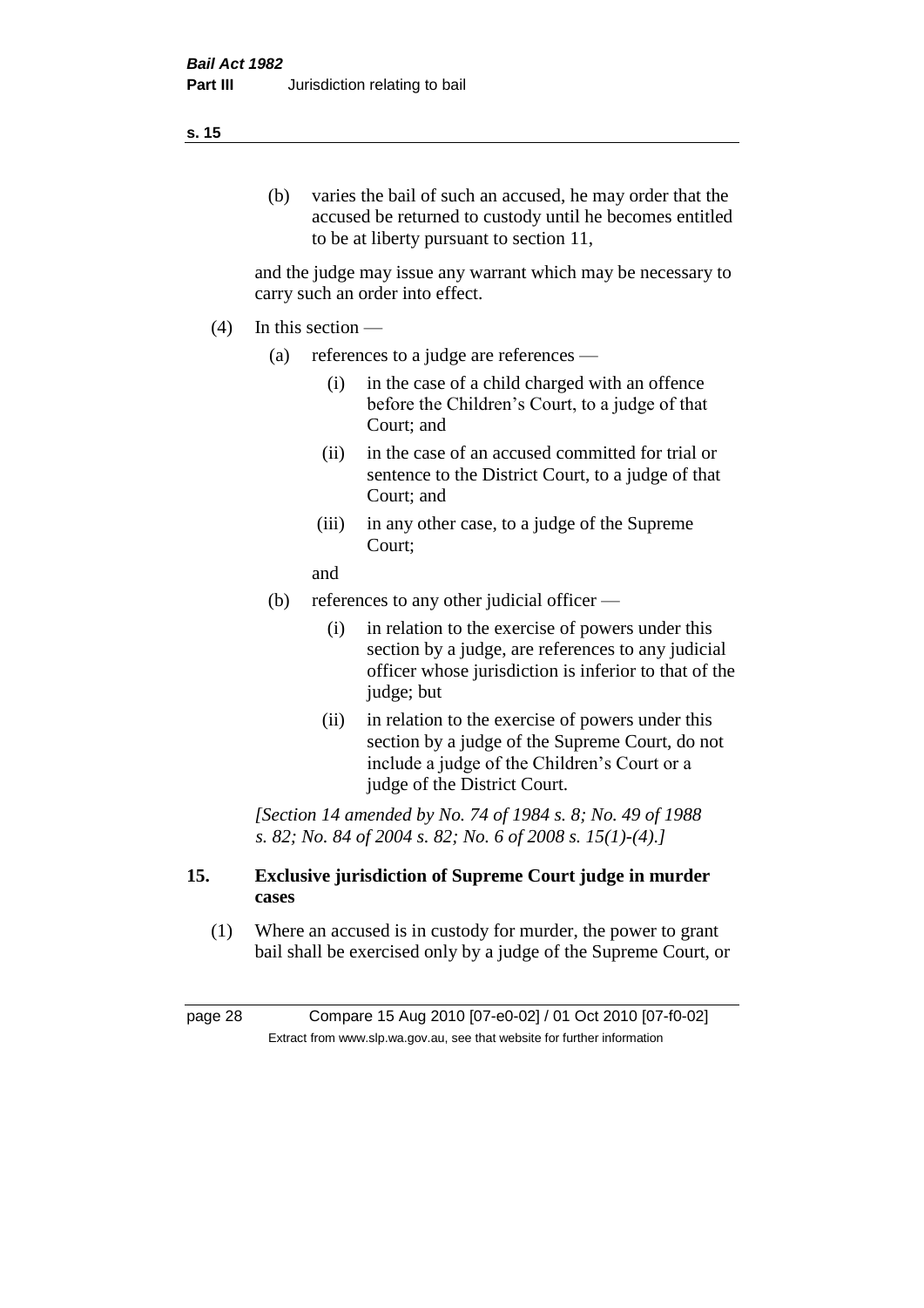(b) varies the bail of such an accused, he may order that the accused be returned to custody until he becomes entitled to be at liberty pursuant to section 11,

and the judge may issue any warrant which may be necessary to carry such an order into effect.

(4) In this section —

(a) references to a judge are references —

(i) in the case of a child charged with an offence before the Children's Court, to a judge of that Court; and

(ii) in the case of an accused committed for trial or sentence to the District Court, to a judge of that Court; and

(iii) in any other case, to a judge of the Supreme Court;

and

(b) references to any other judicial officer —

(i) in relation to the exercise of powers under this section by a judge, are references to any judicial officer whose jurisdiction is inferior to that of the judge; but

(ii) in relation to the exercise of powers under this section by a judge of the Supreme Court, do not include a judge of the Children's Court or a judge of the District Court.

*[Section 14 amended by No. 74 of 1984 s. 8; No. 49 of 1988 s. 82; No. 84 of 2004 s. 82; No. 6 of 2008 s. 15(1)-(4).]*

## 15. Exclusive jurisdiction of Supreme Court judge in murder cases

(1) Where an accused is in custody for murder, the power to grant bail shall be exercised only by a judge of the Supreme Court, or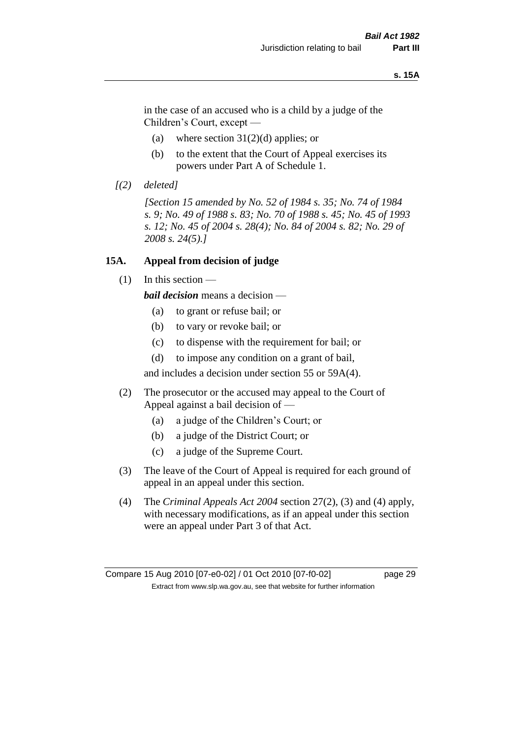in the case of an accused who is a child by a judge of the Children's Court, except —

(a) where section 31(2)(d) applies; or

(b) to the extent that the Court of Appeal exercises its powers under Part A of Schedule 1.

*[(2) deleted]*

*[Section 15 amended by No. 52 of 1984 s. 35; No. 74 of 1984 s. 9; No. 49 of 1988 s. 83; No. 70 of 1988 s. 45; No. 45 of 1993 s. 12; No. 45 of 2004 s. 28(4); No. 84 of 2004 s. 82; No. 29 of 2008 s. 24(5).]*

## 15A. Appeal from decision of judge

(1) In this section —

***bail decision*** means a decision —

(a) to grant or refuse bail; or

(b) to vary or revoke bail; or

(c) to dispense with the requirement for bail; or

(d) to impose any condition on a grant of bail,

and includes a decision under section 55 or 59A(4).

(2) The prosecutor or the accused may appeal to the Court of Appeal against a bail decision of —

(a) a judge of the Children's Court; or

(b) a judge of the District Court; or

(c) a judge of the Supreme Court.

(3) The leave of the Court of Appeal is required for each ground of appeal in an appeal under this section.

(4) The *Criminal Appeals Act 2004* section 27(2), (3) and (4) apply, with necessary modifications, as if an appeal under this section were an appeal under Part 3 of that Act.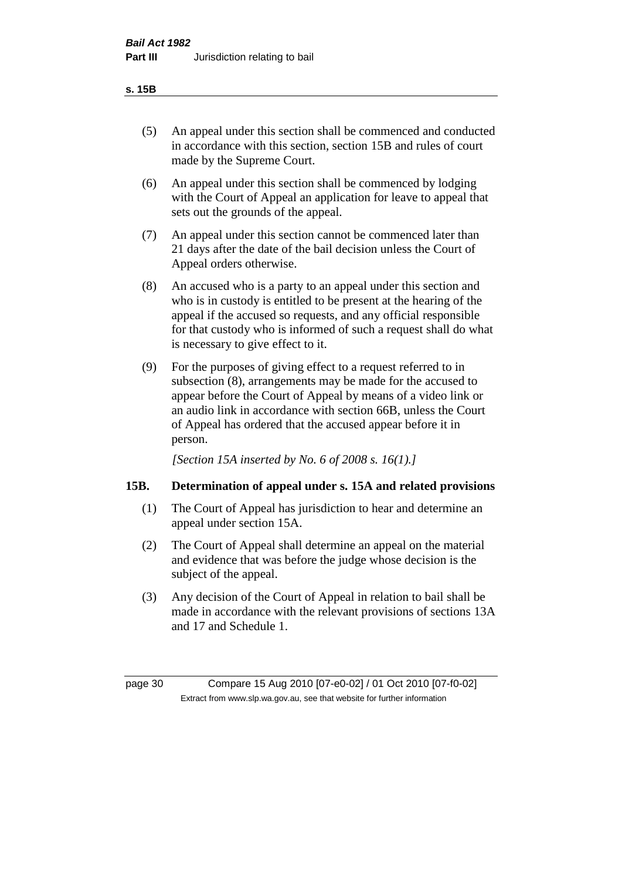(5) An appeal under this section shall be commenced and conducted in accordance with this section, section 15B and rules of court made by the Supreme Court.

(6) An appeal under this section shall be commenced by lodging with the Court of Appeal an application for leave to appeal that sets out the grounds of the appeal.

(7) An appeal under this section cannot be commenced later than 21 days after the date of the bail decision unless the Court of Appeal orders otherwise.

(8) An accused who is a party to an appeal under this section and who is in custody is entitled to be present at the hearing of the appeal if the accused so requests, and any official responsible for that custody who is informed of such a request shall do what is necessary to give effect to it.

(9) For the purposes of giving effect to a request referred to in subsection (8), arrangements may be made for the accused to appear before the Court of Appeal by means of a video link or an audio link in accordance with section 66B, unless the Court of Appeal has ordered that the accused appear before it in person.

*[Section 15A inserted by No. 6 of 2008 s. 16(1).]*

### 15B. Determination of appeal under s. 15A and related provisions

(1) The Court of Appeal has jurisdiction to hear and determine an appeal under section 15A.

(2) The Court of Appeal shall determine an appeal on the material and evidence that was before the judge whose decision is the subject of the appeal.

(3) Any decision of the Court of Appeal in relation to bail shall be made in accordance with the relevant provisions of sections 13A and 17 and Schedule 1.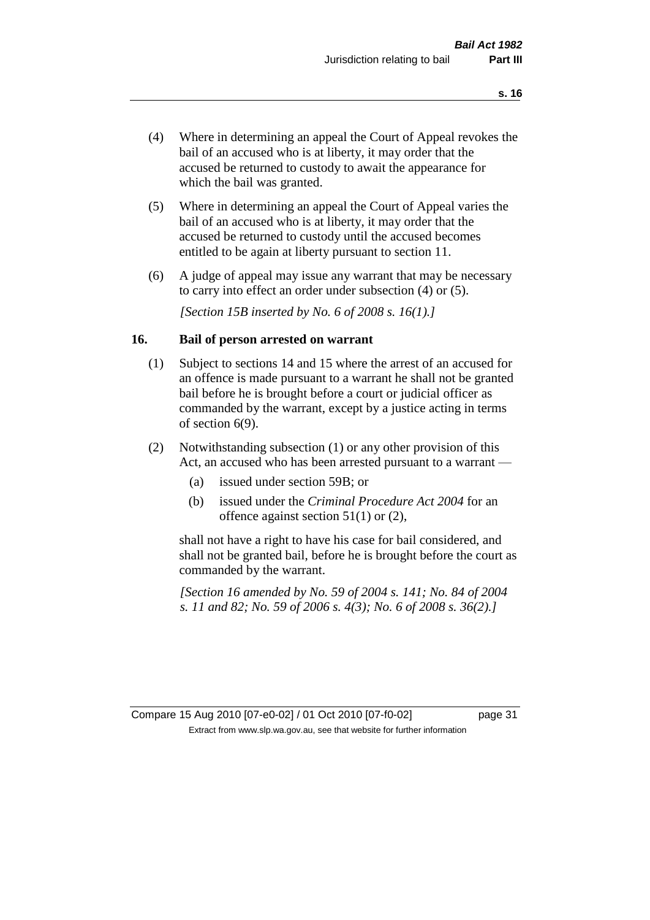(4) Where in determining an appeal the Court of Appeal revokes the bail of an accused who is at liberty, it may order that the accused be returned to custody to await the appearance for which the bail was granted.

(5) Where in determining an appeal the Court of Appeal varies the bail of an accused who is at liberty, it may order that the accused be returned to custody until the accused becomes entitled to be again at liberty pursuant to section 11.

(6) A judge of appeal may issue any warrant that may be necessary to carry into effect an order under subsection (4) or (5).

*[Section 15B inserted by No. 6 of 2008 s. 16(1).]*

## 16. Bail of person arrested on warrant

(1) Subject to sections 14 and 15 where the arrest of an accused for an offence is made pursuant to a warrant he shall not be granted bail before he is brought before a court or judicial officer as commanded by the warrant, except by a justice acting in terms of section 6(9).

(2) Notwithstanding subsection (1) or any other provision of this Act, an accused who has been arrested pursuant to a warrant —

- (a) issued under section 59B; or
- (b) issued under the *Criminal Procedure Act 2004* for an offence against section 51(1) or (2),

shall not have a right to have his case for bail considered, and shall not be granted bail, before he is brought before the court as commanded by the warrant.

*[Section 16 amended by No. 59 of 2004 s. 141; No. 84 of 2004 s. 11 and 82; No. 59 of 2006 s. 4(3); No. 6 of 2008 s. 36(2).]*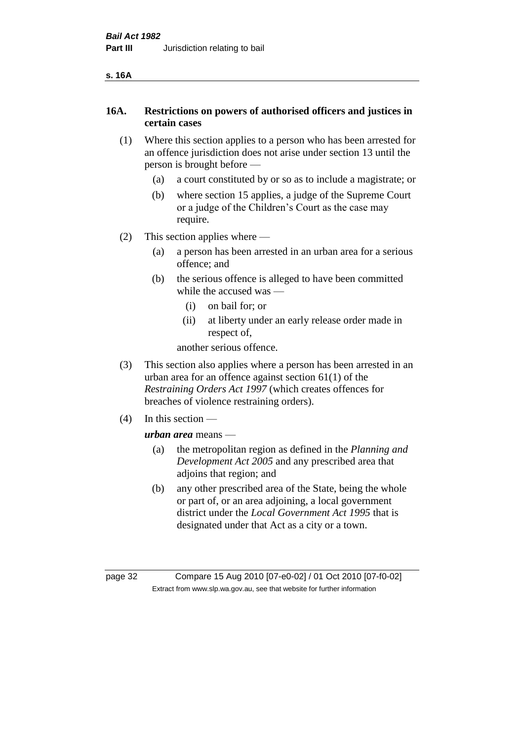## 16A. Restrictions on powers of authorised officers and justices in certain cases

(1) Where this section applies to a person who has been arrested for an offence jurisdiction does not arise under section 13 until the person is brought before —

(a) a court constituted by or so as to include a magistrate; or

(b) where section 15 applies, a judge of the Supreme Court or a judge of the Children's Court as the case may require.

(2) This section applies where —

(a) a person has been arrested in an urban area for a serious offence; and

(b) the serious offence is alleged to have been committed while the accused was —

(i) on bail for; or

(ii) at liberty under an early release order made in respect of,

another serious offence.

(3) This section also applies where a person has been arrested in an urban area for an offence against section 61(1) of the *Restraining Orders Act 1997* (which creates offences for breaches of violence restraining orders).

(4) In this section —

***urban area*** means —

(a) the metropolitan region as defined in the *Planning and Development Act 2005* and any prescribed area that adjoins that region; and

(b) any other prescribed area of the State, being the whole or part of, or an area adjoining, a local government district under the *Local Government Act 1995* that is designated under that Act as a city or a town.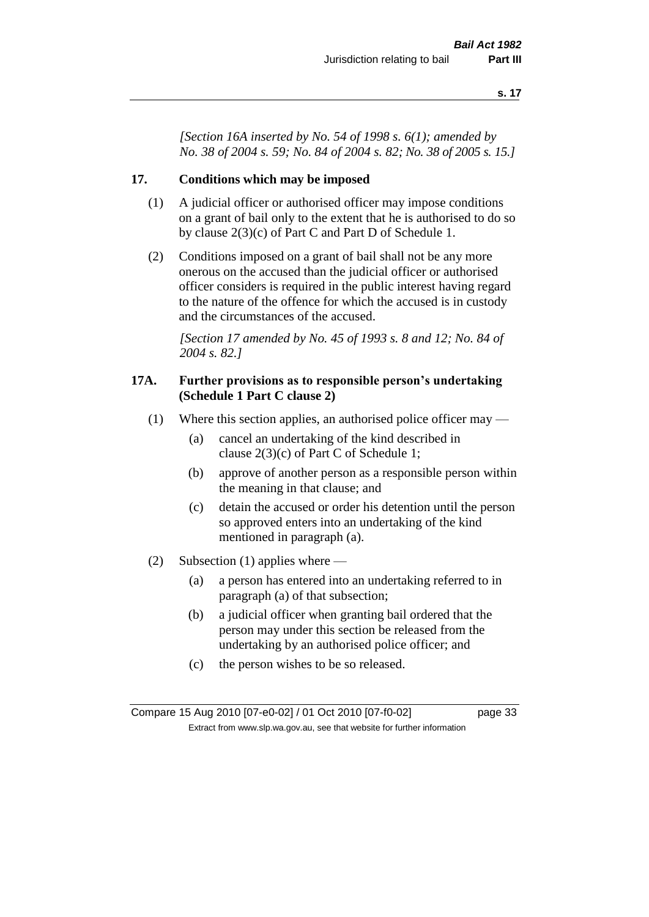*[Section 16A inserted by No. 54 of 1998 s. 6(1); amended by No. 38 of 2004 s. 59; No. 84 of 2004 s. 82; No. 38 of 2005 s. 15.]*

## 17. Conditions which may be imposed

(1) A judicial officer or authorised officer may impose conditions on a grant of bail only to the extent that he is authorised to do so by clause 2(3)(c) of Part C and Part D of Schedule 1.

(2) Conditions imposed on a grant of bail shall not be any more onerous on the accused than the judicial officer or authorised officer considers is required in the public interest having regard to the nature of the offence for which the accused is in custody and the circumstances of the accused.

*[Section 17 amended by No. 45 of 1993 s. 8 and 12; No. 84 of 2004 s. 82.]*

## 17A. Further provisions as to responsible person's undertaking (Schedule 1 Part C clause 2)

(1) Where this section applies, an authorised police officer may —

- (a) cancel an undertaking of the kind described in clause 2(3)(c) of Part C of Schedule 1;
- (b) approve of another person as a responsible person within the meaning in that clause; and
- (c) detain the accused or order his detention until the person so approved enters into an undertaking of the kind mentioned in paragraph (a).

(2) Subsection (1) applies where —

- (a) a person has entered into an undertaking referred to in paragraph (a) of that subsection;
- (b) a judicial officer when granting bail ordered that the person may under this section be released from the undertaking by an authorised police officer; and
- (c) the person wishes to be so released.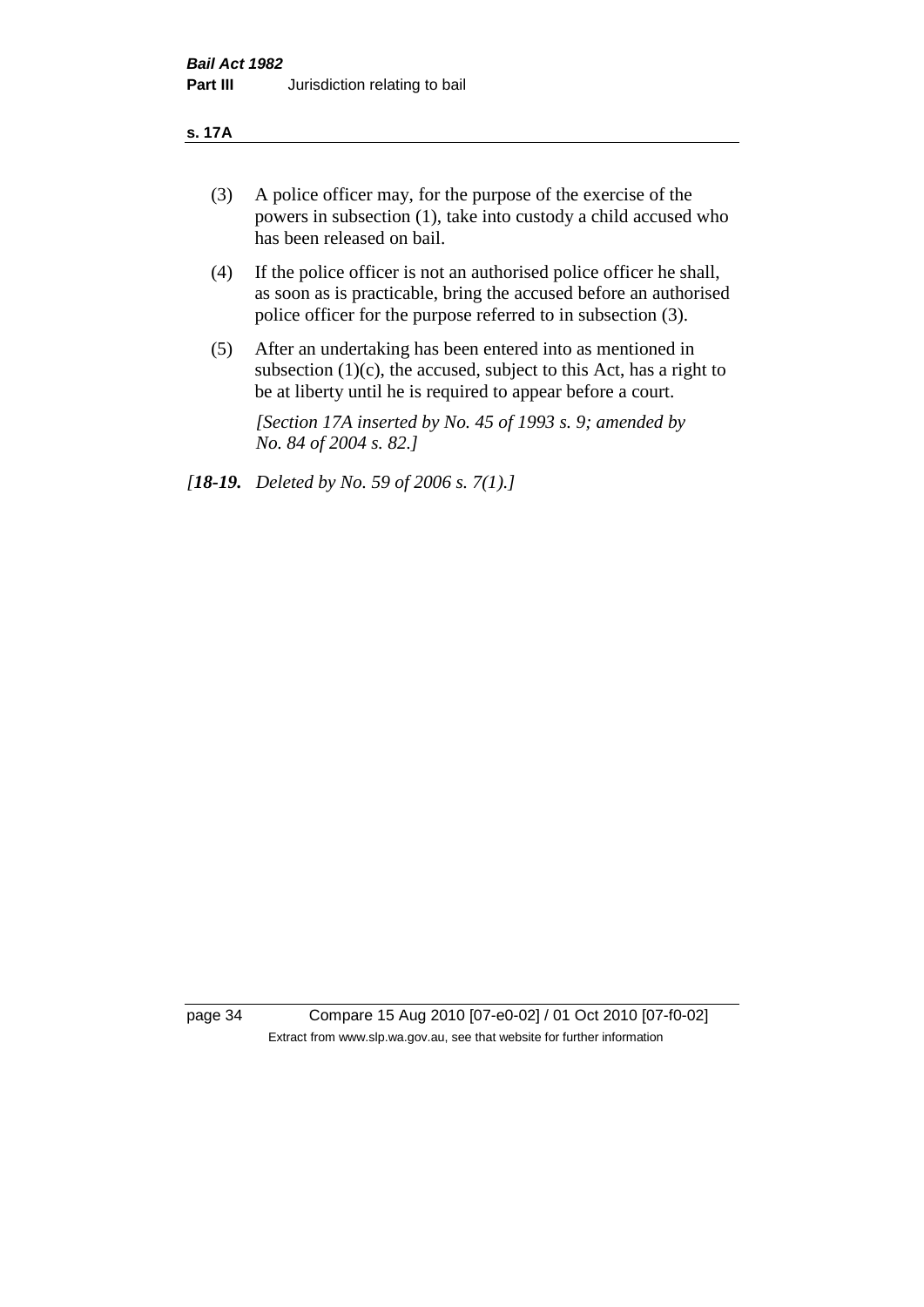(3) A police officer may, for the purpose of the exercise of the powers in subsection (1), take into custody a child accused who has been released on bail.

(4) If the police officer is not an authorised police officer he shall, as soon as is practicable, bring the accused before an authorised police officer for the purpose referred to in subsection (3).

(5) After an undertaking has been entered into as mentioned in subsection (1)(c), the accused, subject to this Act, has a right to be at liberty until he is required to appear before a court.

*[Section 17A inserted by No. 45 of 1993 s. 9; amended by No. 84 of 2004 s. 82.]*

*[**18-19.** Deleted by No. 59 of 2006 s. 7(1).]*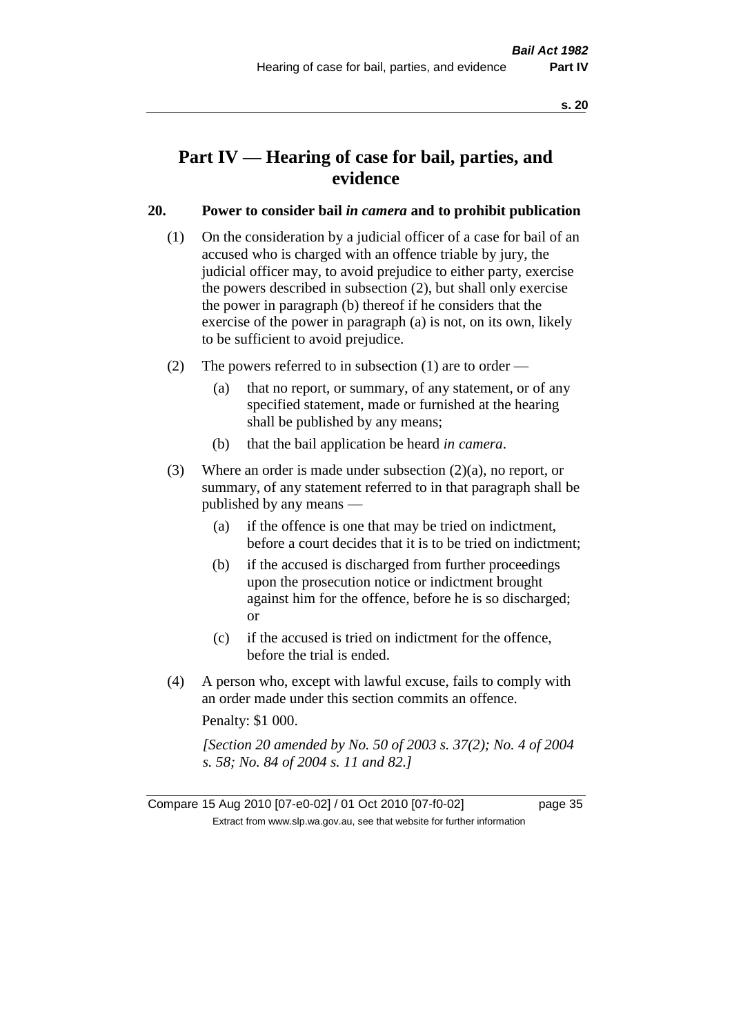# Part IV — Hearing of case for bail, parties, and evidence

## 20. Power to consider bail *in camera* and to prohibit publication

(1) On the consideration by a judicial officer of a case for bail of an accused who is charged with an offence triable by jury, the judicial officer may, to avoid prejudice to either party, exercise the powers described in subsection (2), but shall only exercise the power in paragraph (b) thereof if he considers that the exercise of the power in paragraph (a) is not, on its own, likely to be sufficient to avoid prejudice.

(2) The powers referred to in subsection (1) are to order —

- (a) that no report, or summary, of any statement, or of any specified statement, made or furnished at the hearing shall be published by any means;
- (b) that the bail application be heard *in camera*.

(3) Where an order is made under subsection (2)(a), no report, or summary, of any statement referred to in that paragraph shall be published by any means —

- (a) if the offence is one that may be tried on indictment, before a court decides that it is to be tried on indictment;
- (b) if the accused is discharged from further proceedings upon the prosecution notice or indictment brought against him for the offence, before he is so discharged; or
- (c) if the accused is tried on indictment for the offence, before the trial is ended.

(4) A person who, except with lawful excuse, fails to comply with an order made under this section commits an offence.

Penalty: $1 000.

*[Section 20 amended by No. 50 of 2003 s. 37(2); No. 4 of 2004 s. 58; No. 84 of 2004 s. 11 and 82.]*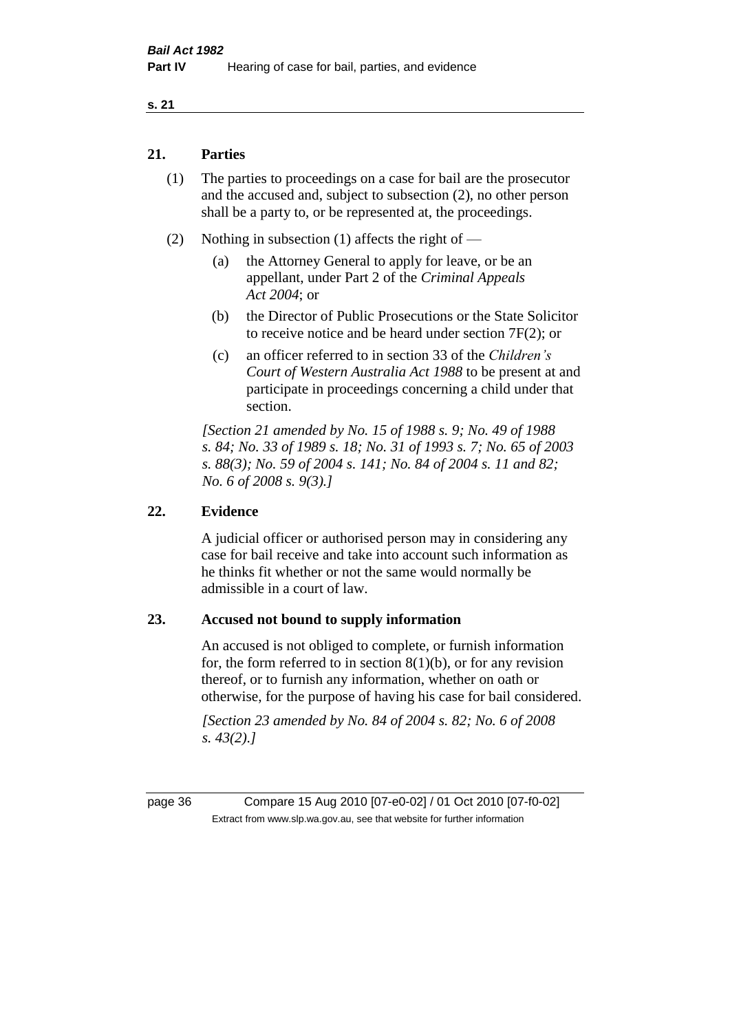## 21. Parties

(1) The parties to proceedings on a case for bail are the prosecutor and the accused and, subject to subsection (2), no other person shall be a party to, or be represented at, the proceedings.

(2) Nothing in subsection (1) affects the right of —

(a) the Attorney General to apply for leave, or be an appellant, under Part 2 of the *Criminal Appeals Act 2004*; or

(b) the Director of Public Prosecutions or the State Solicitor to receive notice and be heard under section 7F(2); or

(c) an officer referred to in section 33 of the *Children's Court of Western Australia Act 1988* to be present at and participate in proceedings concerning a child under that section.

*[Section 21 amended by No. 15 of 1988 s. 9; No. 49 of 1988 s. 84; No. 33 of 1989 s. 18; No. 31 of 1993 s. 7; No. 65 of 2003 s. 88(3); No. 59 of 2004 s. 141; No. 84 of 2004 s. 11 and 82; No. 6 of 2008 s. 9(3).]*

## 22. Evidence

A judicial officer or authorised person may in considering any case for bail receive and take into account such information as he thinks fit whether or not the same would normally be admissible in a court of law.

## 23. Accused not bound to supply information

An accused is not obliged to complete, or furnish information for, the form referred to in section 8(1)(b), or for any revision thereof, or to furnish any information, whether on oath or otherwise, for the purpose of having his case for bail considered.

*[Section 23 amended by No. 84 of 2004 s. 82; No. 6 of 2008 s. 43(2).]*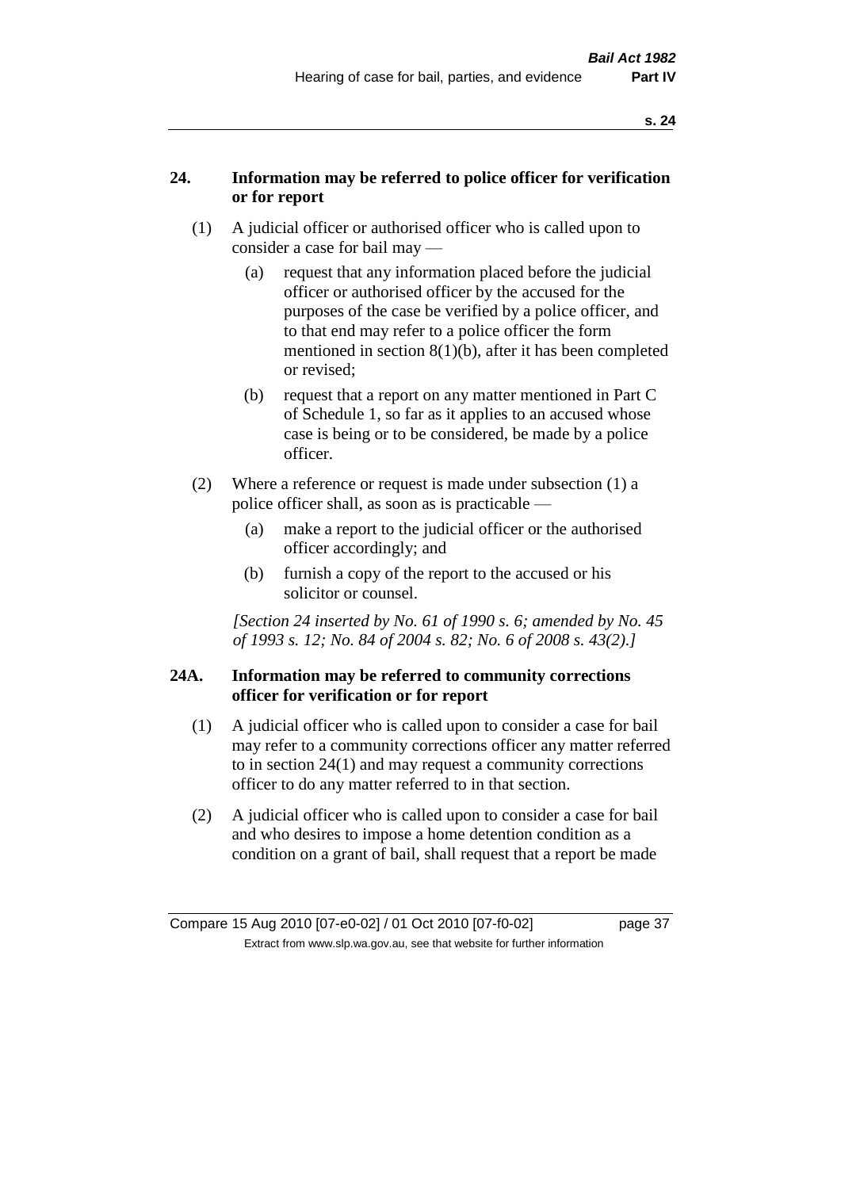## 24. Information may be referred to police officer for verification or for report

(1) A judicial officer or authorised officer who is called upon to consider a case for bail may —

(a) request that any information placed before the judicial officer or authorised officer by the accused for the purposes of the case be verified by a police officer, and to that end may refer to a police officer the form mentioned in section 8(1)(b), after it has been completed or revised;

(b) request that a report on any matter mentioned in Part C of Schedule 1, so far as it applies to an accused whose case is being or to be considered, be made by a police officer.

(2) Where a reference or request is made under subsection (1) a police officer shall, as soon as is practicable —

(a) make a report to the judicial officer or the authorised officer accordingly; and

(b) furnish a copy of the report to the accused or his solicitor or counsel.

*[Section 24 inserted by No. 61 of 1990 s. 6; amended by No. 45 of 1993 s. 12; No. 84 of 2004 s. 82; No. 6 of 2008 s. 43(2).]*

## 24A. Information may be referred to community corrections officer for verification or for report

(1) A judicial officer who is called upon to consider a case for bail may refer to a community corrections officer any matter referred to in section 24(1) and may request a community corrections officer to do any matter referred to in that section.

(2) A judicial officer who is called upon to consider a case for bail and who desires to impose a home detention condition as a condition on a grant of bail, shall request that a report be made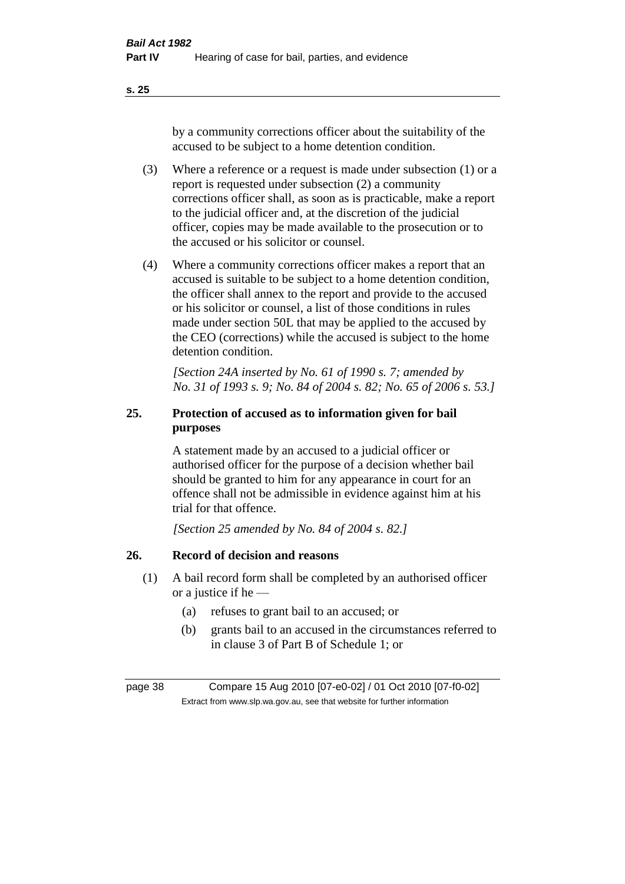by a community corrections officer about the suitability of the accused to be subject to a home detention condition.

(3) Where a reference or a request is made under subsection (1) or a report is requested under subsection (2) a community corrections officer shall, as soon as is practicable, make a report to the judicial officer and, at the discretion of the judicial officer, copies may be made available to the prosecution or to the accused or his solicitor or counsel.

(4) Where a community corrections officer makes a report that an accused is suitable to be subject to a home detention condition, the officer shall annex to the report and provide to the accused or his solicitor or counsel, a list of those conditions in rules made under section 50L that may be applied to the accused by the CEO (corrections) while the accused is subject to the home detention condition.

*[Section 24A inserted by No. 61 of 1990 s. 7; amended by No. 31 of 1993 s. 9; No. 84 of 2004 s. 82; No. 65 of 2006 s. 53.]*

## 25. Protection of accused as to information given for bail purposes

A statement made by an accused to a judicial officer or authorised officer for the purpose of a decision whether bail should be granted to him for any appearance in court for an offence shall not be admissible in evidence against him at his trial for that offence.

*[Section 25 amended by No. 84 of 2004 s. 82.]*

## 26. Record of decision and reasons

(1) A bail record form shall be completed by an authorised officer or a justice if he —

(a) refuses to grant bail to an accused; or

(b) grants bail to an accused in the circumstances referred to in clause 3 of Part B of Schedule 1; or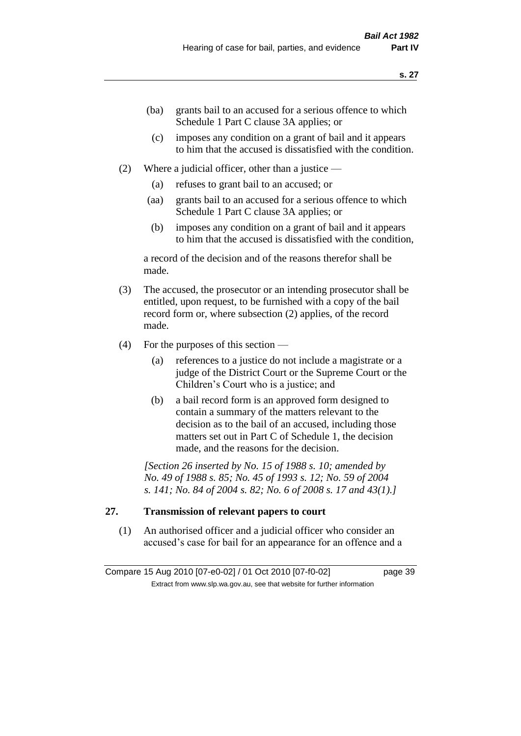(ba) grants bail to an accused for a serious offence to which Schedule 1 Part C clause 3A applies; or

(c) imposes any condition on a grant of bail and it appears to him that the accused is dissatisfied with the condition.

(2) Where a judicial officer, other than a justice —

(a) refuses to grant bail to an accused; or

(aa) grants bail to an accused for a serious offence to which Schedule 1 Part C clause 3A applies; or

(b) imposes any condition on a grant of bail and it appears to him that the accused is dissatisfied with the condition,

a record of the decision and of the reasons therefor shall be made.

(3) The accused, the prosecutor or an intending prosecutor shall be entitled, upon request, to be furnished with a copy of the bail record form or, where subsection (2) applies, of the record made.

(4) For the purposes of this section —

(a) references to a justice do not include a magistrate or a judge of the District Court or the Supreme Court or the Children's Court who is a justice; and

(b) a bail record form is an approved form designed to contain a summary of the matters relevant to the decision as to the bail of an accused, including those matters set out in Part C of Schedule 1, the decision made, and the reasons for the decision.

*[Section 26 inserted by No. 15 of 1988 s. 10; amended by No. 49 of 1988 s. 85; No. 45 of 1993 s. 12; No. 59 of 2004 s. 141; No. 84 of 2004 s. 82; No. 6 of 2008 s. 17 and 43(1).]*

## 27. Transmission of relevant papers to court

(1) An authorised officer and a judicial officer who consider an accused's case for bail for an appearance for an offence and a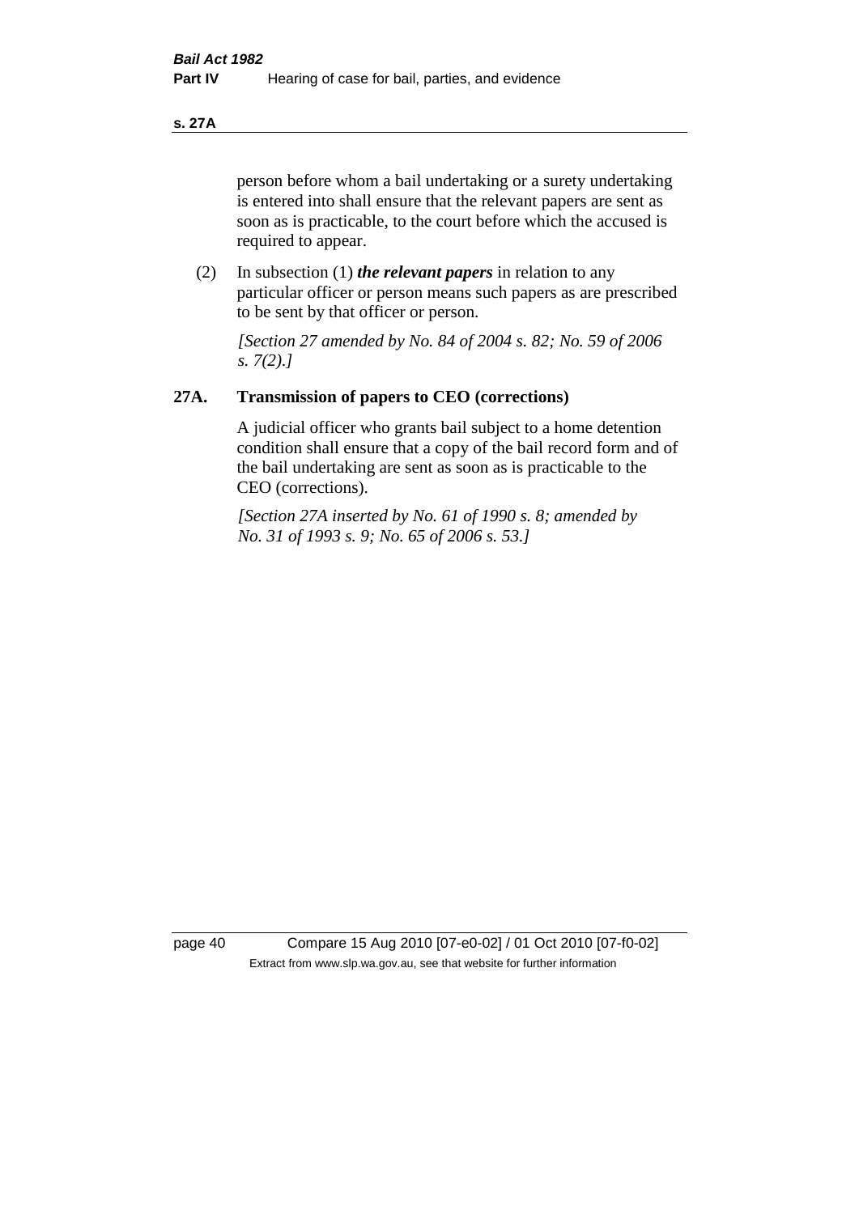person before whom a bail undertaking or a surety undertaking is entered into shall ensure that the relevant papers are sent as soon as is practicable, to the court before which the accused is required to appear.

(2) In subsection (1) ***the relevant papers*** in relation to any particular officer or person means such papers as are prescribed to be sent by that officer or person.

*[Section 27 amended by No. 84 of 2004 s. 82; No. 59 of 2006 s. 7(2).]*

## 27A. Transmission of papers to CEO (corrections)

A judicial officer who grants bail subject to a home detention condition shall ensure that a copy of the bail record form and of the bail undertaking are sent as soon as is practicable to the CEO (corrections).

*[Section 27A inserted by No. 61 of 1990 s. 8; amended by No. 31 of 1993 s. 9; No. 65 of 2006 s. 53.]*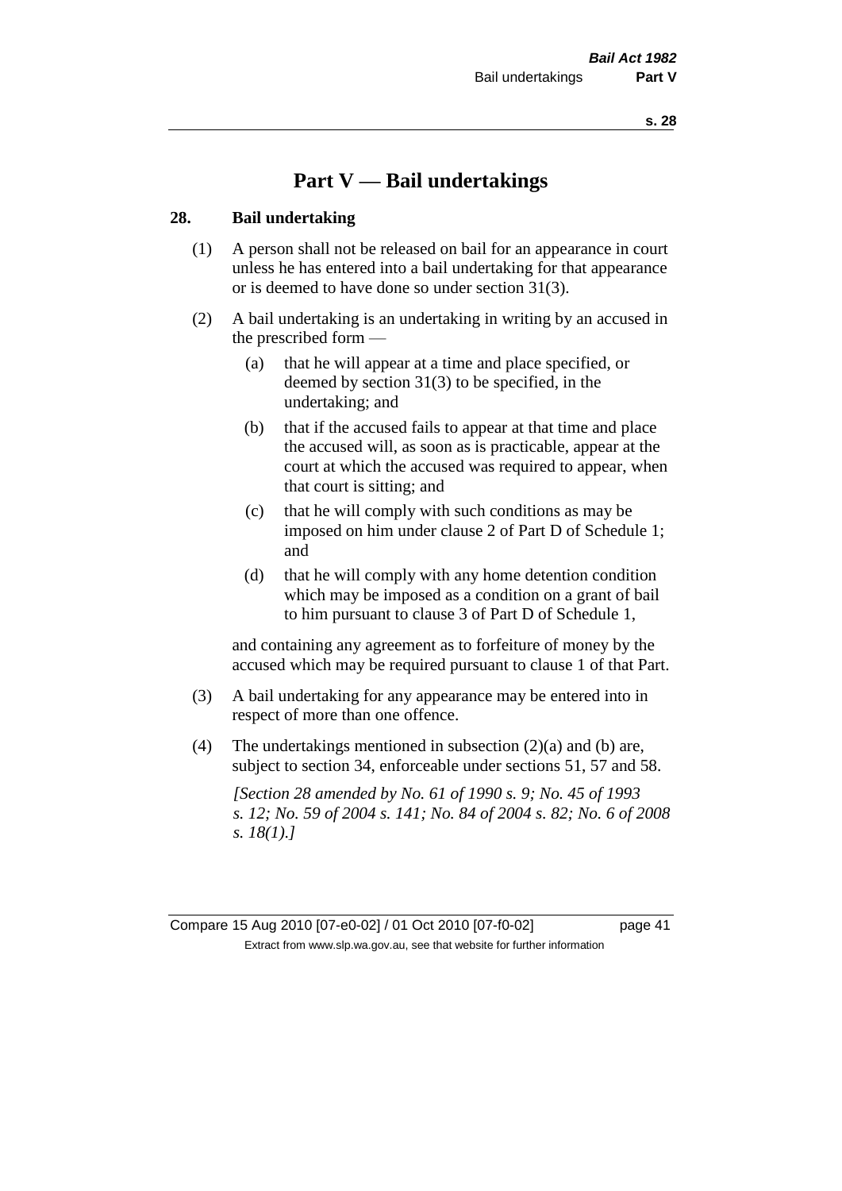# Part V — Bail undertakings

## 28. Bail undertaking

(1) A person shall not be released on bail for an appearance in court unless he has entered into a bail undertaking for that appearance or is deemed to have done so under section 31(3).

(2) A bail undertaking is an undertaking in writing by an accused in the prescribed form —

- (a) that he will appear at a time and place specified, or deemed by section 31(3) to be specified, in the undertaking; and
- (b) that if the accused fails to appear at that time and place the accused will, as soon as is practicable, appear at the court at which the accused was required to appear, when that court is sitting; and
- (c) that he will comply with such conditions as may be imposed on him under clause 2 of Part D of Schedule 1; and
- (d) that he will comply with any home detention condition which may be imposed as a condition on a grant of bail to him pursuant to clause 3 of Part D of Schedule 1,

and containing any agreement as to forfeiture of money by the accused which may be required pursuant to clause 1 of that Part.

(3) A bail undertaking for any appearance may be entered into in respect of more than one offence.

(4) The undertakings mentioned in subsection (2)(a) and (b) are, subject to section 34, enforceable under sections 51, 57 and 58.

*[Section 28 amended by No. 61 of 1990 s. 9; No. 45 of 1993 s. 12; No. 59 of 2004 s. 141; No. 84 of 2004 s. 82; No. 6 of 2008 s. 18(1).]*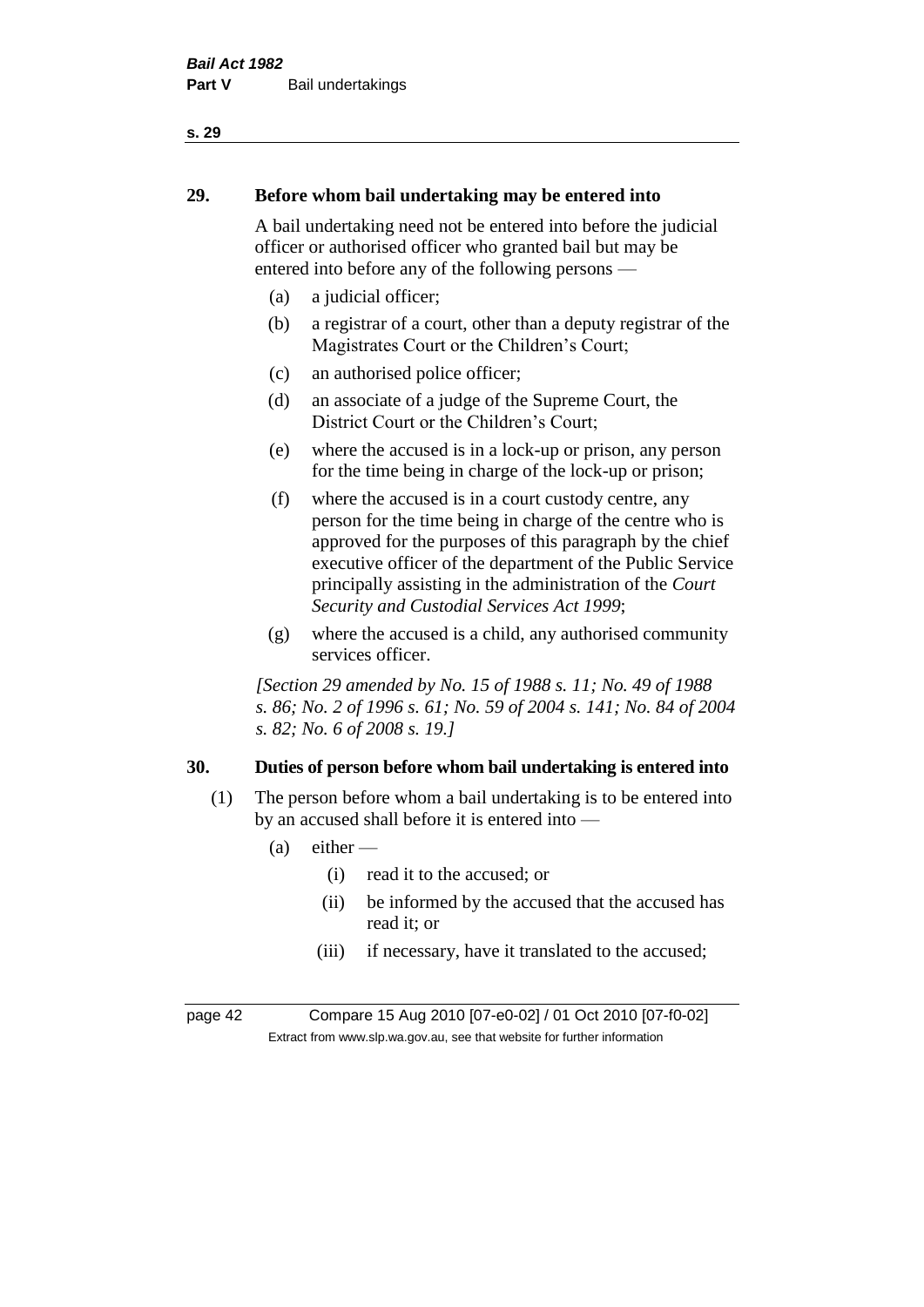## 29. Before whom bail undertaking may be entered into

A bail undertaking need not be entered into before the judicial officer or authorised officer who granted bail but may be entered into before any of the following persons —

(a) a judicial officer;

(b) a registrar of a court, other than a deputy registrar of the Magistrates Court or the Children's Court;

(c) an authorised police officer;

(d) an associate of a judge of the Supreme Court, the District Court or the Children's Court;

(e) where the accused is in a lock-up or prison, any person for the time being in charge of the lock-up or prison;

(f) where the accused is in a court custody centre, any person for the time being in charge of the centre who is approved for the purposes of this paragraph by the chief executive officer of the department of the Public Service principally assisting in the administration of the *Court Security and Custodial Services Act 1999*;

(g) where the accused is a child, any authorised community services officer.

*[Section 29 amended by No. 15 of 1988 s. 11; No. 49 of 1988 s. 86; No. 2 of 1996 s. 61; No. 59 of 2004 s. 141; No. 84 of 2004 s. 82; No. 6 of 2008 s. 19.]*

## 30. Duties of person before whom bail undertaking is entered into

(1) The person before whom a bail undertaking is to be entered into by an accused shall before it is entered into —

(a) either —

(i) read it to the accused; or

(ii) be informed by the accused that the accused has read it; or

(iii) if necessary, have it translated to the accused;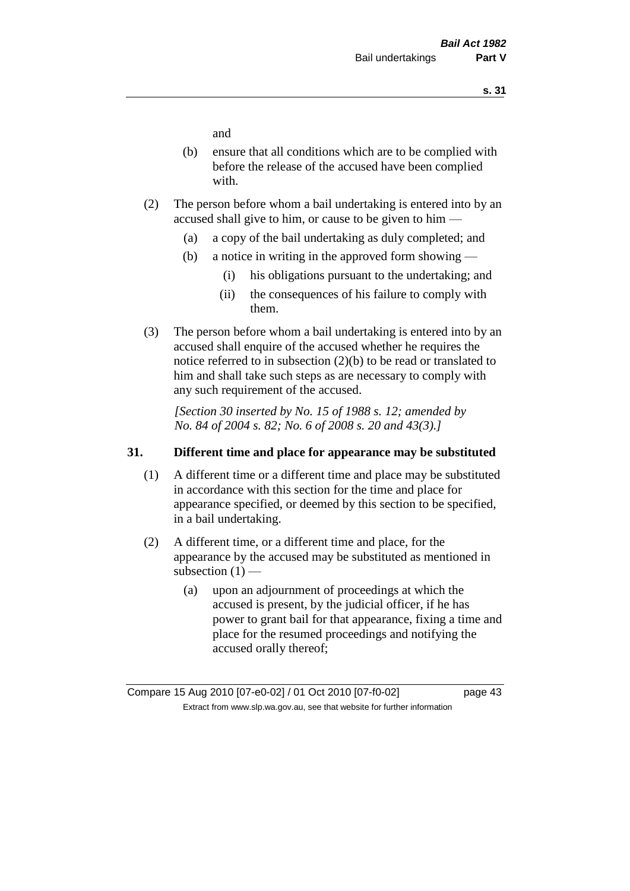and

(b) ensure that all conditions which are to be complied with before the release of the accused have been complied with.

(2) The person before whom a bail undertaking is entered into by an accused shall give to him, or cause to be given to him —

(a) a copy of the bail undertaking as duly completed; and

(b) a notice in writing in the approved form showing —

(i) his obligations pursuant to the undertaking; and

(ii) the consequences of his failure to comply with them.

(3) The person before whom a bail undertaking is entered into by an accused shall enquire of the accused whether he requires the notice referred to in subsection (2)(b) to be read or translated to him and shall take such steps as are necessary to comply with any such requirement of the accused.

*[Section 30 inserted by No. 15 of 1988 s. 12; amended by No. 84 of 2004 s. 82; No. 6 of 2008 s. 20 and 43(3).]*

## 31. Different time and place for appearance may be substituted

(1) A different time or a different time and place may be substituted in accordance with this section for the time and place for appearance specified, or deemed by this section to be specified, in a bail undertaking.

(2) A different time, or a different time and place, for the appearance by the accused may be substituted as mentioned in subsection (1) —

(a) upon an adjournment of proceedings at which the accused is present, by the judicial officer, if he has power to grant bail for that appearance, fixing a time and place for the resumed proceedings and notifying the accused orally thereof;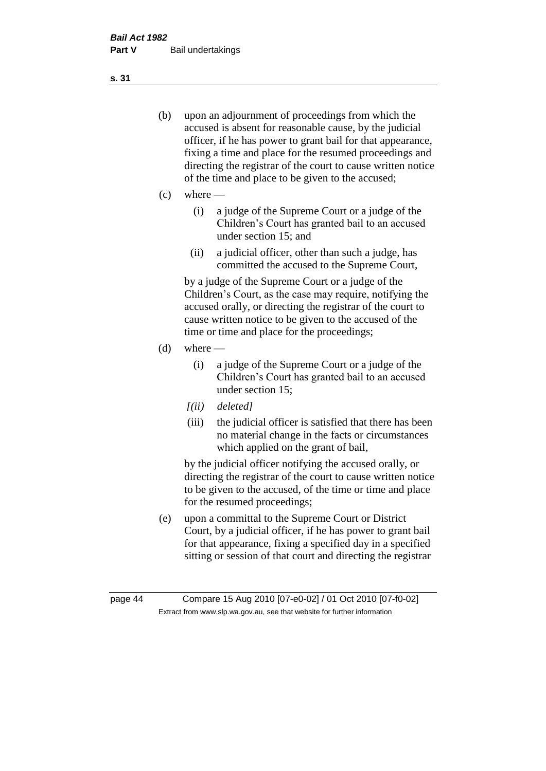(b) upon an adjournment of proceedings from which the accused is absent for reasonable cause, by the judicial officer, if he has power to grant bail for that appearance, fixing a time and place for the resumed proceedings and directing the registrar of the court to cause written notice of the time and place to be given to the accused;

(c) where —

  (i) a judge of the Supreme Court or a judge of the Children's Court has granted bail to an accused under section 15; and

  (ii) a judicial officer, other than such a judge, has committed the accused to the Supreme Court,

  by a judge of the Supreme Court or a judge of the Children's Court, as the case may require, notifying the accused orally, or directing the registrar of the court to cause written notice to be given to the accused of the time or time and place for the proceedings;

(d) where —

  (i) a judge of the Supreme Court or a judge of the Children's Court has granted bail to an accused under section 15;

  *[(ii) deleted]*

  (iii) the judicial officer is satisfied that there has been no material change in the facts or circumstances which applied on the grant of bail,

  by the judicial officer notifying the accused orally, or directing the registrar of the court to cause written notice to be given to the accused, of the time or time and place for the resumed proceedings;

(e) upon a committal to the Supreme Court or District Court, by a judicial officer, if he has power to grant bail for that appearance, fixing a specified day in a specified sitting or session of that court and directing the registrar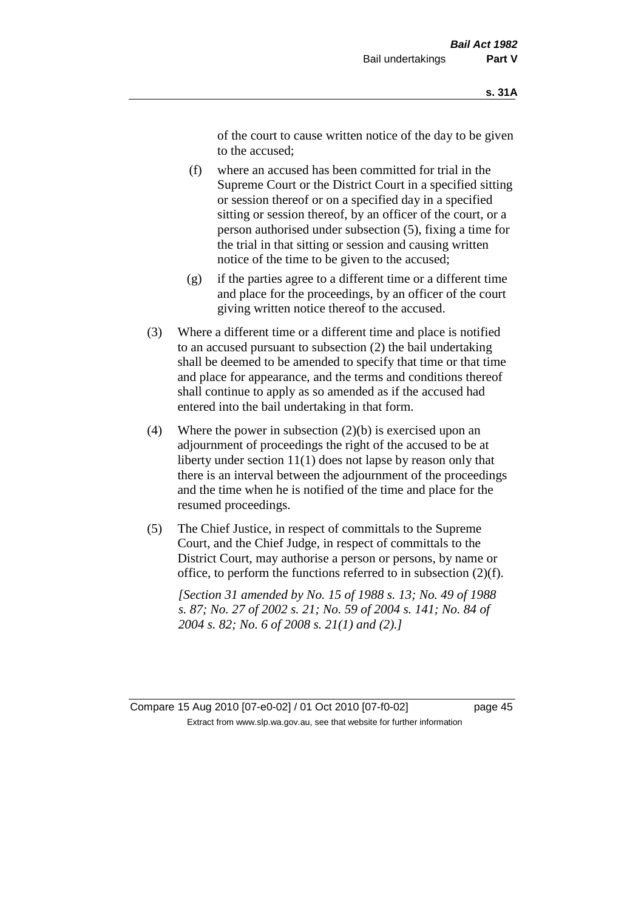of the court to cause written notice of the day to be given to the accused;

(f) where an accused has been committed for trial in the Supreme Court or the District Court in a specified sitting or session thereof or on a specified day in a specified sitting or session thereof, by an officer of the court, or a person authorised under subsection (5), fixing a time for the trial in that sitting or session and causing written notice of the time to be given to the accused;

(g) if the parties agree to a different time or a different time and place for the proceedings, by an officer of the court giving written notice thereof to the accused.

(3) Where a different time or a different time and place is notified to an accused pursuant to subsection (2) the bail undertaking shall be deemed to be amended to specify that time or that time and place for appearance, and the terms and conditions thereof shall continue to apply as so amended as if the accused had entered into the bail undertaking in that form.

(4) Where the power in subsection (2)(b) is exercised upon an adjournment of proceedings the right of the accused to be at liberty under section 11(1) does not lapse by reason only that there is an interval between the adjournment of the proceedings and the time when he is notified of the time and place for the resumed proceedings.

(5) The Chief Justice, in respect of committals to the Supreme Court, and the Chief Judge, in respect of committals to the District Court, may authorise a person or persons, by name or office, to perform the functions referred to in subsection (2)(f).

*[Section 31 amended by No. 15 of 1988 s. 13; No. 49 of 1988 s. 87; No. 27 of 2002 s. 21; No. 59 of 2004 s. 141; No. 84 of 2004 s. 82; No. 6 of 2008 s. 21(1) and (2).]*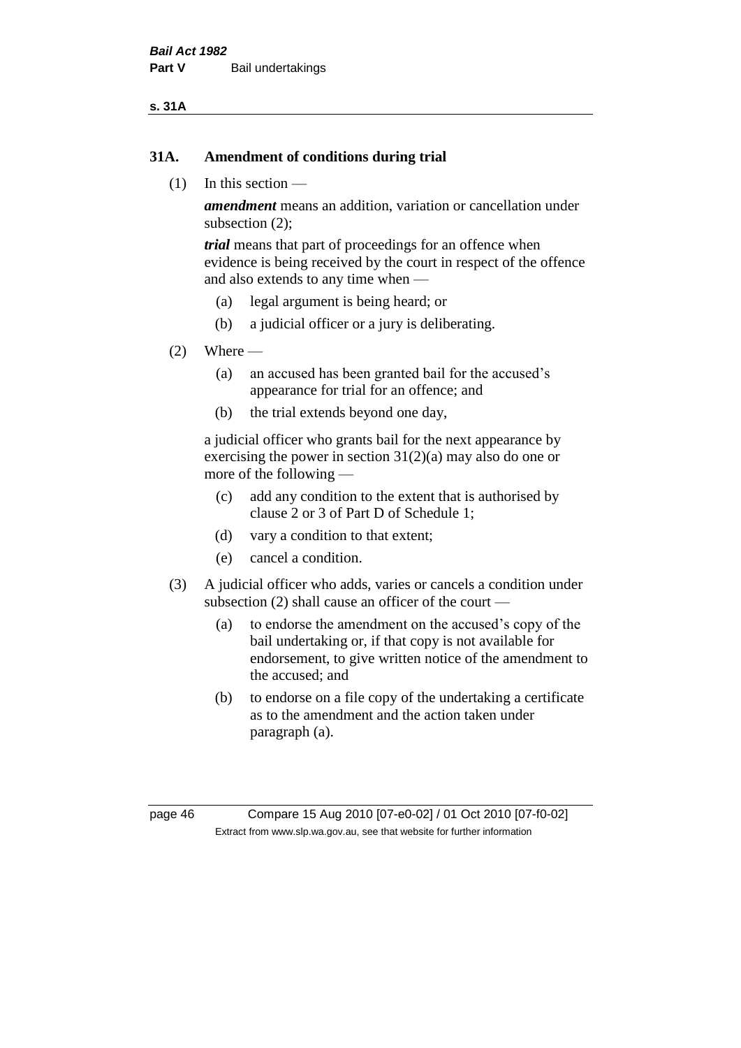## 31A. Amendment of conditions during trial

(1) In this section —

***amendment*** means an addition, variation or cancellation under subsection (2);

***trial*** means that part of proceedings for an offence when evidence is being received by the court in respect of the offence and also extends to any time when —

  (a) legal argument is being heard; or

  (b) a judicial officer or a jury is deliberating.

(2) Where —

  (a) an accused has been granted bail for the accused's appearance for trial for an offence; and

  (b) the trial extends beyond one day,

a judicial officer who grants bail for the next appearance by exercising the power in section 31(2)(a) may also do one or more of the following —

  (c) add any condition to the extent that is authorised by clause 2 or 3 of Part D of Schedule 1;

  (d) vary a condition to that extent;

  (e) cancel a condition.

(3) A judicial officer who adds, varies or cancels a condition under subsection (2) shall cause an officer of the court —

  (a) to endorse the amendment on the accused's copy of the bail undertaking or, if that copy is not available for endorsement, to give written notice of the amendment to the accused; and

  (b) to endorse on a file copy of the undertaking a certificate as to the amendment and the action taken under paragraph (a).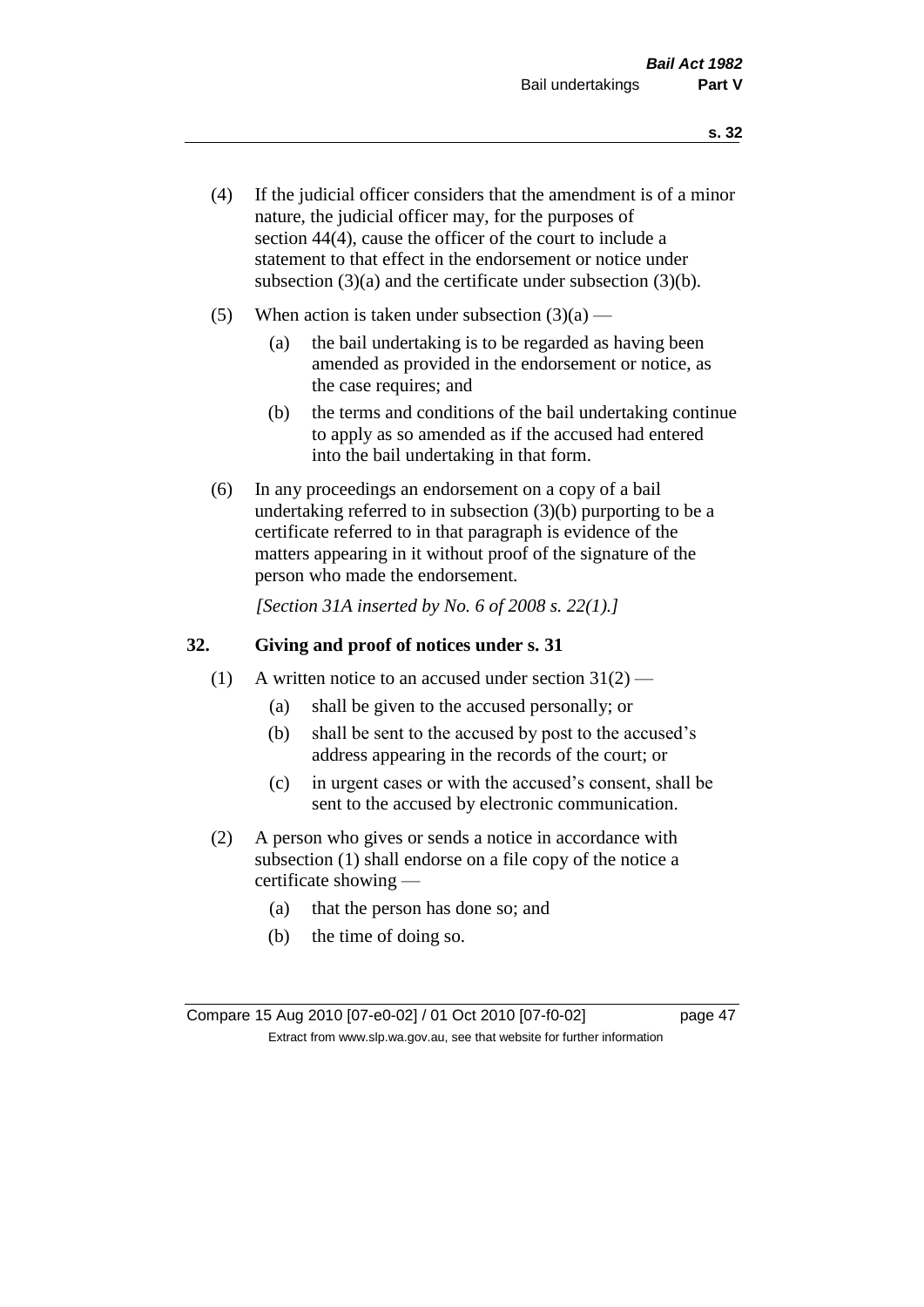(4) If the judicial officer considers that the amendment is of a minor nature, the judicial officer may, for the purposes of section 44(4), cause the officer of the court to include a statement to that effect in the endorsement or notice under subsection (3)(a) and the certificate under subsection (3)(b).

(5) When action is taken under subsection (3)(a) —

 (a) the bail undertaking is to be regarded as having been amended as provided in the endorsement or notice, as the case requires; and

 (b) the terms and conditions of the bail undertaking continue to apply as so amended as if the accused had entered into the bail undertaking in that form.

(6) In any proceedings an endorsement on a copy of a bail undertaking referred to in subsection (3)(b) purporting to be a certificate referred to in that paragraph is evidence of the matters appearing in it without proof of the signature of the person who made the endorsement.

*[Section 31A inserted by No. 6 of 2008 s. 22(1).]*

## 32. Giving and proof of notices under s. 31

(1) A written notice to an accused under section 31(2) —

 (a) shall be given to the accused personally; or

 (b) shall be sent to the accused by post to the accused's address appearing in the records of the court; or

 (c) in urgent cases or with the accused's consent, shall be sent to the accused by electronic communication.

(2) A person who gives or sends a notice in accordance with subsection (1) shall endorse on a file copy of the notice a certificate showing —

 (a) that the person has done so; and

 (b) the time of doing so.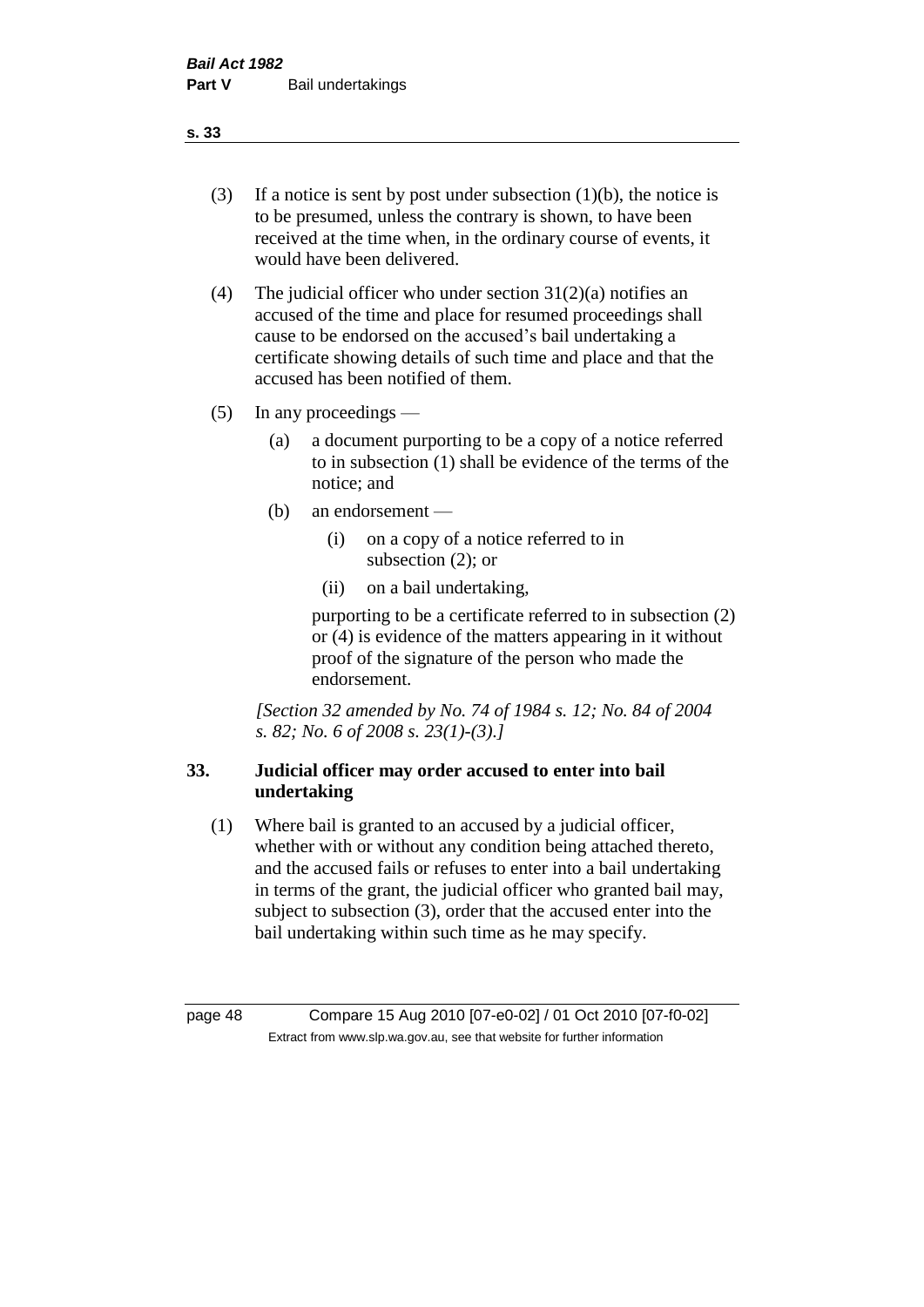(3) If a notice is sent by post under subsection (1)(b), the notice is to be presumed, unless the contrary is shown, to have been received at the time when, in the ordinary course of events, it would have been delivered.

(4) The judicial officer who under section 31(2)(a) notifies an accused of the time and place for resumed proceedings shall cause to be endorsed on the accused's bail undertaking a certificate showing details of such time and place and that the accused has been notified of them.

(5) In any proceedings —

  (a) a document purporting to be a copy of a notice referred to in subsection (1) shall be evidence of the terms of the notice; and

  (b) an endorsement —

    (i) on a copy of a notice referred to in subsection (2); or

    (ii) on a bail undertaking,

  purporting to be a certificate referred to in subsection (2) or (4) is evidence of the matters appearing in it without proof of the signature of the person who made the endorsement.

*[Section 32 amended by No. 74 of 1984 s. 12; No. 84 of 2004 s. 82; No. 6 of 2008 s. 23(1)-(3).]*

### 33. Judicial officer may order accused to enter into bail undertaking

(1) Where bail is granted to an accused by a judicial officer, whether with or without any condition being attached thereto, and the accused fails or refuses to enter into a bail undertaking in terms of the grant, the judicial officer who granted bail may, subject to subsection (3), order that the accused enter into the bail undertaking within such time as he may specify.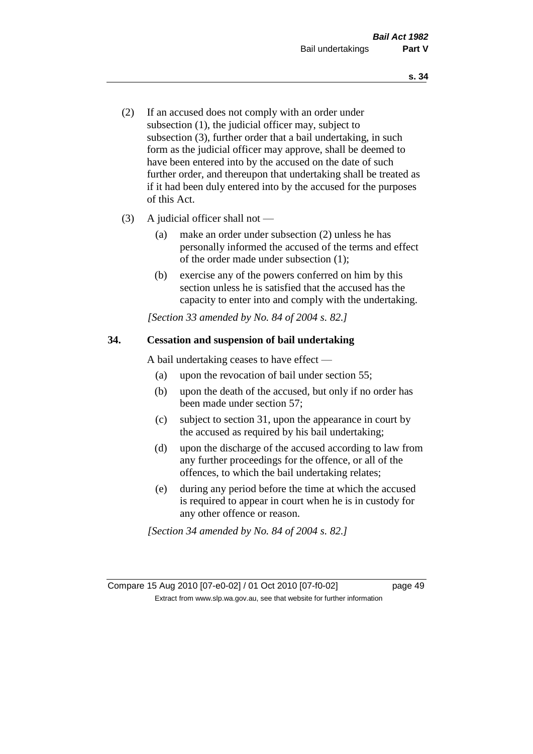(2) If an accused does not comply with an order under subsection (1), the judicial officer may, subject to subsection (3), further order that a bail undertaking, in such form as the judicial officer may approve, shall be deemed to have been entered into by the accused on the date of such further order, and thereupon that undertaking shall be treated as if it had been duly entered into by the accused for the purposes of this Act.

(3) A judicial officer shall not —

(a) make an order under subsection (2) unless he has personally informed the accused of the terms and effect of the order made under subsection (1);

(b) exercise any of the powers conferred on him by this section unless he is satisfied that the accused has the capacity to enter into and comply with the undertaking.

*[Section 33 amended by No. 84 of 2004 s. 82.]*

## 34. Cessation and suspension of bail undertaking

A bail undertaking ceases to have effect —

(a) upon the revocation of bail under section 55;

(b) upon the death of the accused, but only if no order has been made under section 57;

(c) subject to section 31, upon the appearance in court by the accused as required by his bail undertaking;

(d) upon the discharge of the accused according to law from any further proceedings for the offence, or all of the offences, to which the bail undertaking relates;

(e) during any period before the time at which the accused is required to appear in court when he is in custody for any other offence or reason.

*[Section 34 amended by No. 84 of 2004 s. 82.]*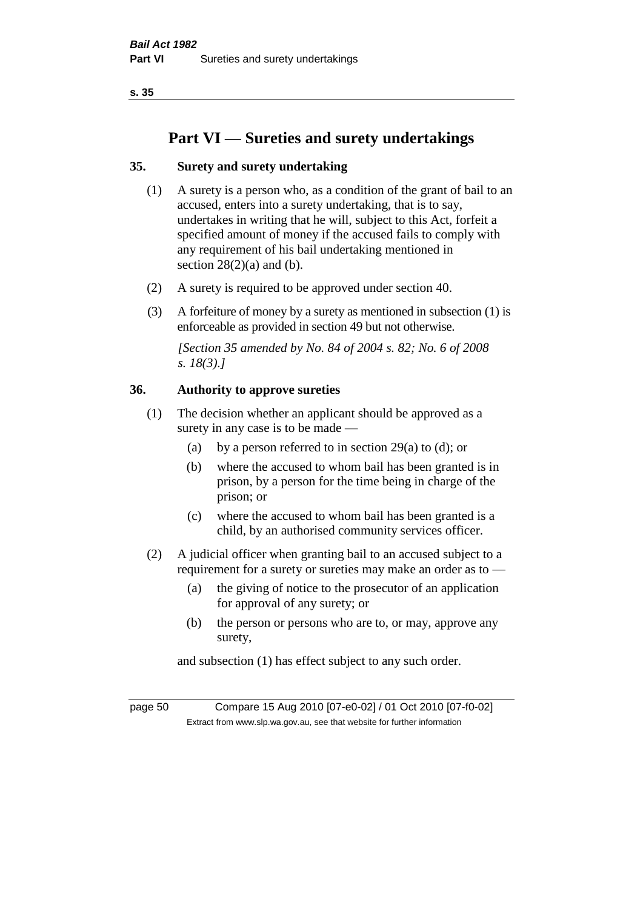# Part VI — Sureties and surety undertakings

## 35. Surety and surety undertaking

(1) A surety is a person who, as a condition of the grant of bail to an accused, enters into a surety undertaking, that is to say, undertakes in writing that he will, subject to this Act, forfeit a specified amount of money if the accused fails to comply with any requirement of his bail undertaking mentioned in section 28(2)(a) and (b).

(2) A surety is required to be approved under section 40.

(3) A forfeiture of money by a surety as mentioned in subsection (1) is enforceable as provided in section 49 but not otherwise.

*[Section 35 amended by No. 84 of 2004 s. 82; No. 6 of 2008 s. 18(3).]*

## 36. Authority to approve sureties

(1) The decision whether an applicant should be approved as a surety in any case is to be made —

- (a) by a person referred to in section 29(a) to (d); or
- (b) where the accused to whom bail has been granted is in prison, by a person for the time being in charge of the prison; or
- (c) where the accused to whom bail has been granted is a child, by an authorised community services officer.

(2) A judicial officer when granting bail to an accused subject to a requirement for a surety or sureties may make an order as to —

- (a) the giving of notice to the prosecutor of an application for approval of any surety; or
- (b) the person or persons who are to, or may, approve any surety,

and subsection (1) has effect subject to any such order.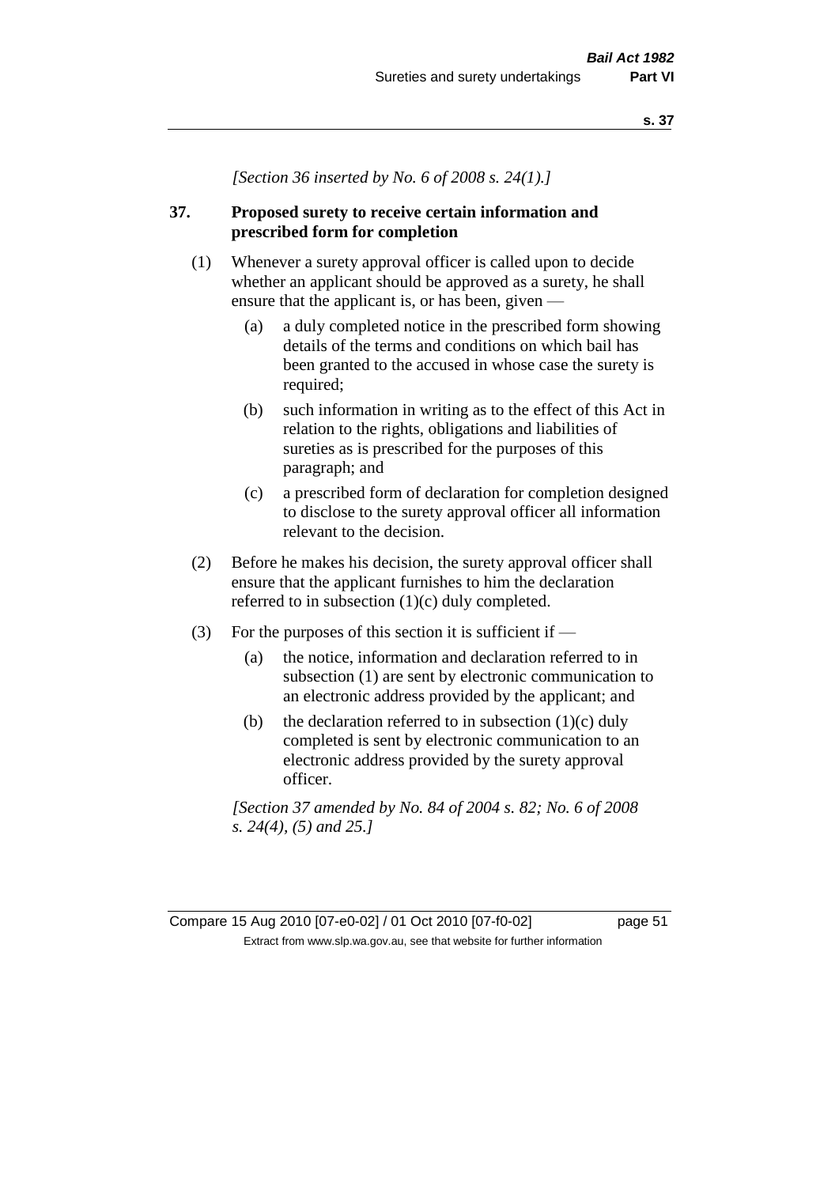*[Section 36 inserted by No. 6 of 2008 s. 24(1).]*

## 37. Proposed surety to receive certain information and prescribed form for completion

(1) Whenever a surety approval officer is called upon to decide whether an applicant should be approved as a surety, he shall ensure that the applicant is, or has been, given —

(a) a duly completed notice in the prescribed form showing details of the terms and conditions on which bail has been granted to the accused in whose case the surety is required;

(b) such information in writing as to the effect of this Act in relation to the rights, obligations and liabilities of sureties as is prescribed for the purposes of this paragraph; and

(c) a prescribed form of declaration for completion designed to disclose to the surety approval officer all information relevant to the decision.

(2) Before he makes his decision, the surety approval officer shall ensure that the applicant furnishes to him the declaration referred to in subsection (1)(c) duly completed.

(3) For the purposes of this section it is sufficient if —

(a) the notice, information and declaration referred to in subsection (1) are sent by electronic communication to an electronic address provided by the applicant; and

(b) the declaration referred to in subsection (1)(c) duly completed is sent by electronic communication to an electronic address provided by the surety approval officer.

*[Section 37 amended by No. 84 of 2004 s. 82; No. 6 of 2008 s. 24(4), (5) and 25.]*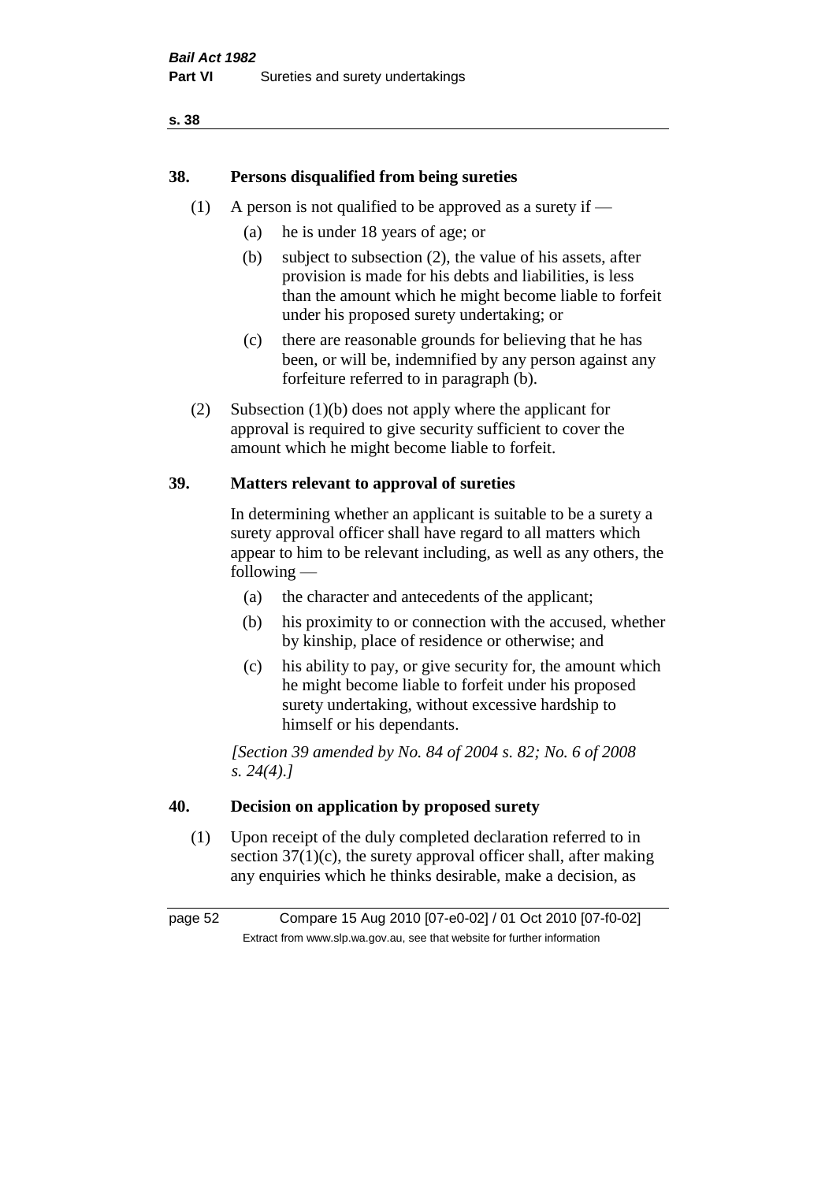## 38. Persons disqualified from being sureties

(1) A person is not qualified to be approved as a surety if —

(a) he is under 18 years of age; or

(b) subject to subsection (2), the value of his assets, after provision is made for his debts and liabilities, is less than the amount which he might become liable to forfeit under his proposed surety undertaking; or

(c) there are reasonable grounds for believing that he has been, or will be, indemnified by any person against any forfeiture referred to in paragraph (b).

(2) Subsection (1)(b) does not apply where the applicant for approval is required to give security sufficient to cover the amount which he might become liable to forfeit.

## 39. Matters relevant to approval of sureties

In determining whether an applicant is suitable to be a surety a surety approval officer shall have regard to all matters which appear to him to be relevant including, as well as any others, the following —

(a) the character and antecedents of the applicant;

(b) his proximity to or connection with the accused, whether by kinship, place of residence or otherwise; and

(c) his ability to pay, or give security for, the amount which he might become liable to forfeit under his proposed surety undertaking, without excessive hardship to himself or his dependants.

*[Section 39 amended by No. 84 of 2004 s. 82; No. 6 of 2008 s. 24(4).]*

## 40. Decision on application by proposed surety

(1) Upon receipt of the duly completed declaration referred to in section 37(1)(c), the surety approval officer shall, after making any enquiries which he thinks desirable, make a decision, as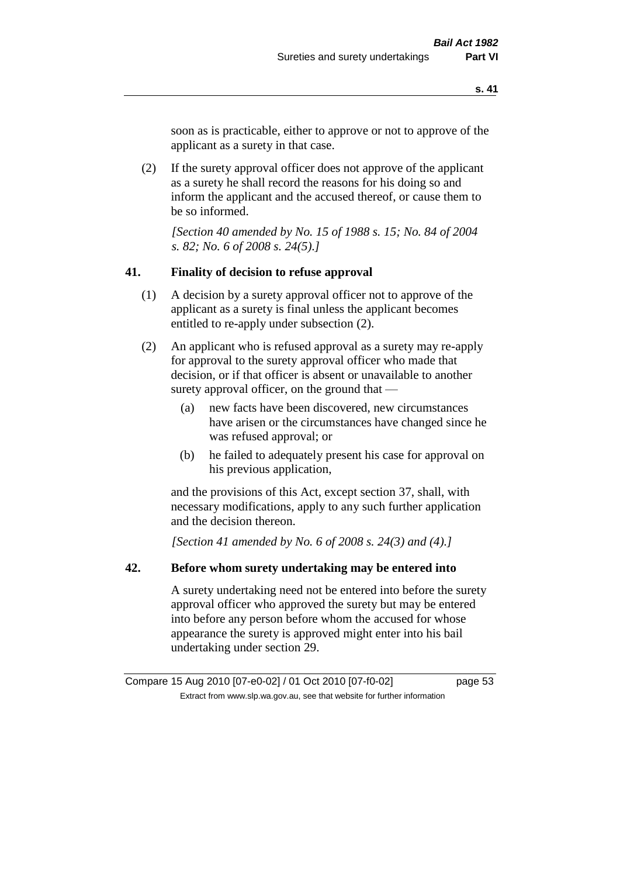soon as is practicable, either to approve or not to approve of the applicant as a surety in that case.

(2) If the surety approval officer does not approve of the applicant as a surety he shall record the reasons for his doing so and inform the applicant and the accused thereof, or cause them to be so informed.

*[Section 40 amended by No. 15 of 1988 s. 15; No. 84 of 2004 s. 82; No. 6 of 2008 s. 24(5).]*

## 41. Finality of decision to refuse approval

(1) A decision by a surety approval officer not to approve of the applicant as a surety is final unless the applicant becomes entitled to re-apply under subsection (2).

(2) An applicant who is refused approval as a surety may re-apply for approval to the surety approval officer who made that decision, or if that officer is absent or unavailable to another surety approval officer, on the ground that —

(a) new facts have been discovered, new circumstances have arisen or the circumstances have changed since he was refused approval; or

(b) he failed to adequately present his case for approval on his previous application,

and the provisions of this Act, except section 37, shall, with necessary modifications, apply to any such further application and the decision thereon.

*[Section 41 amended by No. 6 of 2008 s. 24(3) and (4).]*

## 42. Before whom surety undertaking may be entered into

A surety undertaking need not be entered into before the surety approval officer who approved the surety but may be entered into before any person before whom the accused for whose appearance the surety is approved might enter into his bail undertaking under section 29.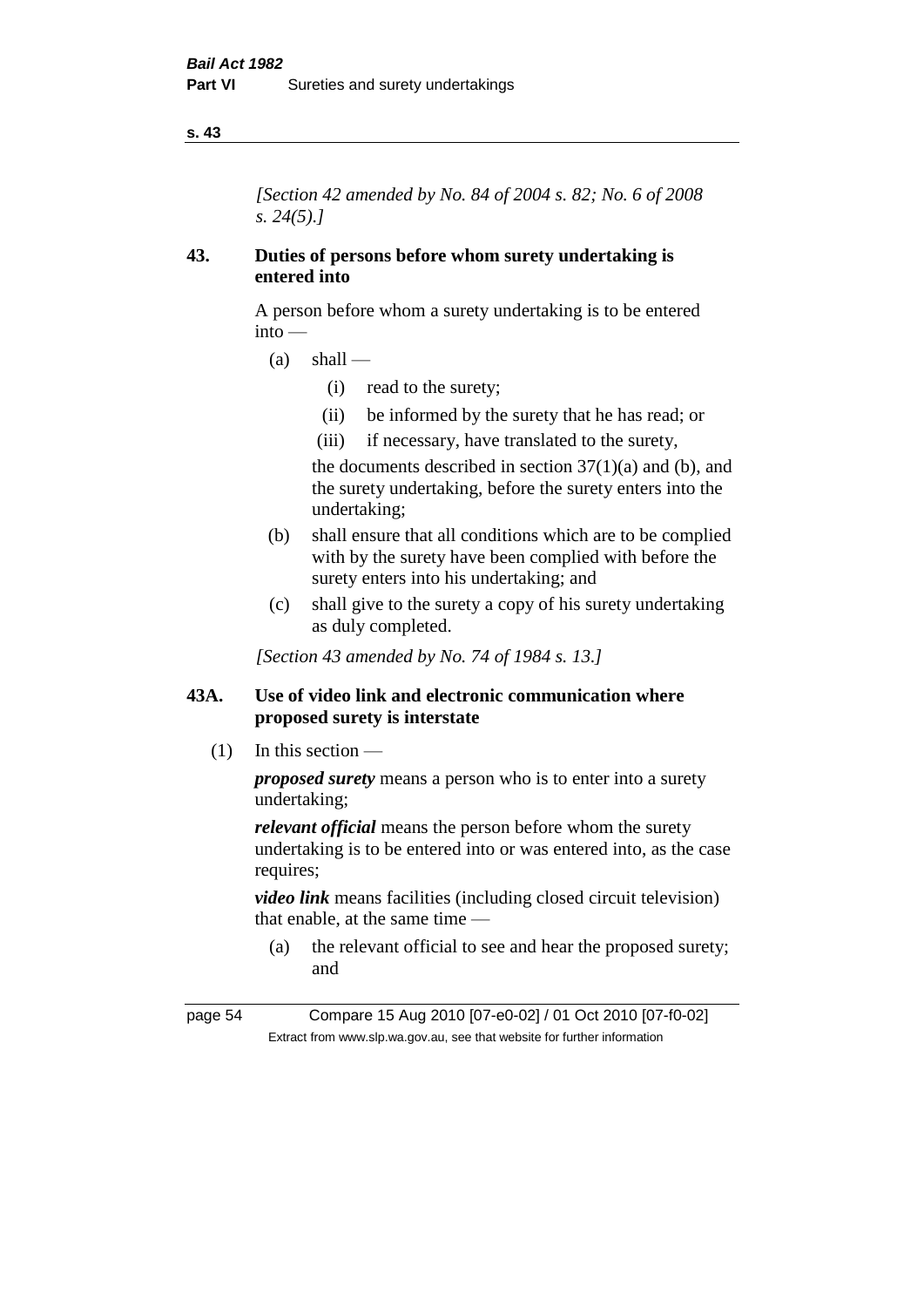*[Section 42 amended by No. 84 of 2004 s. 82; No. 6 of 2008 s. 24(5).]*

## 43. Duties of persons before whom surety undertaking is entered into

A person before whom a surety undertaking is to be entered into —

- (a) shall —
  - (i) read to the surety;
  - (ii) be informed by the surety that he has read; or
  - (iii) if necessary, have translated to the surety,

  the documents described in section 37(1)(a) and (b), and the surety undertaking, before the surety enters into the undertaking;
- (b) shall ensure that all conditions which are to be complied with by the surety have been complied with before the surety enters into his undertaking; and
- (c) shall give to the surety a copy of his surety undertaking as duly completed.

*[Section 43 amended by No. 74 of 1984 s. 13.]*

## 43A. Use of video link and electronic communication where proposed surety is interstate

(1) In this section —

***proposed surety*** means a person who is to enter into a surety undertaking;

***relevant official*** means the person before whom the surety undertaking is to be entered into or was entered into, as the case requires;

***video link*** means facilities (including closed circuit television) that enable, at the same time —

- (a) the relevant official to see and hear the proposed surety; and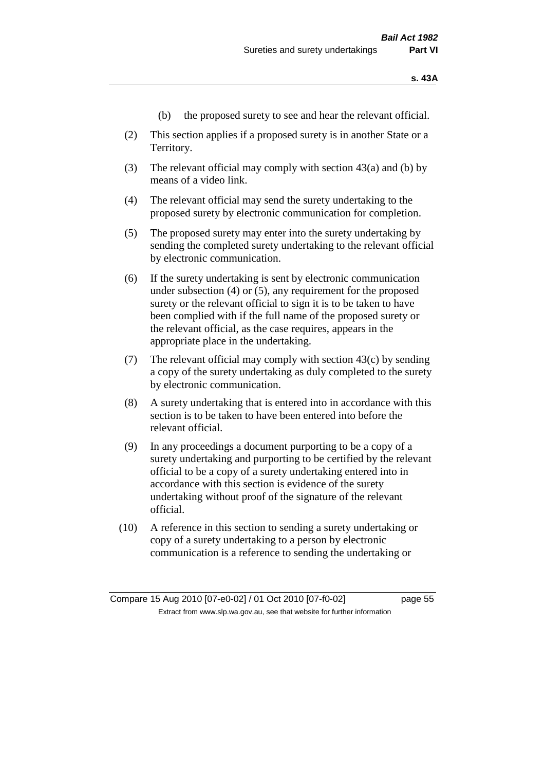(b) the proposed surety to see and hear the relevant official.

(2) This section applies if a proposed surety is in another State or a Territory.

(3) The relevant official may comply with section 43(a) and (b) by means of a video link.

(4) The relevant official may send the surety undertaking to the proposed surety by electronic communication for completion.

(5) The proposed surety may enter into the surety undertaking by sending the completed surety undertaking to the relevant official by electronic communication.

(6) If the surety undertaking is sent by electronic communication under subsection (4) or (5), any requirement for the proposed surety or the relevant official to sign it is to be taken to have been complied with if the full name of the proposed surety or the relevant official, as the case requires, appears in the appropriate place in the undertaking.

(7) The relevant official may comply with section 43(c) by sending a copy of the surety undertaking as duly completed to the surety by electronic communication.

(8) A surety undertaking that is entered into in accordance with this section is to be taken to have been entered into before the relevant official.

(9) In any proceedings a document purporting to be a copy of a surety undertaking and purporting to be certified by the relevant official to be a copy of a surety undertaking entered into in accordance with this section is evidence of the surety undertaking without proof of the signature of the relevant official.

(10) A reference in this section to sending a surety undertaking or copy of a surety undertaking to a person by electronic communication is a reference to sending the undertaking or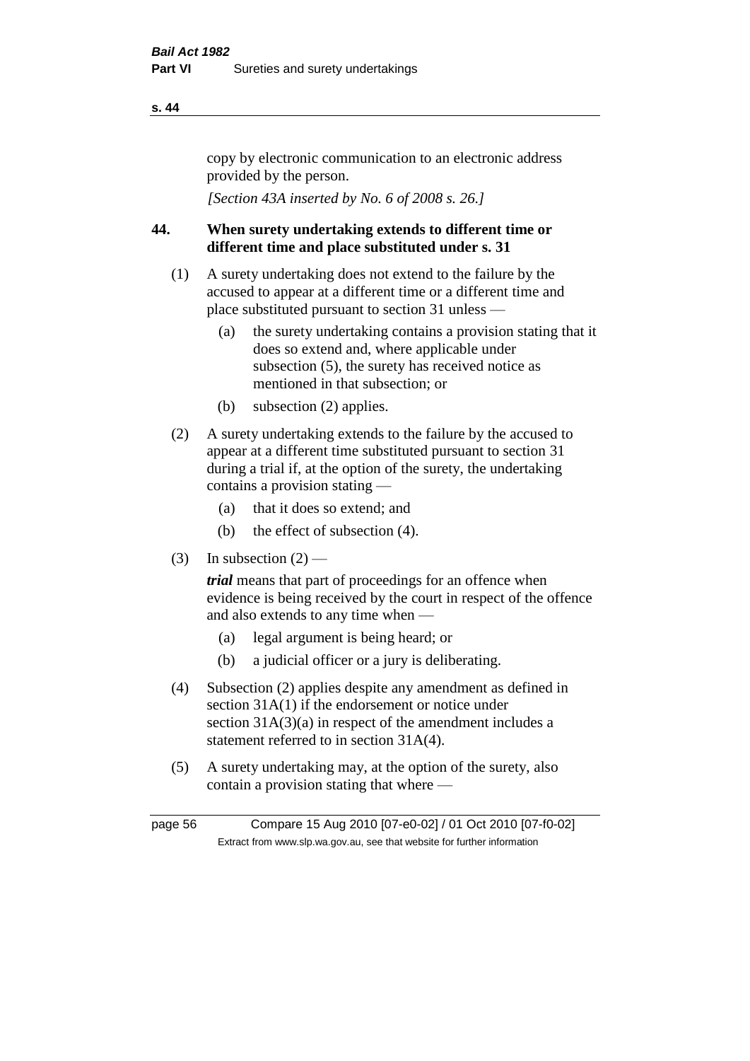copy by electronic communication to an electronic address provided by the person.

*[Section 43A inserted by No. 6 of 2008 s. 26.]*

## 44. When surety undertaking extends to different time or different time and place substituted under s. 31

(1) A surety undertaking does not extend to the failure by the accused to appear at a different time or a different time and place substituted pursuant to section 31 unless —

- (a) the surety undertaking contains a provision stating that it does so extend and, where applicable under subsection (5), the surety has received notice as mentioned in that subsection; or
- (b) subsection (2) applies.

(2) A surety undertaking extends to the failure by the accused to appear at a different time substituted pursuant to section 31 during a trial if, at the option of the surety, the undertaking contains a provision stating —

- (a) that it does so extend; and
- (b) the effect of subsection (4).

(3) In subsection (2) —

***trial*** means that part of proceedings for an offence when evidence is being received by the court in respect of the offence and also extends to any time when —

- (a) legal argument is being heard; or
- (b) a judicial officer or a jury is deliberating.

(4) Subsection (2) applies despite any amendment as defined in section 31A(1) if the endorsement or notice under section 31A(3)(a) in respect of the amendment includes a statement referred to in section 31A(4).

(5) A surety undertaking may, at the option of the surety, also contain a provision stating that where —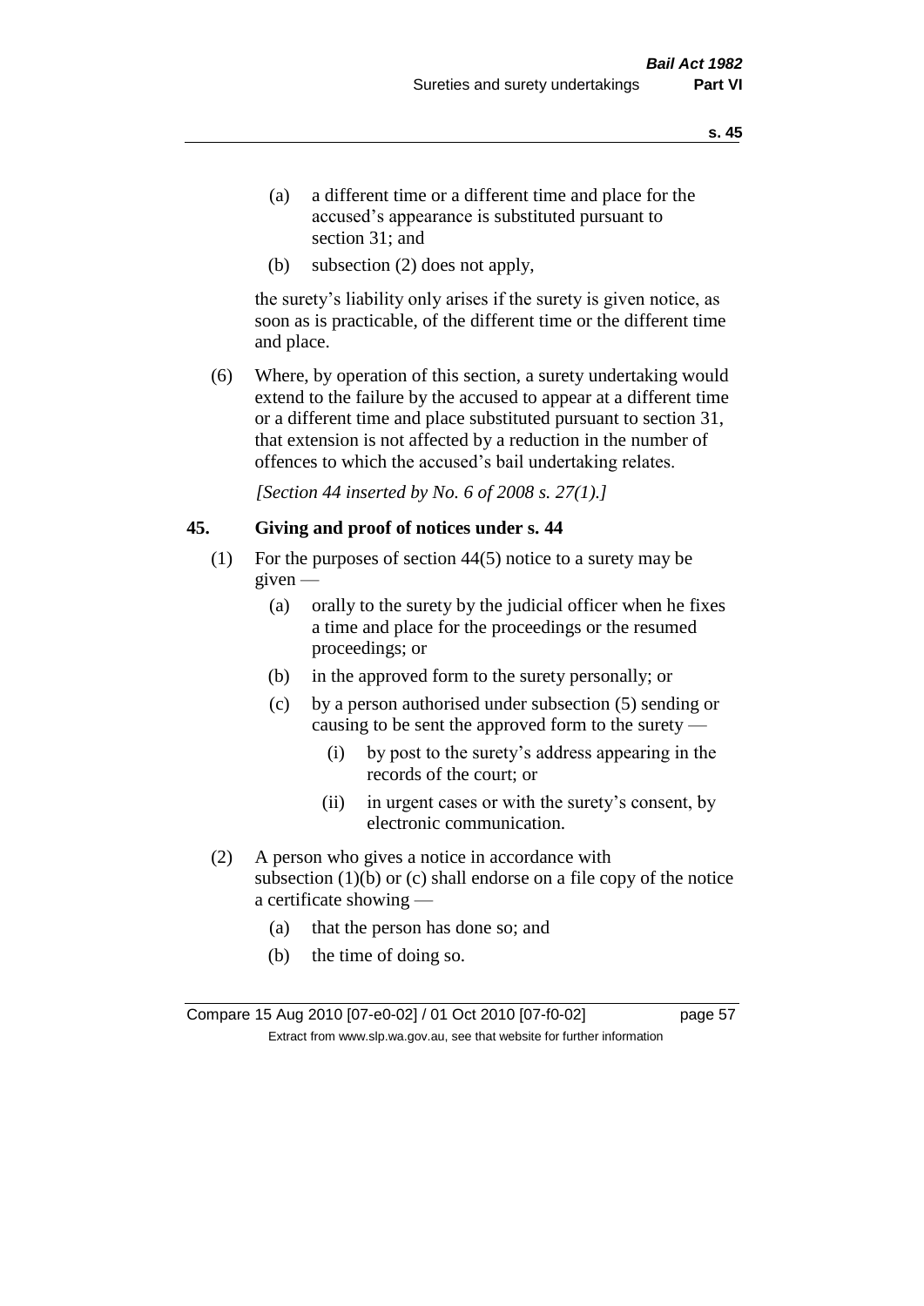(a) a different time or a different time and place for the accused's appearance is substituted pursuant to section 31; and

(b) subsection (2) does not apply,

the surety's liability only arises if the surety is given notice, as soon as is practicable, of the different time or the different time and place.

(6) Where, by operation of this section, a surety undertaking would extend to the failure by the accused to appear at a different time or a different time and place substituted pursuant to section 31, that extension is not affected by a reduction in the number of offences to which the accused's bail undertaking relates.

*[Section 44 inserted by No. 6 of 2008 s. 27(1).]*

## 45. Giving and proof of notices under s. 44

(1) For the purposes of section 44(5) notice to a surety may be given —

(a) orally to the surety by the judicial officer when he fixes a time and place for the proceedings or the resumed proceedings; or

(b) in the approved form to the surety personally; or

(c) by a person authorised under subsection (5) sending or causing to be sent the approved form to the surety —

(i) by post to the surety's address appearing in the records of the court; or

(ii) in urgent cases or with the surety's consent, by electronic communication.

(2) A person who gives a notice in accordance with subsection (1)(b) or (c) shall endorse on a file copy of the notice a certificate showing —

(a) that the person has done so; and

(b) the time of doing so.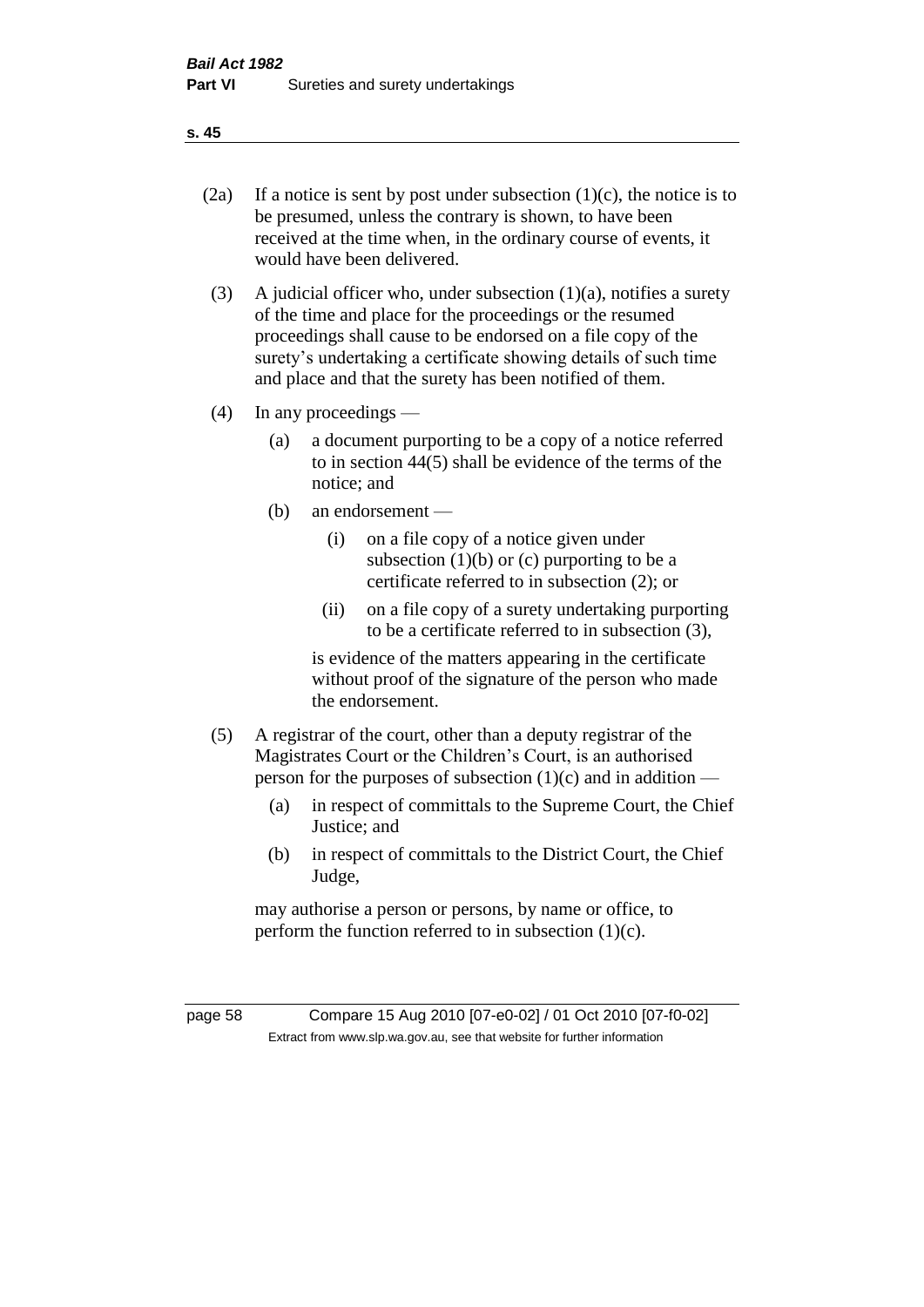(2a) If a notice is sent by post under subsection (1)(c), the notice is to be presumed, unless the contrary is shown, to have been received at the time when, in the ordinary course of events, it would have been delivered.

(3) A judicial officer who, under subsection (1)(a), notifies a surety of the time and place for the proceedings or the resumed proceedings shall cause to be endorsed on a file copy of the surety's undertaking a certificate showing details of such time and place and that the surety has been notified of them.

(4) In any proceedings —

(a) a document purporting to be a copy of a notice referred to in section 44(5) shall be evidence of the terms of the notice; and

(b) an endorsement —

(i) on a file copy of a notice given under subsection (1)(b) or (c) purporting to be a certificate referred to in subsection (2); or

(ii) on a file copy of a surety undertaking purporting to be a certificate referred to in subsection (3),

is evidence of the matters appearing in the certificate without proof of the signature of the person who made the endorsement.

(5) A registrar of the court, other than a deputy registrar of the Magistrates Court or the Children's Court, is an authorised person for the purposes of subsection (1)(c) and in addition —

(a) in respect of committals to the Supreme Court, the Chief Justice; and

(b) in respect of committals to the District Court, the Chief Judge,

may authorise a person or persons, by name or office, to perform the function referred to in subsection (1)(c).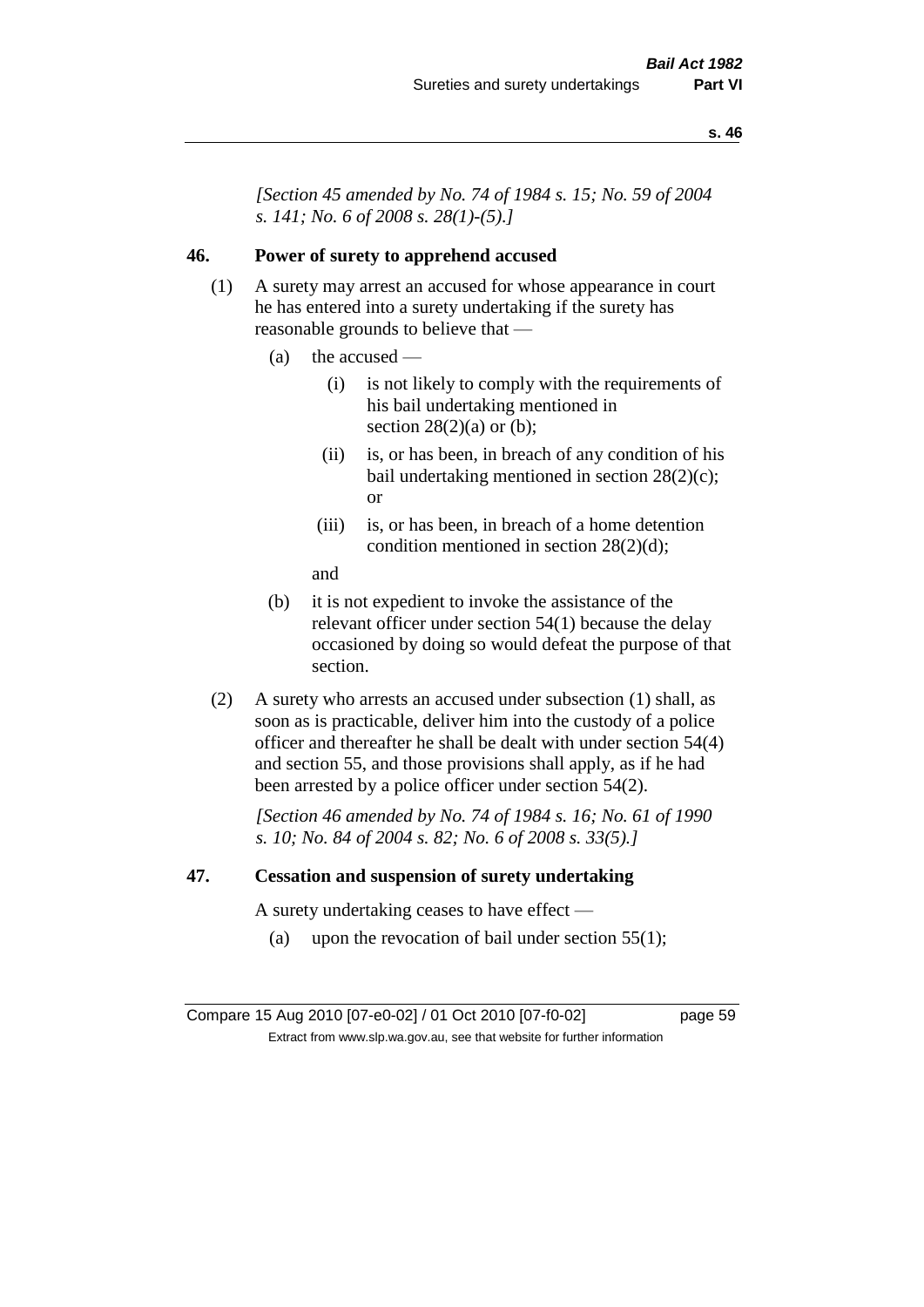*[Section 45 amended by No. 74 of 1984 s. 15; No. 59 of 2004 s. 141; No. 6 of 2008 s. 28(1)-(5).]*

## 46. Power of surety to apprehend accused

(1) A surety may arrest an accused for whose appearance in court he has entered into a surety undertaking if the surety has reasonable grounds to believe that —

- (a) the accused —
  - (i) is not likely to comply with the requirements of his bail undertaking mentioned in section 28(2)(a) or (b);
  - (ii) is, or has been, in breach of any condition of his bail undertaking mentioned in section 28(2)(c); or
  - (iii) is, or has been, in breach of a home detention condition mentioned in section 28(2)(d);

  and

- (b) it is not expedient to invoke the assistance of the relevant officer under section 54(1) because the delay occasioned by doing so would defeat the purpose of that section.

(2) A surety who arrests an accused under subsection (1) shall, as soon as is practicable, deliver him into the custody of a police officer and thereafter he shall be dealt with under section 54(4) and section 55, and those provisions shall apply, as if he had been arrested by a police officer under section 54(2).

*[Section 46 amended by No. 74 of 1984 s. 16; No. 61 of 1990 s. 10; No. 84 of 2004 s. 82; No. 6 of 2008 s. 33(5).]*

## 47. Cessation and suspension of surety undertaking

A surety undertaking ceases to have effect —

- (a) upon the revocation of bail under section 55(1);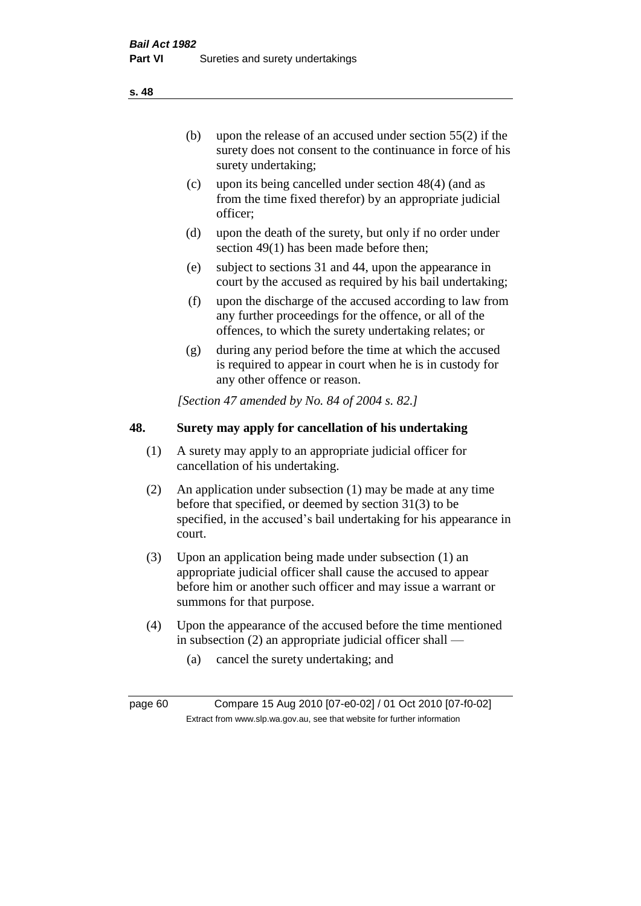(b) upon the release of an accused under section 55(2) if the surety does not consent to the continuance in force of his surety undertaking;

(c) upon its being cancelled under section 48(4) (and as from the time fixed therefor) by an appropriate judicial officer;

(d) upon the death of the surety, but only if no order under section 49(1) has been made before then;

(e) subject to sections 31 and 44, upon the appearance in court by the accused as required by his bail undertaking;

(f) upon the discharge of the accused according to law from any further proceedings for the offence, or all of the offences, to which the surety undertaking relates; or

(g) during any period before the time at which the accused is required to appear in court when he is in custody for any other offence or reason.

*[Section 47 amended by No. 84 of 2004 s. 82.]*

## 48. Surety may apply for cancellation of his undertaking

(1) A surety may apply to an appropriate judicial officer for cancellation of his undertaking.

(2) An application under subsection (1) may be made at any time before that specified, or deemed by section 31(3) to be specified, in the accused's bail undertaking for his appearance in court.

(3) Upon an application being made under subsection (1) an appropriate judicial officer shall cause the accused to appear before him or another such officer and may issue a warrant or summons for that purpose.

(4) Upon the appearance of the accused before the time mentioned in subsection (2) an appropriate judicial officer shall —

(a) cancel the surety undertaking; and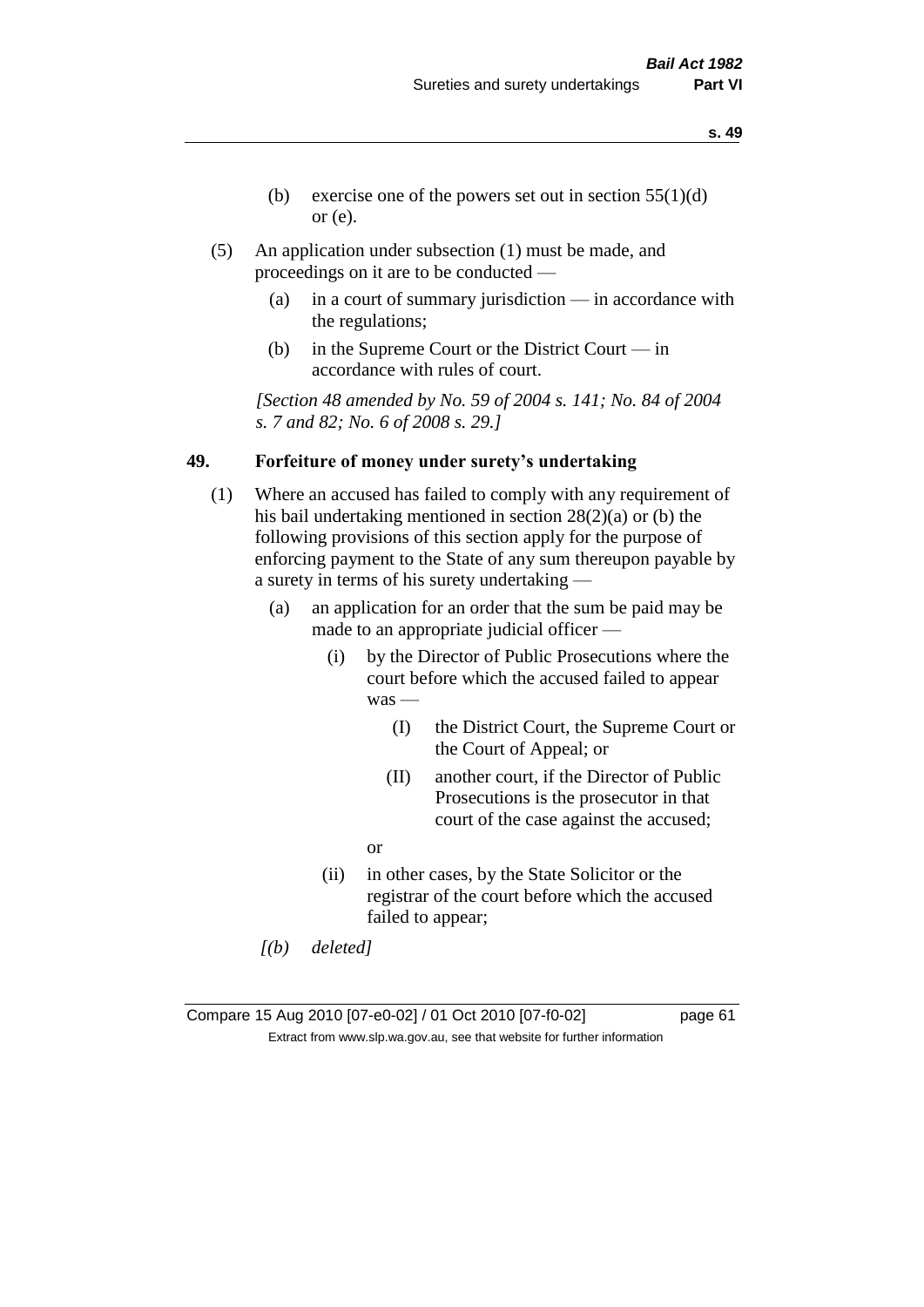(b) exercise one of the powers set out in section 55(1)(d) or (e).

(5) An application under subsection (1) must be made, and proceedings on it are to be conducted —

(a) in a court of summary jurisdiction — in accordance with the regulations;

(b) in the Supreme Court or the District Court — in accordance with rules of court.

*[Section 48 amended by No. 59 of 2004 s. 141; No. 84 of 2004 s. 7 and 82; No. 6 of 2008 s. 29.]*

## 49. Forfeiture of money under surety's undertaking

(1) Where an accused has failed to comply with any requirement of his bail undertaking mentioned in section 28(2)(a) or (b) the following provisions of this section apply for the purpose of enforcing payment to the State of any sum thereupon payable by a surety in terms of his surety undertaking —

(a) an application for an order that the sum be paid may be made to an appropriate judicial officer —

(i) by the Director of Public Prosecutions where the court before which the accused failed to appear was —

(I) the District Court, the Supreme Court or the Court of Appeal; or

(II) another court, if the Director of Public Prosecutions is the prosecutor in that court of the case against the accused;

or

(ii) in other cases, by the State Solicitor or the registrar of the court before which the accused failed to appear;

*[(b) deleted]*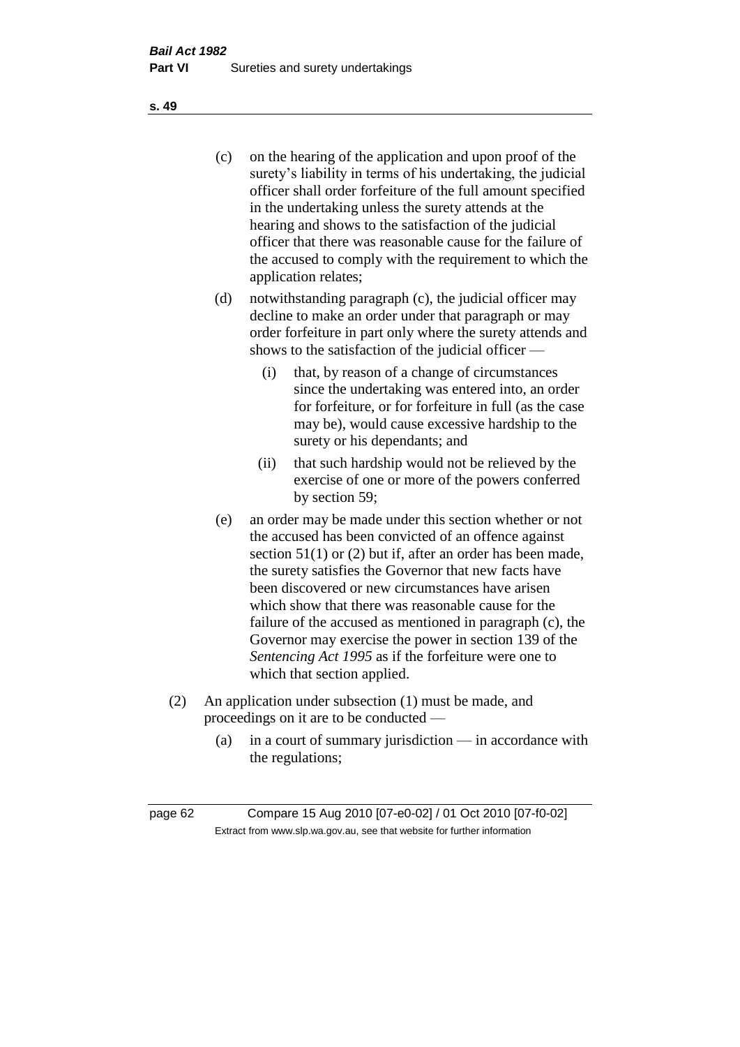(c) on the hearing of the application and upon proof of the surety's liability in terms of his undertaking, the judicial officer shall order forfeiture of the full amount specified in the undertaking unless the surety attends at the hearing and shows to the satisfaction of the judicial officer that there was reasonable cause for the failure of the accused to comply with the requirement to which the application relates;

(d) notwithstanding paragraph (c), the judicial officer may decline to make an order under that paragraph or may order forfeiture in part only where the surety attends and shows to the satisfaction of the judicial officer —

  (i) that, by reason of a change of circumstances since the undertaking was entered into, an order for forfeiture, or for forfeiture in full (as the case may be), would cause excessive hardship to the surety or his dependants; and

  (ii) that such hardship would not be relieved by the exercise of one or more of the powers conferred by section 59;

(e) an order may be made under this section whether or not the accused has been convicted of an offence against section 51(1) or (2) but if, after an order has been made, the surety satisfies the Governor that new facts have been discovered or new circumstances have arisen which show that there was reasonable cause for the failure of the accused as mentioned in paragraph (c), the Governor may exercise the power in section 139 of the *Sentencing Act 1995* as if the forfeiture were one to which that section applied.

(2) An application under subsection (1) must be made, and proceedings on it are to be conducted —

  (a) in a court of summary jurisdiction — in accordance with the regulations;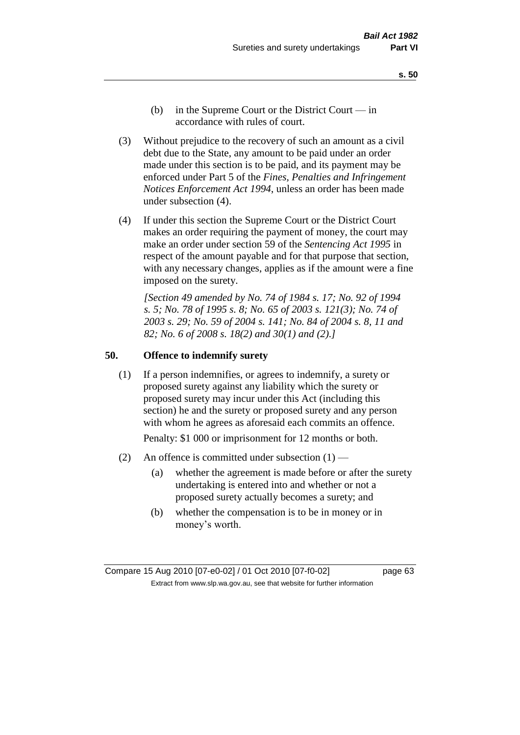(b) in the Supreme Court or the District Court — in accordance with rules of court.

(3) Without prejudice to the recovery of such an amount as a civil debt due to the State, any amount to be paid under an order made under this section is to be paid, and its payment may be enforced under Part 5 of the *Fines, Penalties and Infringement Notices Enforcement Act 1994*, unless an order has been made under subsection (4).

(4) If under this section the Supreme Court or the District Court makes an order requiring the payment of money, the court may make an order under section 59 of the *Sentencing Act 1995* in respect of the amount payable and for that purpose that section, with any necessary changes, applies as if the amount were a fine imposed on the surety.

*[Section 49 amended by No. 74 of 1984 s. 17; No. 92 of 1994 s. 5; No. 78 of 1995 s. 8; No. 65 of 2003 s. 121(3); No. 74 of 2003 s. 29; No. 59 of 2004 s. 141; No. 84 of 2004 s. 8, 11 and 82; No. 6 of 2008 s. 18(2) and 30(1) and (2).]*

## 50. Offence to indemnify surety

(1) If a person indemnifies, or agrees to indemnify, a surety or proposed surety against any liability which the surety or proposed surety may incur under this Act (including this section) he and the surety or proposed surety and any person with whom he agrees as aforesaid each commits an offence.

Penalty: $1 000 or imprisonment for 12 months or both.

(2) An offence is committed under subsection (1) —

(a) whether the agreement is made before or after the surety undertaking is entered into and whether or not a proposed surety actually becomes a surety; and

(b) whether the compensation is to be in money or in money's worth.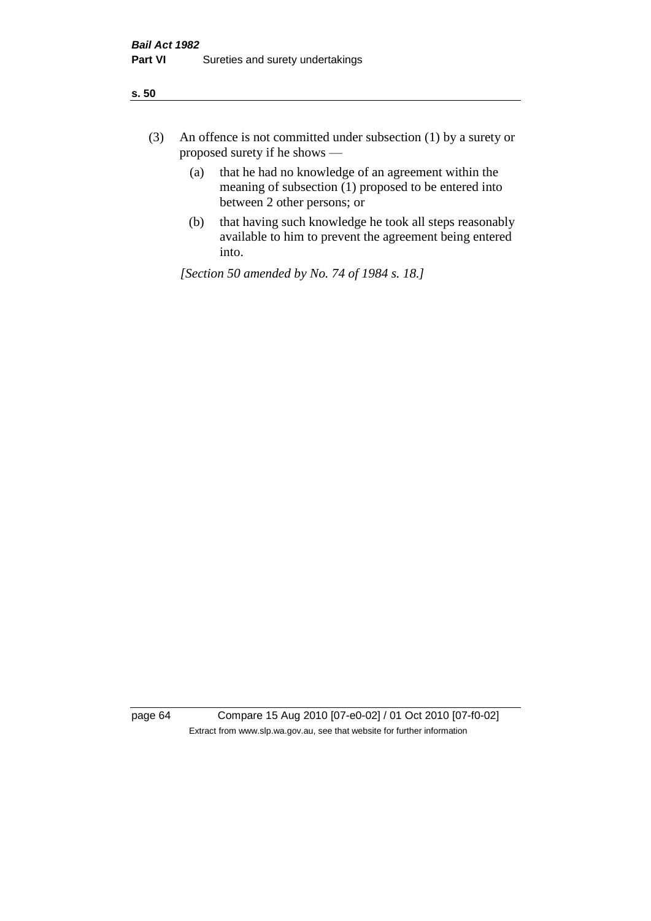(3) An offence is not committed under subsection (1) by a surety or proposed surety if he shows —

(a) that he had no knowledge of an agreement within the meaning of subsection (1) proposed to be entered into between 2 other persons; or

(b) that having such knowledge he took all steps reasonably available to him to prevent the agreement being entered into.

*[Section 50 amended by No. 74 of 1984 s. 18.]*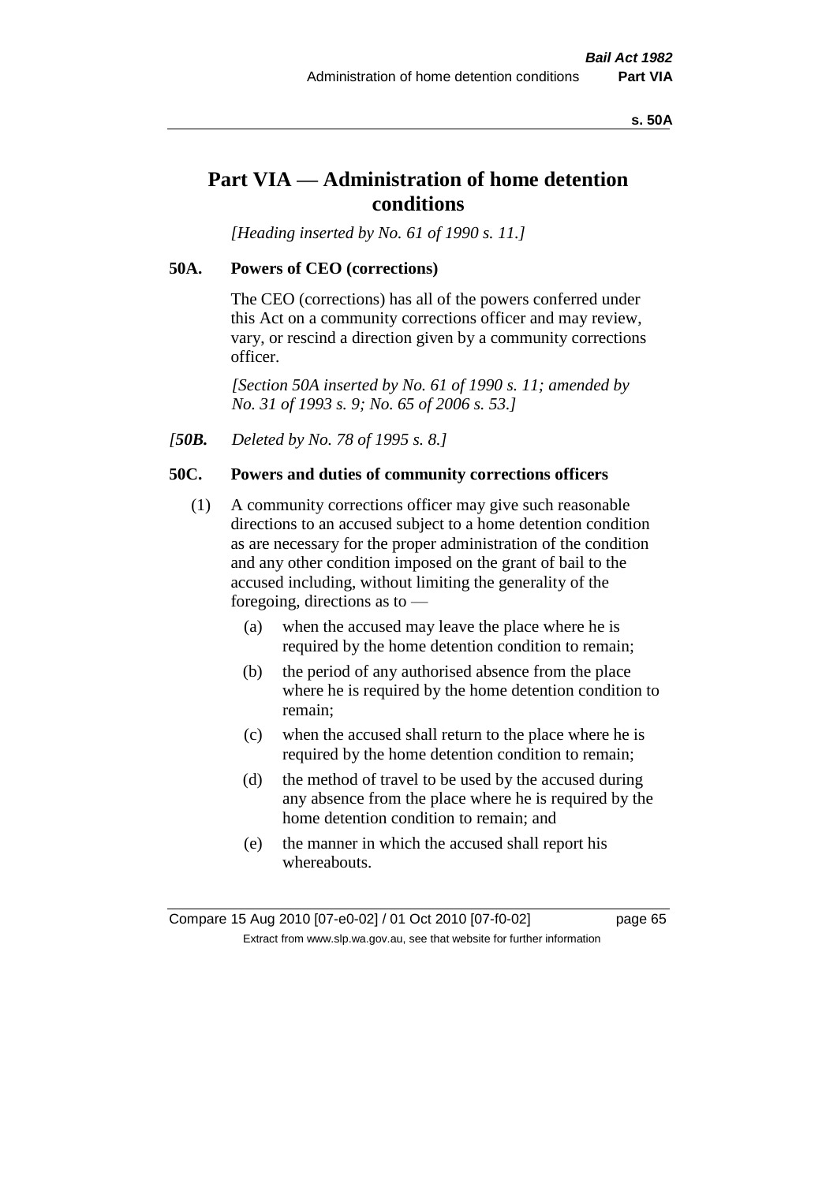# Part VIA — Administration of home detention conditions

*[Heading inserted by No. 61 of 1990 s. 11.]*

### 50A. Powers of CEO (corrections)

The CEO (corrections) has all of the powers conferred under this Act on a community corrections officer and may review, vary, or rescind a direction given by a community corrections officer.

*[Section 50A inserted by No. 61 of 1990 s. 11; amended by No. 31 of 1993 s. 9; No. 65 of 2006 s. 53.]*

*[**50B.** Deleted by No. 78 of 1995 s. 8.]*

### 50C. Powers and duties of community corrections officers

(1) A community corrections officer may give such reasonable directions to an accused subject to a home detention condition as are necessary for the proper administration of the condition and any other condition imposed on the grant of bail to the accused including, without limiting the generality of the foregoing, directions as to —

- (a) when the accused may leave the place where he is required by the home detention condition to remain;
- (b) the period of any authorised absence from the place where he is required by the home detention condition to remain;
- (c) when the accused shall return to the place where he is required by the home detention condition to remain;
- (d) the method of travel to be used by the accused during any absence from the place where he is required by the home detention condition to remain; and
- (e) the manner in which the accused shall report his whereabouts.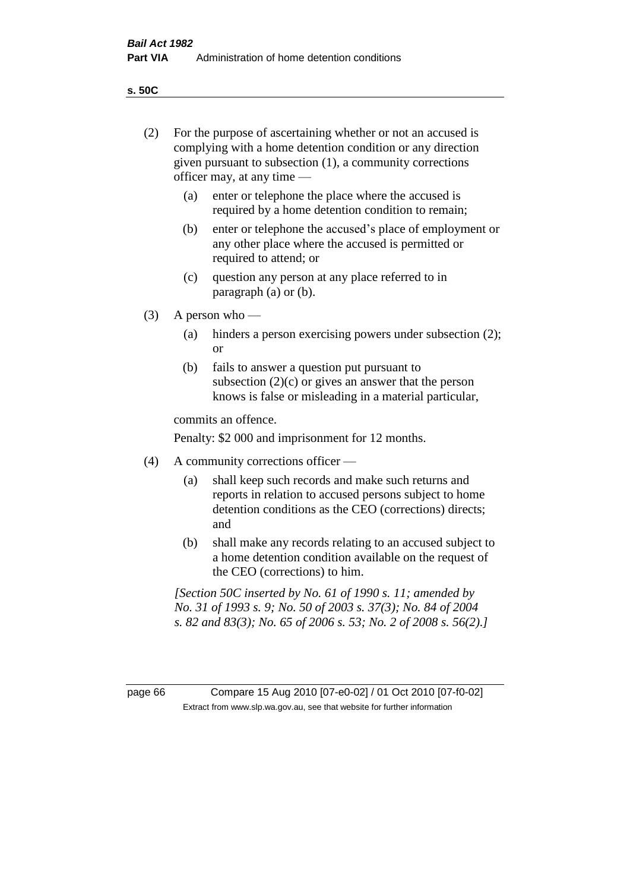(2) For the purpose of ascertaining whether or not an accused is complying with a home detention condition or any direction given pursuant to subsection (1), a community corrections officer may, at any time —

(a) enter or telephone the place where the accused is required by a home detention condition to remain;

(b) enter or telephone the accused's place of employment or any other place where the accused is permitted or required to attend; or

(c) question any person at any place referred to in paragraph (a) or (b).

(3) A person who —

(a) hinders a person exercising powers under subsection (2); or

(b) fails to answer a question put pursuant to subsection (2)(c) or gives an answer that the person knows is false or misleading in a material particular,

commits an offence.

Penalty: $2 000 and imprisonment for 12 months.

(4) A community corrections officer —

(a) shall keep such records and make such returns and reports in relation to accused persons subject to home detention conditions as the CEO (corrections) directs; and

(b) shall make any records relating to an accused subject to a home detention condition available on the request of the CEO (corrections) to him.

*[Section 50C inserted by No. 61 of 1990 s. 11; amended by No. 31 of 1993 s. 9; No. 50 of 2003 s. 37(3); No. 84 of 2004 s. 82 and 83(3); No. 65 of 2006 s. 53; No. 2 of 2008 s. 56(2).]*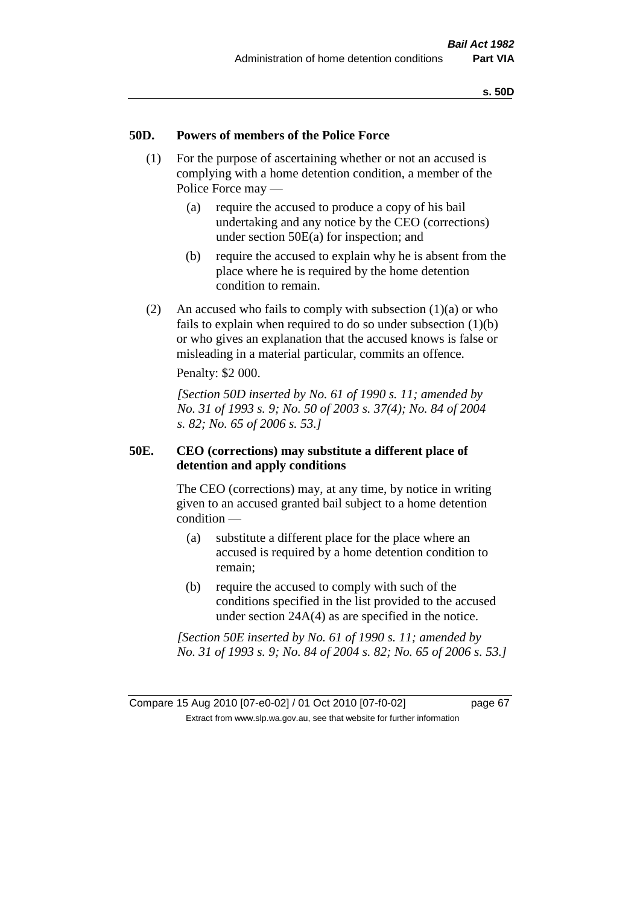## 50D. Powers of members of the Police Force

(1) For the purpose of ascertaining whether or not an accused is complying with a home detention condition, a member of the Police Force may —

(a) require the accused to produce a copy of his bail undertaking and any notice by the CEO (corrections) under section 50E(a) for inspection; and

(b) require the accused to explain why he is absent from the place where he is required by the home detention condition to remain.

(2) An accused who fails to comply with subsection (1)(a) or who fails to explain when required to do so under subsection (1)(b) or who gives an explanation that the accused knows is false or misleading in a material particular, commits an offence.

Penalty: $2 000.

*[Section 50D inserted by No. 61 of 1990 s. 11; amended by No. 31 of 1993 s. 9; No. 50 of 2003 s. 37(4); No. 84 of 2004 s. 82; No. 65 of 2006 s. 53.]*

## 50E. CEO (corrections) may substitute a different place of detention and apply conditions

The CEO (corrections) may, at any time, by notice in writing given to an accused granted bail subject to a home detention condition —

(a) substitute a different place for the place where an accused is required by a home detention condition to remain;

(b) require the accused to comply with such of the conditions specified in the list provided to the accused under section 24A(4) as are specified in the notice.

*[Section 50E inserted by No. 61 of 1990 s. 11; amended by No. 31 of 1993 s. 9; No. 84 of 2004 s. 82; No. 65 of 2006 s. 53.]*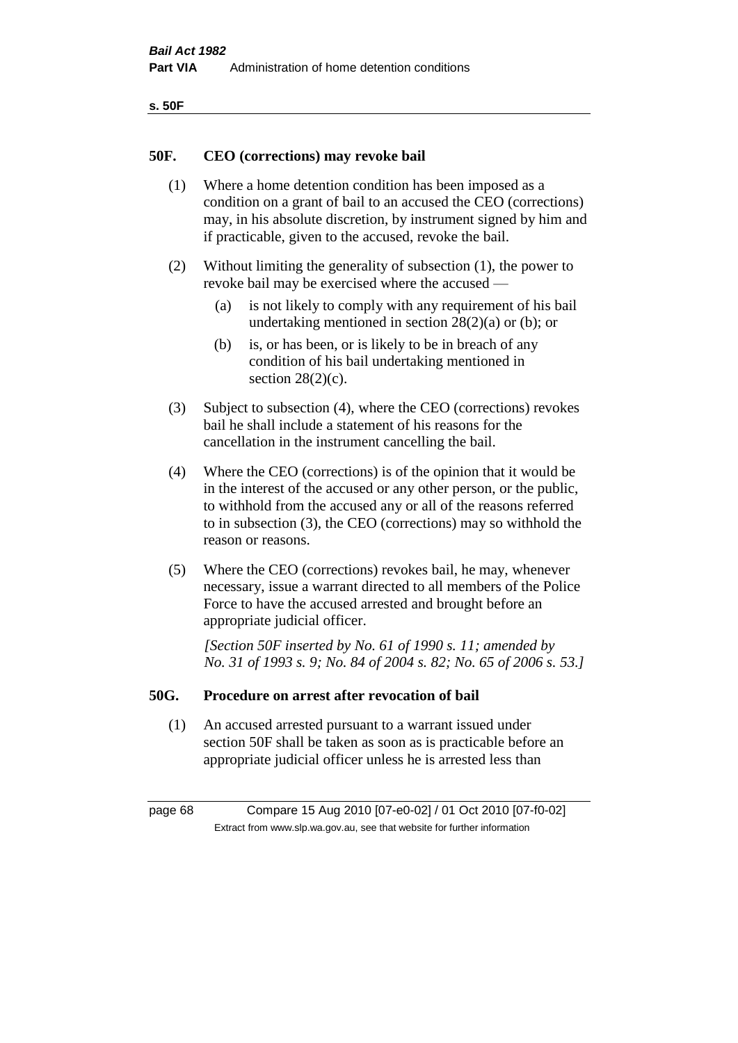## 50F. CEO (corrections) may revoke bail

(1) Where a home detention condition has been imposed as a condition on a grant of bail to an accused the CEO (corrections) may, in his absolute discretion, by instrument signed by him and if practicable, given to the accused, revoke the bail.

(2) Without limiting the generality of subsection (1), the power to revoke bail may be exercised where the accused —

- (a) is not likely to comply with any requirement of his bail undertaking mentioned in section 28(2)(a) or (b); or
- (b) is, or has been, or is likely to be in breach of any condition of his bail undertaking mentioned in section 28(2)(c).

(3) Subject to subsection (4), where the CEO (corrections) revokes bail he shall include a statement of his reasons for the cancellation in the instrument cancelling the bail.

(4) Where the CEO (corrections) is of the opinion that it would be in the interest of the accused or any other person, or the public, to withhold from the accused any or all of the reasons referred to in subsection (3), the CEO (corrections) may so withhold the reason or reasons.

(5) Where the CEO (corrections) revokes bail, he may, whenever necessary, issue a warrant directed to all members of the Police Force to have the accused arrested and brought before an appropriate judicial officer.

*[Section 50F inserted by No. 61 of 1990 s. 11; amended by No. 31 of 1993 s. 9; No. 84 of 2004 s. 82; No. 65 of 2006 s. 53.]*

## 50G. Procedure on arrest after revocation of bail

(1) An accused arrested pursuant to a warrant issued under section 50F shall be taken as soon as is practicable before an appropriate judicial officer unless he is arrested less than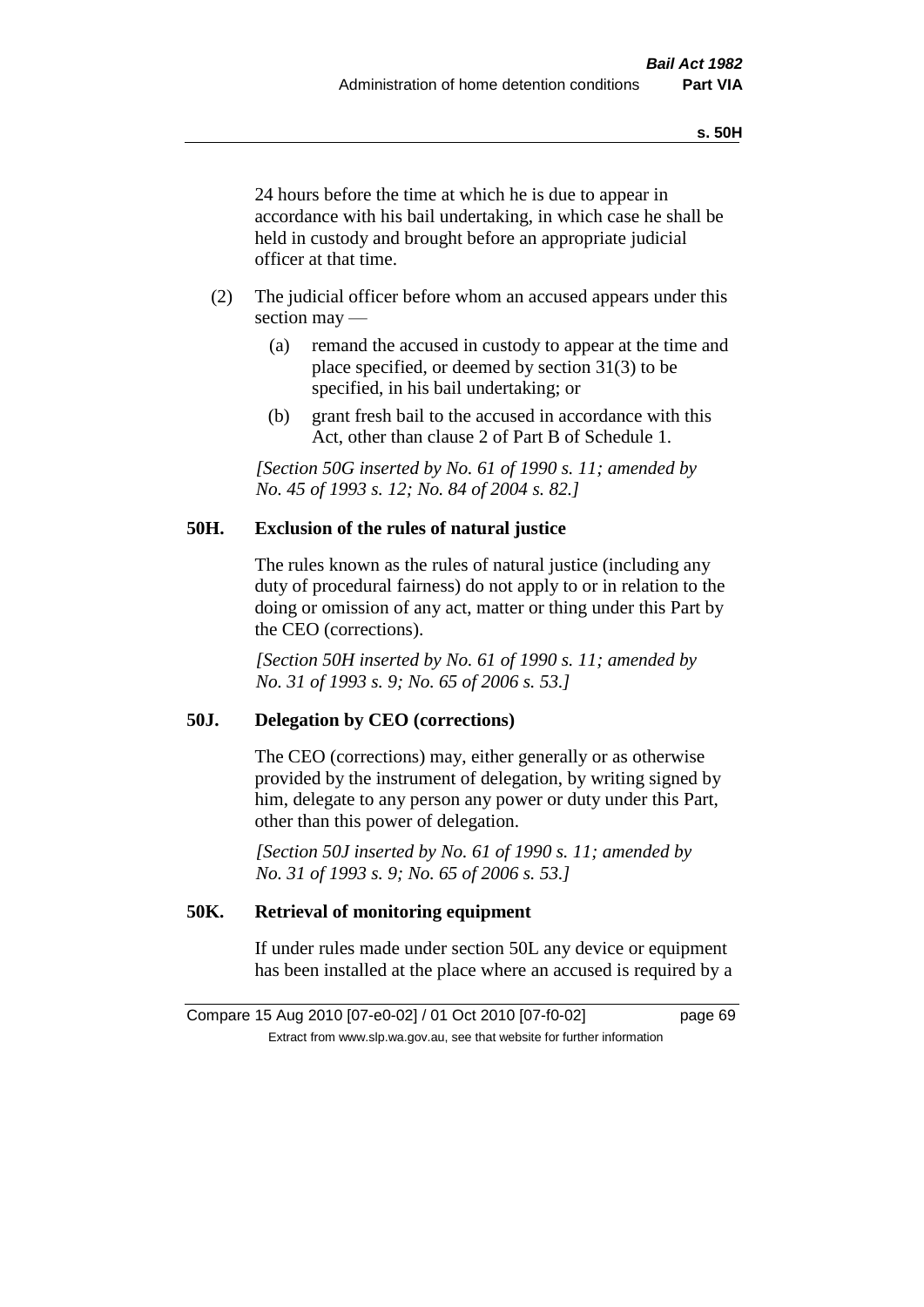24 hours before the time at which he is due to appear in accordance with his bail undertaking, in which case he shall be held in custody and brought before an appropriate judicial officer at that time.

(2) The judicial officer before whom an accused appears under this section may —

(a) remand the accused in custody to appear at the time and place specified, or deemed by section 31(3) to be specified, in his bail undertaking; or

(b) grant fresh bail to the accused in accordance with this Act, other than clause 2 of Part B of Schedule 1.

*[Section 50G inserted by No. 61 of 1990 s. 11; amended by No. 45 of 1993 s. 12; No. 84 of 2004 s. 82.]*

### 50H. Exclusion of the rules of natural justice

The rules known as the rules of natural justice (including any duty of procedural fairness) do not apply to or in relation to the doing or omission of any act, matter or thing under this Part by the CEO (corrections).

*[Section 50H inserted by No. 61 of 1990 s. 11; amended by No. 31 of 1993 s. 9; No. 65 of 2006 s. 53.]*

### 50J. Delegation by CEO (corrections)

The CEO (corrections) may, either generally or as otherwise provided by the instrument of delegation, by writing signed by him, delegate to any person any power or duty under this Part, other than this power of delegation.

*[Section 50J inserted by No. 61 of 1990 s. 11; amended by No. 31 of 1993 s. 9; No. 65 of 2006 s. 53.]*

### 50K. Retrieval of monitoring equipment

If under rules made under section 50L any device or equipment has been installed at the place where an accused is required by a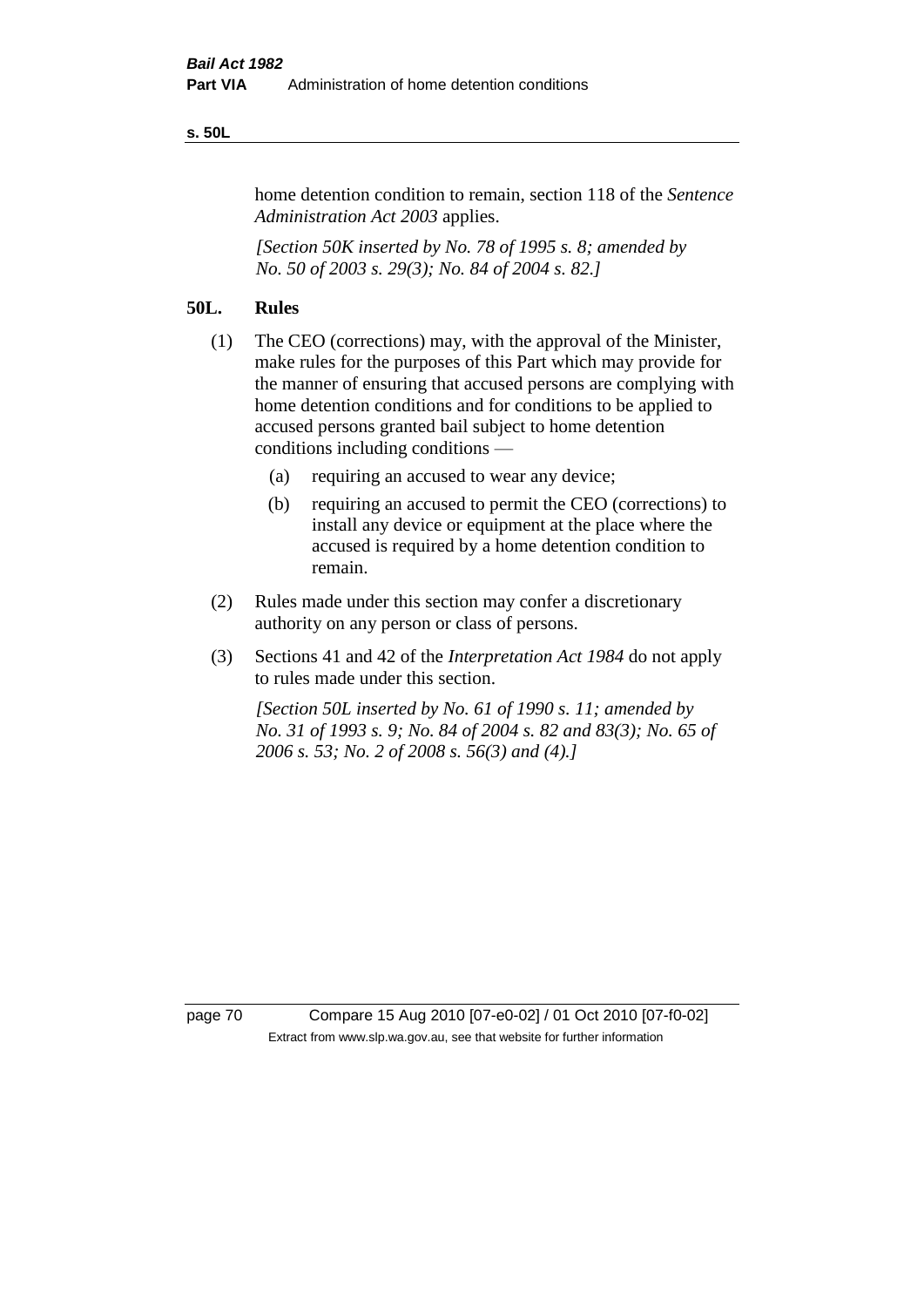home detention condition to remain, section 118 of the *Sentence Administration Act 2003* applies.

*[Section 50K inserted by No. 78 of 1995 s. 8; amended by No. 50 of 2003 s. 29(3); No. 84 of 2004 s. 82.]*

## 50L. Rules

(1) The CEO (corrections) may, with the approval of the Minister, make rules for the purposes of this Part which may provide for the manner of ensuring that accused persons are complying with home detention conditions and for conditions to be applied to accused persons granted bail subject to home detention conditions including conditions —

- (a) requiring an accused to wear any device;
- (b) requiring an accused to permit the CEO (corrections) to install any device or equipment at the place where the accused is required by a home detention condition to remain.

(2) Rules made under this section may confer a discretionary authority on any person or class of persons.

(3) Sections 41 and 42 of the *Interpretation Act 1984* do not apply to rules made under this section.

*[Section 50L inserted by No. 61 of 1990 s. 11; amended by No. 31 of 1993 s. 9; No. 84 of 2004 s. 82 and 83(3); No. 65 of 2006 s. 53; No. 2 of 2008 s. 56(3) and (4).]*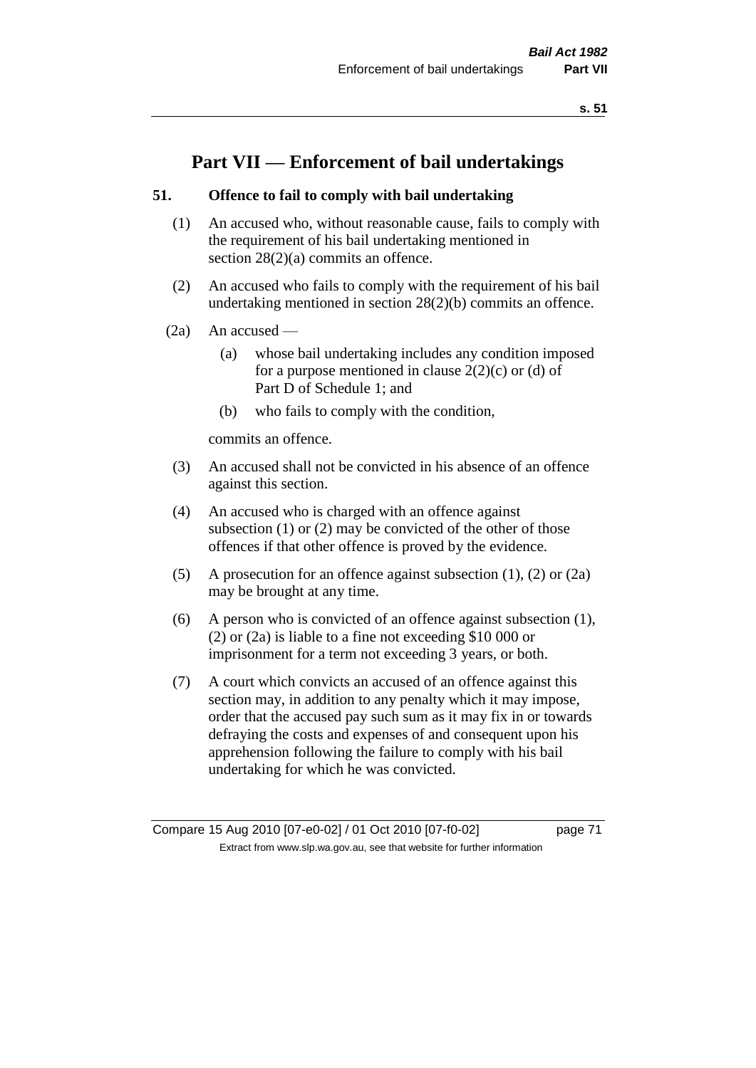# Part VII — Enforcement of bail undertakings

## 51. Offence to fail to comply with bail undertaking

(1) An accused who, without reasonable cause, fails to comply with the requirement of his bail undertaking mentioned in section 28(2)(a) commits an offence.

(2) An accused who fails to comply with the requirement of his bail undertaking mentioned in section 28(2)(b) commits an offence.

(2a) An accused —

- (a) whose bail undertaking includes any condition imposed for a purpose mentioned in clause 2(2)(c) or (d) of Part D of Schedule 1; and
- (b) who fails to comply with the condition,

commits an offence.

(3) An accused shall not be convicted in his absence of an offence against this section.

(4) An accused who is charged with an offence against subsection (1) or (2) may be convicted of the other of those offences if that other offence is proved by the evidence.

(5) A prosecution for an offence against subsection (1), (2) or (2a) may be brought at any time.

(6) A person who is convicted of an offence against subsection (1), (2) or (2a) is liable to a fine not exceeding $10 000 or imprisonment for a term not exceeding 3 years, or both.

(7) A court which convicts an accused of an offence against this section may, in addition to any penalty which it may impose, order that the accused pay such sum as it may fix in or towards defraying the costs and expenses of and consequent upon his apprehension following the failure to comply with his bail undertaking for which he was convicted.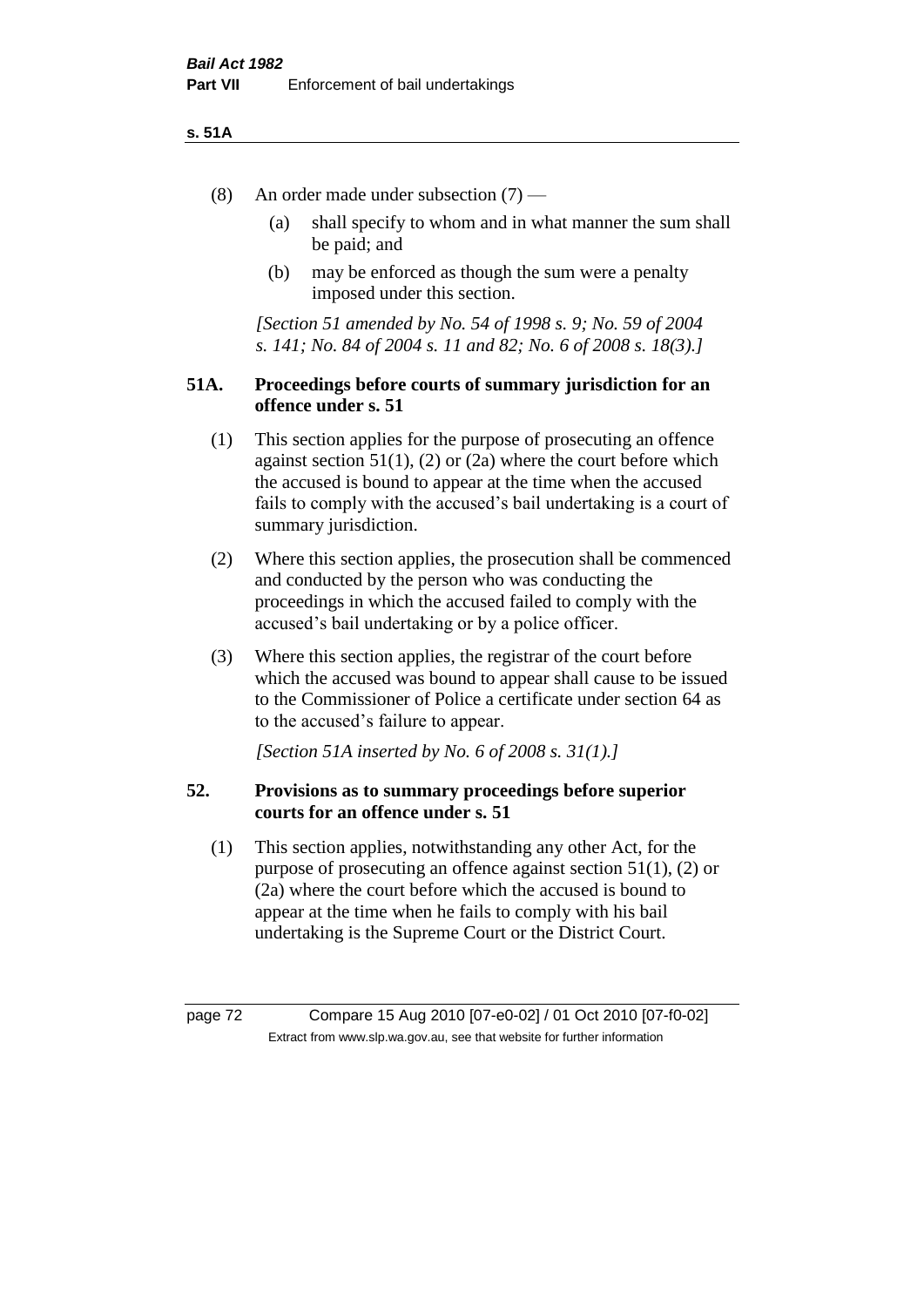(8) An order made under subsection (7) —

  (a) shall specify to whom and in what manner the sum shall be paid; and

  (b) may be enforced as though the sum were a penalty imposed under this section.

*[Section 51 amended by No. 54 of 1998 s. 9; No. 59 of 2004 s. 141; No. 84 of 2004 s. 11 and 82; No. 6 of 2008 s. 18(3).]*

### 51A. Proceedings before courts of summary jurisdiction for an offence under s. 51

(1) This section applies for the purpose of prosecuting an offence against section 51(1), (2) or (2a) where the court before which the accused is bound to appear at the time when the accused fails to comply with the accused's bail undertaking is a court of summary jurisdiction.

(2) Where this section applies, the prosecution shall be commenced and conducted by the person who was conducting the proceedings in which the accused failed to comply with the accused's bail undertaking or by a police officer.

(3) Where this section applies, the registrar of the court before which the accused was bound to appear shall cause to be issued to the Commissioner of Police a certificate under section 64 as to the accused's failure to appear.

*[Section 51A inserted by No. 6 of 2008 s. 31(1).]*

### 52. Provisions as to summary proceedings before superior courts for an offence under s. 51

(1) This section applies, notwithstanding any other Act, for the purpose of prosecuting an offence against section 51(1), (2) or (2a) where the court before which the accused is bound to appear at the time when he fails to comply with his bail undertaking is the Supreme Court or the District Court.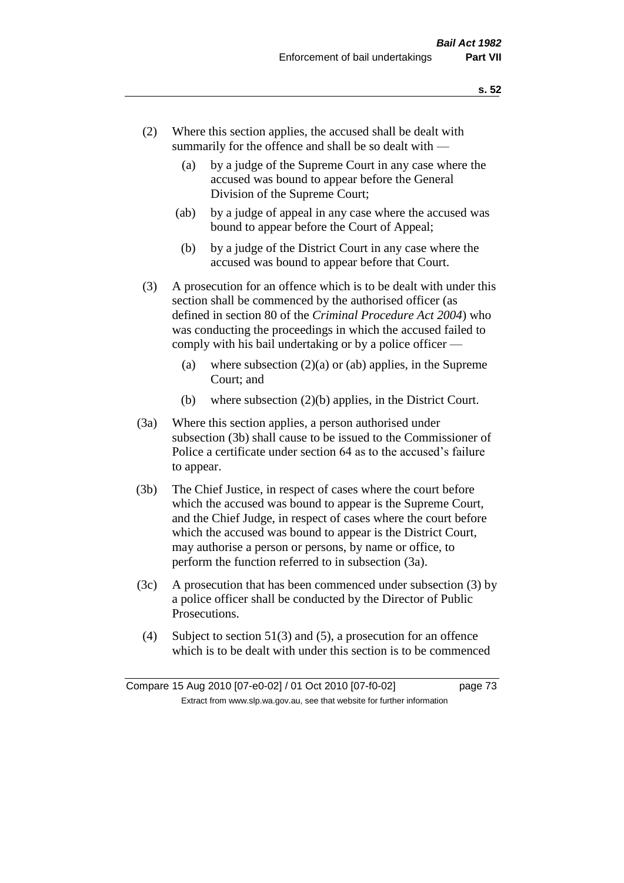(2) Where this section applies, the accused shall be dealt with summarily for the offence and shall be so dealt with —

(a) by a judge of the Supreme Court in any case where the accused was bound to appear before the General Division of the Supreme Court;

(ab) by a judge of appeal in any case where the accused was bound to appear before the Court of Appeal;

(b) by a judge of the District Court in any case where the accused was bound to appear before that Court.

(3) A prosecution for an offence which is to be dealt with under this section shall be commenced by the authorised officer (as defined in section 80 of the *Criminal Procedure Act 2004*) who was conducting the proceedings in which the accused failed to comply with his bail undertaking or by a police officer —

(a) where subsection (2)(a) or (ab) applies, in the Supreme Court; and

(b) where subsection (2)(b) applies, in the District Court.

(3a) Where this section applies, a person authorised under subsection (3b) shall cause to be issued to the Commissioner of Police a certificate under section 64 as to the accused's failure to appear.

(3b) The Chief Justice, in respect of cases where the court before which the accused was bound to appear is the Supreme Court, and the Chief Judge, in respect of cases where the court before which the accused was bound to appear is the District Court, may authorise a person or persons, by name or office, to perform the function referred to in subsection (3a).

(3c) A prosecution that has been commenced under subsection (3) by a police officer shall be conducted by the Director of Public Prosecutions.

(4) Subject to section 51(3) and (5), a prosecution for an offence which is to be dealt with under this section is to be commenced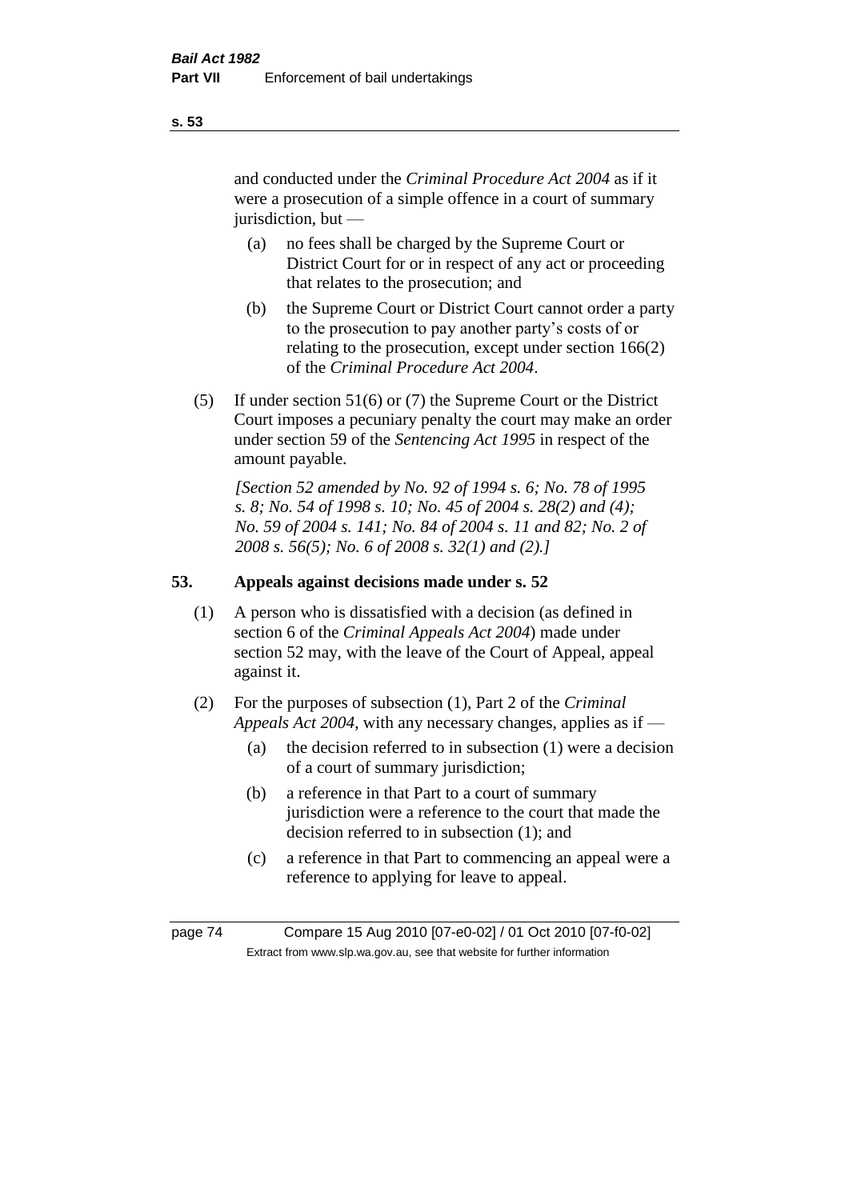and conducted under the *Criminal Procedure Act 2004* as if it were a prosecution of a simple offence in a court of summary jurisdiction, but —

(a) no fees shall be charged by the Supreme Court or District Court for or in respect of any act or proceeding that relates to the prosecution; and

(b) the Supreme Court or District Court cannot order a party to the prosecution to pay another party's costs of or relating to the prosecution, except under section 166(2) of the *Criminal Procedure Act 2004*.

(5) If under section 51(6) or (7) the Supreme Court or the District Court imposes a pecuniary penalty the court may make an order under section 59 of the *Sentencing Act 1995* in respect of the amount payable.

*[Section 52 amended by No. 92 of 1994 s. 6; No. 78 of 1995 s. 8; No. 54 of 1998 s. 10; No. 45 of 2004 s. 28(2) and (4); No. 59 of 2004 s. 141; No. 84 of 2004 s. 11 and 82; No. 2 of 2008 s. 56(5); No. 6 of 2008 s. 32(1) and (2).]*

## 53. Appeals against decisions made under s. 52

(1) A person who is dissatisfied with a decision (as defined in section 6 of the *Criminal Appeals Act 2004*) made under section 52 may, with the leave of the Court of Appeal, appeal against it.

(2) For the purposes of subsection (1), Part 2 of the *Criminal Appeals Act 2004*, with any necessary changes, applies as if —

(a) the decision referred to in subsection (1) were a decision of a court of summary jurisdiction;

(b) a reference in that Part to a court of summary jurisdiction were a reference to the court that made the decision referred to in subsection (1); and

(c) a reference in that Part to commencing an appeal were a reference to applying for leave to appeal.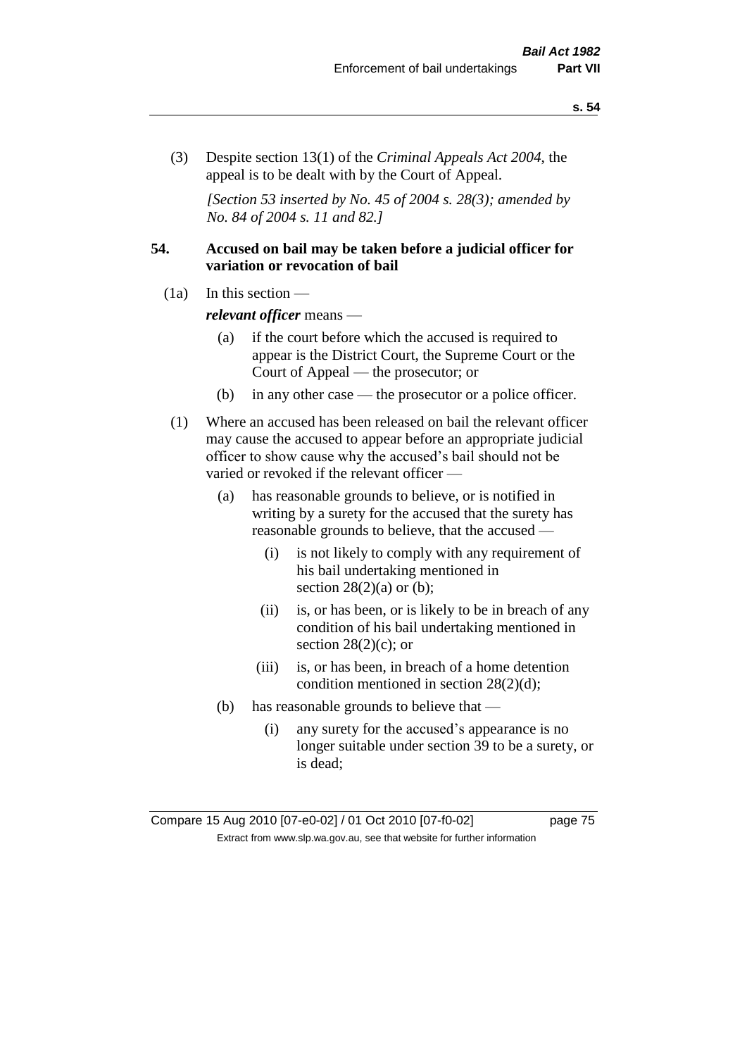(3) Despite section 13(1) of the *Criminal Appeals Act 2004*, the appeal is to be dealt with by the Court of Appeal.

*[Section 53 inserted by No. 45 of 2004 s. 28(3); amended by No. 84 of 2004 s. 11 and 82.]*

## 54. Accused on bail may be taken before a judicial officer for variation or revocation of bail

(1a) In this section —

***relevant officer*** means —

(a) if the court before which the accused is required to appear is the District Court, the Supreme Court or the Court of Appeal — the prosecutor; or

(b) in any other case — the prosecutor or a police officer.

(1) Where an accused has been released on bail the relevant officer may cause the accused to appear before an appropriate judicial officer to show cause why the accused's bail should not be varied or revoked if the relevant officer —

(a) has reasonable grounds to believe, or is notified in writing by a surety for the accused that the surety has reasonable grounds to believe, that the accused —

(i) is not likely to comply with any requirement of his bail undertaking mentioned in section 28(2)(a) or (b);

(ii) is, or has been, or is likely to be in breach of any condition of his bail undertaking mentioned in section 28(2)(c); or

(iii) is, or has been, in breach of a home detention condition mentioned in section 28(2)(d);

(b) has reasonable grounds to believe that —

(i) any surety for the accused's appearance is no longer suitable under section 39 to be a surety, or is dead;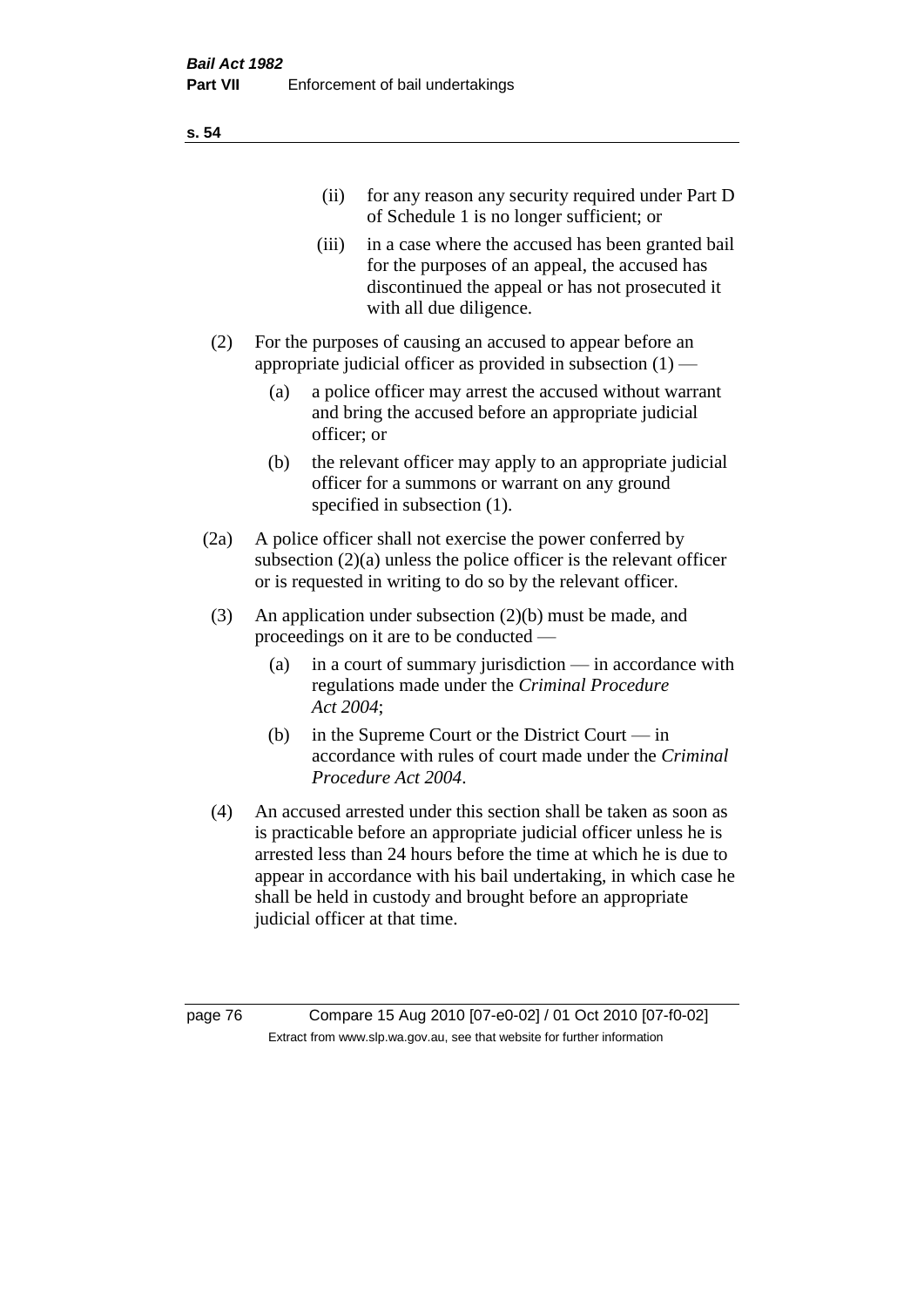(ii) for any reason any security required under Part D of Schedule 1 is no longer sufficient; or

(iii) in a case where the accused has been granted bail for the purposes of an appeal, the accused has discontinued the appeal or has not prosecuted it with all due diligence.

(2) For the purposes of causing an accused to appear before an appropriate judicial officer as provided in subsection (1) —

(a) a police officer may arrest the accused without warrant and bring the accused before an appropriate judicial officer; or

(b) the relevant officer may apply to an appropriate judicial officer for a summons or warrant on any ground specified in subsection (1).

(2a) A police officer shall not exercise the power conferred by subsection (2)(a) unless the police officer is the relevant officer or is requested in writing to do so by the relevant officer.

(3) An application under subsection (2)(b) must be made, and proceedings on it are to be conducted —

(a) in a court of summary jurisdiction — in accordance with regulations made under the *Criminal Procedure Act 2004*;

(b) in the Supreme Court or the District Court — in accordance with rules of court made under the *Criminal Procedure Act 2004*.

(4) An accused arrested under this section shall be taken as soon as is practicable before an appropriate judicial officer unless he is arrested less than 24 hours before the time at which he is due to appear in accordance with his bail undertaking, in which case he shall be held in custody and brought before an appropriate judicial officer at that time.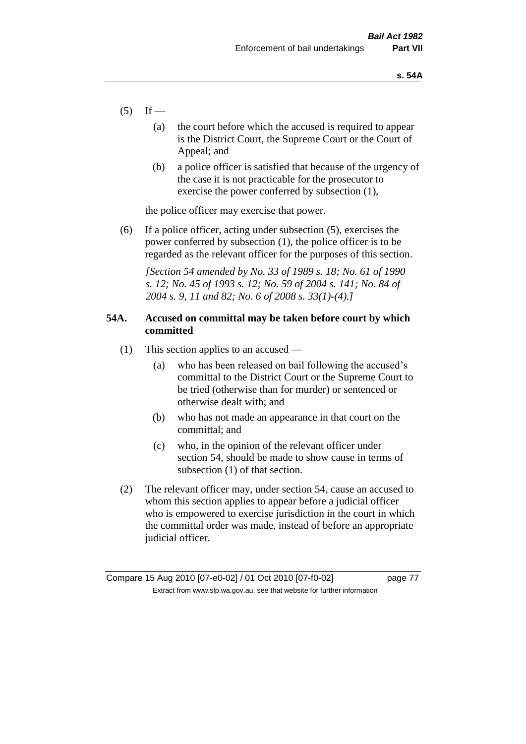(5) If —

(a) the court before which the accused is required to appear is the District Court, the Supreme Court or the Court of Appeal; and

(b) a police officer is satisfied that because of the urgency of the case it is not practicable for the prosecutor to exercise the power conferred by subsection (1),

the police officer may exercise that power.

(6) If a police officer, acting under subsection (5), exercises the power conferred by subsection (1), the police officer is to be regarded as the relevant officer for the purposes of this section.

*[Section 54 amended by No. 33 of 1989 s. 18; No. 61 of 1990 s. 12; No. 45 of 1993 s. 12; No. 59 of 2004 s. 141; No. 84 of 2004 s. 9, 11 and 82; No. 6 of 2008 s. 33(1)-(4).]*

**54A. Accused on committal may be taken before court by which committed**

(1) This section applies to an accused —

(a) who has been released on bail following the accused's committal to the District Court or the Supreme Court to be tried (otherwise than for murder) or sentenced or otherwise dealt with; and

(b) who has not made an appearance in that court on the committal; and

(c) who, in the opinion of the relevant officer under section 54, should be made to show cause in terms of subsection (1) of that section.

(2) The relevant officer may, under section 54, cause an accused to whom this section applies to appear before a judicial officer who is empowered to exercise jurisdiction in the court in which the committal order was made, instead of before an appropriate judicial officer.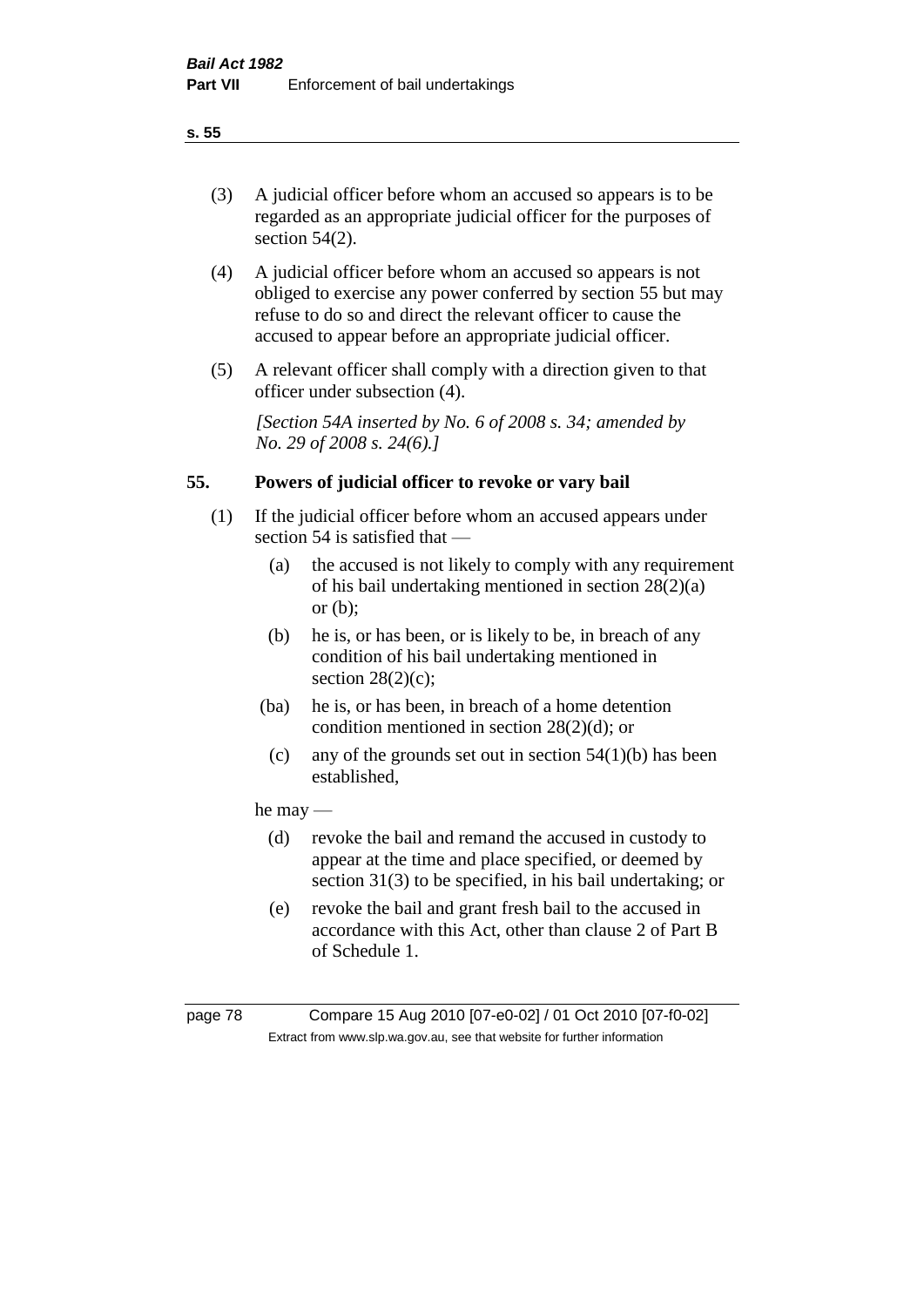(3) A judicial officer before whom an accused so appears is to be regarded as an appropriate judicial officer for the purposes of section 54(2).

(4) A judicial officer before whom an accused so appears is not obliged to exercise any power conferred by section 55 but may refuse to do so and direct the relevant officer to cause the accused to appear before an appropriate judicial officer.

(5) A relevant officer shall comply with a direction given to that officer under subsection (4).

*[Section 54A inserted by No. 6 of 2008 s. 34; amended by No. 29 of 2008 s. 24(6).]*

## 55. Powers of judicial officer to revoke or vary bail

(1) If the judicial officer before whom an accused appears under section 54 is satisfied that —

- (a) the accused is not likely to comply with any requirement of his bail undertaking mentioned in section 28(2)(a) or (b);
- (b) he is, or has been, or is likely to be, in breach of any condition of his bail undertaking mentioned in section 28(2)(c);
- (ba) he is, or has been, in breach of a home detention condition mentioned in section 28(2)(d); or
- (c) any of the grounds set out in section 54(1)(b) has been established,

he may —

- (d) revoke the bail and remand the accused in custody to appear at the time and place specified, or deemed by section 31(3) to be specified, in his bail undertaking; or
- (e) revoke the bail and grant fresh bail to the accused in accordance with this Act, other than clause 2 of Part B of Schedule 1.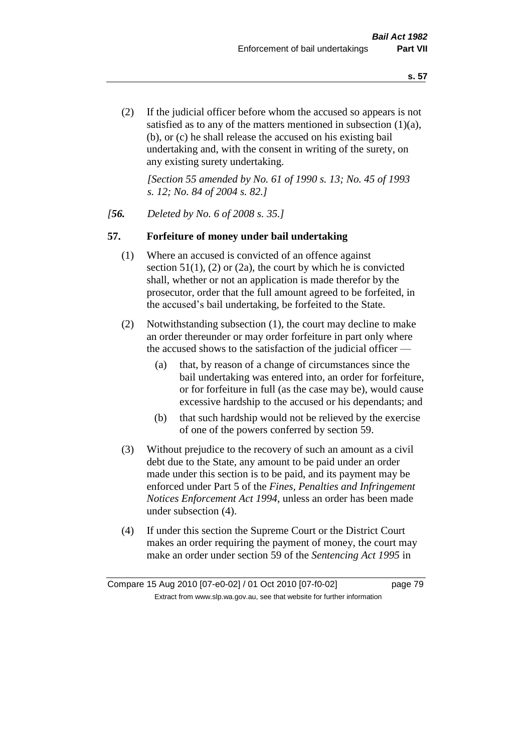(2) If the judicial officer before whom the accused so appears is not satisfied as to any of the matters mentioned in subsection (1)(a), (b), or (c) he shall release the accused on his existing bail undertaking and, with the consent in writing of the surety, on any existing surety undertaking.

*[Section 55 amended by No. 61 of 1990 s. 13; No. 45 of 1993 s. 12; No. 84 of 2004 s. 82.]*

*[**56.** Deleted by No. 6 of 2008 s. 35.]*

### 57. Forfeiture of money under bail undertaking

(1) Where an accused is convicted of an offence against section 51(1), (2) or (2a), the court by which he is convicted shall, whether or not an application is made therefor by the prosecutor, order that the full amount agreed to be forfeited, in the accused's bail undertaking, be forfeited to the State.

(2) Notwithstanding subsection (1), the court may decline to make an order thereunder or may order forfeiture in part only where the accused shows to the satisfaction of the judicial officer —

- (a) that, by reason of a change of circumstances since the bail undertaking was entered into, an order for forfeiture, or for forfeiture in full (as the case may be), would cause excessive hardship to the accused or his dependants; and
- (b) that such hardship would not be relieved by the exercise of one of the powers conferred by section 59.

(3) Without prejudice to the recovery of such an amount as a civil debt due to the State, any amount to be paid under an order made under this section is to be paid, and its payment may be enforced under Part 5 of the *Fines, Penalties and Infringement Notices Enforcement Act 1994*, unless an order has been made under subsection (4).

(4) If under this section the Supreme Court or the District Court makes an order requiring the payment of money, the court may make an order under section 59 of the *Sentencing Act 1995* in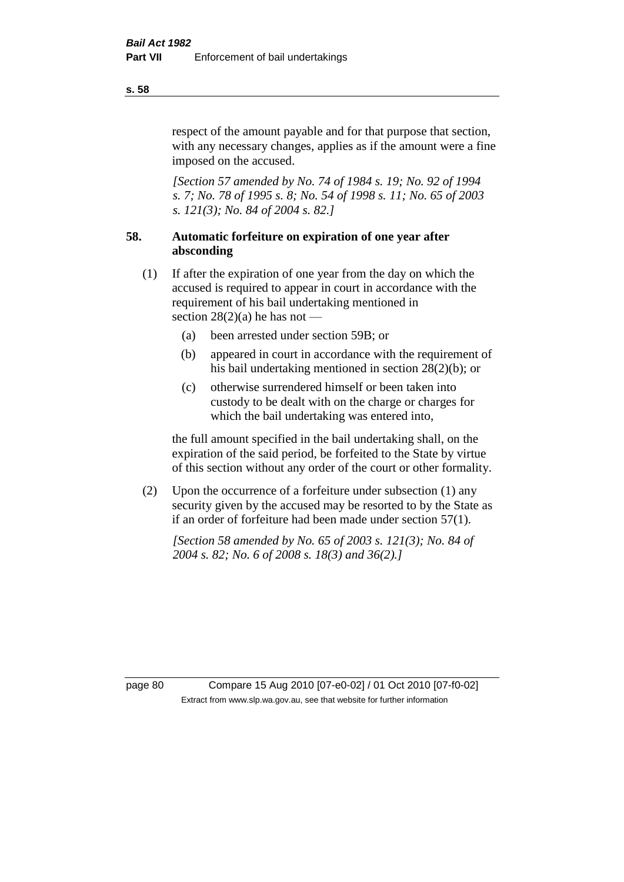respect of the amount payable and for that purpose that section, with any necessary changes, applies as if the amount were a fine imposed on the accused.

*[Section 57 amended by No. 74 of 1984 s. 19; No. 92 of 1994 s. 7; No. 78 of 1995 s. 8; No. 54 of 1998 s. 11; No. 65 of 2003 s. 121(3); No. 84 of 2004 s. 82.]*

### 58. Automatic forfeiture on expiration of one year after absconding

(1) If after the expiration of one year from the day on which the accused is required to appear in court in accordance with the requirement of his bail undertaking mentioned in section 28(2)(a) he has not —

- (a) been arrested under section 59B; or
- (b) appeared in court in accordance with the requirement of his bail undertaking mentioned in section 28(2)(b); or
- (c) otherwise surrendered himself or been taken into custody to be dealt with on the charge or charges for which the bail undertaking was entered into,

the full amount specified in the bail undertaking shall, on the expiration of the said period, be forfeited to the State by virtue of this section without any order of the court or other formality.

(2) Upon the occurrence of a forfeiture under subsection (1) any security given by the accused may be resorted to by the State as if an order of forfeiture had been made under section 57(1).

*[Section 58 amended by No. 65 of 2003 s. 121(3); No. 84 of 2004 s. 82; No. 6 of 2008 s. 18(3) and 36(2).]*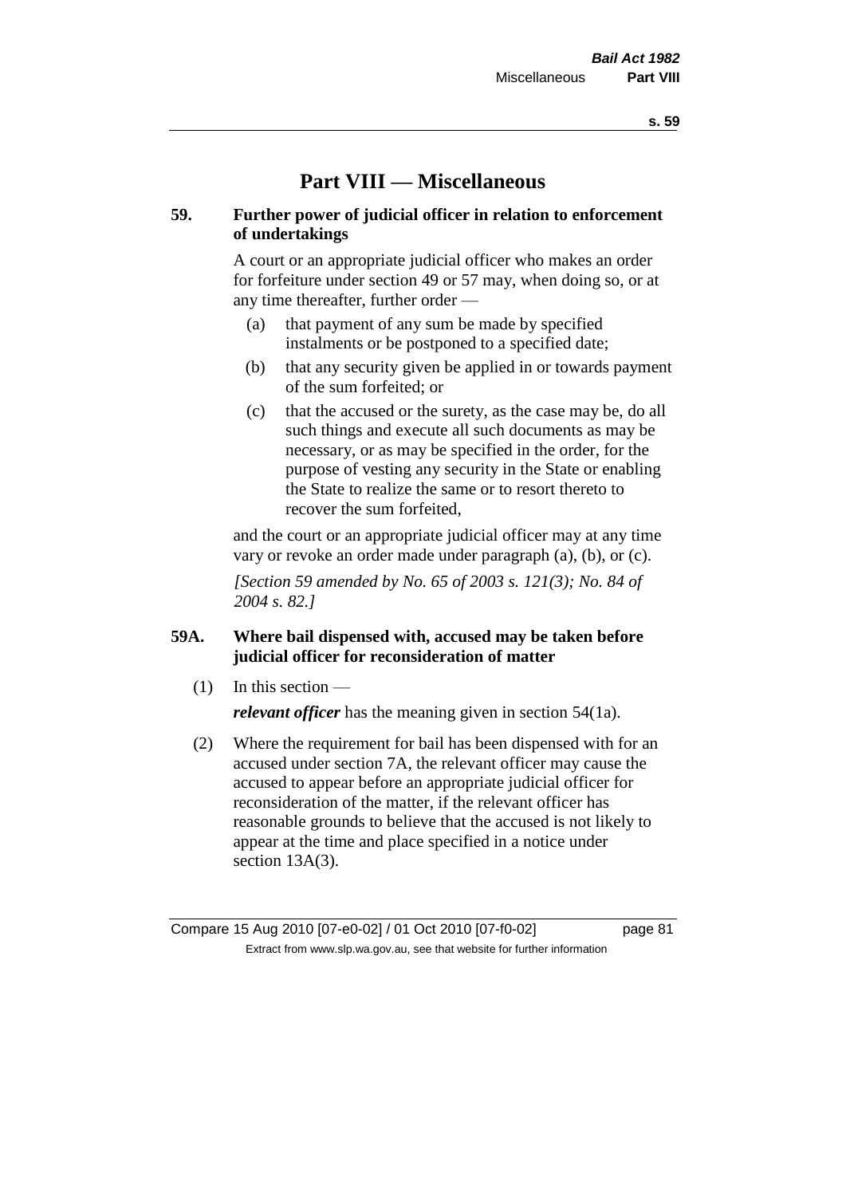# Part VIII — Miscellaneous

## 59. Further power of judicial officer in relation to enforcement of undertakings

A court or an appropriate judicial officer who makes an order for forfeiture under section 49 or 57 may, when doing so, or at any time thereafter, further order —

(a) that payment of any sum be made by specified instalments or be postponed to a specified date;

(b) that any security given be applied in or towards payment of the sum forfeited; or

(c) that the accused or the surety, as the case may be, do all such things and execute all such documents as may be necessary, or as may be specified in the order, for the purpose of vesting any security in the State or enabling the State to realize the same or to resort thereto to recover the sum forfeited,

and the court or an appropriate judicial officer may at any time vary or revoke an order made under paragraph (a), (b), or (c).

*[Section 59 amended by No. 65 of 2003 s. 121(3); No. 84 of 2004 s. 82.]*

## 59A. Where bail dispensed with, accused may be taken before judicial officer for reconsideration of matter

(1) In this section —

***relevant officer*** has the meaning given in section 54(1a).

(2) Where the requirement for bail has been dispensed with for an accused under section 7A, the relevant officer may cause the accused to appear before an appropriate judicial officer for reconsideration of the matter, if the relevant officer has reasonable grounds to believe that the accused is not likely to appear at the time and place specified in a notice under section 13A(3).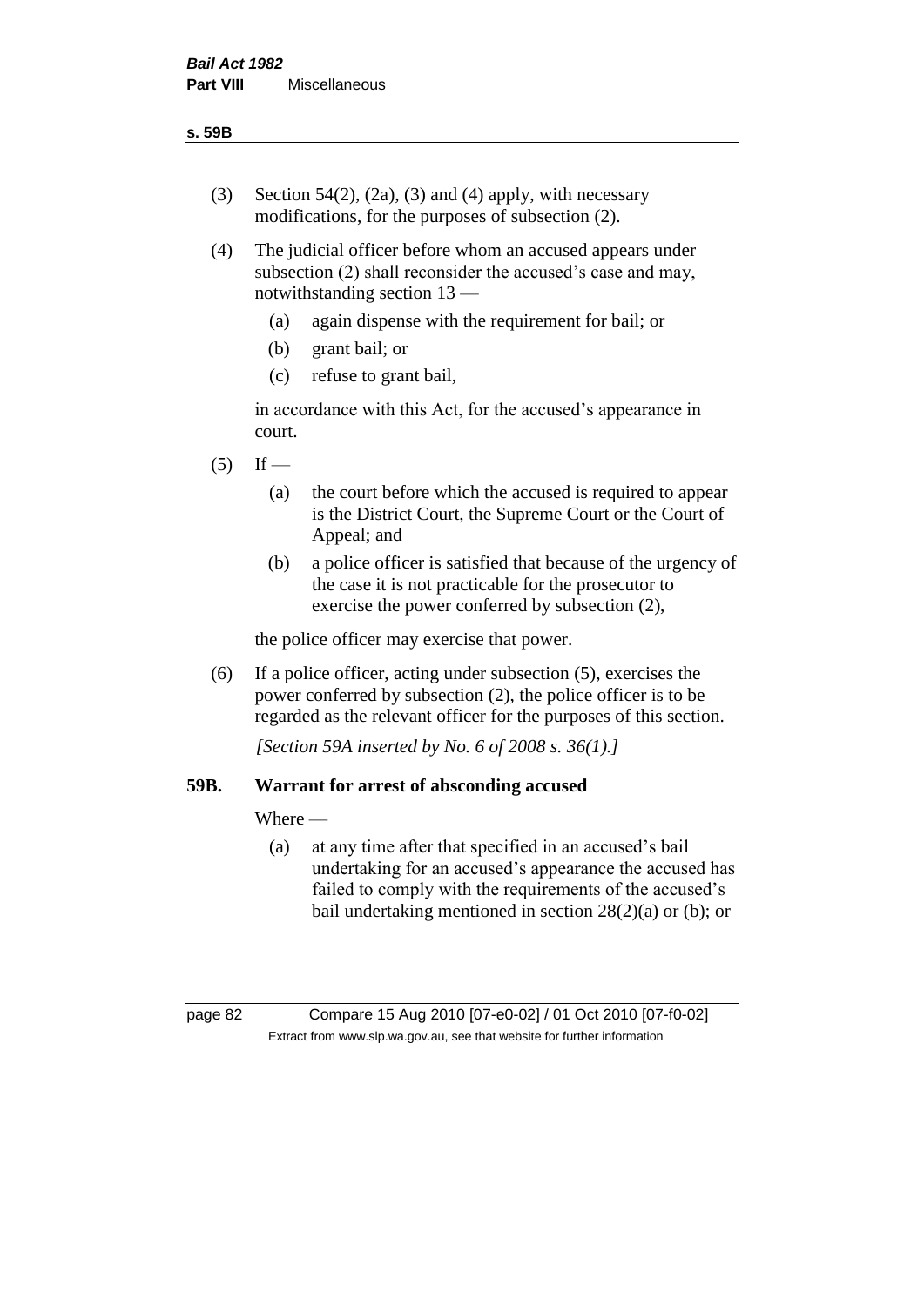(3) Section 54(2), (2a), (3) and (4) apply, with necessary modifications, for the purposes of subsection (2).

(4) The judicial officer before whom an accused appears under subsection (2) shall reconsider the accused's case and may, notwithstanding section 13 —

   (a) again dispense with the requirement for bail; or

   (b) grant bail; or

   (c) refuse to grant bail,

   in accordance with this Act, for the accused's appearance in court.

(5) If —

   (a) the court before which the accused is required to appear is the District Court, the Supreme Court or the Court of Appeal; and

   (b) a police officer is satisfied that because of the urgency of the case it is not practicable for the prosecutor to exercise the power conferred by subsection (2),

   the police officer may exercise that power.

(6) If a police officer, acting under subsection (5), exercises the power conferred by subsection (2), the police officer is to be regarded as the relevant officer for the purposes of this section.

*[Section 59A inserted by No. 6 of 2008 s. 36(1).]*

### 59B. Warrant for arrest of absconding accused

Where —

   (a) at any time after that specified in an accused's bail undertaking for an accused's appearance the accused has failed to comply with the requirements of the accused's bail undertaking mentioned in section 28(2)(a) or (b); or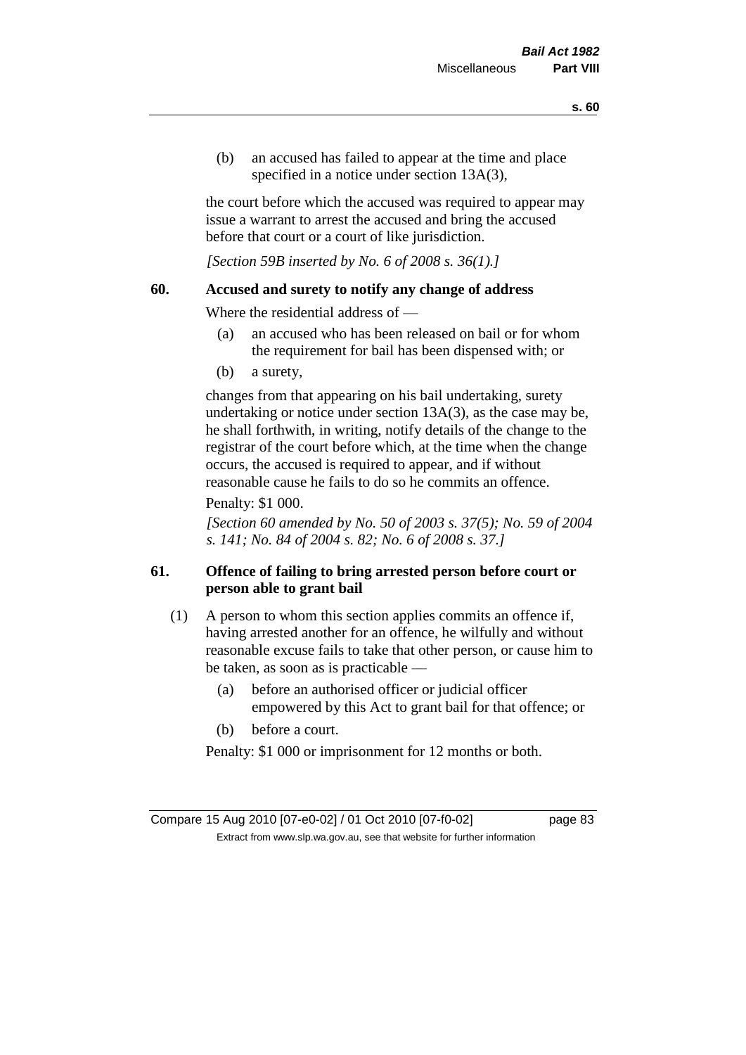(b) an accused has failed to appear at the time and place specified in a notice under section 13A(3),

the court before which the accused was required to appear may issue a warrant to arrest the accused and bring the accused before that court or a court of like jurisdiction.

*[Section 59B inserted by No. 6 of 2008 s. 36(1).]*

### 60. Accused and surety to notify any change of address

Where the residential address of —

(a) an accused who has been released on bail or for whom the requirement for bail has been dispensed with; or

(b) a surety,

changes from that appearing on his bail undertaking, surety undertaking or notice under section 13A(3), as the case may be, he shall forthwith, in writing, notify details of the change to the registrar of the court before which, at the time when the change occurs, the accused is required to appear, and if without reasonable cause he fails to do so he commits an offence.

Penalty: $1 000.

*[Section 60 amended by No. 50 of 2003 s. 37(5); No. 59 of 2004 s. 141; No. 84 of 2004 s. 82; No. 6 of 2008 s. 37.]*

### 61. Offence of failing to bring arrested person before court or person able to grant bail

(1) A person to whom this section applies commits an offence if, having arrested another for an offence, he wilfully and without reasonable excuse fails to take that other person, or cause him to be taken, as soon as is practicable —

(a) before an authorised officer or judicial officer empowered by this Act to grant bail for that offence; or

(b) before a court.

Penalty: $1 000 or imprisonment for 12 months or both.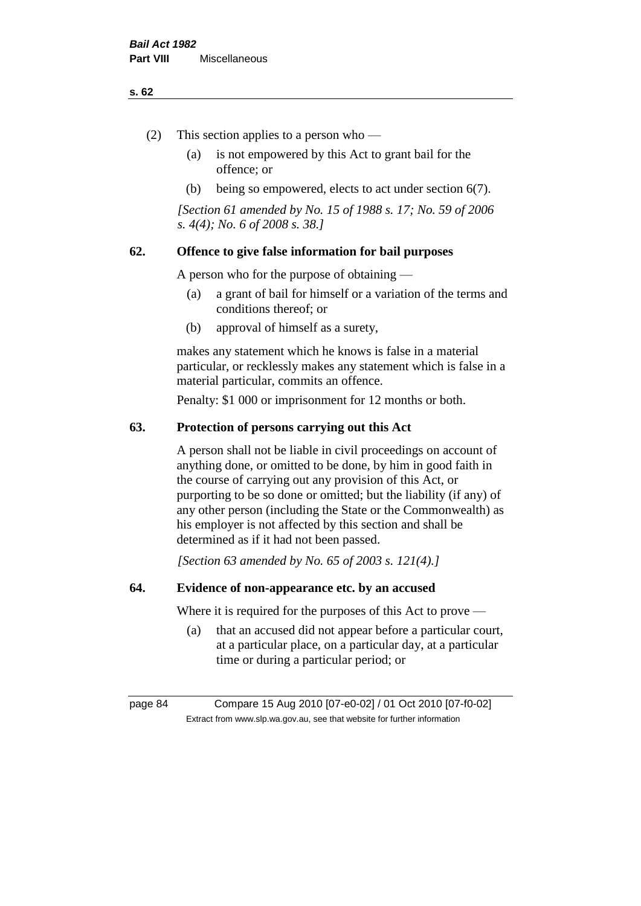(2) This section applies to a person who —

  (a) is not empowered by this Act to grant bail for the offence; or

  (b) being so empowered, elects to act under section 6(7).

*[Section 61 amended by No. 15 of 1988 s. 17; No. 59 of 2006 s. 4(4); No. 6 of 2008 s. 38.]*

## 62. Offence to give false information for bail purposes

A person who for the purpose of obtaining —

  (a) a grant of bail for himself or a variation of the terms and conditions thereof; or

  (b) approval of himself as a surety,

makes any statement which he knows is false in a material particular, or recklessly makes any statement which is false in a material particular, commits an offence.

Penalty: $1 000 or imprisonment for 12 months or both.

## 63. Protection of persons carrying out this Act

A person shall not be liable in civil proceedings on account of anything done, or omitted to be done, by him in good faith in the course of carrying out any provision of this Act, or purporting to be so done or omitted; but the liability (if any) of any other person (including the State or the Commonwealth) as his employer is not affected by this section and shall be determined as if it had not been passed.

*[Section 63 amended by No. 65 of 2003 s. 121(4).]*

## 64. Evidence of non-appearance etc. by an accused

Where it is required for the purposes of this Act to prove —

  (a) that an accused did not appear before a particular court, at a particular place, on a particular day, at a particular time or during a particular period; or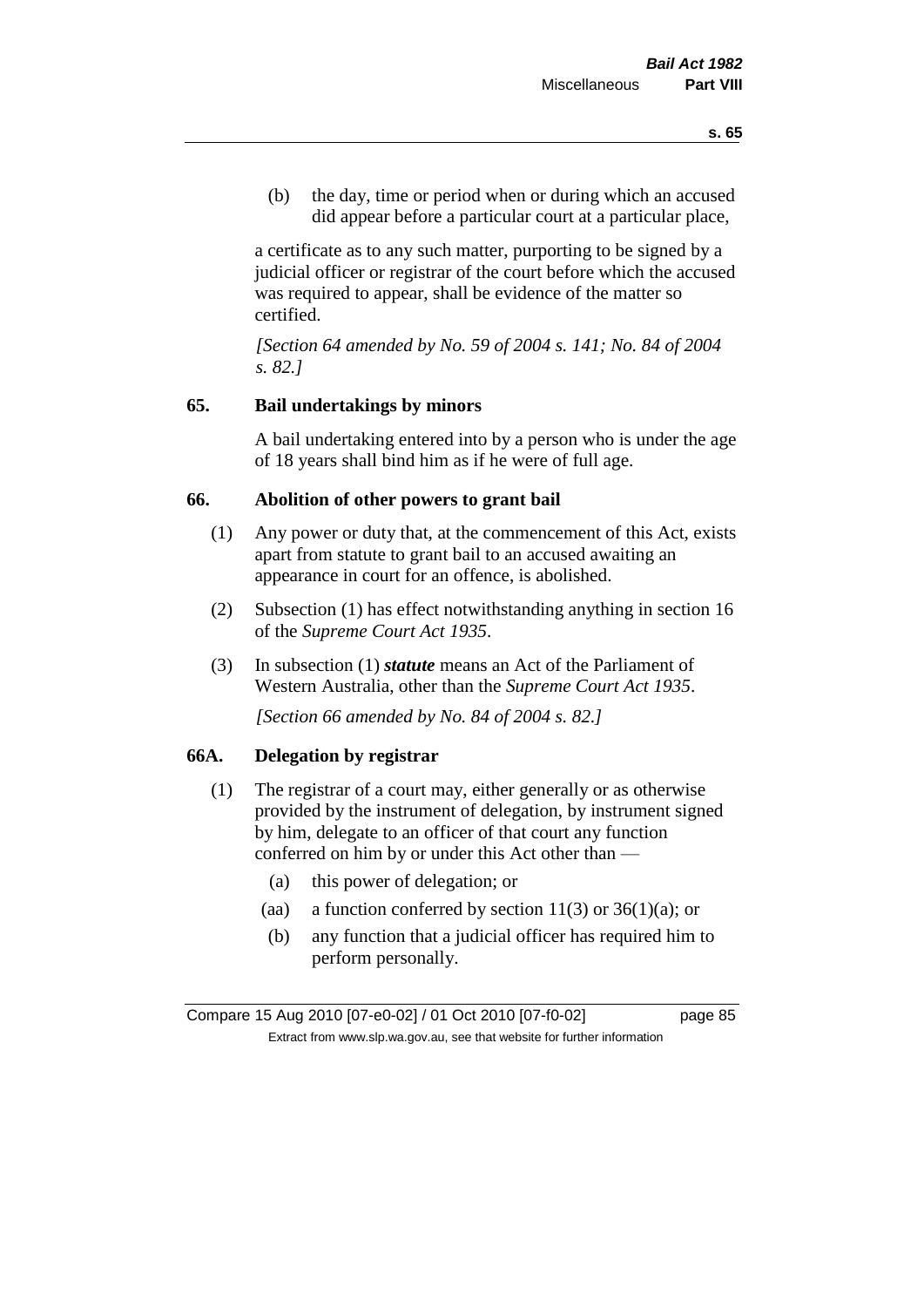(b) the day, time or period when or during which an accused did appear before a particular court at a particular place,

a certificate as to any such matter, purporting to be signed by a judicial officer or registrar of the court before which the accused was required to appear, shall be evidence of the matter so certified.

*[Section 64 amended by No. 59 of 2004 s. 141; No. 84 of 2004 s. 82.]*

## 65. Bail undertakings by minors

A bail undertaking entered into by a person who is under the age of 18 years shall bind him as if he were of full age.

## 66. Abolition of other powers to grant bail

(1) Any power or duty that, at the commencement of this Act, exists apart from statute to grant bail to an accused awaiting an appearance in court for an offence, is abolished.

(2) Subsection (1) has effect notwithstanding anything in section 16 of the *Supreme Court Act 1935*.

(3) In subsection (1) ***statute*** means an Act of the Parliament of Western Australia, other than the *Supreme Court Act 1935*.

*[Section 66 amended by No. 84 of 2004 s. 82.]*

## 66A. Delegation by registrar

(1) The registrar of a court may, either generally or as otherwise provided by the instrument of delegation, by instrument signed by him, delegate to an officer of that court any function conferred on him by or under this Act other than —

- (a) this power of delegation; or
- (aa) a function conferred by section 11(3) or 36(1)(a); or
- (b) any function that a judicial officer has required him to perform personally.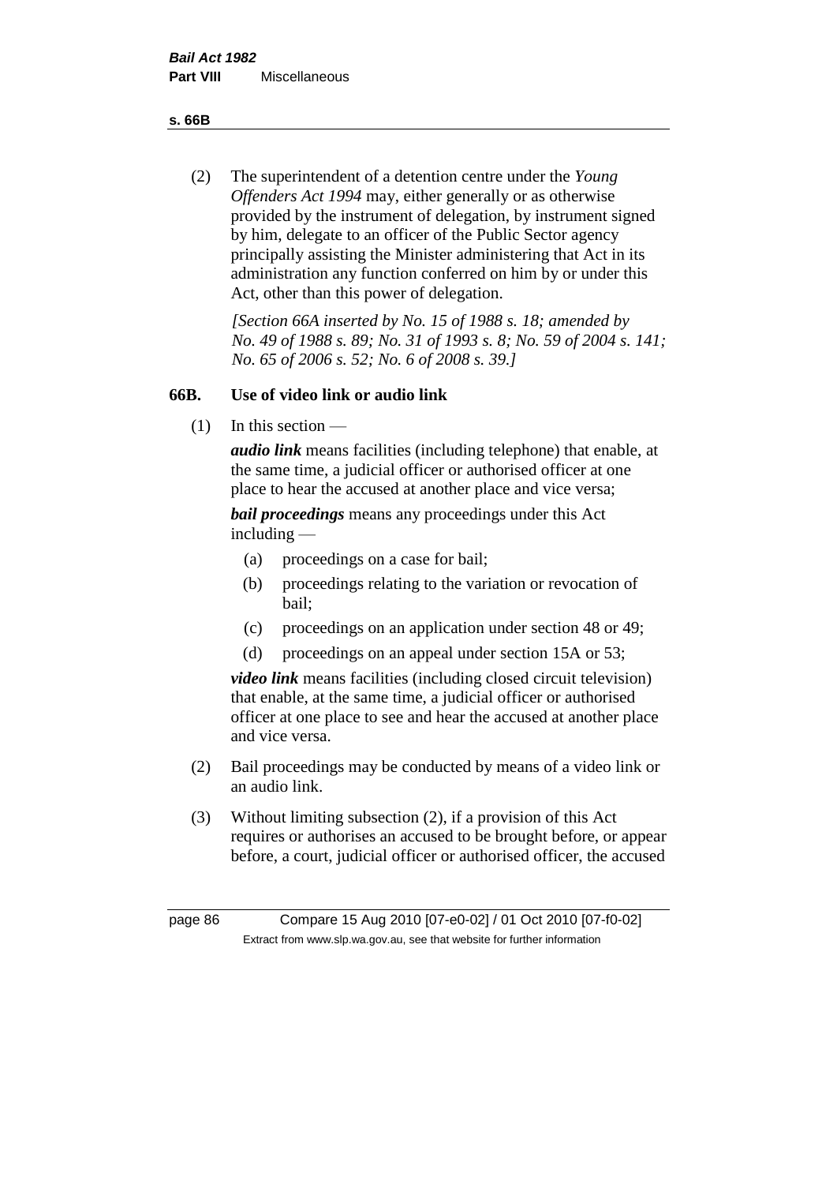(2) The superintendent of a detention centre under the *Young Offenders Act 1994* may, either generally or as otherwise provided by the instrument of delegation, by instrument signed by him, delegate to an officer of the Public Sector agency principally assisting the Minister administering that Act in its administration any function conferred on him by or under this Act, other than this power of delegation.

*[Section 66A inserted by No. 15 of 1988 s. 18; amended by No. 49 of 1988 s. 89; No. 31 of 1993 s. 8; No. 59 of 2004 s. 141; No. 65 of 2006 s. 52; No. 6 of 2008 s. 39.]*

## 66B. Use of video link or audio link

(1) In this section —

***audio link*** means facilities (including telephone) that enable, at the same time, a judicial officer or authorised officer at one place to hear the accused at another place and vice versa;

***bail proceedings*** means any proceedings under this Act including —

- (a) proceedings on a case for bail;
- (b) proceedings relating to the variation or revocation of bail;
- (c) proceedings on an application under section 48 or 49;
- (d) proceedings on an appeal under section 15A or 53;

***video link*** means facilities (including closed circuit television) that enable, at the same time, a judicial officer or authorised officer at one place to see and hear the accused at another place and vice versa.

(2) Bail proceedings may be conducted by means of a video link or an audio link.

(3) Without limiting subsection (2), if a provision of this Act requires or authorises an accused to be brought before, or appear before, a court, judicial officer or authorised officer, the accused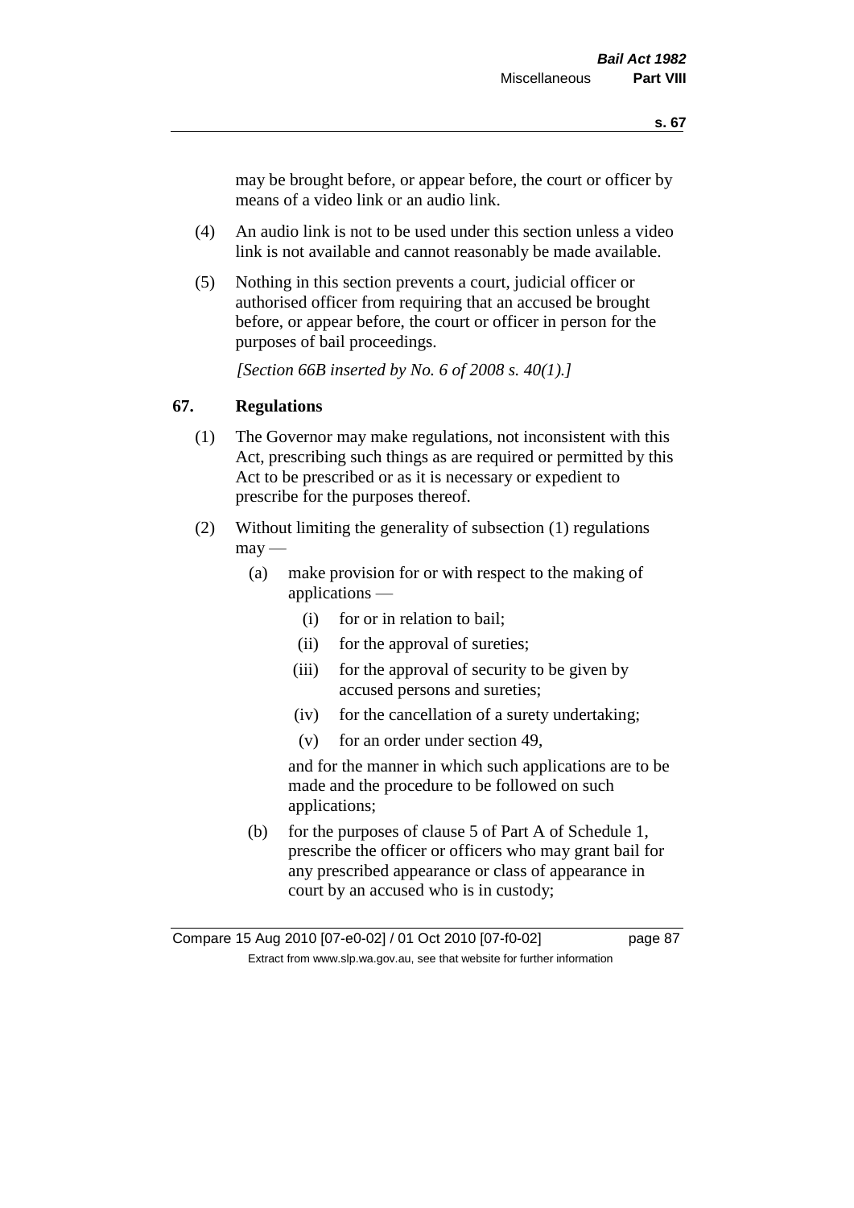may be brought before, or appear before, the court or officer by means of a video link or an audio link.

(4) An audio link is not to be used under this section unless a video link is not available and cannot reasonably be made available.

(5) Nothing in this section prevents a court, judicial officer or authorised officer from requiring that an accused be brought before, or appear before, the court or officer in person for the purposes of bail proceedings.

*[Section 66B inserted by No. 6 of 2008 s. 40(1).]*

## 67. Regulations

(1) The Governor may make regulations, not inconsistent with this Act, prescribing such things as are required or permitted by this Act to be prescribed or as it is necessary or expedient to prescribe for the purposes thereof.

(2) Without limiting the generality of subsection (1) regulations may —

(a) make provision for or with respect to the making of applications —

(i) for or in relation to bail;

(ii) for the approval of sureties;

(iii) for the approval of security to be given by accused persons and sureties;

(iv) for the cancellation of a surety undertaking;

(v) for an order under section 49,

and for the manner in which such applications are to be made and the procedure to be followed on such applications;

(b) for the purposes of clause 5 of Part A of Schedule 1, prescribe the officer or officers who may grant bail for any prescribed appearance or class of appearance in court by an accused who is in custody;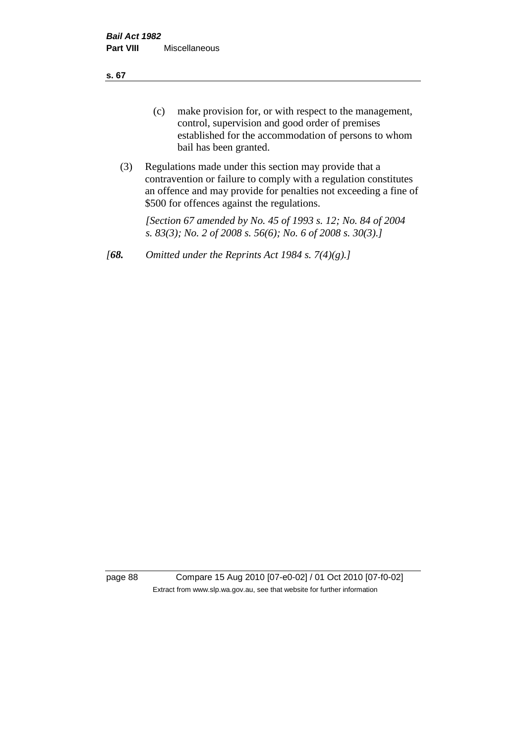(c) make provision for, or with respect to the management, control, supervision and good order of premises established for the accommodation of persons to whom bail has been granted.

(3) Regulations made under this section may provide that a contravention or failure to comply with a regulation constitutes an offence and may provide for penalties not exceeding a fine of $500 for offences against the regulations.

*[Section 67 amended by No. 45 of 1993 s. 12; No. 84 of 2004 s. 83(3); No. 2 of 2008 s. 56(6); No. 6 of 2008 s. 30(3).]*

*[**68.** Omitted under the Reprints Act 1984 s. 7(4)(g).]*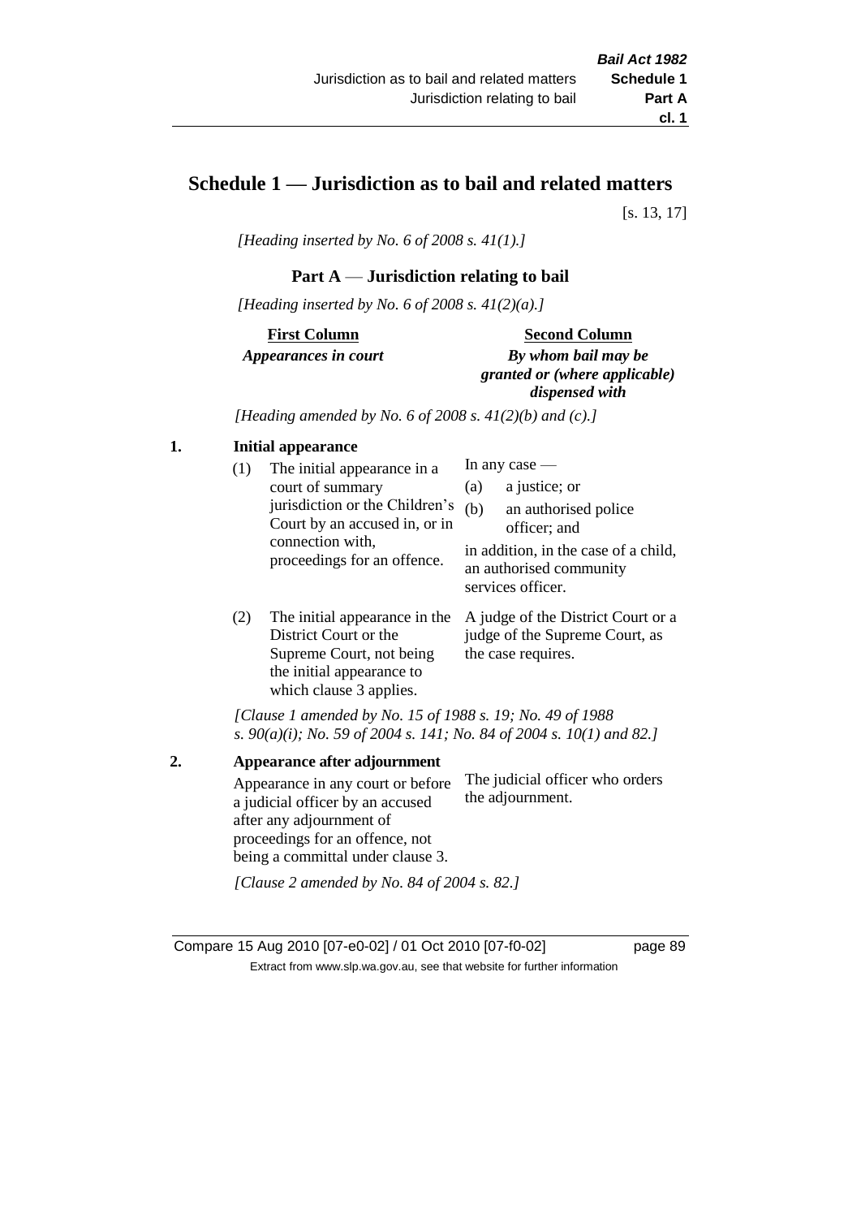# Schedule 1 — Jurisdiction as to bail and related matters

[s. 13, 17]

*[Heading inserted by No. 6 of 2008 s. 41(1).]*

## Part A — Jurisdiction relating to bail

*[Heading inserted by No. 6 of 2008 s. 41(2)(a).]*

| **First Column** *Appearances in court* | **Second Column** *By whom bail may be granted or (where applicable) dispensed with* |
|---|---|

*[Heading amended by No. 6 of 2008 s. 41(2)(b) and (c).]*

### 1. Initial appearance

| | |
|---|---|
| (1) The initial appearance in a court of summary jurisdiction or the Children's Court by an accused in, or in connection with, proceedings for an offence. | In any case — (a) a justice; or (b) an authorised police officer; and in addition, in the case of a child, an authorised community services officer. |
| (2) The initial appearance in the District Court or the Supreme Court, not being the initial appearance to which clause 3 applies. | A judge of the District Court or a judge of the Supreme Court, as the case requires. |

*[Clause 1 amended by No. 15 of 1988 s. 19; No. 49 of 1988 s. 90(a)(i); No. 59 of 2004 s. 141; No. 84 of 2004 s. 10(1) and 82.]*

### 2. Appearance after adjournment

| | |
|---|---|
| Appearance in any court or before a judicial officer by an accused after any adjournment of proceedings for an offence, not being a committal under clause 3. | The judicial officer who orders the adjournment. |

*[Clause 2 amended by No. 84 of 2004 s. 82.]*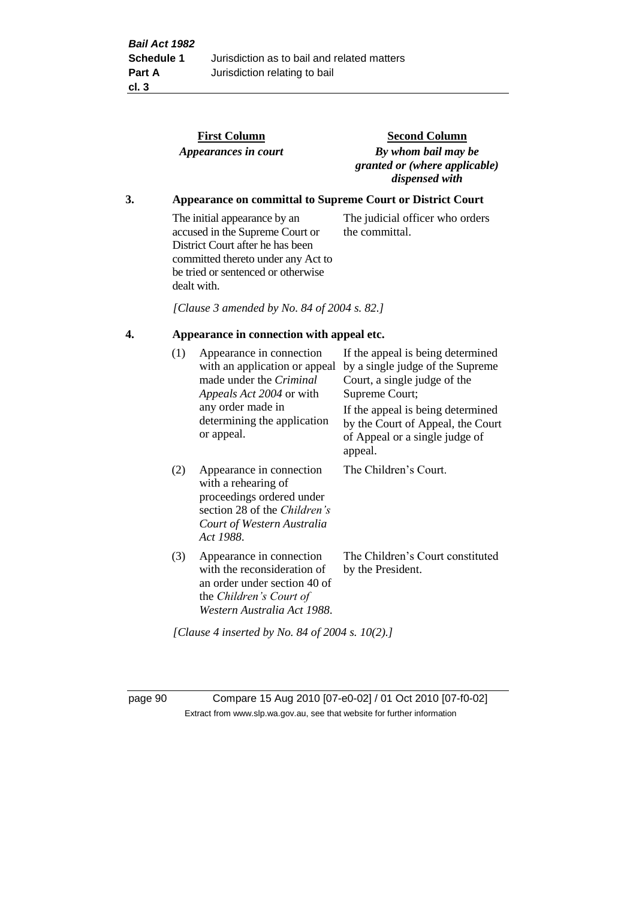| First Column | Second Column |
|---|---|
| *Appearances in court* | *By whom bail may be granted or (where applicable) dispensed with* |

**3. Appearance on committal to Supreme Court or District Court**

| | |
|---|---|
| The initial appearance by an accused in the Supreme Court or District Court after he has been committed thereto under any Act to be tried or sentenced or otherwise dealt with. | The judicial officer who orders the committal. |

*[Clause 3 amended by No. 84 of 2004 s. 82.]*

**4. Appearance in connection with appeal etc.**

| | | |
|---|---|---|
| (1) | Appearance in connection with an application or appeal made under the *Criminal Appeals Act 2004* or with any order made in determining the application or appeal. | If the appeal is being determined by a single judge of the Supreme Court, a single judge of the Supreme Court; If the appeal is being determined by the Court of Appeal, the Court of Appeal or a single judge of appeal. |
| (2) | Appearance in connection with a rehearing of proceedings ordered under section 28 of the *Children's Court of Western Australia Act 1988*. | The Children's Court. |
| (3) | Appearance in connection with the reconsideration of an order under section 40 of the *Children's Court of Western Australia Act 1988*. | The Children's Court constituted by the President. |

*[Clause 4 inserted by No. 84 of 2004 s. 10(2).]*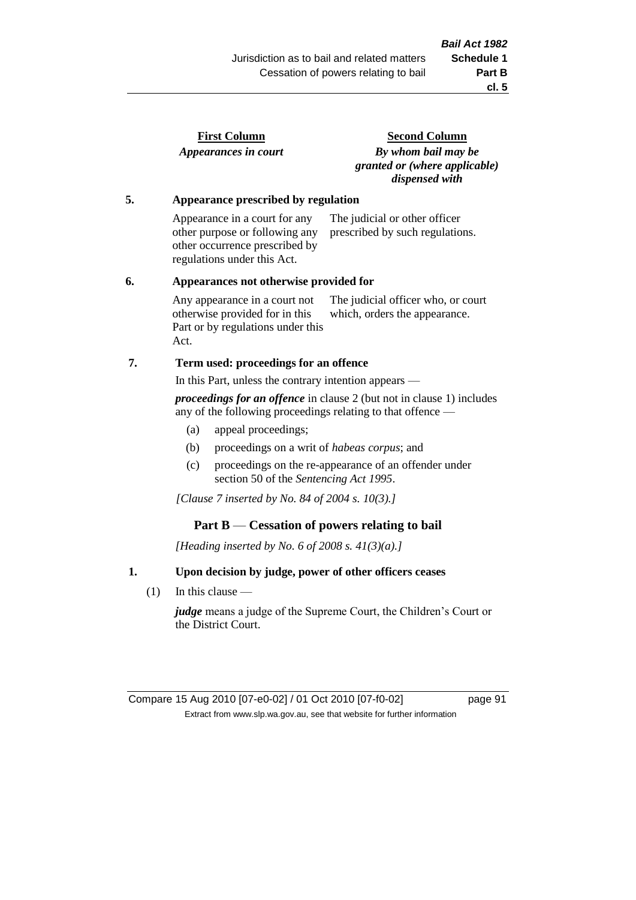| First Column<br>*Appearances in court* | Second Column<br>*By whom bail may be granted or (where applicable) dispensed with* |
|---|---|
| **5. Appearance prescribed by regulation** | |
| Appearance in a court for any other purpose or following any other occurrence prescribed by regulations under this Act. | The judicial or other officer prescribed by such regulations. |
| **6. Appearances not otherwise provided for** | |
| Any appearance in a court not otherwise provided for in this Part or by regulations under this Act. | The judicial officer who, or court which, orders the appearance. |

**7. Term used: proceedings for an offence**

In this Part, unless the contrary intention appears —

***proceedings for an offence*** in clause 2 (but not in clause 1) includes any of the following proceedings relating to that offence —

(a) appeal proceedings;

(b) proceedings on a writ of *habeas corpus*; and

(c) proceedings on the re-appearance of an offender under section 50 of the *Sentencing Act 1995*.

*[Clause 7 inserted by No. 84 of 2004 s. 10(3).]*

## Part B — Cessation of powers relating to bail

*[Heading inserted by No. 6 of 2008 s. 41(3)(a).]*

**1. Upon decision by judge, power of other officers ceases**

(1) In this clause —

***judge*** means a judge of the Supreme Court, the Children's Court or the District Court.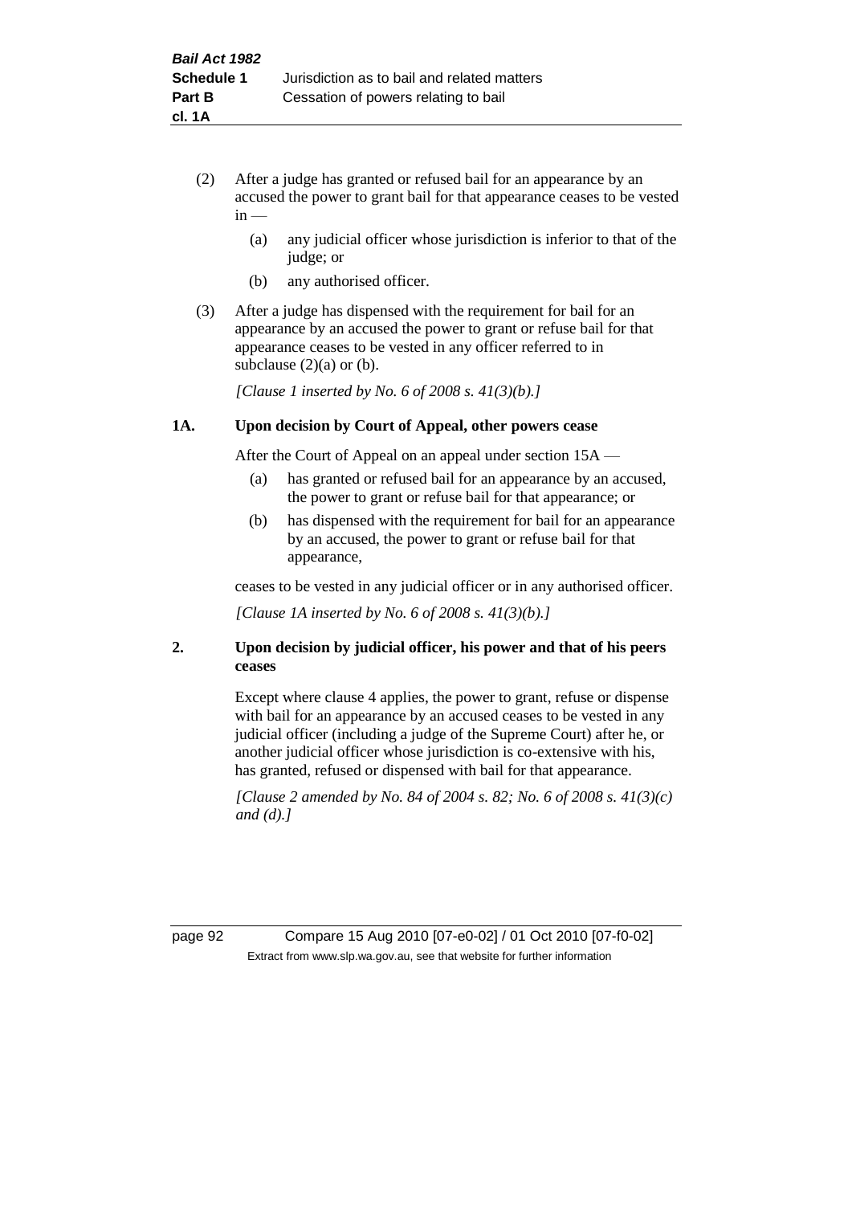(2) After a judge has granted or refused bail for an appearance by an accused the power to grant bail for that appearance ceases to be vested in —

   (a) any judicial officer whose jurisdiction is inferior to that of the judge; or

   (b) any authorised officer.

(3) After a judge has dispensed with the requirement for bail for an appearance by an accused the power to grant or refuse bail for that appearance ceases to be vested in any officer referred to in subclause (2)(a) or (b).

*[Clause 1 inserted by No. 6 of 2008 s. 41(3)(b).]*

### 1A. Upon decision by Court of Appeal, other powers cease

After the Court of Appeal on an appeal under section 15A —

   (a) has granted or refused bail for an appearance by an accused, the power to grant or refuse bail for that appearance; or

   (b) has dispensed with the requirement for bail for an appearance by an accused, the power to grant or refuse bail for that appearance,

ceases to be vested in any judicial officer or in any authorised officer.

*[Clause 1A inserted by No. 6 of 2008 s. 41(3)(b).]*

### 2. Upon decision by judicial officer, his power and that of his peers ceases

Except where clause 4 applies, the power to grant, refuse or dispense with bail for an appearance by an accused ceases to be vested in any judicial officer (including a judge of the Supreme Court) after he, or another judicial officer whose jurisdiction is co-extensive with his, has granted, refused or dispensed with bail for that appearance.

*[Clause 2 amended by No. 84 of 2004 s. 82; No. 6 of 2008 s. 41(3)(c) and (d).]*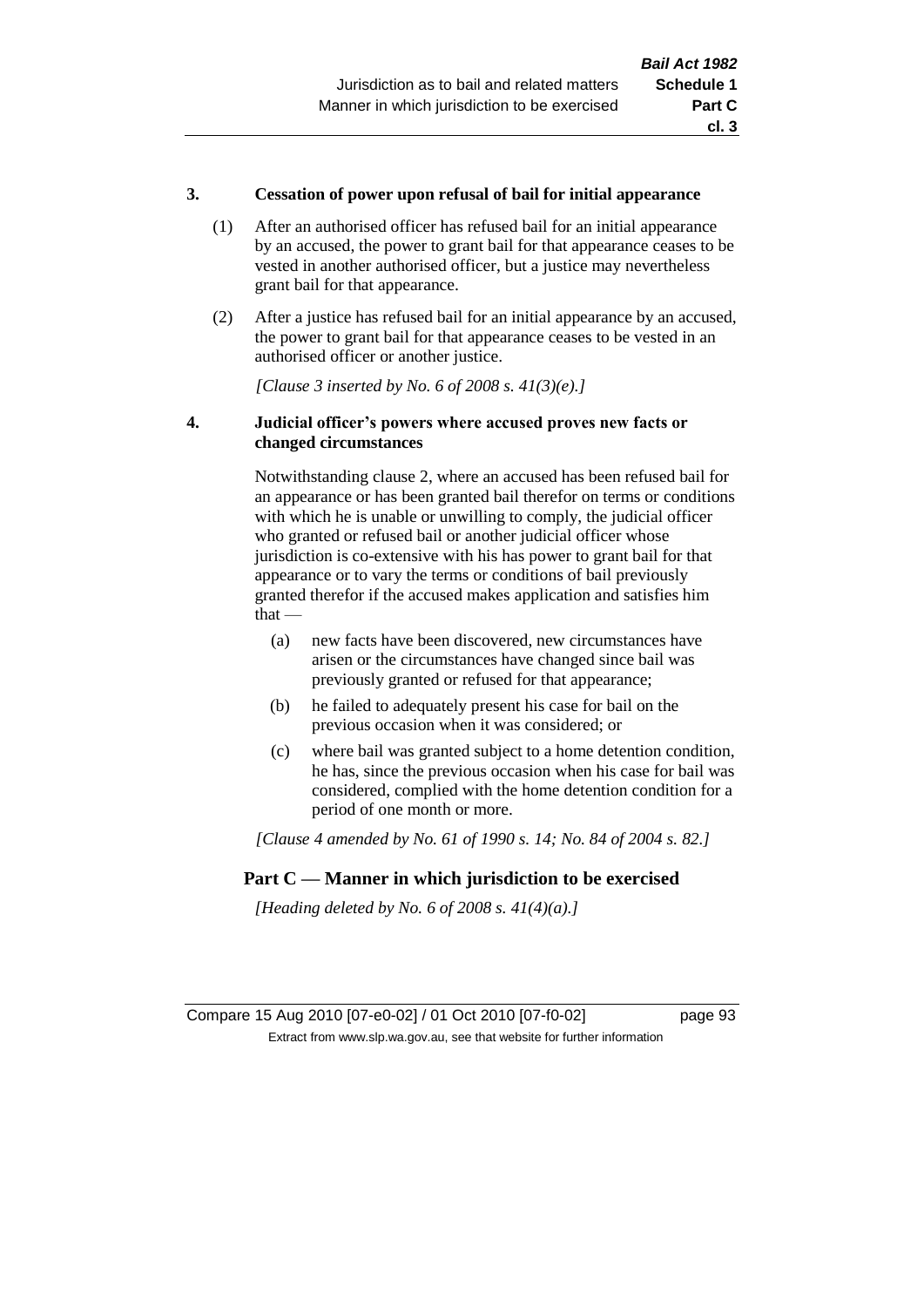### 3. Cessation of power upon refusal of bail for initial appearance

(1) After an authorised officer has refused bail for an initial appearance by an accused, the power to grant bail for that appearance ceases to be vested in another authorised officer, but a justice may nevertheless grant bail for that appearance.

(2) After a justice has refused bail for an initial appearance by an accused, the power to grant bail for that appearance ceases to be vested in an authorised officer or another justice.

*[Clause 3 inserted by No. 6 of 2008 s. 41(3)(e).]*

### 4. Judicial officer's powers where accused proves new facts or changed circumstances

Notwithstanding clause 2, where an accused has been refused bail for an appearance or has been granted bail therefor on terms or conditions with which he is unable or unwilling to comply, the judicial officer who granted or refused bail or another judicial officer whose jurisdiction is co-extensive with his has power to grant bail for that appearance or to vary the terms or conditions of bail previously granted therefor if the accused makes application and satisfies him that —

(a) new facts have been discovered, new circumstances have arisen or the circumstances have changed since bail was previously granted or refused for that appearance;

(b) he failed to adequately present his case for bail on the previous occasion when it was considered; or

(c) where bail was granted subject to a home detention condition, he has, since the previous occasion when his case for bail was considered, complied with the home detention condition for a period of one month or more.

*[Clause 4 amended by No. 61 of 1990 s. 14; No. 84 of 2004 s. 82.]*

## Part C — Manner in which jurisdiction to be exercised

*[Heading deleted by No. 6 of 2008 s. 41(4)(a).]*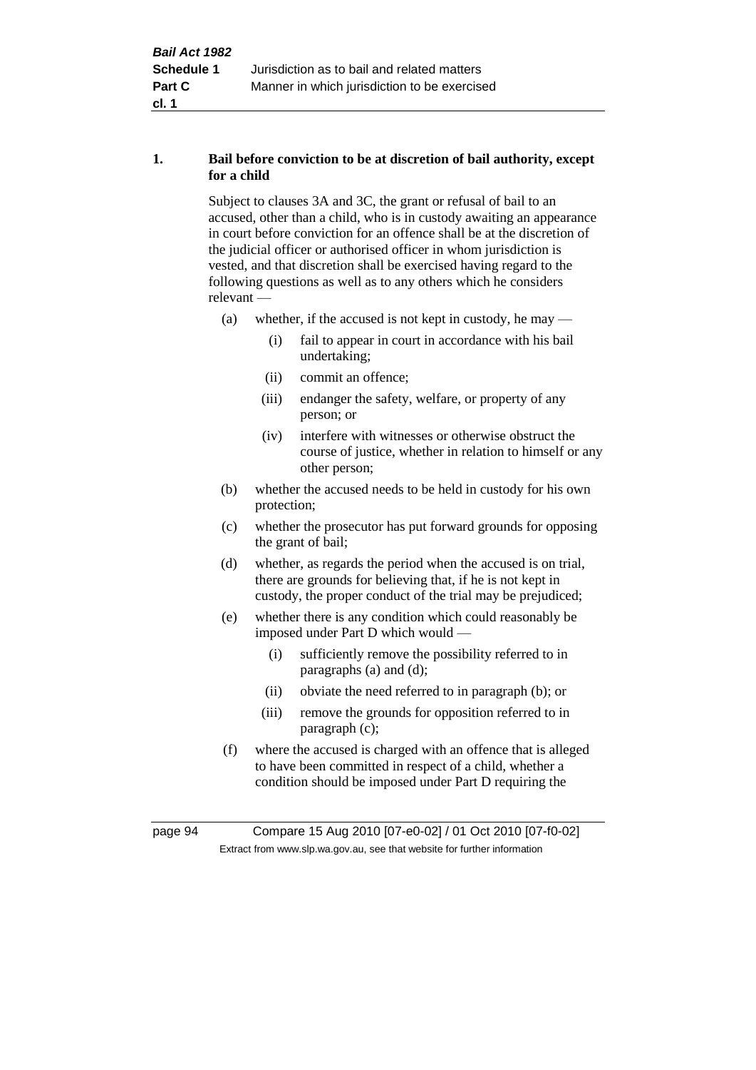**1. Bail before conviction to be at discretion of bail authority, except for a child**

Subject to clauses 3A and 3C, the grant or refusal of bail to an accused, other than a child, who is in custody awaiting an appearance in court before conviction for an offence shall be at the discretion of the judicial officer or authorised officer in whom jurisdiction is vested, and that discretion shall be exercised having regard to the following questions as well as to any others which he considers relevant —

(a) whether, if the accused is not kept in custody, he may —

  (i) fail to appear in court in accordance with his bail undertaking;

  (ii) commit an offence;

  (iii) endanger the safety, welfare, or property of any person; or

  (iv) interfere with witnesses or otherwise obstruct the course of justice, whether in relation to himself or any other person;

(b) whether the accused needs to be held in custody for his own protection;

(c) whether the prosecutor has put forward grounds for opposing the grant of bail;

(d) whether, as regards the period when the accused is on trial, there are grounds for believing that, if he is not kept in custody, the proper conduct of the trial may be prejudiced;

(e) whether there is any condition which could reasonably be imposed under Part D which would —

  (i) sufficiently remove the possibility referred to in paragraphs (a) and (d);

  (ii) obviate the need referred to in paragraph (b); or

  (iii) remove the grounds for opposition referred to in paragraph (c);

(f) where the accused is charged with an offence that is alleged to have been committed in respect of a child, whether a condition should be imposed under Part D requiring the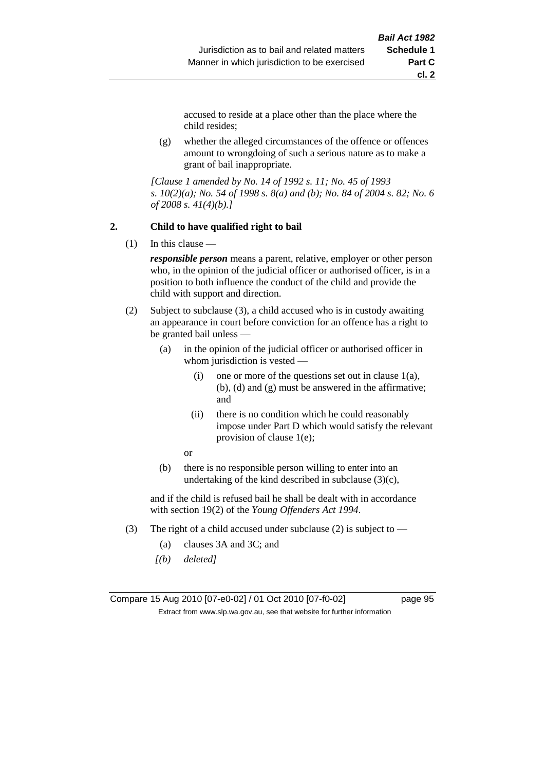accused to reside at a place other than the place where the child resides;

(g) whether the alleged circumstances of the offence or offences amount to wrongdoing of such a serious nature as to make a grant of bail inappropriate.

*[Clause 1 amended by No. 14 of 1992 s. 11; No. 45 of 1993 s. 10(2)(a); No. 54 of 1998 s. 8(a) and (b); No. 84 of 2004 s. 82; No. 6 of 2008 s. 41(4)(b).]*

## 2. Child to have qualified right to bail

(1) In this clause —

***responsible person*** means a parent, relative, employer or other person who, in the opinion of the judicial officer or authorised officer, is in a position to both influence the conduct of the child and provide the child with support and direction.

(2) Subject to subclause (3), a child accused who is in custody awaiting an appearance in court before conviction for an offence has a right to be granted bail unless —

(a) in the opinion of the judicial officer or authorised officer in whom jurisdiction is vested —

(i) one or more of the questions set out in clause 1(a), (b), (d) and (g) must be answered in the affirmative; and

(ii) there is no condition which he could reasonably impose under Part D which would satisfy the relevant provision of clause 1(e);

or

(b) there is no responsible person willing to enter into an undertaking of the kind described in subclause (3)(c),

and if the child is refused bail he shall be dealt with in accordance with section 19(2) of the *Young Offenders Act 1994*.

(3) The right of a child accused under subclause (2) is subject to —

(a) clauses 3A and 3C; and

*[(b) deleted]*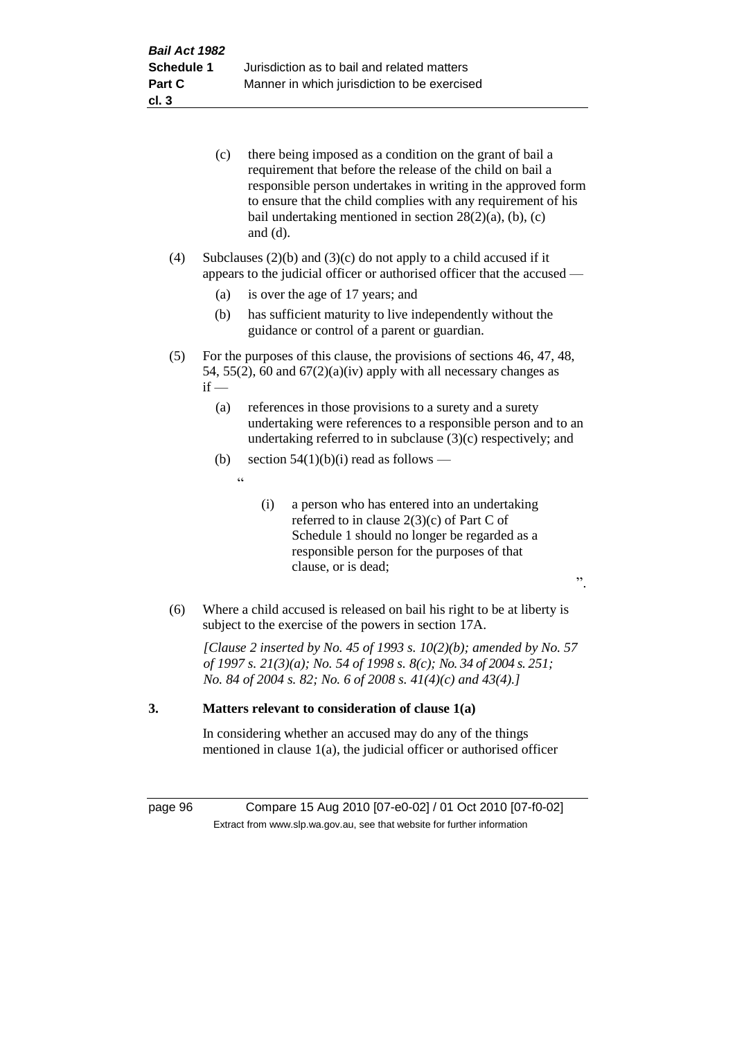(c) there being imposed as a condition on the grant of bail a requirement that before the release of the child on bail a responsible person undertakes in writing in the approved form to ensure that the child complies with any requirement of his bail undertaking mentioned in section 28(2)(a), (b), (c) and (d).

(4) Subclauses (2)(b) and (3)(c) do not apply to a child accused if it appears to the judicial officer or authorised officer that the accused —

(a) is over the age of 17 years; and

(b) has sufficient maturity to live independently without the guidance or control of a parent or guardian.

(5) For the purposes of this clause, the provisions of sections 46, 47, 48, 54, 55(2), 60 and 67(2)(a)(iv) apply with all necessary changes as if —

(a) references in those provisions to a surety and a surety undertaking were references to a responsible person and to an undertaking referred to in subclause (3)(c) respectively; and

(b) section 54(1)(b)(i) read as follows —

"

(i) a person who has entered into an undertaking referred to in clause 2(3)(c) of Part C of Schedule 1 should no longer be regarded as a responsible person for the purposes of that clause, or is dead;

".

(6) Where a child accused is released on bail his right to be at liberty is subject to the exercise of the powers in section 17A.

*[Clause 2 inserted by No. 45 of 1993 s. 10(2)(b); amended by No. 57 of 1997 s. 21(3)(a); No. 54 of 1998 s. 8(c); No. 34 of 2004 s. 251; No. 84 of 2004 s. 82; No. 6 of 2008 s. 41(4)(c) and 43(4).]*

## 3. Matters relevant to consideration of clause 1(a)

In considering whether an accused may do any of the things mentioned in clause 1(a), the judicial officer or authorised officer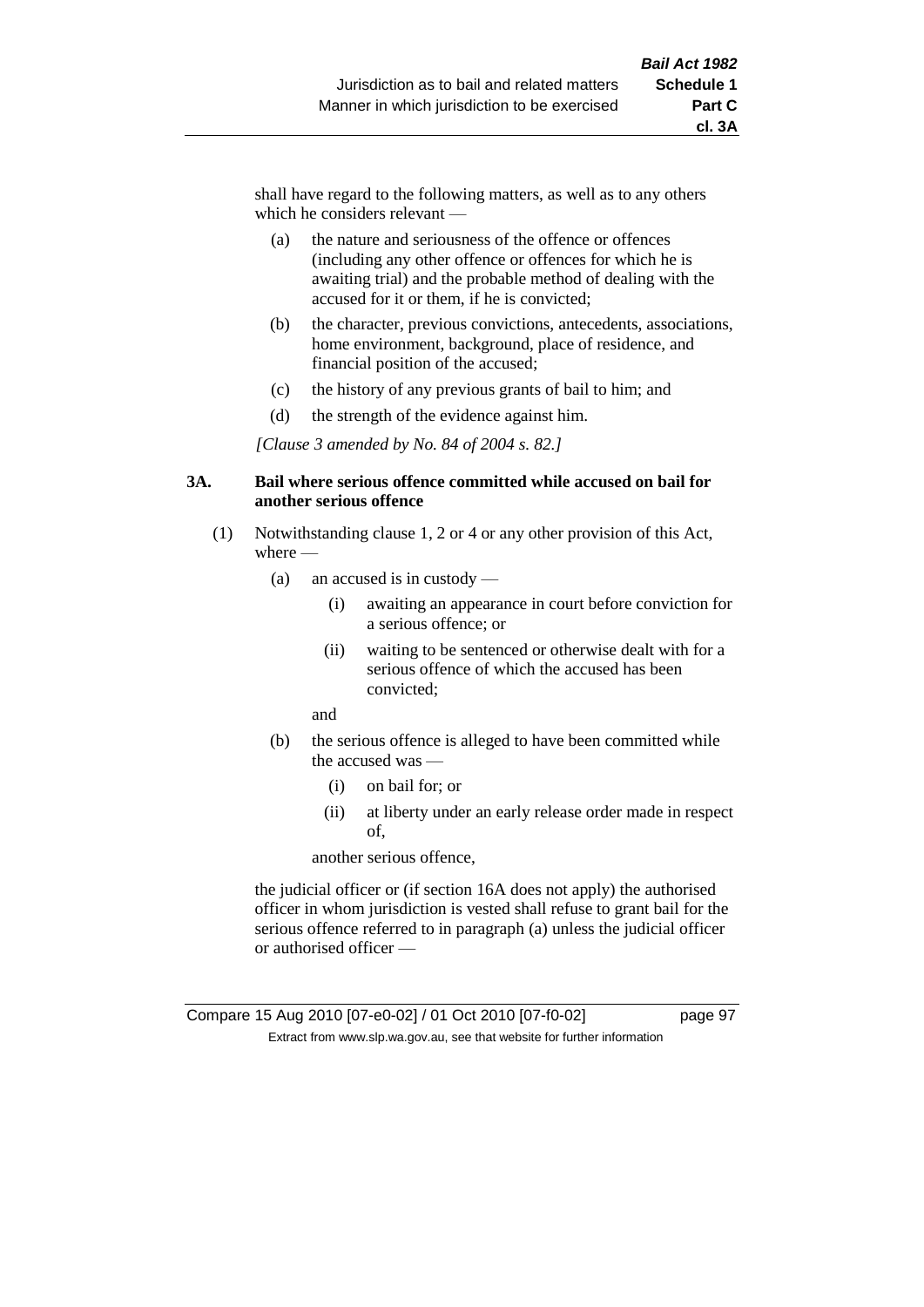shall have regard to the following matters, as well as to any others which he considers relevant —

(a) the nature and seriousness of the offence or offences (including any other offence or offences for which he is awaiting trial) and the probable method of dealing with the accused for it or them, if he is convicted;

(b) the character, previous convictions, antecedents, associations, home environment, background, place of residence, and financial position of the accused;

(c) the history of any previous grants of bail to him; and

(d) the strength of the evidence against him.

*[Clause 3 amended by No. 84 of 2004 s. 82.]*

**3A. Bail where serious offence committed while accused on bail for another serious offence**

(1) Notwithstanding clause 1, 2 or 4 or any other provision of this Act, where —

(a) an accused is in custody —

(i) awaiting an appearance in court before conviction for a serious offence; or

(ii) waiting to be sentenced or otherwise dealt with for a serious offence of which the accused has been convicted;

and

(b) the serious offence is alleged to have been committed while the accused was —

(i) on bail for; or

(ii) at liberty under an early release order made in respect of,

another serious offence,

the judicial officer or (if section 16A does not apply) the authorised officer in whom jurisdiction is vested shall refuse to grant bail for the serious offence referred to in paragraph (a) unless the judicial officer or authorised officer —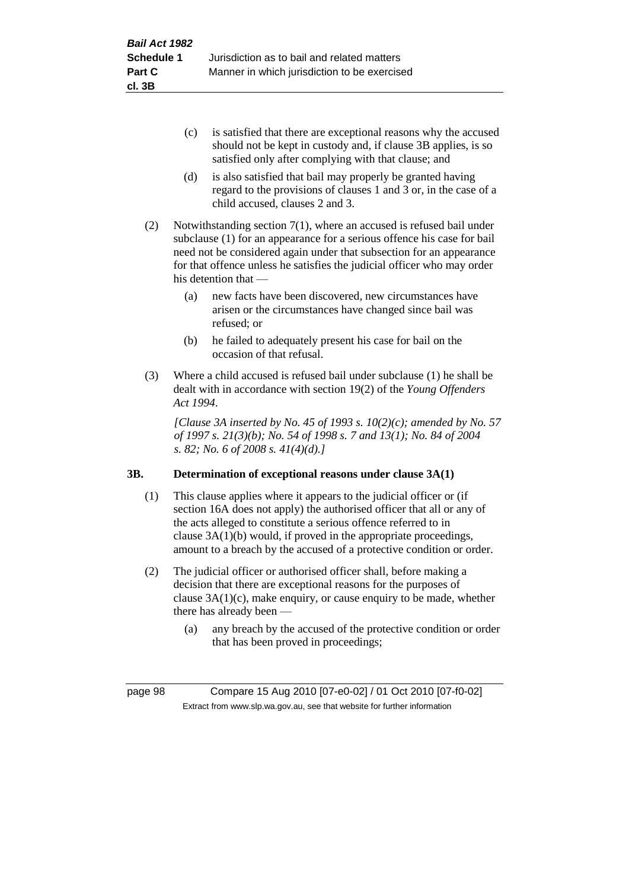(c) is satisfied that there are exceptional reasons why the accused should not be kept in custody and, if clause 3B applies, is so satisfied only after complying with that clause; and

(d) is also satisfied that bail may properly be granted having regard to the provisions of clauses 1 and 3 or, in the case of a child accused, clauses 2 and 3.

(2) Notwithstanding section 7(1), where an accused is refused bail under subclause (1) for an appearance for a serious offence his case for bail need not be considered again under that subsection for an appearance for that offence unless he satisfies the judicial officer who may order his detention that —

(a) new facts have been discovered, new circumstances have arisen or the circumstances have changed since bail was refused; or

(b) he failed to adequately present his case for bail on the occasion of that refusal.

(3) Where a child accused is refused bail under subclause (1) he shall be dealt with in accordance with section 19(2) of the *Young Offenders Act 1994*.

*[Clause 3A inserted by No. 45 of 1993 s. 10(2)(c); amended by No. 57 of 1997 s. 21(3)(b); No. 54 of 1998 s. 7 and 13(1); No. 84 of 2004 s. 82; No. 6 of 2008 s. 41(4)(d).]*

**3B. Determination of exceptional reasons under clause 3A(1)**

(1) This clause applies where it appears to the judicial officer or (if section 16A does not apply) the authorised officer that all or any of the acts alleged to constitute a serious offence referred to in clause 3A(1)(b) would, if proved in the appropriate proceedings, amount to a breach by the accused of a protective condition or order.

(2) The judicial officer or authorised officer shall, before making a decision that there are exceptional reasons for the purposes of clause 3A(1)(c), make enquiry, or cause enquiry to be made, whether there has already been —

(a) any breach by the accused of the protective condition or order that has been proved in proceedings;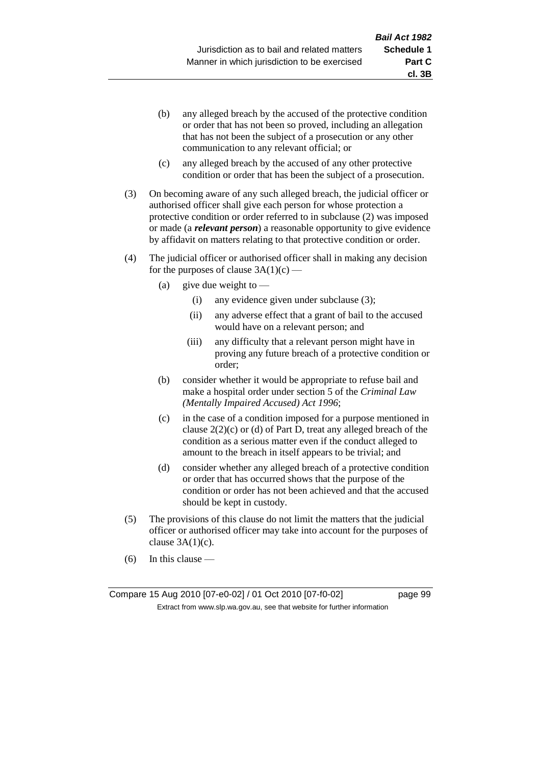(b) any alleged breach by the accused of the protective condition or order that has not been so proved, including an allegation that has not been the subject of a prosecution or any other communication to any relevant official; or

(c) any alleged breach by the accused of any other protective condition or order that has been the subject of a prosecution.

(3) On becoming aware of any such alleged breach, the judicial officer or authorised officer shall give each person for whose protection a protective condition or order referred to in subclause (2) was imposed or made (a ***relevant person***) a reasonable opportunity to give evidence by affidavit on matters relating to that protective condition or order.

(4) The judicial officer or authorised officer shall in making any decision for the purposes of clause 3A(1)(c) —

(a) give due weight to —

(i) any evidence given under subclause (3);

(ii) any adverse effect that a grant of bail to the accused would have on a relevant person; and

(iii) any difficulty that a relevant person might have in proving any future breach of a protective condition or order;

(b) consider whether it would be appropriate to refuse bail and make a hospital order under section 5 of the *Criminal Law (Mentally Impaired Accused) Act 1996*;

(c) in the case of a condition imposed for a purpose mentioned in clause 2(2)(c) or (d) of Part D, treat any alleged breach of the condition as a serious matter even if the conduct alleged to amount to the breach in itself appears to be trivial; and

(d) consider whether any alleged breach of a protective condition or order that has occurred shows that the purpose of the condition or order has not been achieved and that the accused should be kept in custody.

(5) The provisions of this clause do not limit the matters that the judicial officer or authorised officer may take into account for the purposes of clause 3A(1)(c).

(6) In this clause —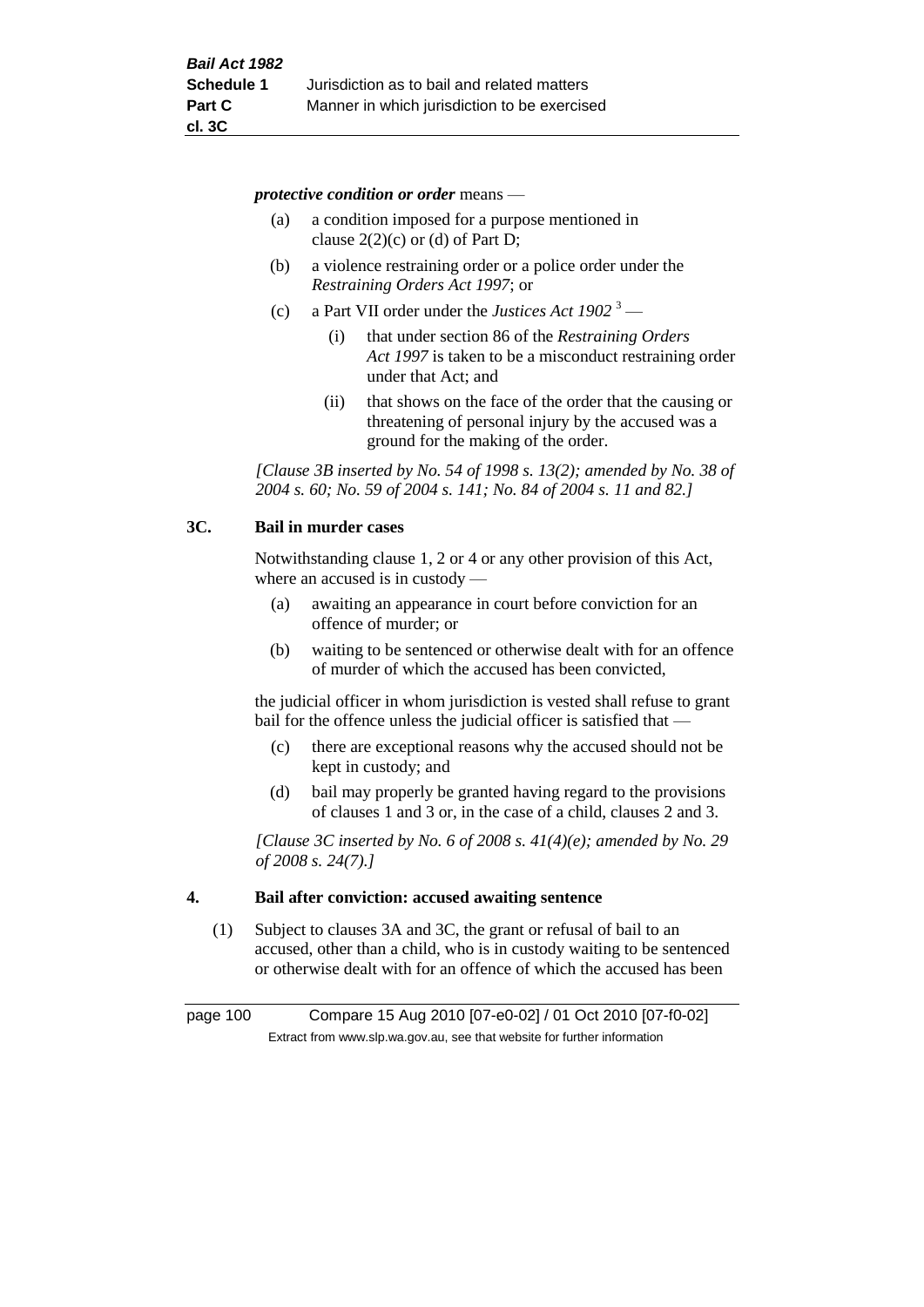*protective condition or order* means —

(a) a condition imposed for a purpose mentioned in clause 2(2)(c) or (d) of Part D;

(b) a violence restraining order or a police order under the *Restraining Orders Act 1997*; or

(c) a Part VII order under the *Justices Act 1902* [3] —

    (i) that under section 86 of the *Restraining Orders Act 1997* is taken to be a misconduct restraining order under that Act; and

    (ii) that shows on the face of the order that the causing or threatening of personal injury by the accused was a ground for the making of the order.

*[Clause 3B inserted by No. 54 of 1998 s. 13(2); amended by No. 38 of 2004 s. 60; No. 59 of 2004 s. 141; No. 84 of 2004 s. 11 and 82.]*

### 3C. Bail in murder cases

Notwithstanding clause 1, 2 or 4 or any other provision of this Act, where an accused is in custody —

(a) awaiting an appearance in court before conviction for an offence of murder; or

(b) waiting to be sentenced or otherwise dealt with for an offence of murder of which the accused has been convicted,

the judicial officer in whom jurisdiction is vested shall refuse to grant bail for the offence unless the judicial officer is satisfied that —

(c) there are exceptional reasons why the accused should not be kept in custody; and

(d) bail may properly be granted having regard to the provisions of clauses 1 and 3 or, in the case of a child, clauses 2 and 3.

*[Clause 3C inserted by No. 6 of 2008 s. 41(4)(e); amended by No. 29 of 2008 s. 24(7).]*

### 4. Bail after conviction: accused awaiting sentence

(1) Subject to clauses 3A and 3C, the grant or refusal of bail to an accused, other than a child, who is in custody waiting to be sentenced or otherwise dealt with for an offence of which the accused has been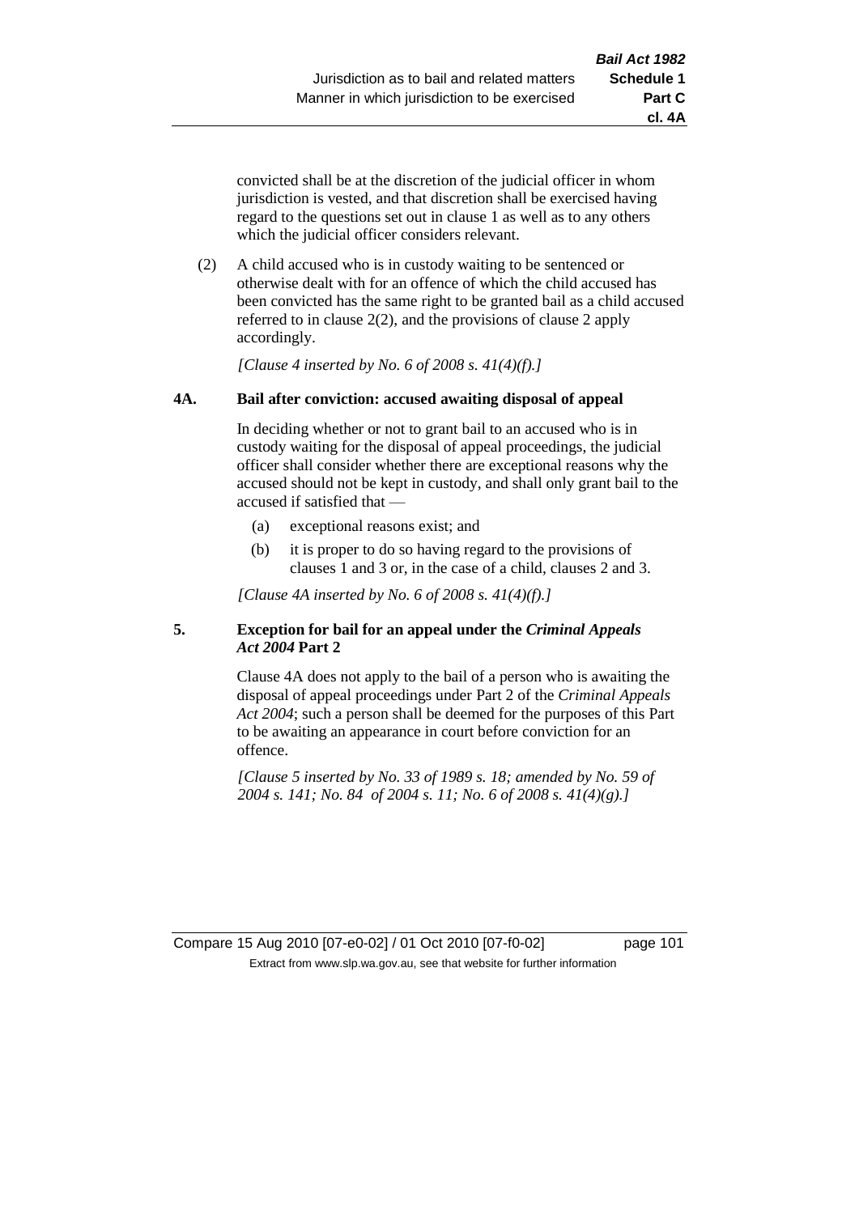convicted shall be at the discretion of the judicial officer in whom jurisdiction is vested, and that discretion shall be exercised having regard to the questions set out in clause 1 as well as to any others which the judicial officer considers relevant.

(2) A child accused who is in custody waiting to be sentenced or otherwise dealt with for an offence of which the child accused has been convicted has the same right to be granted bail as a child accused referred to in clause 2(2), and the provisions of clause 2 apply accordingly.

*[Clause 4 inserted by No. 6 of 2008 s. 41(4)(f).]*

**4A. Bail after conviction: accused awaiting disposal of appeal**

In deciding whether or not to grant bail to an accused who is in custody waiting for the disposal of appeal proceedings, the judicial officer shall consider whether there are exceptional reasons why the accused should not be kept in custody, and shall only grant bail to the accused if satisfied that —

(a) exceptional reasons exist; and

(b) it is proper to do so having regard to the provisions of clauses 1 and 3 or, in the case of a child, clauses 2 and 3.

*[Clause 4A inserted by No. 6 of 2008 s. 41(4)(f).]*

**5. Exception for bail for an appeal under the *Criminal Appeals Act 2004* Part 2**

Clause 4A does not apply to the bail of a person who is awaiting the disposal of appeal proceedings under Part 2 of the *Criminal Appeals Act 2004*; such a person shall be deemed for the purposes of this Part to be awaiting an appearance in court before conviction for an offence.

*[Clause 5 inserted by No. 33 of 1989 s. 18; amended by No. 59 of 2004 s. 141; No. 84 of 2004 s. 11; No. 6 of 2008 s. 41(4)(g).]*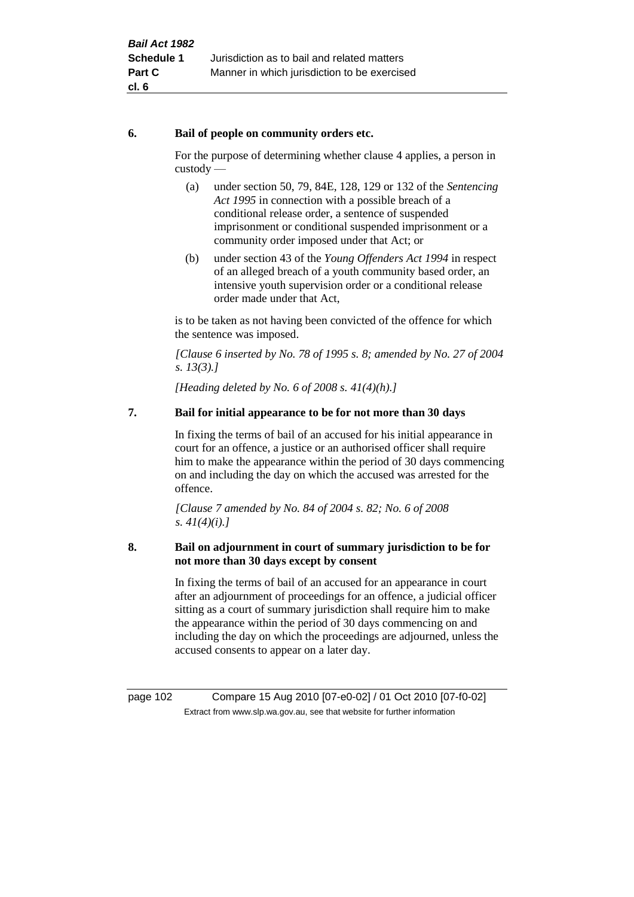**6. Bail of people on community orders etc.**

For the purpose of determining whether clause 4 applies, a person in custody —

(a) under section 50, 79, 84E, 128, 129 or 132 of the *Sentencing Act 1995* in connection with a possible breach of a conditional release order, a sentence of suspended imprisonment or conditional suspended imprisonment or a community order imposed under that Act; or

(b) under section 43 of the *Young Offenders Act 1994* in respect of an alleged breach of a youth community based order, an intensive youth supervision order or a conditional release order made under that Act,

is to be taken as not having been convicted of the offence for which the sentence was imposed.

*[Clause 6 inserted by No. 78 of 1995 s. 8; amended by No. 27 of 2004 s. 13(3).]*

*[Heading deleted by No. 6 of 2008 s. 41(4)(h).]*

**7. Bail for initial appearance to be for not more than 30 days**

In fixing the terms of bail of an accused for his initial appearance in court for an offence, a justice or an authorised officer shall require him to make the appearance within the period of 30 days commencing on and including the day on which the accused was arrested for the offence.

*[Clause 7 amended by No. 84 of 2004 s. 82; No. 6 of 2008 s. 41(4)(i).]*

**8. Bail on adjournment in court of summary jurisdiction to be for not more than 30 days except by consent**

In fixing the terms of bail of an accused for an appearance in court after an adjournment of proceedings for an offence, a judicial officer sitting as a court of summary jurisdiction shall require him to make the appearance within the period of 30 days commencing on and including the day on which the proceedings are adjourned, unless the accused consents to appear on a later day.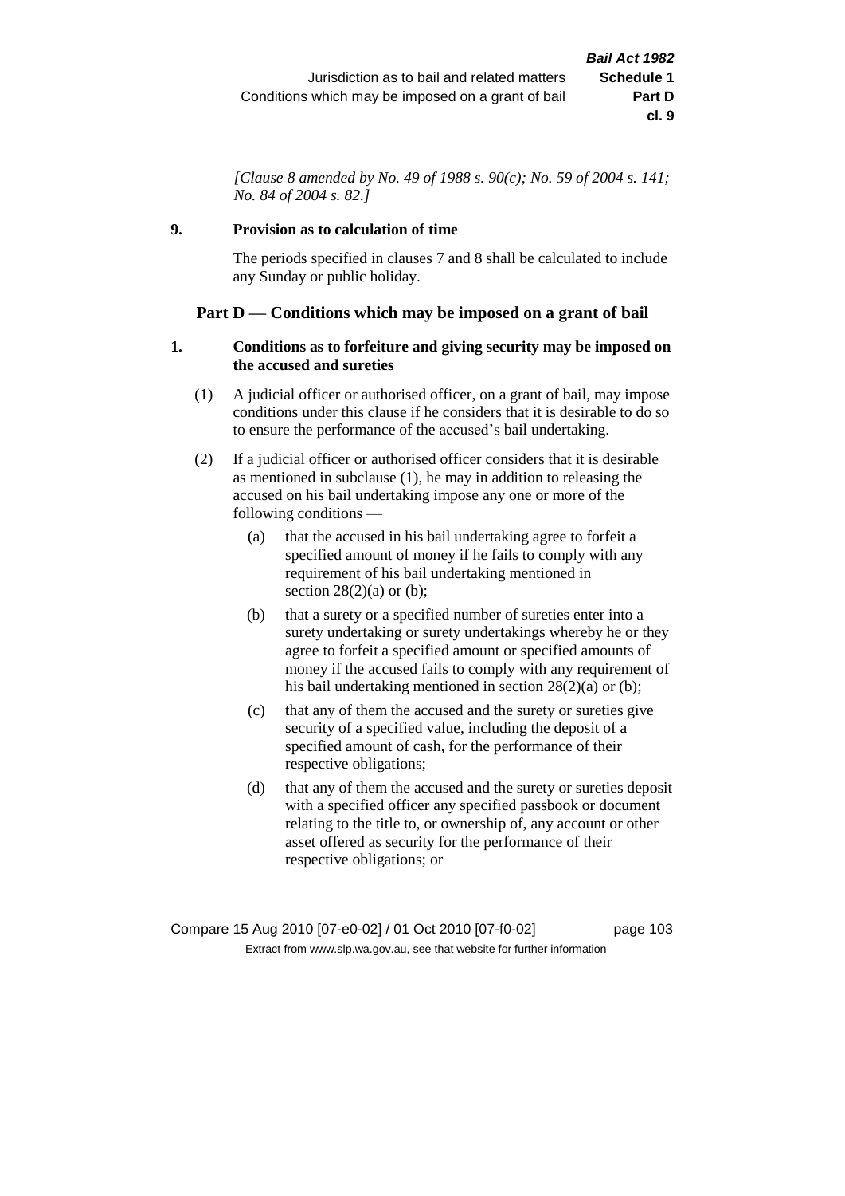*[Clause 8 amended by No. 49 of 1988 s. 90(c); No. 59 of 2004 s. 141; No. 84 of 2004 s. 82.]*

**9. Provision as to calculation of time**

The periods specified in clauses 7 and 8 shall be calculated to include any Sunday or public holiday.

## Part D — Conditions which may be imposed on a grant of bail

**1. Conditions as to forfeiture and giving security may be imposed on the accused and sureties**

(1) A judicial officer or authorised officer, on a grant of bail, may impose conditions under this clause if he considers that it is desirable to do so to ensure the performance of the accused's bail undertaking.

(2) If a judicial officer or authorised officer considers that it is desirable as mentioned in subclause (1), he may in addition to releasing the accused on his bail undertaking impose any one or more of the following conditions —

(a) that the accused in his bail undertaking agree to forfeit a specified amount of money if he fails to comply with any requirement of his bail undertaking mentioned in section 28(2)(a) or (b);

(b) that a surety or a specified number of sureties enter into a surety undertaking or surety undertakings whereby he or they agree to forfeit a specified amount or specified amounts of money if the accused fails to comply with any requirement of his bail undertaking mentioned in section 28(2)(a) or (b);

(c) that any of them the accused and the surety or sureties give security of a specified value, including the deposit of a specified amount of cash, for the performance of their respective obligations;

(d) that any of them the accused and the surety or sureties deposit with a specified officer any specified passbook or document relating to the title to, or ownership of, any account or other asset offered as security for the performance of their respective obligations; or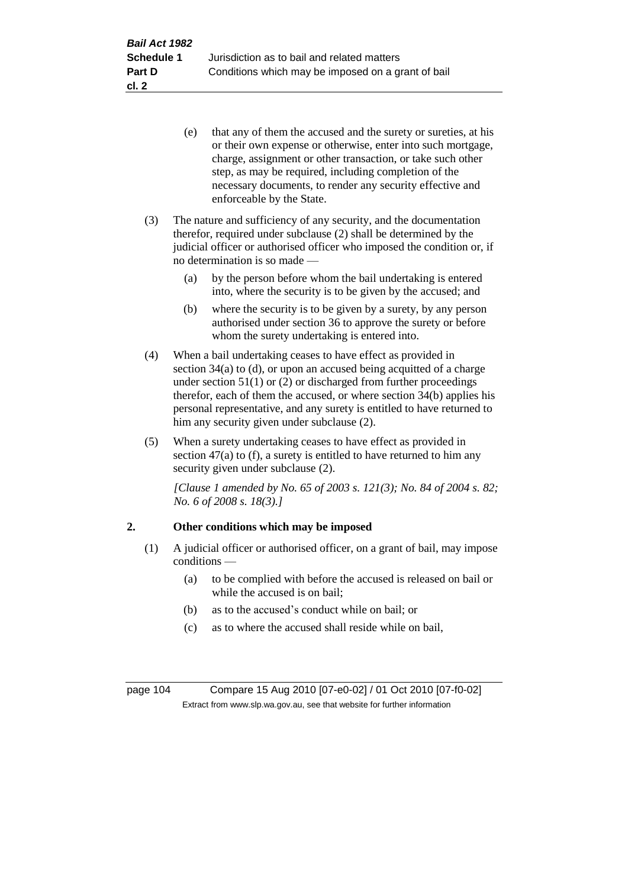(e) that any of them the accused and the surety or sureties, at his or their own expense or otherwise, enter into such mortgage, charge, assignment or other transaction, or take such other step, as may be required, including completion of the necessary documents, to render any security effective and enforceable by the State.

(3) The nature and sufficiency of any security, and the documentation therefor, required under subclause (2) shall be determined by the judicial officer or authorised officer who imposed the condition or, if no determination is so made —

(a) by the person before whom the bail undertaking is entered into, where the security is to be given by the accused; and

(b) where the security is to be given by a surety, by any person authorised under section 36 to approve the surety or before whom the surety undertaking is entered into.

(4) When a bail undertaking ceases to have effect as provided in section 34(a) to (d), or upon an accused being acquitted of a charge under section 51(1) or (2) or discharged from further proceedings therefor, each of them the accused, or where section 34(b) applies his personal representative, and any surety is entitled to have returned to him any security given under subclause (2).

(5) When a surety undertaking ceases to have effect as provided in section 47(a) to (f), a surety is entitled to have returned to him any security given under subclause (2).

*[Clause 1 amended by No. 65 of 2003 s. 121(3); No. 84 of 2004 s. 82; No. 6 of 2008 s. 18(3).]*

## 2. Other conditions which may be imposed

(1) A judicial officer or authorised officer, on a grant of bail, may impose conditions —

(a) to be complied with before the accused is released on bail or while the accused is on bail;

(b) as to the accused's conduct while on bail; or

(c) as to where the accused shall reside while on bail,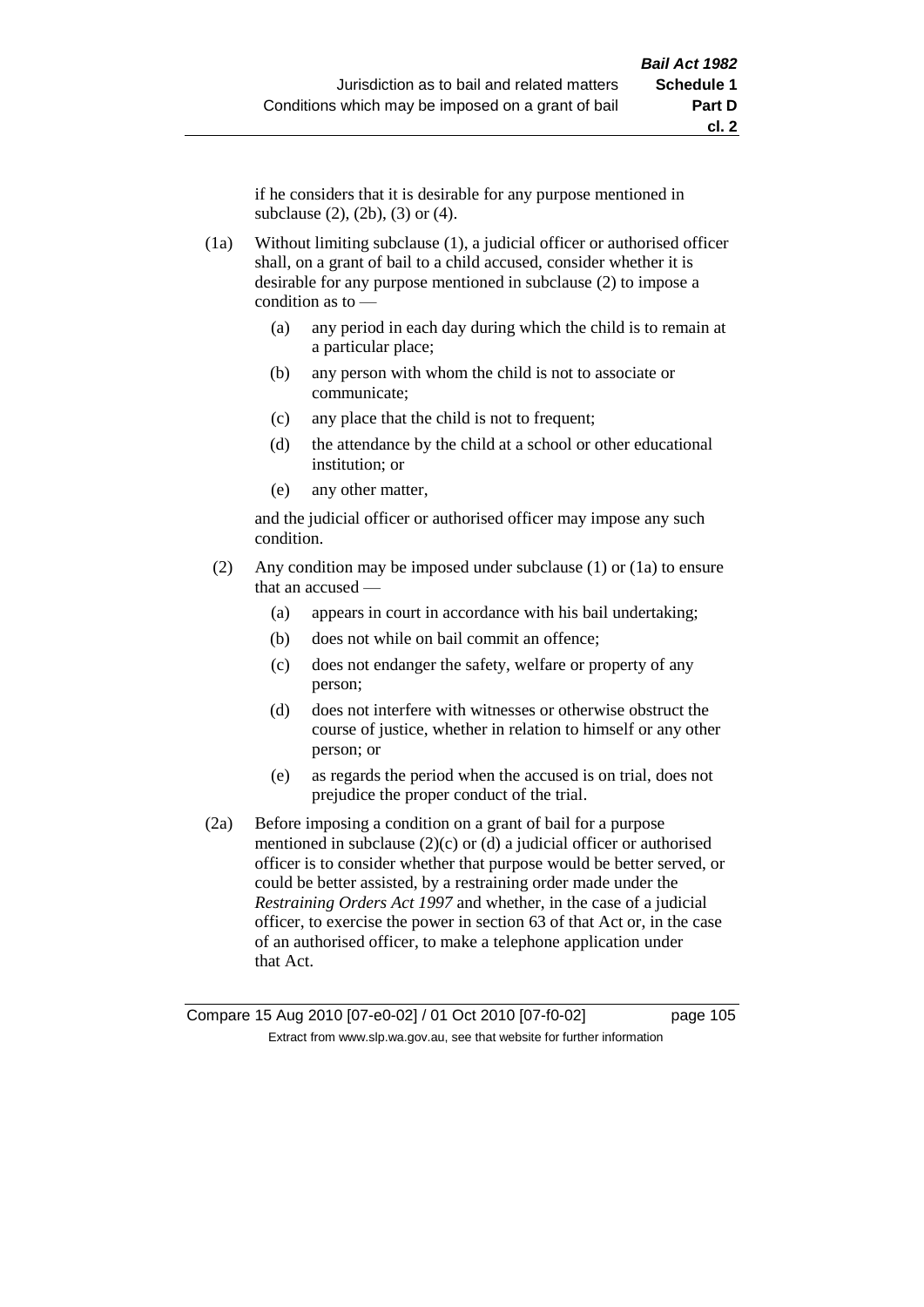if he considers that it is desirable for any purpose mentioned in subclause (2), (2b), (3) or (4).

(1a) Without limiting subclause (1), a judicial officer or authorised officer shall, on a grant of bail to a child accused, consider whether it is desirable for any purpose mentioned in subclause (2) to impose a condition as to —

- (a) any period in each day during which the child is to remain at a particular place;
- (b) any person with whom the child is not to associate or communicate;
- (c) any place that the child is not to frequent;
- (d) the attendance by the child at a school or other educational institution; or
- (e) any other matter,

and the judicial officer or authorised officer may impose any such condition.

(2) Any condition may be imposed under subclause (1) or (1a) to ensure that an accused —

- (a) appears in court in accordance with his bail undertaking;
- (b) does not while on bail commit an offence;
- (c) does not endanger the safety, welfare or property of any person;
- (d) does not interfere with witnesses or otherwise obstruct the course of justice, whether in relation to himself or any other person; or
- (e) as regards the period when the accused is on trial, does not prejudice the proper conduct of the trial.

(2a) Before imposing a condition on a grant of bail for a purpose mentioned in subclause (2)(c) or (d) a judicial officer or authorised officer is to consider whether that purpose would be better served, or could be better assisted, by a restraining order made under the *Restraining Orders Act 1997* and whether, in the case of a judicial officer, to exercise the power in section 63 of that Act or, in the case of an authorised officer, to make a telephone application under that Act.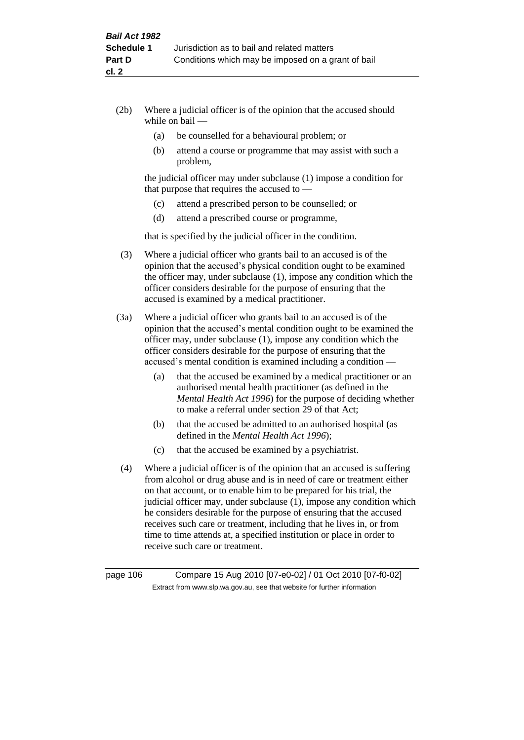(2b) Where a judicial officer is of the opinion that the accused should while on bail —

(a) be counselled for a behavioural problem; or

(b) attend a course or programme that may assist with such a problem,

the judicial officer may under subclause (1) impose a condition for that purpose that requires the accused to —

(c) attend a prescribed person to be counselled; or

(d) attend a prescribed course or programme,

that is specified by the judicial officer in the condition.

(3) Where a judicial officer who grants bail to an accused is of the opinion that the accused's physical condition ought to be examined the officer may, under subclause (1), impose any condition which the officer considers desirable for the purpose of ensuring that the accused is examined by a medical practitioner.

(3a) Where a judicial officer who grants bail to an accused is of the opinion that the accused's mental condition ought to be examined the officer may, under subclause (1), impose any condition which the officer considers desirable for the purpose of ensuring that the accused's mental condition is examined including a condition —

(a) that the accused be examined by a medical practitioner or an authorised mental health practitioner (as defined in the *Mental Health Act 1996*) for the purpose of deciding whether to make a referral under section 29 of that Act;

(b) that the accused be admitted to an authorised hospital (as defined in the *Mental Health Act 1996*);

(c) that the accused be examined by a psychiatrist.

(4) Where a judicial officer is of the opinion that an accused is suffering from alcohol or drug abuse and is in need of care or treatment either on that account, or to enable him to be prepared for his trial, the judicial officer may, under subclause (1), impose any condition which he considers desirable for the purpose of ensuring that the accused receives such care or treatment, including that he lives in, or from time to time attends at, a specified institution or place in order to receive such care or treatment.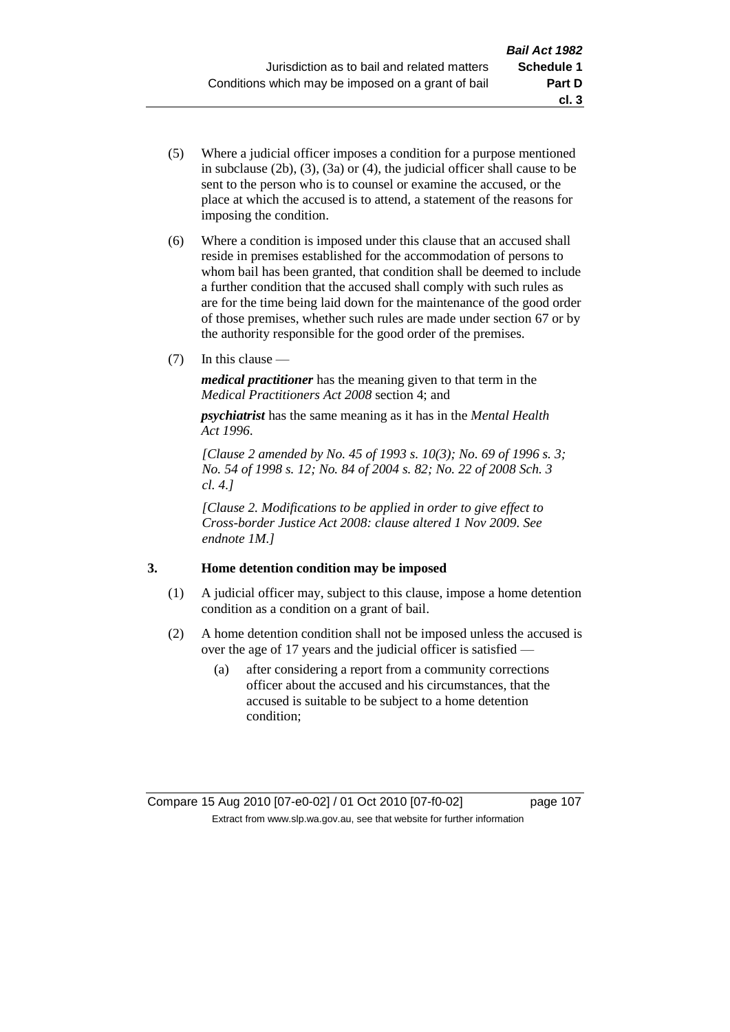(5) Where a judicial officer imposes a condition for a purpose mentioned in subclause (2b), (3), (3a) or (4), the judicial officer shall cause to be sent to the person who is to counsel or examine the accused, or the place at which the accused is to attend, a statement of the reasons for imposing the condition.

(6) Where a condition is imposed under this clause that an accused shall reside in premises established for the accommodation of persons to whom bail has been granted, that condition shall be deemed to include a further condition that the accused shall comply with such rules as are for the time being laid down for the maintenance of the good order of those premises, whether such rules are made under section 67 or by the authority responsible for the good order of the premises.

(7) In this clause —

***medical practitioner*** has the meaning given to that term in the *Medical Practitioners Act 2008* section 4; and

***psychiatrist*** has the same meaning as it has in the *Mental Health Act 1996*.

*[Clause 2 amended by No. 45 of 1993 s. 10(3); No. 69 of 1996 s. 3; No. 54 of 1998 s. 12; No. 84 of 2004 s. 82; No. 22 of 2008 Sch. 3 cl. 4.]*

*[Clause 2. Modifications to be applied in order to give effect to Cross-border Justice Act 2008: clause altered 1 Nov 2009. See endnote 1M.]*

### 3. Home detention condition may be imposed

(1) A judicial officer may, subject to this clause, impose a home detention condition as a condition on a grant of bail.

(2) A home detention condition shall not be imposed unless the accused is over the age of 17 years and the judicial officer is satisfied —

(a) after considering a report from a community corrections officer about the accused and his circumstances, that the accused is suitable to be subject to a home detention condition;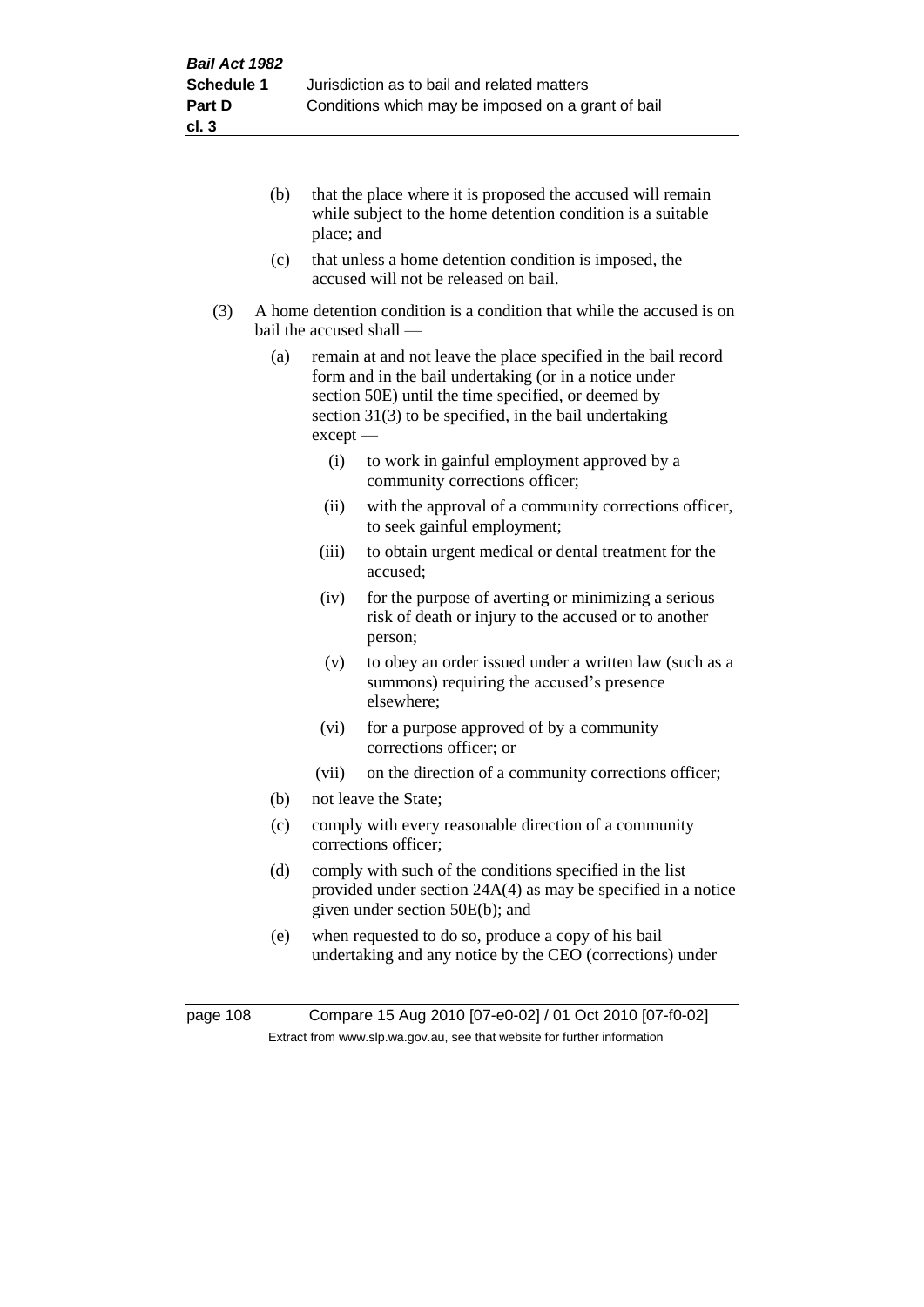(b) that the place where it is proposed the accused will remain while subject to the home detention condition is a suitable place; and

(c) that unless a home detention condition is imposed, the accused will not be released on bail.

(3) A home detention condition is a condition that while the accused is on bail the accused shall —

(a) remain at and not leave the place specified in the bail record form and in the bail undertaking (or in a notice under section 50E) until the time specified, or deemed by section 31(3) to be specified, in the bail undertaking except —

(i) to work in gainful employment approved by a community corrections officer;

(ii) with the approval of a community corrections officer, to seek gainful employment;

(iii) to obtain urgent medical or dental treatment for the accused;

(iv) for the purpose of averting or minimizing a serious risk of death or injury to the accused or to another person;

(v) to obey an order issued under a written law (such as a summons) requiring the accused's presence elsewhere;

(vi) for a purpose approved of by a community corrections officer; or

(vii) on the direction of a community corrections officer;

(b) not leave the State;

(c) comply with every reasonable direction of a community corrections officer;

(d) comply with such of the conditions specified in the list provided under section 24A(4) as may be specified in a notice given under section 50E(b); and

(e) when requested to do so, produce a copy of his bail undertaking and any notice by the CEO (corrections) under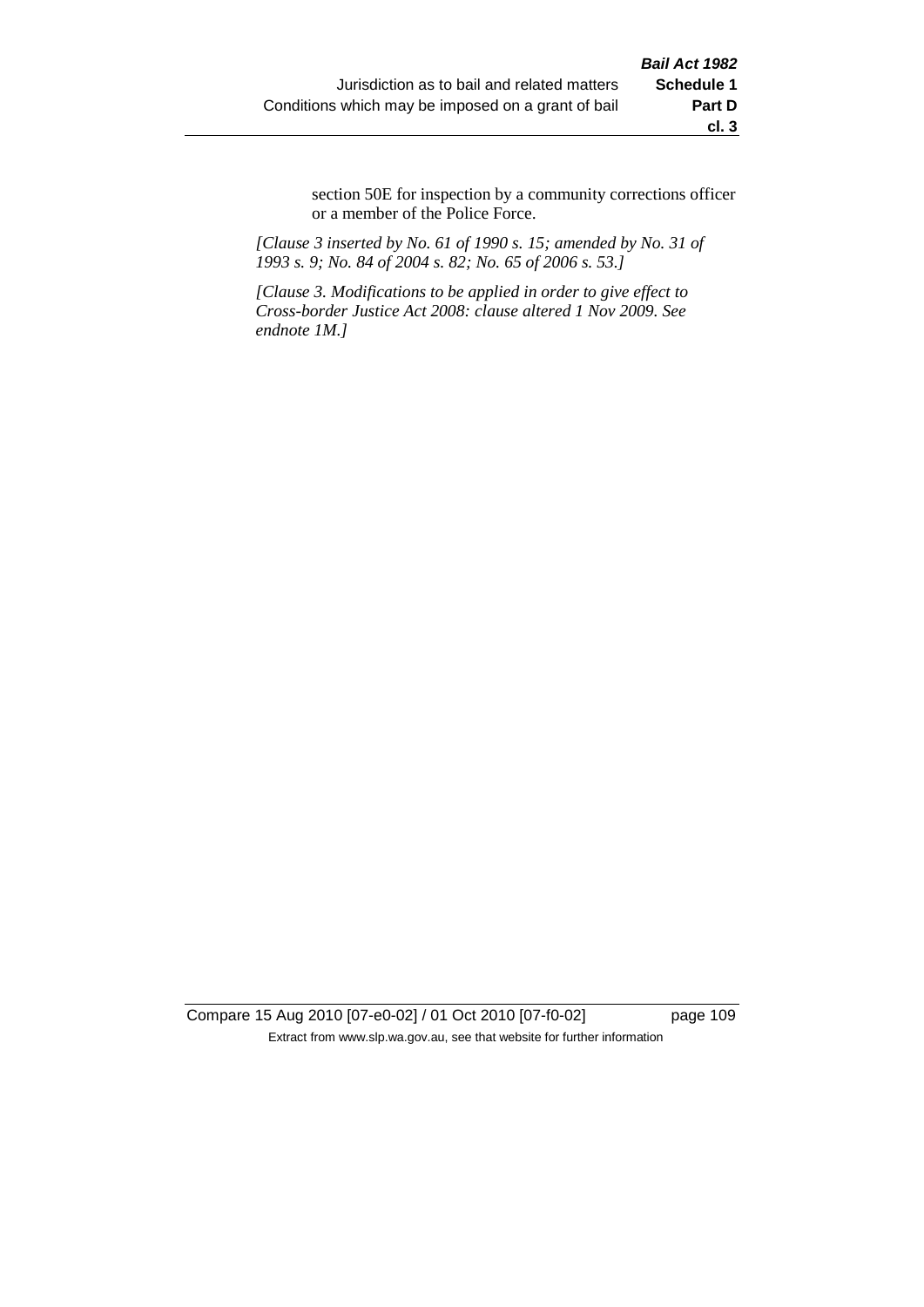section 50E for inspection by a community corrections officer or a member of the Police Force.

*[Clause 3 inserted by No. 61 of 1990 s. 15; amended by No. 31 of 1993 s. 9; No. 84 of 2004 s. 82; No. 65 of 2006 s. 53.]*

*[Clause 3. Modifications to be applied in order to give effect to Cross-border Justice Act 2008: clause altered 1 Nov 2009. See endnote 1M.]*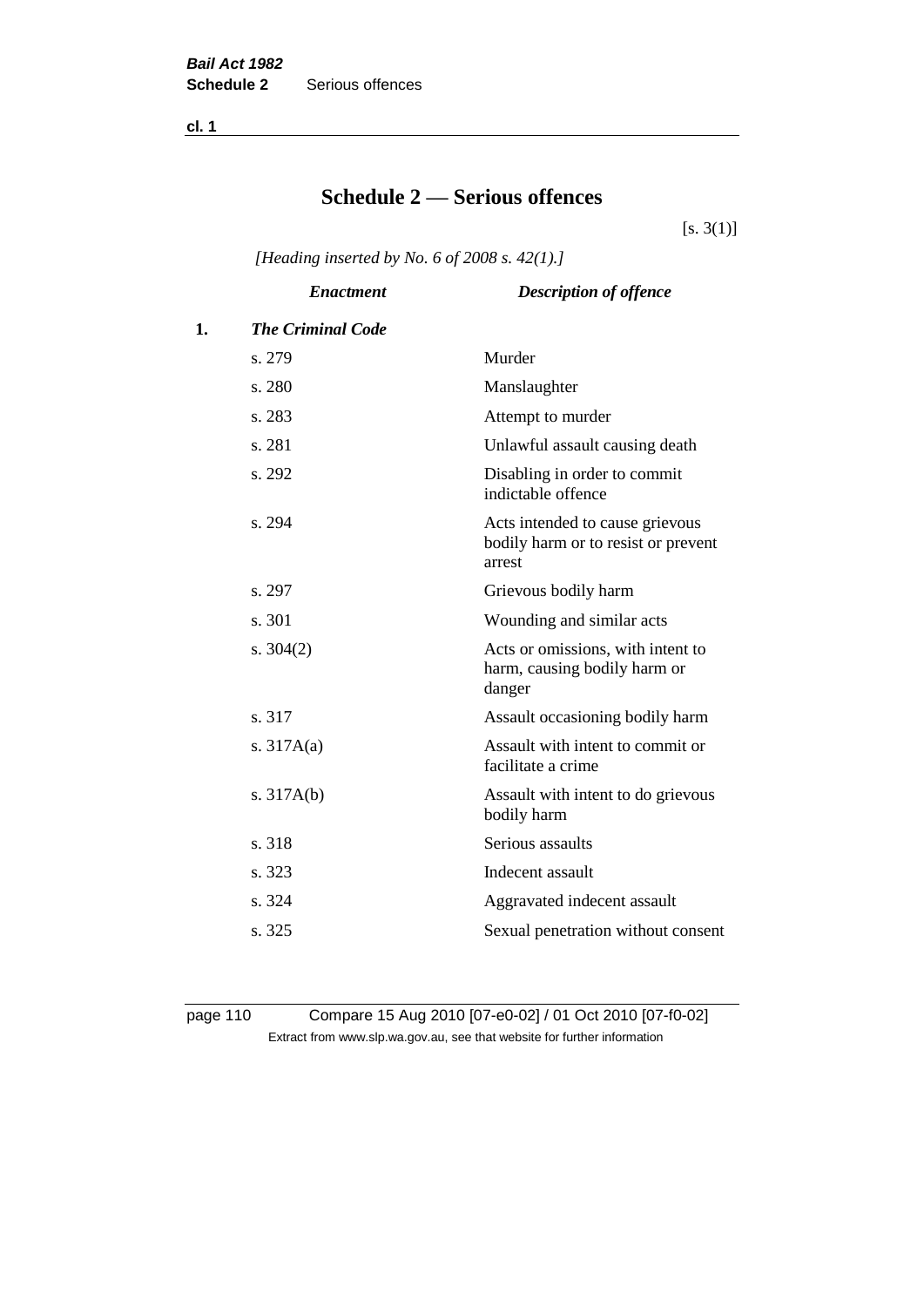# Schedule 2 — Serious offences

[s. 3(1)]

*[Heading inserted by No. 6 of 2008 s. 42(1).]*

| | *Enactment* | *Description of offence* |
|---|---|---|
| **1.** | ***The Criminal Code*** | |
| | s. 279 | Murder |
| | s. 280 | Manslaughter |
| | s. 283 | Attempt to murder |
| | s. 281 | Unlawful assault causing death |
| | s. 292 | Disabling in order to commit indictable offence |
| | s. 294 | Acts intended to cause grievous bodily harm or to resist or prevent arrest |
| | s. 297 | Grievous bodily harm |
| | s. 301 | Wounding and similar acts |
| | s. 304(2) | Acts or omissions, with intent to harm, causing bodily harm or danger |
| | s. 317 | Assault occasioning bodily harm |
| | s. 317A(a) | Assault with intent to commit or facilitate a crime |
| | s. 317A(b) | Assault with intent to do grievous bodily harm |
| | s. 318 | Serious assaults |
| | s. 323 | Indecent assault |
| | s. 324 | Aggravated indecent assault |
| | s. 325 | Sexual penetration without consent |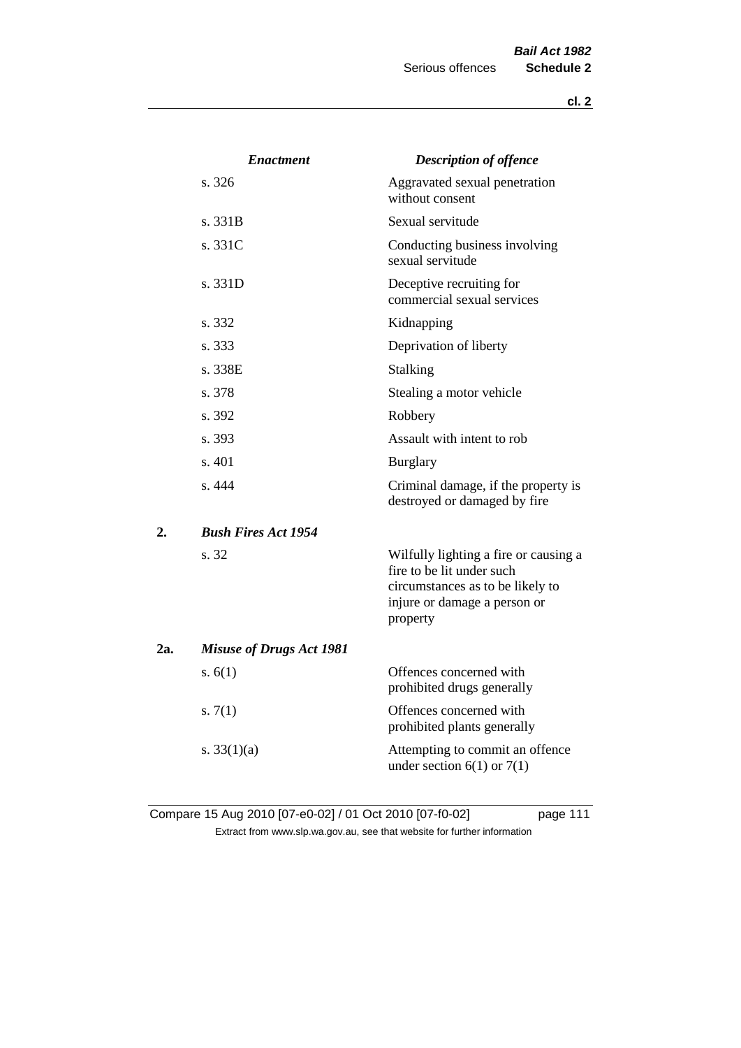| | *Enactment* | *Description of offence* |
|---|---|---|
| | s. 326 | Aggravated sexual penetration without consent |
| | s. 331B | Sexual servitude |
| | s. 331C | Conducting business involving sexual servitude |
| | s. 331D | Deceptive recruiting for commercial sexual services |
| | s. 332 | Kidnapping |
| | s. 333 | Deprivation of liberty |
| | s. 338E | Stalking |
| | s. 378 | Stealing a motor vehicle |
| | s. 392 | Robbery |
| | s. 393 | Assault with intent to rob |
| | s. 401 | Burglary |
| | s. 444 | Criminal damage, if the property is destroyed or damaged by fire |
| **2.** | ***Bush Fires Act 1954*** | |
| | s. 32 | Wilfully lighting a fire or causing a fire to be lit under such circumstances as to be likely to injure or damage a person or property |
| **2a.** | ***Misuse of Drugs Act 1981*** | |
| | s. 6(1) | Offences concerned with prohibited drugs generally |
| | s. 7(1) | Offences concerned with prohibited plants generally |
| | s. 33(1)(a) | Attempting to commit an offence under section 6(1) or 7(1) |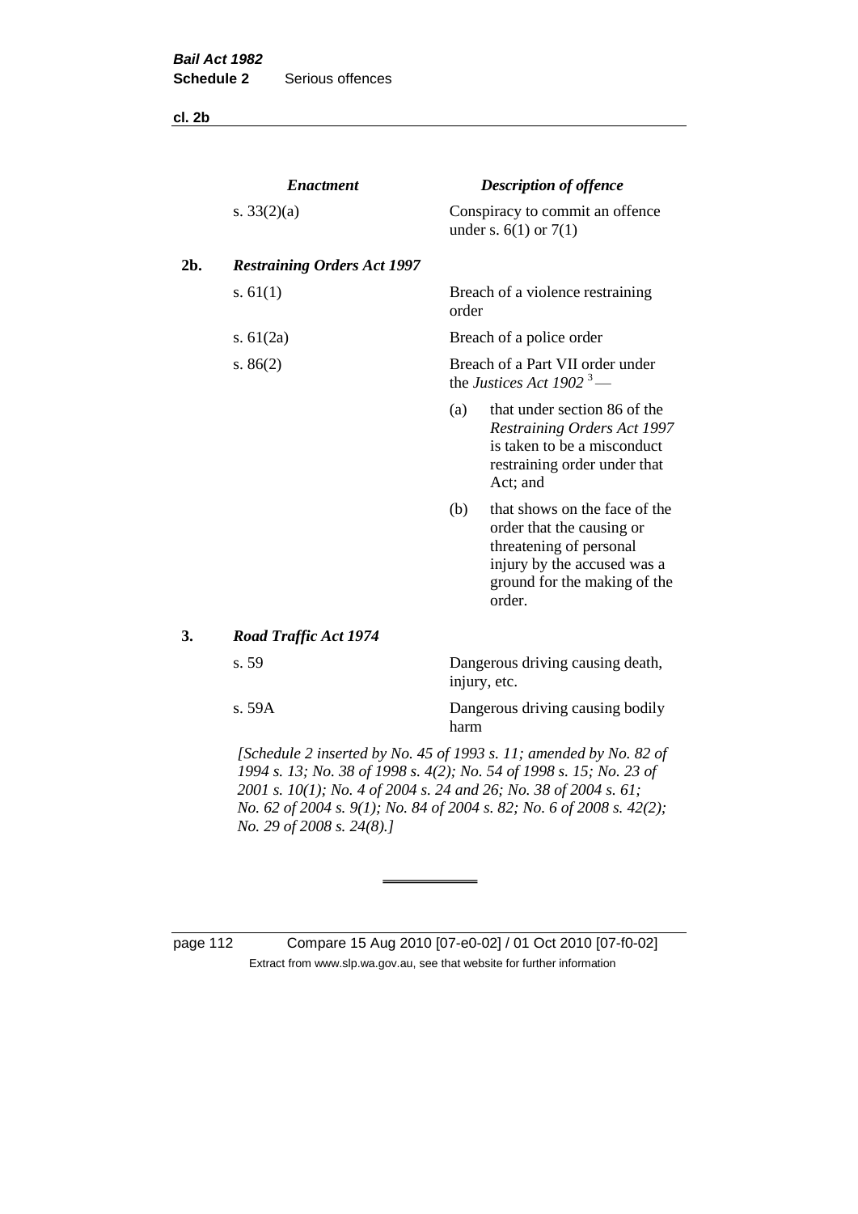| | *Enactment* | *Description of offence* |
|---|---|---|
| | s. 33(2)(a) | Conspiracy to commit an offence under s. 6(1) or 7(1) |
| **2b.** | ***Restraining Orders Act 1997*** | |
| | s. 61(1) | Breach of a violence restraining order |
| | s. 61(2a) | Breach of a police order |
| | s. 86(2) | Breach of a Part VII order under the *Justices Act 1902* [3] —<br>(a) that under section 86 of the *Restraining Orders Act 1997* is taken to be a misconduct restraining order under that Act; and<br>(b) that shows on the face of the order that the causing or threatening of personal injury by the accused was a ground for the making of the order. |
| **3.** | ***Road Traffic Act 1974*** | |
| | s. 59 | Dangerous driving causing death, injury, etc. |
| | s. 59A | Dangerous driving causing bodily harm |

*[Schedule 2 inserted by No. 45 of 1993 s. 11; amended by No. 82 of 1994 s. 13; No. 38 of 1998 s. 4(2); No. 54 of 1998 s. 15; No. 23 of 2001 s. 10(1); No. 4 of 2004 s. 24 and 26; No. 38 of 2004 s. 61; No. 62 of 2004 s. 9(1); No. 84 of 2004 s. 82; No. 6 of 2008 s. 42(2); No. 29 of 2008 s. 24(8).]*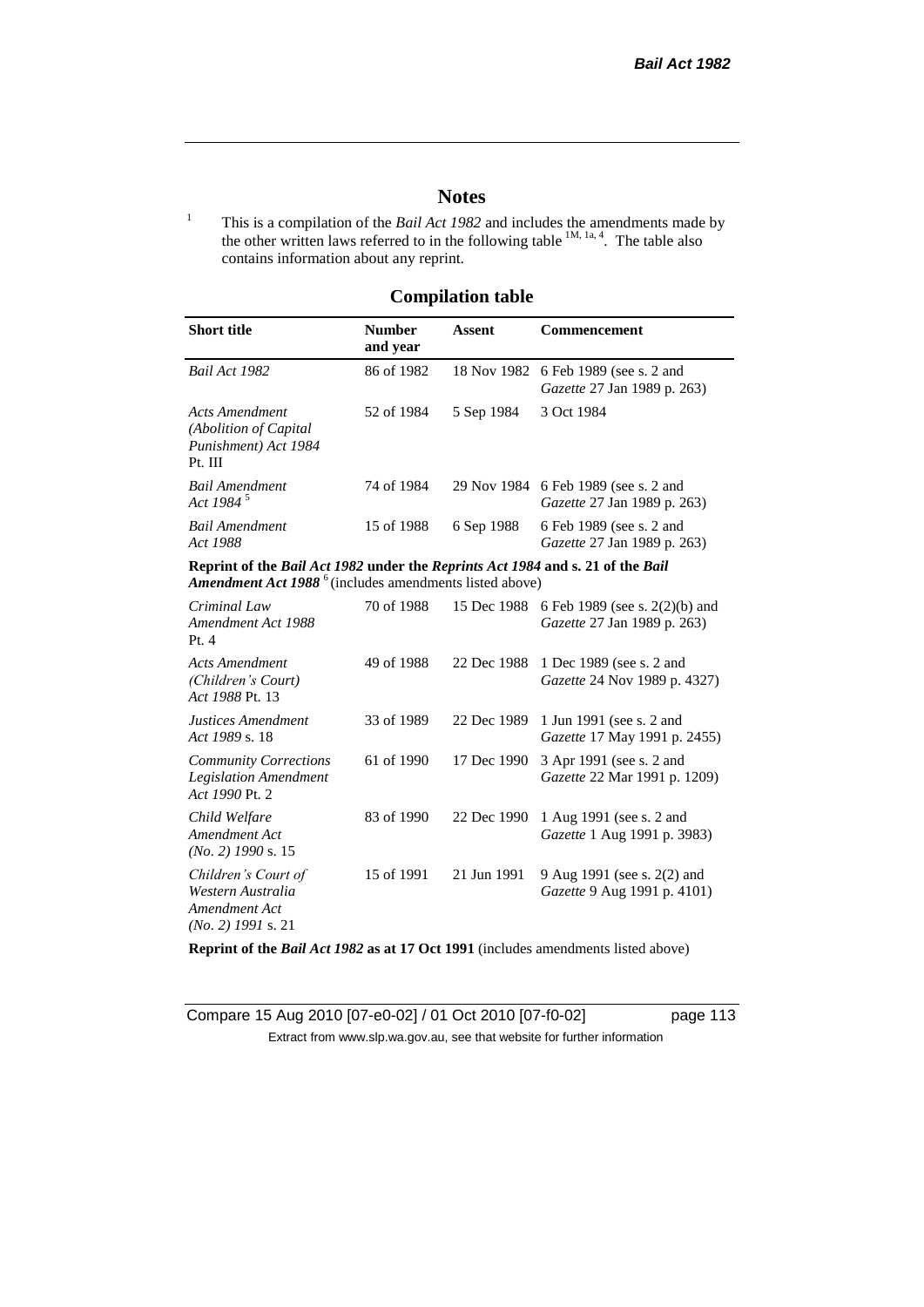# Notes

[1] This is a compilation of the *Bail Act 1982* and includes the amendments made by the other written laws referred to in the following table [1M, 1a, 4]. The table also contains information about any reprint.

## Compilation table

| Short title | Number and year | Assent | Commencement |
|---|---|---|---|
| *Bail Act 1982* | 86 of 1982 | 18 Nov 1982 | 6 Feb 1989 (see s. 2 and *Gazette* 27 Jan 1989 p. 263) |
| *Acts Amendment (Abolition of Capital Punishment) Act 1984* Pt. III | 52 of 1984 | 5 Sep 1984 | 3 Oct 1984 |
| *Bail Amendment Act 1984* [5] | 74 of 1984 | 29 Nov 1984 | 6 Feb 1989 (see s. 2 and *Gazette* 27 Jan 1989 p. 263) |
| *Bail Amendment Act 1988* | 15 of 1988 | 6 Sep 1988 | 6 Feb 1989 (see s. 2 and *Gazette* 27 Jan 1989 p. 263) |
| **Reprint of the *Bail Act 1982* under the *Reprints Act 1984* and s. 21 of the *Bail Amendment Act 1988*** [6] (includes amendments listed above) | | | |
| *Criminal Law Amendment Act 1988* Pt. 4 | 70 of 1988 | 15 Dec 1988 | 6 Feb 1989 (see s. 2(2)(b) and *Gazette* 27 Jan 1989 p. 263) |
| *Acts Amendment (Children's Court) Act 1988* Pt. 13 | 49 of 1988 | 22 Dec 1988 | 1 Dec 1989 (see s. 2 and *Gazette* 24 Nov 1989 p. 4327) |
| *Justices Amendment Act 1989* s. 18 | 33 of 1989 | 22 Dec 1989 | 1 Jun 1991 (see s. 2 and *Gazette* 17 May 1991 p. 2455) |
| *Community Corrections Legislation Amendment Act 1990* Pt. 2 | 61 of 1990 | 17 Dec 1990 | 3 Apr 1991 (see s. 2 and *Gazette* 22 Mar 1991 p. 1209) |
| *Child Welfare Amendment Act (No. 2) 1990* s. 15 | 83 of 1990 | 22 Dec 1990 | 1 Aug 1991 (see s. 2 and *Gazette* 1 Aug 1991 p. 3983) |
| *Children's Court of Western Australia Amendment Act (No. 2) 1991* s. 21 | 15 of 1991 | 21 Jun 1991 | 9 Aug 1991 (see s. 2(2) and *Gazette* 9 Aug 1991 p. 4101) |
| **Reprint of the *Bail Act 1982* as at 17 Oct 1991** (includes amendments listed above) | | | |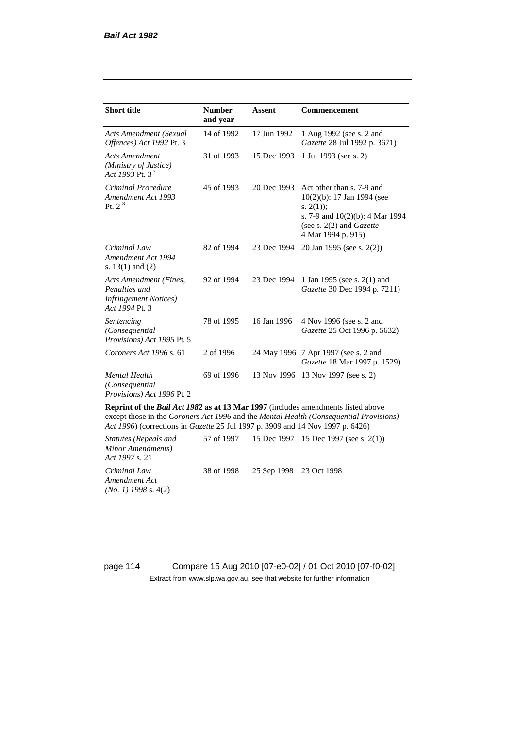| Short title | Number and year | Assent | Commencement |
|---|---|---|---|
| *Acts Amendment (Sexual Offences) Act 1992* Pt. 3 | 14 of 1992 | 17 Jun 1992 | 1 Aug 1992 (see s. 2 and *Gazette* 28 Jul 1992 p. 3671) |
| *Acts Amendment (Ministry of Justice) Act 1993* Pt. 3 [7] | 31 of 1993 | 15 Dec 1993 | 1 Jul 1993 (see s. 2) |
| *Criminal Procedure Amendment Act 1993* Pt. 2 [8] | 45 of 1993 | 20 Dec 1993 | Act other than s. 7-9 and 10(2)(b): 17 Jan 1994 (see s. 2(1)); s. 7-9 and 10(2)(b): 4 Mar 1994 (see s. 2(2) and *Gazette* 4 Mar 1994 p. 915) |
| *Criminal Law Amendment Act 1994* s. 13(1) and (2) | 82 of 1994 | 23 Dec 1994 | 20 Jan 1995 (see s. 2(2)) |
| *Acts Amendment (Fines, Penalties and Infringement Notices) Act 1994* Pt. 3 | 92 of 1994 | 23 Dec 1994 | 1 Jan 1995 (see s. 2(1) and *Gazette* 30 Dec 1994 p. 7211) |
| *Sentencing (Consequential Provisions) Act 1995* Pt. 5 | 78 of 1995 | 16 Jan 1996 | 4 Nov 1996 (see s. 2 and *Gazette* 25 Oct 1996 p. 5632) |
| *Coroners Act 1996* s. 61 | 2 of 1996 | 24 May 1996 | 7 Apr 1997 (see s. 2 and *Gazette* 18 Mar 1997 p. 1529) |
| *Mental Health (Consequential Provisions) Act 1996* Pt. 2 | 69 of 1996 | 13 Nov 1996 | 13 Nov 1997 (see s. 2) |
| **Reprint of the *Bail Act 1982* as at 13 Mar 1997** (includes amendments listed above except those in the *Coroners Act 1996* and the *Mental Health (Consequential Provisions) Act 1996*) (corrections in *Gazette* 25 Jul 1997 p. 3909 and 14 Nov 1997 p. 6426) | | | |
| *Statutes (Repeals and Minor Amendments) Act 1997* s. 21 | 57 of 1997 | 15 Dec 1997 | 15 Dec 1997 (see s. 2(1)) |
| *Criminal Law Amendment Act (No. 1) 1998* s. 4(2) | 38 of 1998 | 25 Sep 1998 | 23 Oct 1998 |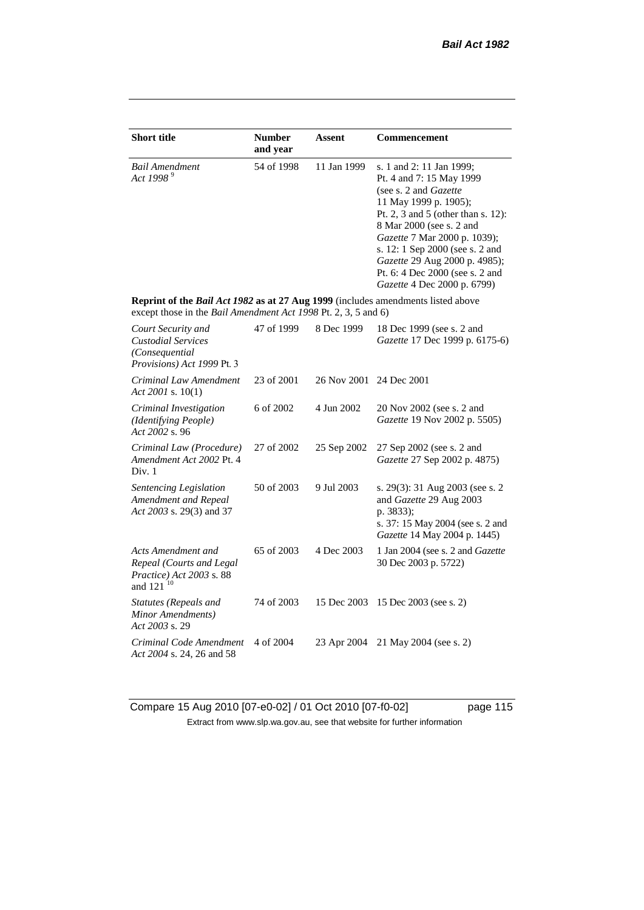| Short title | Number and year | Assent | Commencement |
|---|---|---|---|
| *Bail Amendment Act 1998* [9] | 54 of 1998 | 11 Jan 1999 | s. 1 and 2: 11 Jan 1999; Pt. 4 and 7: 15 May 1999 (see s. 2 and *Gazette* 11 May 1999 p. 1905); Pt. 2, 3 and 5 (other than s. 12): 8 Mar 2000 (see s. 2 and *Gazette* 7 Mar 2000 p. 1039); s. 12: 1 Sep 2000 (see s. 2 and *Gazette* 29 Aug 2000 p. 4985); Pt. 6: 4 Dec 2000 (see s. 2 and *Gazette* 4 Dec 2000 p. 6799) |
| **Reprint of the *Bail Act 1982* as at 27 Aug 1999** (includes amendments listed above except those in the *Bail Amendment Act 1998* Pt. 2, 3, 5 and 6) | | | |
| *Court Security and Custodial Services (Consequential Provisions) Act 1999* Pt. 3 | 47 of 1999 | 8 Dec 1999 | 18 Dec 1999 (see s. 2 and *Gazette* 17 Dec 1999 p. 6175-6) |
| *Criminal Law Amendment Act 2001* s. 10(1) | 23 of 2001 | 26 Nov 2001 | 24 Dec 2001 |
| *Criminal Investigation (Identifying People) Act 2002* s. 96 | 6 of 2002 | 4 Jun 2002 | 20 Nov 2002 (see s. 2 and *Gazette* 19 Nov 2002 p. 5505) |
| *Criminal Law (Procedure) Amendment Act 2002* Pt. 4 Div. 1 | 27 of 2002 | 25 Sep 2002 | 27 Sep 2002 (see s. 2 and *Gazette* 27 Sep 2002 p. 4875) |
| *Sentencing Legislation Amendment and Repeal Act 2003* s. 29(3) and 37 | 50 of 2003 | 9 Jul 2003 | s. 29(3): 31 Aug 2003 (see s. 2 and *Gazette* 29 Aug 2003 p. 3833); s. 37: 15 May 2004 (see s. 2 and *Gazette* 14 May 2004 p. 1445) |
| *Acts Amendment and Repeal (Courts and Legal Practice) Act 2003* s. 88 and 121 [10] | 65 of 2003 | 4 Dec 2003 | 1 Jan 2004 (see s. 2 and *Gazette* 30 Dec 2003 p. 5722) |
| *Statutes (Repeals and Minor Amendments) Act 2003* s. 29 | 74 of 2003 | 15 Dec 2003 | 15 Dec 2003 (see s. 2) |
| *Criminal Code Amendment Act 2004* s. 24, 26 and 58 | 4 of 2004 | 23 Apr 2004 | 21 May 2004 (see s. 2) |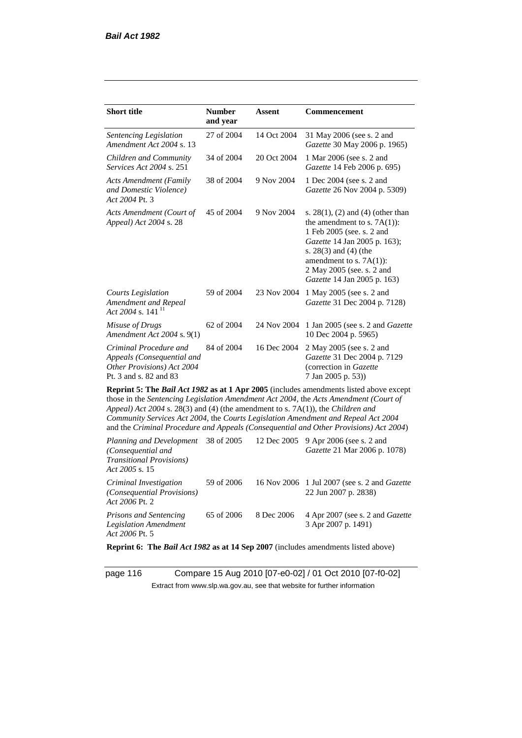| Short title | Number and year | Assent | Commencement |
|---|---|---|---|
| *Sentencing Legislation Amendment Act 2004* s. 13 | 27 of 2004 | 14 Oct 2004 | 31 May 2006 (see s. 2 and *Gazette* 30 May 2006 p. 1965) |
| *Children and Community Services Act 2004* s. 251 | 34 of 2004 | 20 Oct 2004 | 1 Mar 2006 (see s. 2 and *Gazette* 14 Feb 2006 p. 695) |
| *Acts Amendment (Family and Domestic Violence) Act 2004* Pt. 3 | 38 of 2004 | 9 Nov 2004 | 1 Dec 2004 (see s. 2 and *Gazette* 26 Nov 2004 p. 5309) |
| *Acts Amendment (Court of Appeal) Act 2004* s. 28 | 45 of 2004 | 9 Nov 2004 | s. 28(1), (2) and (4) (other than the amendment to s. 7A(1)): 1 Feb 2005 (see. s. 2 and *Gazette* 14 Jan 2005 p. 163); s. 28(3) and (4) (the amendment to s. 7A(1)): 2 May 2005 (see. s. 2 and *Gazette* 14 Jan 2005 p. 163) |
| *Courts Legislation Amendment and Repeal Act 2004* s. 141 [11] | 59 of 2004 | 23 Nov 2004 | 1 May 2005 (see s. 2 and *Gazette* 31 Dec 2004 p. 7128) |
| *Misuse of Drugs Amendment Act 2004* s. 9(1) | 62 of 2004 | 24 Nov 2004 | 1 Jan 2005 (see s. 2 and *Gazette* 10 Dec 2004 p. 5965) |
| *Criminal Procedure and Appeals (Consequential and Other Provisions) Act 2004* Pt. 3 and s. 82 and 83 | 84 of 2004 | 16 Dec 2004 | 2 May 2005 (see s. 2 and *Gazette* 31 Dec 2004 p. 7129 (correction in *Gazette* 7 Jan 2005 p. 53)) |
| **Reprint 5: The *Bail Act 1982* as at 1 Apr 2005** (includes amendments listed above except those in the *Sentencing Legislation Amendment Act 2004*, the *Acts Amendment (Court of Appeal) Act 2004* s. 28(3) and (4) (the amendment to s. 7A(1)), the *Children and Community Services Act 2004*, the *Courts Legislation Amendment and Repeal Act 2004* and the *Criminal Procedure and Appeals (Consequential and Other Provisions) Act 2004*) | | | |
| *Planning and Development (Consequential and Transitional Provisions) Act 2005* s. 15 | 38 of 2005 | 12 Dec 2005 | 9 Apr 2006 (see s. 2 and *Gazette* 21 Mar 2006 p. 1078) |
| *Criminal Investigation (Consequential Provisions) Act 2006* Pt. 2 | 59 of 2006 | 16 Nov 2006 | 1 Jul 2007 (see s. 2 and *Gazette* 22 Jun 2007 p. 2838) |
| *Prisons and Sentencing Legislation Amendment Act 2006* Pt. 5 | 65 of 2006 | 8 Dec 2006 | 4 Apr 2007 (see s. 2 and *Gazette* 3 Apr 2007 p. 1491) |
| **Reprint 6: The *Bail Act 1982* as at 14 Sep 2007** (includes amendments listed above) | | | |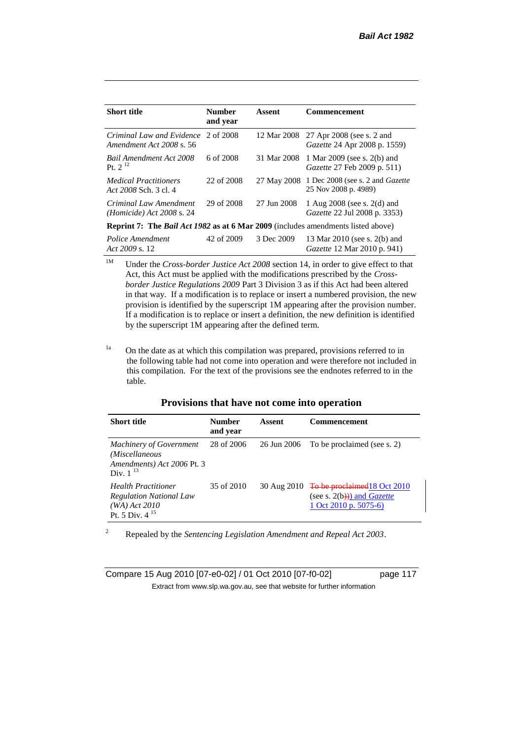| Short title | Number and year | Assent | Commencement |
|---|---|---|---|
| *Criminal Law and Evidence Amendment Act 2008* s. 56 | 2 of 2008 | 12 Mar 2008 | 27 Apr 2008 (see s. 2 and *Gazette* 24 Apr 2008 p. 1559) |
| *Bail Amendment Act 2008* Pt. 2 [12] | 6 of 2008 | 31 Mar 2008 | 1 Mar 2009 (see s. 2(b) and *Gazette* 27 Feb 2009 p. 511) |
| *Medical Practitioners Act 2008* Sch. 3 cl. 4 | 22 of 2008 | 27 May 2008 | 1 Dec 2008 (see s. 2 and *Gazette* 25 Nov 2008 p. 4989) |
| *Criminal Law Amendment (Homicide) Act 2008* s. 24 | 29 of 2008 | 27 Jun 2008 | 1 Aug 2008 (see s. 2(d) and *Gazette* 22 Jul 2008 p. 3353) |
| **Reprint 7: The *Bail Act 1982* as at 6 Mar 2009** (includes amendments listed above) | | | |
| *Police Amendment Act 2009* s. 12 | 42 of 2009 | 3 Dec 2009 | 13 Mar 2010 (see s. 2(b) and *Gazette* 12 Mar 2010 p. 941) |

[1M] Under the *Cross-border Justice Act 2008* section 14, in order to give effect to that Act, this Act must be applied with the modifications prescribed by the *Cross-border Justice Regulations 2009* Part 3 Division 3 as if this Act had been altered in that way. If a modification is to replace or insert a numbered provision, the new provision is identified by the superscript 1M appearing after the provision number. If a modification is to replace or insert a definition, the new definition is identified by the superscript 1M appearing after the defined term.

[1a] On the date as at which this compilation was prepared, provisions referred to in the following table had not come into operation and were therefore not included in this compilation. For the text of the provisions see the endnotes referred to in the table.

## Provisions that have not come into operation

| Short title | Number and year | Assent | Commencement |
|---|---|---|---|
| *Machinery of Government (Miscellaneous Amendments) Act 2006* Pt. 3 Div. 1 [13] | 28 of 2006 | 26 Jun 2006 | To be proclaimed (see s. 2) |
| *Health Practitioner Regulation National Law (WA) Act 2010* Pt. 5 Div. 4 [15] | 35 of 2010 | 30 Aug 2010 | ~~To be proclaimed~~18 Oct 2010 (see s. 2(b~~)~~) and *Gazette* 1 Oct 2010 p. 5075-6) |

[2] Repealed by the *Sentencing Legislation Amendment and Repeal Act 2003*.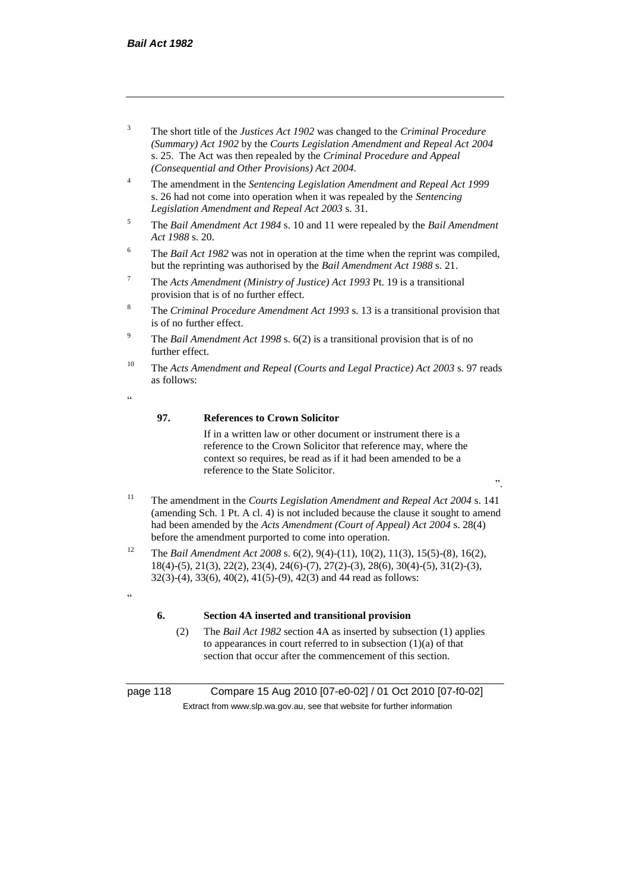[3] The short title of the *Justices Act 1902* was changed to the *Criminal Procedure (Summary) Act 1902* by the *Courts Legislation Amendment and Repeal Act 2004* s. 25. The Act was then repealed by the *Criminal Procedure and Appeal (Consequential and Other Provisions) Act 2004.*

[4] The amendment in the *Sentencing Legislation Amendment and Repeal Act 1999* s. 26 had not come into operation when it was repealed by the *Sentencing Legislation Amendment and Repeal Act 2003* s. 31.

[5] The *Bail Amendment Act 1984* s. 10 and 11 were repealed by the *Bail Amendment Act 1988* s. 20.

[6] The *Bail Act 1982* was not in operation at the time when the reprint was compiled, but the reprinting was authorised by the *Bail Amendment Act 1988* s. 21.

[7] The *Acts Amendment (Ministry of Justice) Act 1993* Pt. 19 is a transitional provision that is of no further effect.

[8] The *Criminal Procedure Amendment Act 1993* s. 13 is a transitional provision that is of no further effect.

[9] The *Bail Amendment Act 1998* s. 6(2) is a transitional provision that is of no further effect.

[10] The *Acts Amendment and Repeal (Courts and Legal Practice) Act 2003* s. 97 reads as follows:

"

**97. References to Crown Solicitor**

If in a written law or other document or instrument there is a reference to the Crown Solicitor that reference may, where the context so requires, be read as if it had been amended to be a reference to the State Solicitor.

".

[11] The amendment in the *Courts Legislation Amendment and Repeal Act 2004* s. 141 (amending Sch. 1 Pt. A cl. 4) is not included because the clause it sought to amend had been amended by the *Acts Amendment (Court of Appeal) Act 2004* s. 28(4) before the amendment purported to come into operation.

[12] The *Bail Amendment Act 2008* s. 6(2), 9(4)-(11), 10(2), 11(3), 15(5)-(8), 16(2), 18(4)-(5), 21(3), 22(2), 23(4), 24(6)-(7), 27(2)-(3), 28(6), 30(4)-(5), 31(2)-(3), 32(3)-(4), 33(6), 40(2), 41(5)-(9), 42(3) and 44 read as follows:

"

**6. Section 4A inserted and transitional provision**

(2) The *Bail Act 1982* section 4A as inserted by subsection (1) applies to appearances in court referred to in subsection (1)(a) of that section that occur after the commencement of this section.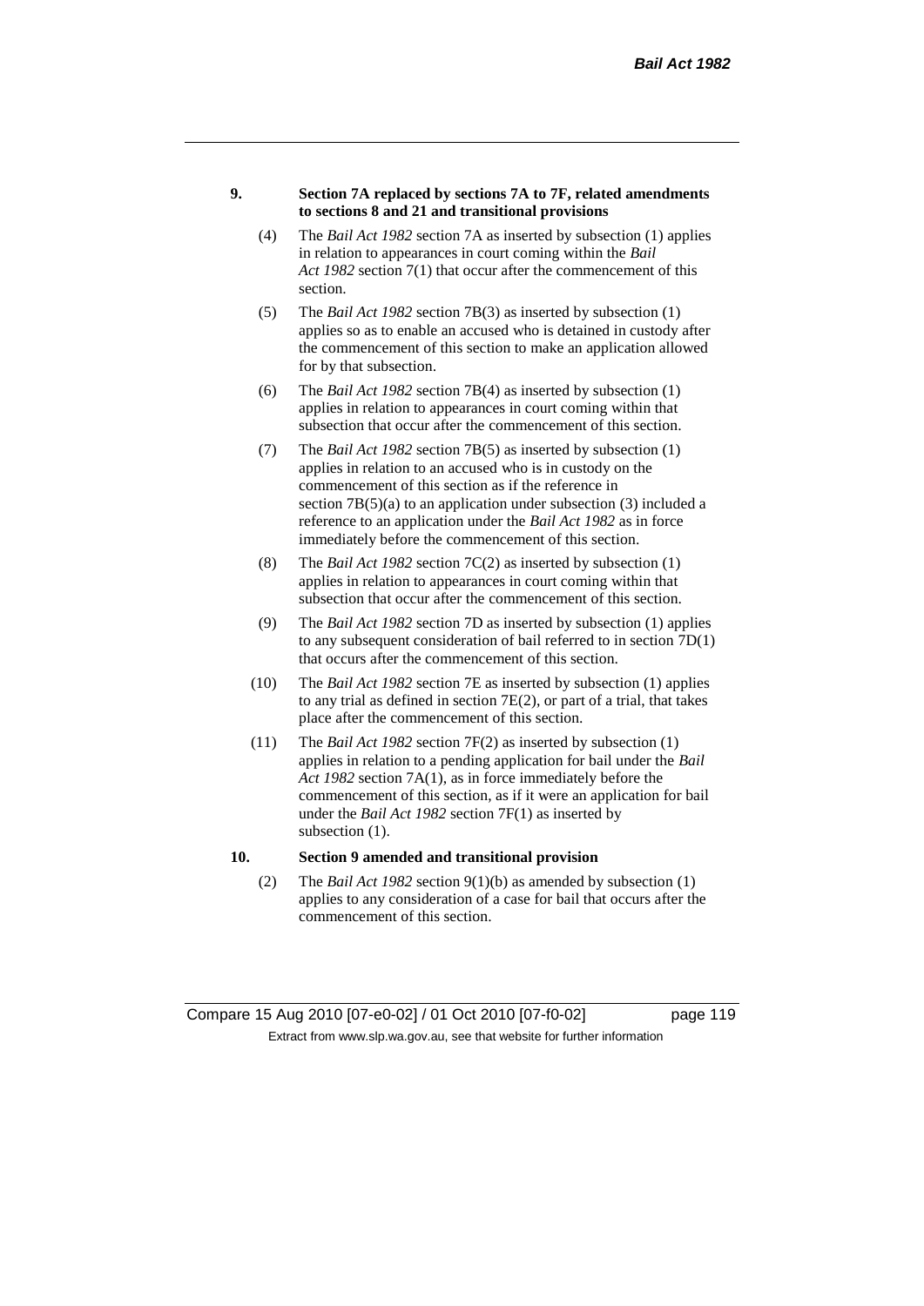**9. Section 7A replaced by sections 7A to 7F, related amendments to sections 8 and 21 and transitional provisions**

(4) The *Bail Act 1982* section 7A as inserted by subsection (1) applies in relation to appearances in court coming within the *Bail Act 1982* section 7(1) that occur after the commencement of this section.

(5) The *Bail Act 1982* section 7B(3) as inserted by subsection (1) applies so as to enable an accused who is detained in custody after the commencement of this section to make an application allowed for by that subsection.

(6) The *Bail Act 1982* section 7B(4) as inserted by subsection (1) applies in relation to appearances in court coming within that subsection that occur after the commencement of this section.

(7) The *Bail Act 1982* section 7B(5) as inserted by subsection (1) applies in relation to an accused who is in custody on the commencement of this section as if the reference in section 7B(5)(a) to an application under subsection (3) included a reference to an application under the *Bail Act 1982* as in force immediately before the commencement of this section.

(8) The *Bail Act 1982* section 7C(2) as inserted by subsection (1) applies in relation to appearances in court coming within that subsection that occur after the commencement of this section.

(9) The *Bail Act 1982* section 7D as inserted by subsection (1) applies to any subsequent consideration of bail referred to in section 7D(1) that occurs after the commencement of this section.

(10) The *Bail Act 1982* section 7E as inserted by subsection (1) applies to any trial as defined in section 7E(2), or part of a trial, that takes place after the commencement of this section.

(11) The *Bail Act 1982* section 7F(2) as inserted by subsection (1) applies in relation to a pending application for bail under the *Bail Act 1982* section 7A(1), as in force immediately before the commencement of this section, as if it were an application for bail under the *Bail Act 1982* section 7F(1) as inserted by subsection (1).

**10. Section 9 amended and transitional provision**

(2) The *Bail Act 1982* section 9(1)(b) as amended by subsection (1) applies to any consideration of a case for bail that occurs after the commencement of this section.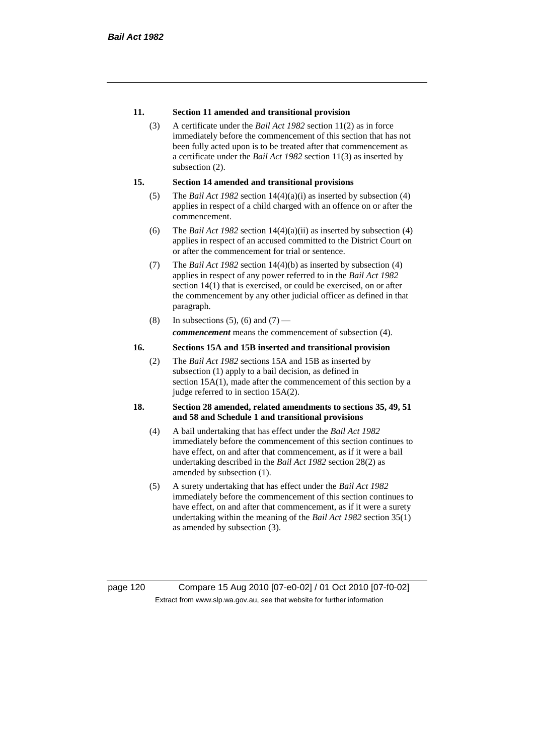**11. Section 11 amended and transitional provision**

(3) A certificate under the *Bail Act 1982* section 11(2) as in force immediately before the commencement of this section that has not been fully acted upon is to be treated after that commencement as a certificate under the *Bail Act 1982* section 11(3) as inserted by subsection (2).

**15. Section 14 amended and transitional provisions**

(5) The *Bail Act 1982* section 14(4)(a)(i) as inserted by subsection (4) applies in respect of a child charged with an offence on or after the commencement.

(6) The *Bail Act 1982* section 14(4)(a)(ii) as inserted by subsection (4) applies in respect of an accused committed to the District Court on or after the commencement for trial or sentence.

(7) The *Bail Act 1982* section 14(4)(b) as inserted by subsection (4) applies in respect of any power referred to in the *Bail Act 1982* section 14(1) that is exercised, or could be exercised, on or after the commencement by any other judicial officer as defined in that paragraph.

(8) In subsections (5), (6) and (7) —

***commencement*** means the commencement of subsection (4).

**16. Sections 15A and 15B inserted and transitional provision**

(2) The *Bail Act 1982* sections 15A and 15B as inserted by subsection (1) apply to a bail decision, as defined in section 15A(1), made after the commencement of this section by a judge referred to in section 15A(2).

**18. Section 28 amended, related amendments to sections 35, 49, 51 and 58 and Schedule 1 and transitional provisions**

(4) A bail undertaking that has effect under the *Bail Act 1982* immediately before the commencement of this section continues to have effect, on and after that commencement, as if it were a bail undertaking described in the *Bail Act 1982* section 28(2) as amended by subsection (1).

(5) A surety undertaking that has effect under the *Bail Act 1982* immediately before the commencement of this section continues to have effect, on and after that commencement, as if it were a surety undertaking within the meaning of the *Bail Act 1982* section 35(1) as amended by subsection (3).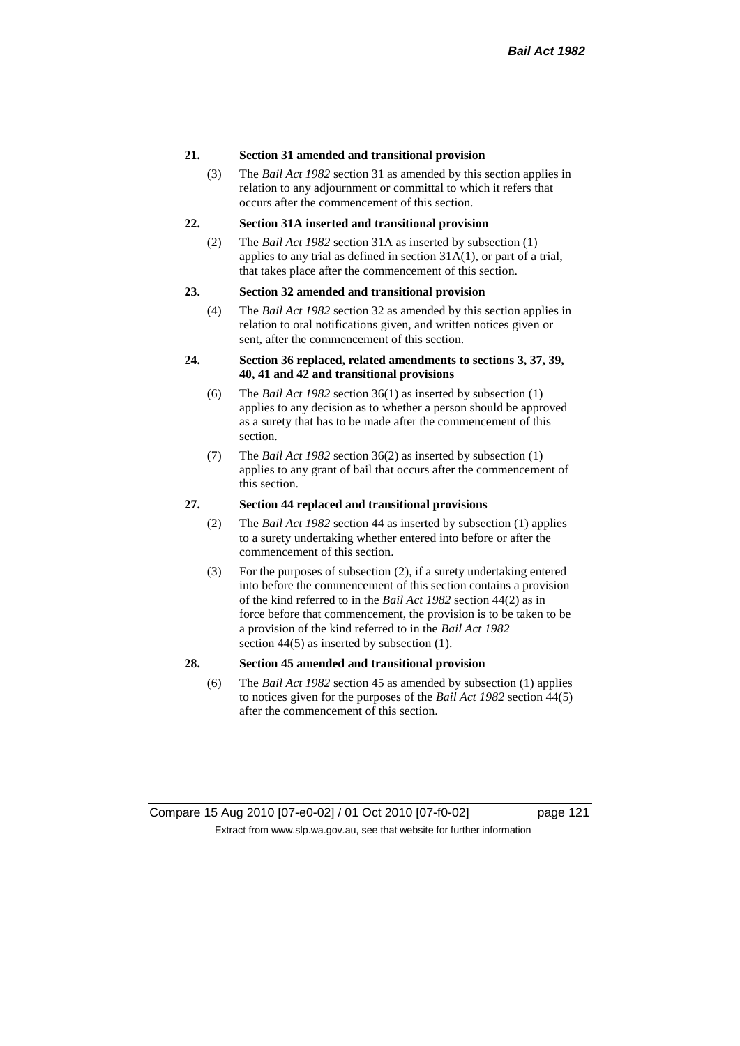**21. Section 31 amended and transitional provision**

(3) The *Bail Act 1982* section 31 as amended by this section applies in relation to any adjournment or committal to which it refers that occurs after the commencement of this section.

**22. Section 31A inserted and transitional provision**

(2) The *Bail Act 1982* section 31A as inserted by subsection (1) applies to any trial as defined in section 31A(1), or part of a trial, that takes place after the commencement of this section.

**23. Section 32 amended and transitional provision**

(4) The *Bail Act 1982* section 32 as amended by this section applies in relation to oral notifications given, and written notices given or sent, after the commencement of this section.

**24. Section 36 replaced, related amendments to sections 3, 37, 39, 40, 41 and 42 and transitional provisions**

(6) The *Bail Act 1982* section 36(1) as inserted by subsection (1) applies to any decision as to whether a person should be approved as a surety that has to be made after the commencement of this section.

(7) The *Bail Act 1982* section 36(2) as inserted by subsection (1) applies to any grant of bail that occurs after the commencement of this section.

**27. Section 44 replaced and transitional provisions**

(2) The *Bail Act 1982* section 44 as inserted by subsection (1) applies to a surety undertaking whether entered into before or after the commencement of this section.

(3) For the purposes of subsection (2), if a surety undertaking entered into before the commencement of this section contains a provision of the kind referred to in the *Bail Act 1982* section 44(2) as in force before that commencement, the provision is to be taken to be a provision of the kind referred to in the *Bail Act 1982* section 44(5) as inserted by subsection (1).

**28. Section 45 amended and transitional provision**

(6) The *Bail Act 1982* section 45 as amended by subsection (1) applies to notices given for the purposes of the *Bail Act 1982* section 44(5) after the commencement of this section.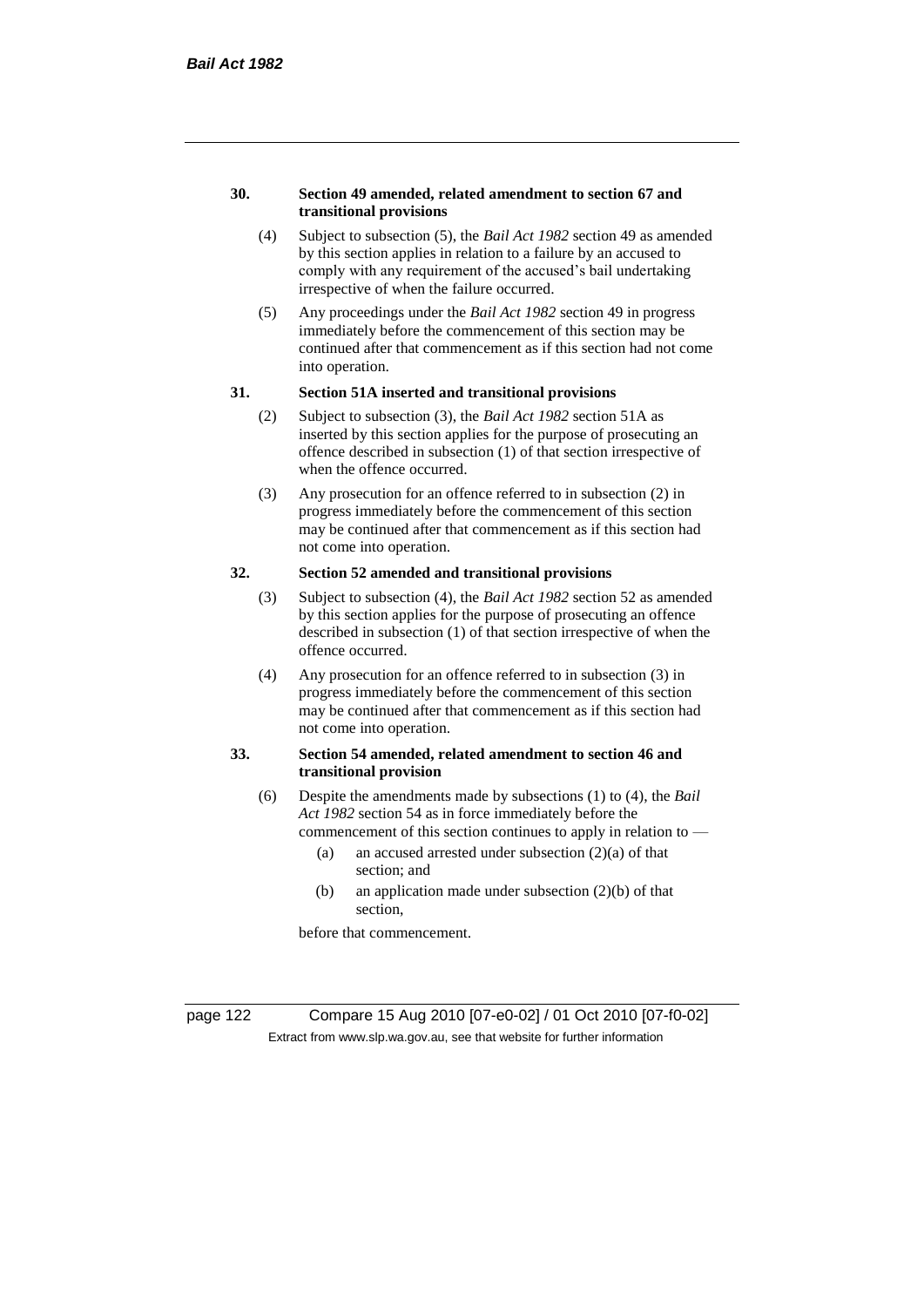**30. Section 49 amended, related amendment to section 67 and transitional provisions**

(4) Subject to subsection (5), the *Bail Act 1982* section 49 as amended by this section applies in relation to a failure by an accused to comply with any requirement of the accused's bail undertaking irrespective of when the failure occurred.

(5) Any proceedings under the *Bail Act 1982* section 49 in progress immediately before the commencement of this section may be continued after that commencement as if this section had not come into operation.

**31. Section 51A inserted and transitional provisions**

(2) Subject to subsection (3), the *Bail Act 1982* section 51A as inserted by this section applies for the purpose of prosecuting an offence described in subsection (1) of that section irrespective of when the offence occurred.

(3) Any prosecution for an offence referred to in subsection (2) in progress immediately before the commencement of this section may be continued after that commencement as if this section had not come into operation.

**32. Section 52 amended and transitional provisions**

(3) Subject to subsection (4), the *Bail Act 1982* section 52 as amended by this section applies for the purpose of prosecuting an offence described in subsection (1) of that section irrespective of when the offence occurred.

(4) Any prosecution for an offence referred to in subsection (3) in progress immediately before the commencement of this section may be continued after that commencement as if this section had not come into operation.

**33. Section 54 amended, related amendment to section 46 and transitional provision**

(6) Despite the amendments made by subsections (1) to (4), the *Bail Act 1982* section 54 as in force immediately before the commencement of this section continues to apply in relation to —

(a) an accused arrested under subsection (2)(a) of that section; and

(b) an application made under subsection (2)(b) of that section,

before that commencement.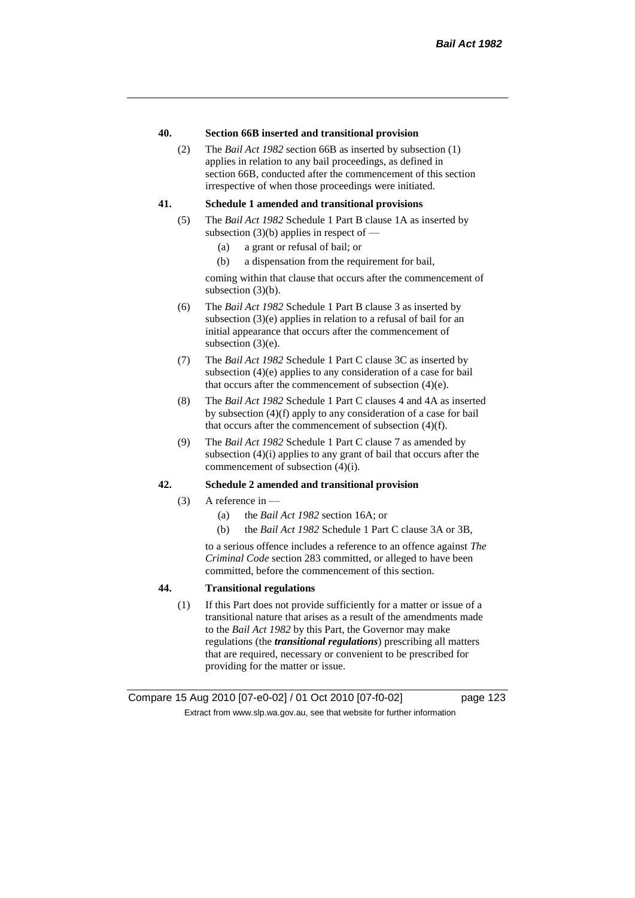#### 40. Section 66B inserted and transitional provision

(2) The *Bail Act 1982* section 66B as inserted by subsection (1) applies in relation to any bail proceedings, as defined in section 66B, conducted after the commencement of this section irrespective of when those proceedings were initiated.

#### 41. Schedule 1 amended and transitional provisions

(5) The *Bail Act 1982* Schedule 1 Part B clause 1A as inserted by subsection (3)(b) applies in respect of —

(a) a grant or refusal of bail; or

(b) a dispensation from the requirement for bail,

coming within that clause that occurs after the commencement of subsection (3)(b).

(6) The *Bail Act 1982* Schedule 1 Part B clause 3 as inserted by subsection (3)(e) applies in relation to a refusal of bail for an initial appearance that occurs after the commencement of subsection (3)(e).

(7) The *Bail Act 1982* Schedule 1 Part C clause 3C as inserted by subsection (4)(e) applies to any consideration of a case for bail that occurs after the commencement of subsection (4)(e).

(8) The *Bail Act 1982* Schedule 1 Part C clauses 4 and 4A as inserted by subsection (4)(f) apply to any consideration of a case for bail that occurs after the commencement of subsection (4)(f).

(9) The *Bail Act 1982* Schedule 1 Part C clause 7 as amended by subsection (4)(i) applies to any grant of bail that occurs after the commencement of subsection (4)(i).

#### 42. Schedule 2 amended and transitional provision

(3) A reference in —

(a) the *Bail Act 1982* section 16A; or

(b) the *Bail Act 1982* Schedule 1 Part C clause 3A or 3B,

to a serious offence includes a reference to an offence against *The Criminal Code* section 283 committed, or alleged to have been committed, before the commencement of this section.

#### 44. Transitional regulations

(1) If this Part does not provide sufficiently for a matter or issue of a transitional nature that arises as a result of the amendments made to the *Bail Act 1982* by this Part, the Governor may make regulations (the ***transitional regulations***) prescribing all matters that are required, necessary or convenient to be prescribed for providing for the matter or issue.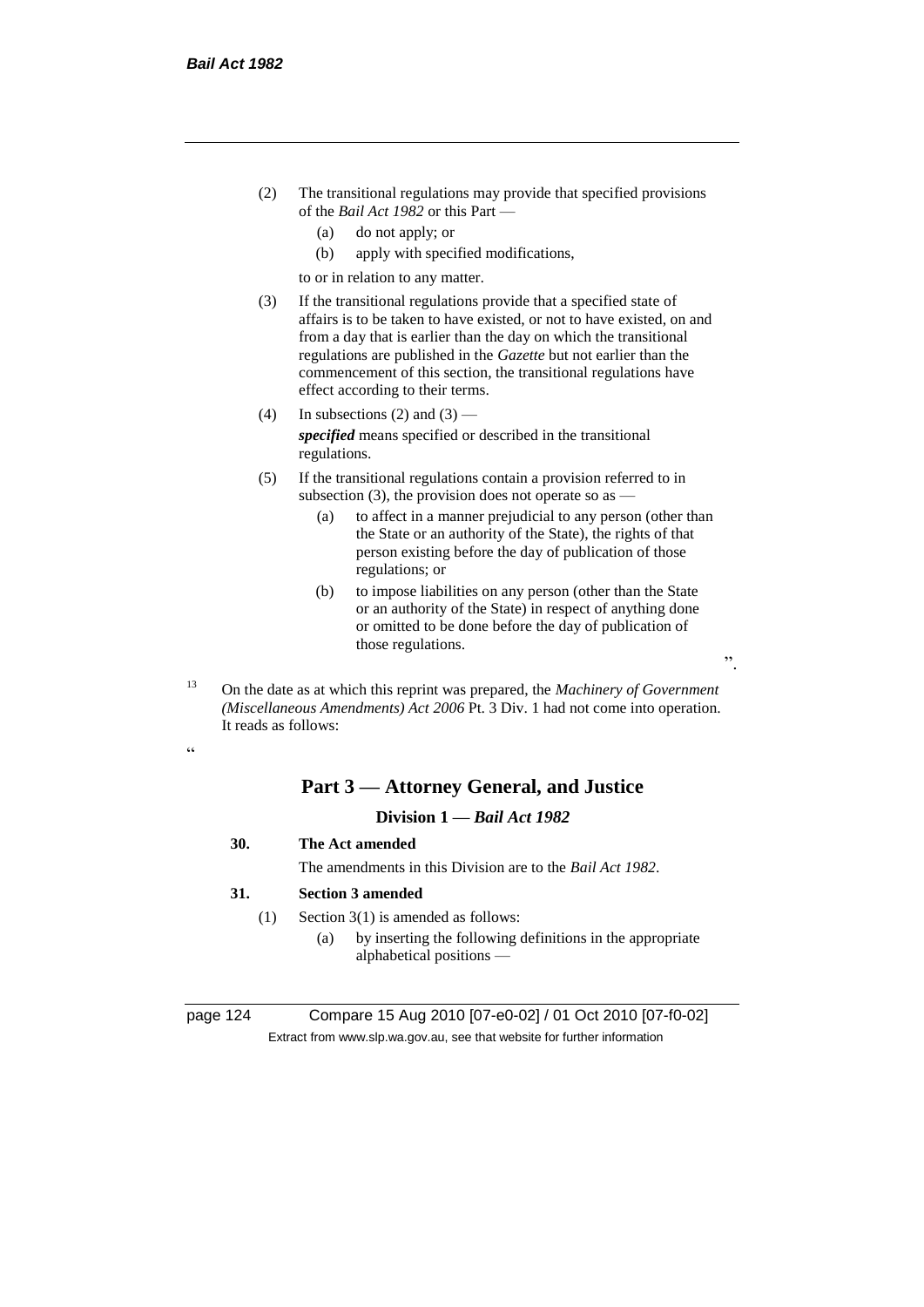(2) The transitional regulations may provide that specified provisions of the *Bail Act 1982* or this Part —

(a) do not apply; or

(b) apply with specified modifications,

to or in relation to any matter.

(3) If the transitional regulations provide that a specified state of affairs is to be taken to have existed, or not to have existed, on and from a day that is earlier than the day on which the transitional regulations are published in the *Gazette* but not earlier than the commencement of this section, the transitional regulations have effect according to their terms.

(4) In subsections (2) and (3) —

***specified*** means specified or described in the transitional regulations.

(5) If the transitional regulations contain a provision referred to in subsection (3), the provision does not operate so as —

(a) to affect in a manner prejudicial to any person (other than the State or an authority of the State), the rights of that person existing before the day of publication of those regulations; or

(b) to impose liabilities on any person (other than the State or an authority of the State) in respect of anything done or omitted to be done before the day of publication of those regulations.

".

[13] On the date as at which this reprint was prepared, the *Machinery of Government (Miscellaneous Amendments) Act 2006* Pt. 3 Div. 1 had not come into operation. It reads as follows:

"

## Part 3 — Attorney General, and Justice

### Division 1 — *Bail Act 1982*

**30. The Act amended**

The amendments in this Division are to the *Bail Act 1982*.

**31. Section 3 amended**

(1) Section 3(1) is amended as follows:

(a) by inserting the following definitions in the appropriate alphabetical positions —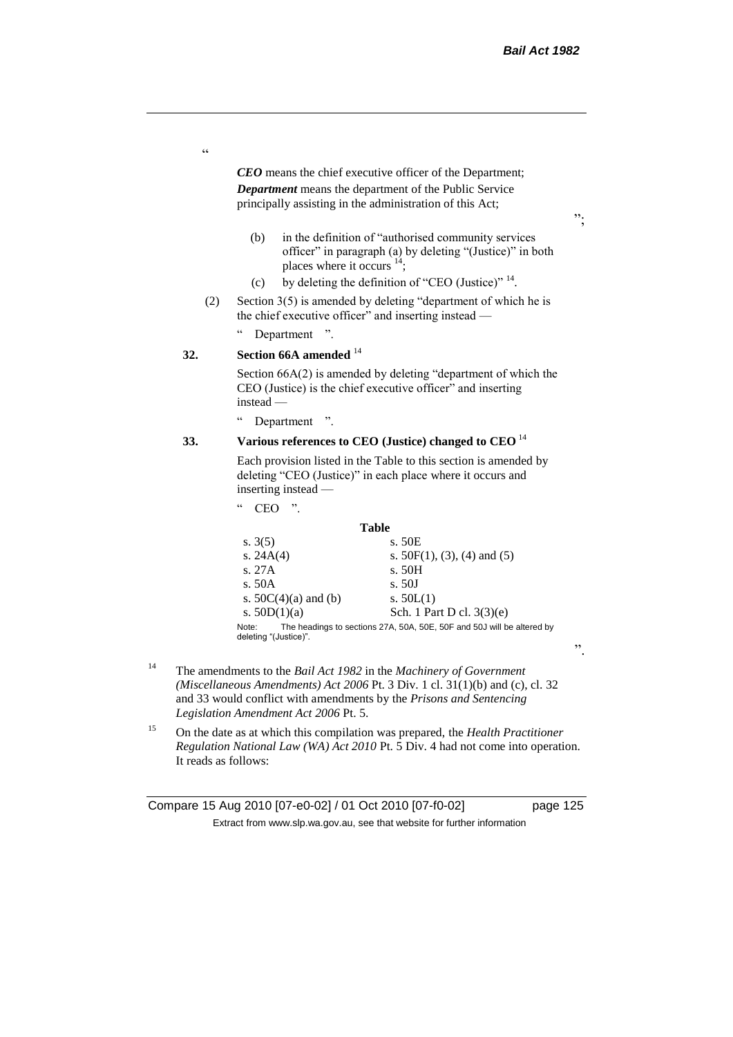"

*CEO* means the chief executive officer of the Department;

*Department* means the department of the Public Service principally assisting in the administration of this Act;

";

(b) in the definition of "authorised community services officer" in paragraph (a) by deleting "(Justice)" in both places where it occurs [14];

(c) by deleting the definition of "CEO (Justice)" [14].

(2) Section 3(5) is amended by deleting "department of which he is the chief executive officer" and inserting instead —

" Department ".

**32. Section 66A amended** [14]

Section 66A(2) is amended by deleting "department of which the CEO (Justice) is the chief executive officer" and inserting instead —

" Department ".

**33. Various references to CEO (Justice) changed to CEO** [14]

Each provision listed in the Table to this section is amended by deleting "CEO (Justice)" in each place where it occurs and inserting instead —

" CEO ".

**Table**

| | |
|---|---|
| s. 3(5) | s. 50E |
| s. 24A(4) | s. 50F(1), (3), (4) and (5) |
| s. 27A | s. 50H |
| s. 50A | s. 50J |
| s. 50C(4)(a) and (b) | s. 50L(1) |
| s. 50D(1)(a) | Sch. 1 Part D cl. 3(3)(e) |

Note: The headings to sections 27A, 50A, 50E, 50F and 50J will be altered by deleting "(Justice)".

".

[14] The amendments to the *Bail Act 1982* in the *Machinery of Government (Miscellaneous Amendments) Act 2006* Pt. 3 Div. 1 cl. 31(1)(b) and (c), cl. 32 and 33 would conflict with amendments by the *Prisons and Sentencing Legislation Amendment Act 2006* Pt. 5.

[15] On the date as at which this compilation was prepared, the *Health Practitioner Regulation National Law (WA) Act 2010* Pt. 5 Div. 4 had not come into operation. It reads as follows: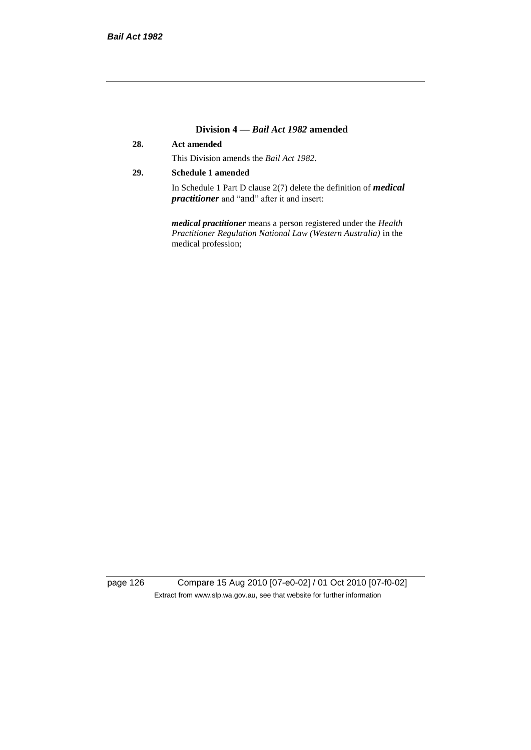### Division 4 — *Bail Act 1982* amended

**28. Act amended**

This Division amends the *Bail Act 1982*.

**29. Schedule 1 amended**

In Schedule 1 Part D clause 2(7) delete the definition of ***medical practitioner*** and "and" after it and insert:

***medical practitioner*** means a person registered under the *Health Practitioner Regulation National Law (Western Australia)* in the medical profession;